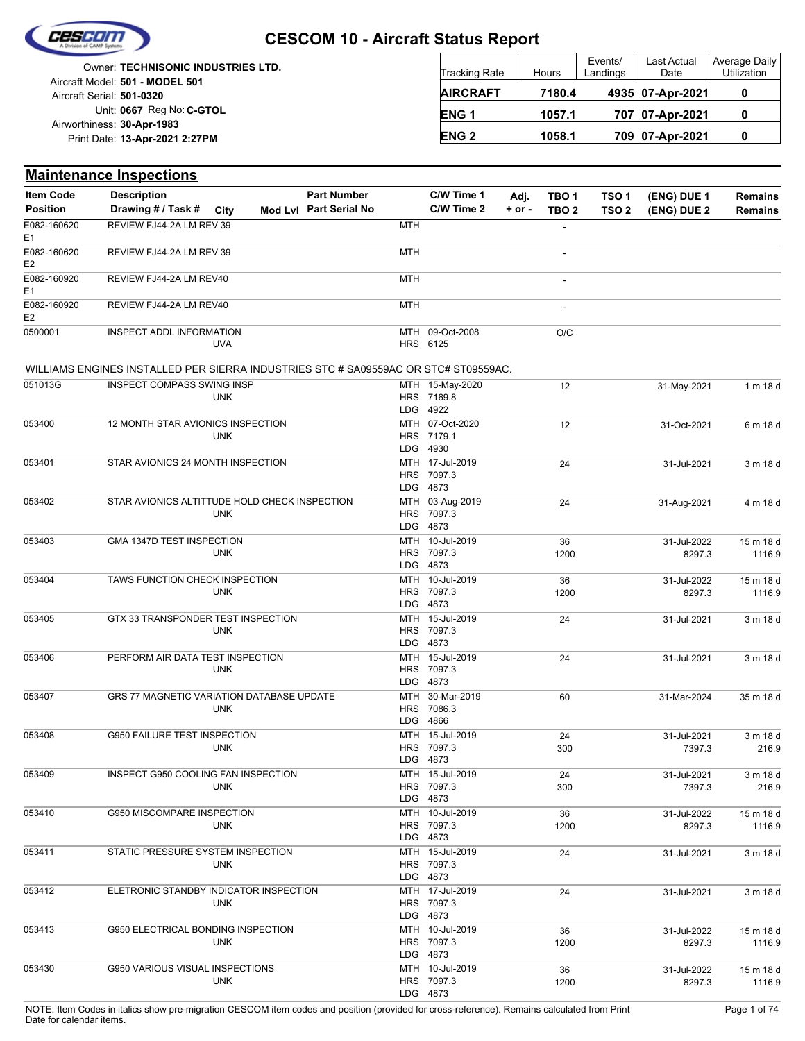# CESCOM 10 - Aircraft Status Report

Owner: **TECHNISONIC INDUSTRIES LTD.**
Aircraft Model: **501 - MODEL 501**
Aircraft Serial: **501-0320**
Unit: **0667** Reg No: **C-GTOL**
Airworthiness: **30-Apr-1983**
Print Date: **13-Apr-2021 2:27PM**

| Tracking Rate | Hours | Events/ Landings | Last Actual Date | Average Daily Utilization |
|---|---|---|---|---|
| **AIRCRAFT** | **7180.4** | **4935** | **07-Apr-2021** | **0** |
| **ENG 1** | **1057.1** | **707** | **07-Apr-2021** | **0** |
| **ENG 2** | **1058.1** | **709** | **07-Apr-2021** | **0** |

## Maintenance Inspections

| Item Code / Position | Description / Drawing # / Task # | City | Mod Lvl | Part Number / Part Serial No | | C/W Time 1 / C/W Time 2 | Adj. + or - | TBO 1 / TBO 2 | TSO 1 / TSO 2 | (ENG) DUE 1 / (ENG) DUE 2 | Remains / Remains |
|---|---|---|---|---|---|---|---|---|---|---|---|
| E082-160620 E1 | REVIEW FJ44-2A LM REV 39 | | | | MTH | | | - | | | |
| E082-160620 E2 | REVIEW FJ44-2A LM REV 39 | | | | MTH | | | - | | | |
| E082-160920 E1 | REVIEW FJ44-2A LM REV40 | | | | MTH | | | - | | | |
| E082-160920 E2 | REVIEW FJ44-2A LM REV40 | | | | MTH | | | - | | | |
| 0500001 | INSPECT ADDL INFORMATION | UVA | | | MTH<br>HRS | 09-Oct-2008<br>6125 | | O/C | | | |

WILLIAMS ENGINES INSTALLED PER SIERRA INDUSTRIES STC # SA09559AC OR STC# ST09559AC.

| Item Code / Position | Description / Drawing # / Task # | City | Mod Lvl | Part Number / Part Serial No | | C/W Time 1 / C/W Time 2 | Adj. + or - | TBO 1 / TBO 2 | TSO 1 / TSO 2 | (ENG) DUE 1 / (ENG) DUE 2 | Remains / Remains |
|---|---|---|---|---|---|---|---|---|---|---|---|
| 051013G | INSPECT COMPASS SWING INSP | UNK | | | MTH<br>HRS<br>LDG | 15-May-2020<br>7169.8<br>4922 | | 12 | | 31-May-2021 | 1 m 18 d |
| 053400 | 12 MONTH STAR AVIONICS INSPECTION | UNK | | | MTH<br>HRS<br>LDG | 07-Oct-2020<br>7179.1<br>4930 | | 12 | | 31-Oct-2021 | 6 m 18 d |
| 053401 | STAR AVIONICS 24 MONTH INSPECTION | | | | MTH<br>HRS<br>LDG | 17-Jul-2019<br>7097.3<br>4873 | | 24 | | 31-Jul-2021 | 3 m 18 d |
| 053402 | STAR AVIONICS ALTITTUDE HOLD CHECK INSPECTION | UNK | | | MTH<br>HRS<br>LDG | 03-Aug-2019<br>7097.3<br>4873 | | 24 | | 31-Aug-2021 | 4 m 18 d |
| 053403 | GMA 1347D TEST INSPECTION | UNK | | | MTH<br>HRS<br>LDG | 10-Jul-2019<br>7097.3<br>4873 | | 36<br>1200 | | 31-Jul-2022<br>8297.3 | 15 m 18 d<br>1116.9 |
| 053404 | TAWS FUNCTION CHECK INSPECTION | UNK | | | MTH<br>HRS<br>LDG | 10-Jul-2019<br>7097.3<br>4873 | | 36<br>1200 | | 31-Jul-2022<br>8297.3 | 15 m 18 d<br>1116.9 |
| 053405 | GTX 33 TRANSPONDER TEST INSPECTION | UNK | | | MTH<br>HRS<br>LDG | 15-Jul-2019<br>7097.3<br>4873 | | 24 | | 31-Jul-2021 | 3 m 18 d |
| 053406 | PERFORM AIR DATA TEST INSPECTION | UNK | | | MTH<br>HRS<br>LDG | 15-Jul-2019<br>7097.3<br>4873 | | 24 | | 31-Jul-2021 | 3 m 18 d |
| 053407 | GRS 77 MAGNETIC VARIATION DATABASE UPDATE | UNK | | | MTH<br>HRS<br>LDG | 30-Mar-2019<br>7086.3<br>4866 | | 60 | | 31-Mar-2024 | 35 m 18 d |
| 053408 | G950 FAILURE TEST INSPECTION | UNK | | | MTH<br>HRS<br>LDG | 15-Jul-2019<br>7097.3<br>4873 | | 24<br>300 | | 31-Jul-2021<br>7397.3 | 3 m 18 d<br>216.9 |
| 053409 | INSPECT G950 COOLING FAN INSPECTION | UNK | | | MTH<br>HRS<br>LDG | 15-Jul-2019<br>7097.3<br>4873 | | 24<br>300 | | 31-Jul-2021<br>7397.3 | 3 m 18 d<br>216.9 |
| 053410 | G950 MISCOMPARE INSPECTION | UNK | | | MTH<br>HRS<br>LDG | 10-Jul-2019<br>7097.3<br>4873 | | 36<br>1200 | | 31-Jul-2022<br>8297.3 | 15 m 18 d<br>1116.9 |
| 053411 | STATIC PRESSURE SYSTEM INSPECTION | UNK | | | MTH<br>HRS<br>LDG | 15-Jul-2019<br>7097.3<br>4873 | | 24 | | 31-Jul-2021 | 3 m 18 d |
| 053412 | ELETRONIC STANDBY INDICATOR INSPECTION | UNK | | | MTH<br>HRS<br>LDG | 17-Jul-2019<br>7097.3<br>4873 | | 24 | | 31-Jul-2021 | 3 m 18 d |
| 053413 | G950 ELECTRICAL BONDING INSPECTION | UNK | | | MTH<br>HRS<br>LDG | 10-Jul-2019<br>7097.3<br>4873 | | 36<br>1200 | | 31-Jul-2022<br>8297.3 | 15 m 18 d<br>1116.9 |
| 053430 | G950 VARIOUS VISUAL INSPECTIONS | UNK | | | MTH<br>HRS<br>LDG | 10-Jul-2019<br>7097.3<br>4873 | | 36<br>1200 | | 31-Jul-2022<br>8297.3 | 15 m 18 d<br>1116.9 |

NOTE: Item Codes in italics show pre-migration CESCOM item codes and position (provided for cross-reference). Remains calculated from Print Date for calendar items.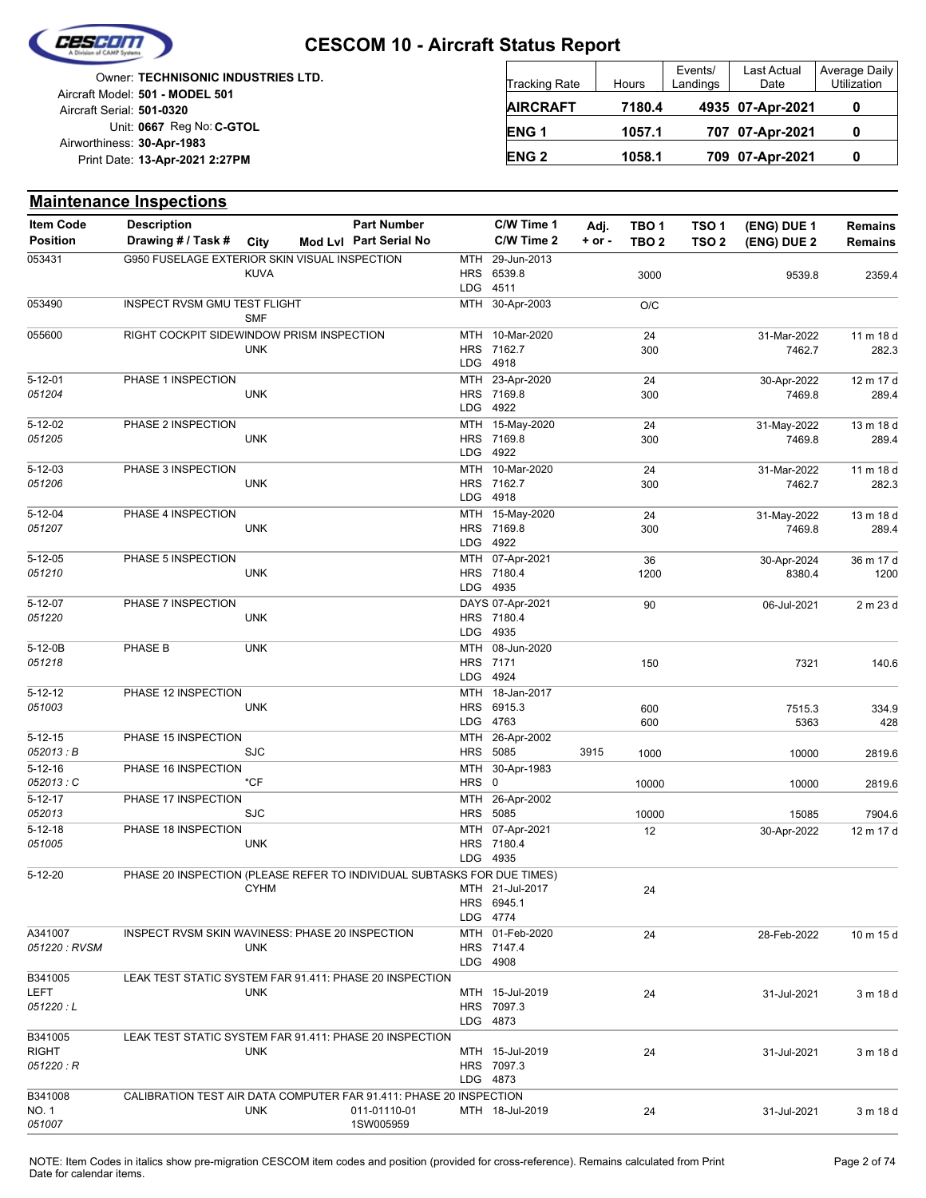# CESCOM 10 - Aircraft Status Report

Owner: **TECHNISONIC INDUSTRIES LTD.**
Aircraft Model: **501 - MODEL 501**
Aircraft Serial: **501-0320**
Unit: **0667** Reg No: **C-GTOL**
Airworthiness: **30-Apr-1983**
Print Date: **13-Apr-2021 2:27PM**

| Tracking Rate | Hours | Events/ Landings | Last Actual Date | Average Daily Utilization |
|---|---|---|---|---|
| **AIRCRAFT** | **7180.4** | **4935** | **07-Apr-2021** | **0** |
| **ENG 1** | **1057.1** | **707** | **07-Apr-2021** | **0** |
| **ENG 2** | **1058.1** | **709** | **07-Apr-2021** | **0** |

## Maintenance Inspections

| Item Code / Position | Description / Drawing # / Task # | City | Mod Lvl | Part Number / Part Serial No | C/W Time 1 / C/W Time 2 | Adj. + or - | TBO 1 / TBO 2 | TSO 1 / TSO 2 | (ENG) DUE 1 / (ENG) DUE 2 | Remains / Remains |
|---|---|---|---|---|---|---|---|---|---|---|
| 053431 | G950 FUSELAGE EXTERIOR SKIN VISUAL INSPECTION | KUVA | | | MTH 29-Jun-2013<br>HRS 6539.8<br>LDG 4511 | | 3000 | | 9539.8 | 2359.4 |
| 053490 | INSPECT RVSM GMU TEST FLIGHT | SMF | | | MTH 30-Apr-2003 | | O/C | | | |
| 055600 | RIGHT COCKPIT SIDEWINDOW PRISM INSPECTION | UNK | | | MTH 10-Mar-2020<br>HRS 7162.7<br>LDG 4918 | | 24<br>300 | | 31-Mar-2022<br>7462.7 | 11 m 18 d<br>282.3 |
| 5-12-01<br>*051204* | PHASE 1 INSPECTION | UNK | | | MTH 23-Apr-2020<br>HRS 7169.8<br>LDG 4922 | | 24<br>300 | | 30-Apr-2022<br>7469.8 | 12 m 17 d<br>289.4 |
| 5-12-02<br>*051205* | PHASE 2 INSPECTION | UNK | | | MTH 15-May-2020<br>HRS 7169.8<br>LDG 4922 | | 24<br>300 | | 31-May-2022<br>7469.8 | 13 m 18 d<br>289.4 |
| 5-12-03<br>*051206* | PHASE 3 INSPECTION | UNK | | | MTH 10-Mar-2020<br>HRS 7162.7<br>LDG 4918 | | 24<br>300 | | 31-Mar-2022<br>7462.7 | 11 m 18 d<br>282.3 |
| 5-12-04<br>*051207* | PHASE 4 INSPECTION | UNK | | | MTH 15-May-2020<br>HRS 7169.8<br>LDG 4922 | | 24<br>300 | | 31-May-2022<br>7469.8 | 13 m 18 d<br>289.4 |
| 5-12-05<br>*051210* | PHASE 5 INSPECTION | UNK | | | MTH 07-Apr-2021<br>HRS 7180.4<br>LDG 4935 | | 36<br>1200 | | 30-Apr-2024<br>8380.4 | 36 m 17 d<br>1200 |
| 5-12-07<br>*051220* | PHASE 7 INSPECTION | UNK | | | DAYS 07-Apr-2021<br>HRS 7180.4<br>LDG 4935 | | 90 | | 06-Jul-2021 | 2 m 23 d |
| 5-12-0B<br>*051218* | PHASE B | UNK | | | MTH 08-Jun-2020<br>HRS 7171<br>LDG 4924 | | 150 | | 7321 | 140.6 |
| 5-12-12<br>*051003* | PHASE 12 INSPECTION | UNK | | | MTH 18-Jan-2017<br>HRS 6915.3<br>LDG 4763 | | 600<br>600 | | 7515.3<br>5363 | 334.9<br>428 |
| 5-12-15<br>*052013 : B* | PHASE 15 INSPECTION | SJC | | | MTH 26-Apr-2002<br>HRS 5085 | 3915 | 1000 | | 10000 | 2819.6 |
| 5-12-16<br>*052013 : C* | PHASE 16 INSPECTION | *CF | | | MTH 30-Apr-1983<br>HRS 0 | | 10000 | | 10000 | 2819.6 |
| 5-12-17<br>*052013* | PHASE 17 INSPECTION | SJC | | | MTH 26-Apr-2002<br>HRS 5085 | | 10000 | | 15085 | 7904.6 |
| 5-12-18<br>*051005* | PHASE 18 INSPECTION | UNK | | | MTH 07-Apr-2021<br>HRS 7180.4<br>LDG 4935 | | 12 | | 30-Apr-2022 | 12 m 17 d |
| 5-12-20 | PHASE 20 INSPECTION (PLEASE REFER TO INDIVIDUAL SUBTASKS FOR DUE TIMES) | CYHM | | | MTH 21-Jul-2017<br>HRS 6945.1<br>LDG 4774 | | 24 | | | |
| A341007<br>*051220 : RVSM* | INSPECT RVSM SKIN WAVINESS: PHASE 20 INSPECTION | UNK | | | MTH 01-Feb-2020<br>HRS 7147.4<br>LDG 4908 | | 24 | | 28-Feb-2022 | 10 m 15 d |
| B341005<br>LEFT<br>*051220 : L* | LEAK TEST STATIC SYSTEM FAR 91.411: PHASE 20 INSPECTION | UNK | | | MTH 15-Jul-2019<br>HRS 7097.3<br>LDG 4873 | | 24 | | 31-Jul-2021 | 3 m 18 d |
| B341005<br>RIGHT<br>*051220 : R* | LEAK TEST STATIC SYSTEM FAR 91.411: PHASE 20 INSPECTION | UNK | | | MTH 15-Jul-2019<br>HRS 7097.3<br>LDG 4873 | | 24 | | 31-Jul-2021 | 3 m 18 d |
| B341008<br>NO. 1<br>*051007* | CALIBRATION TEST AIR DATA COMPUTER FAR 91.411: PHASE 20 INSPECTION | UNK | | 011-01110-01<br>1SW005959 | MTH 18-Jul-2019 | | 24 | | 31-Jul-2021 | 3 m 18 d |

NOTE: Item Codes in italics show pre-migration CESCOM item codes and position (provided for cross-reference). Remains calculated from Print Date for calendar items.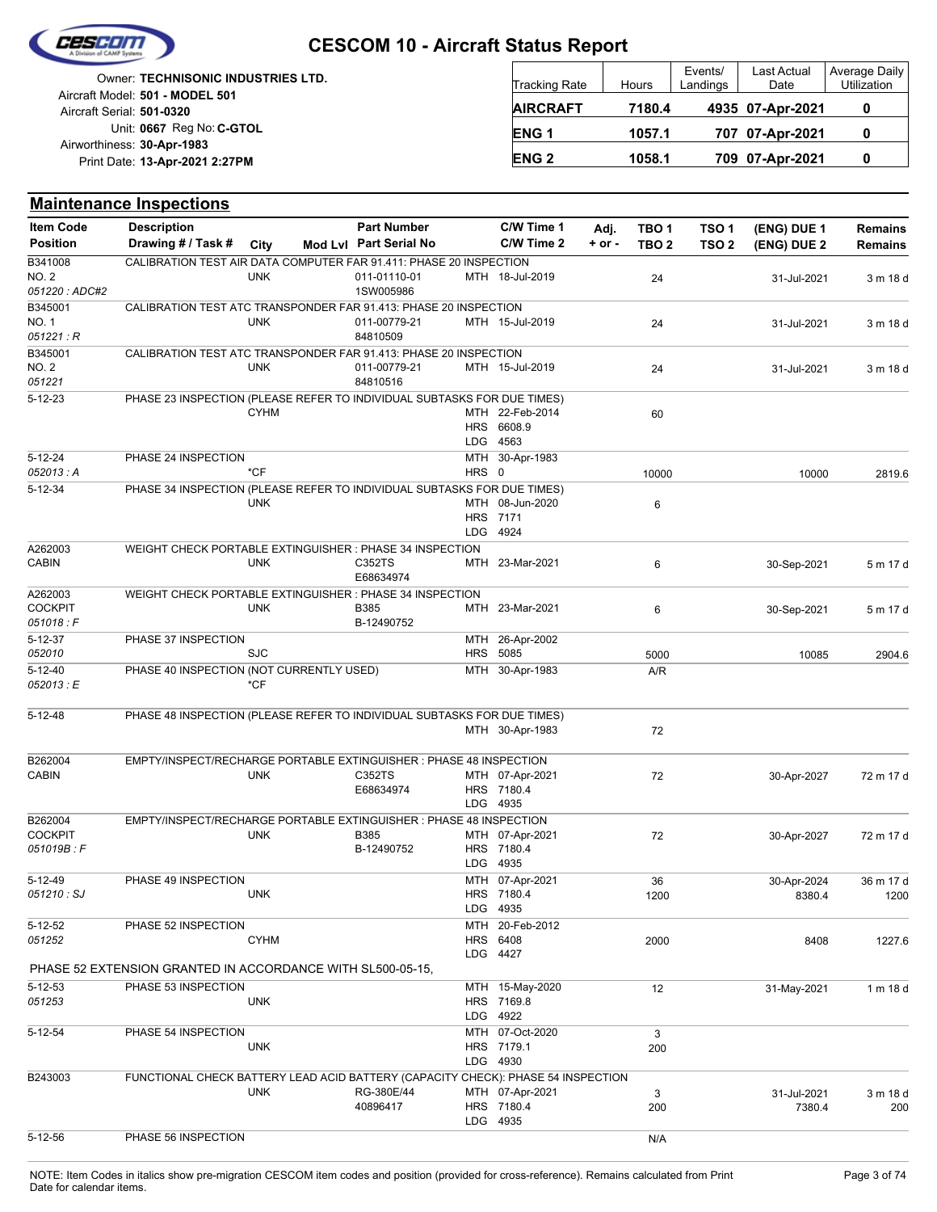# CESCOM 10 - Aircraft Status Report

Owner: **TECHNISONIC INDUSTRIES LTD.**
Aircraft Model: **501 - MODEL 501**
Aircraft Serial: **501-0320**
Unit: **0667** Reg No: **C-GTOL**
Airworthiness: **30-Apr-1983**
Print Date: **13-Apr-2021 2:27PM**

| Tracking Rate | Hours | Events/ Landings | Last Actual Date | Average Daily Utilization |
|---|---|---|---|---|
| **AIRCRAFT** | **7180.4** | **4935** | **07-Apr-2021** | **0** |
| **ENG 1** | **1057.1** | **707** | **07-Apr-2021** | **0** |
| **ENG 2** | **1058.1** | **709** | **07-Apr-2021** | **0** |

## Maintenance Inspections

| Item Code / Position | Description / Drawing # / Task # | City | Mod Lvl | Part Number / Part Serial No | C/W Time 1 / C/W Time 2 | Adj. + or - | TBO 1 / TBO 2 | TSO 1 / TSO 2 | (ENG) DUE 1 / (ENG) DUE 2 | Remains / Remains |
|---|---|---|---|---|---|---|---|---|---|---|
| B341008 NO. 2 *051220 : ADC#2* | CALIBRATION TEST AIR DATA COMPUTER FAR 91.411: PHASE 20 INSPECTION | UNK | | 011-01110-01 1SW005986 | MTH 18-Jul-2019 | | 24 | | 31-Jul-2021 | 3 m 18 d |
| B345001 NO. 1 *051221 : R* | CALIBRATION TEST ATC TRANSPONDER FAR 91.413: PHASE 20 INSPECTION | UNK | | 011-00779-21 84810509 | MTH 15-Jul-2019 | | 24 | | 31-Jul-2021 | 3 m 18 d |
| B345001 NO. 2 *051221* | CALIBRATION TEST ATC TRANSPONDER FAR 91.413: PHASE 20 INSPECTION | UNK | | 011-00779-21 84810516 | MTH 15-Jul-2019 | | 24 | | 31-Jul-2021 | 3 m 18 d |
| 5-12-23 | PHASE 23 INSPECTION (PLEASE REFER TO INDIVIDUAL SUBTASKS FOR DUE TIMES) | CYHM | | | MTH 22-Feb-2014 HRS 6608.9 LDG 4563 | | 60 | | | |
| 5-12-24 *052013 : A* | PHASE 24 INSPECTION | *CF | | | MTH 30-Apr-1983 HRS 0 | | 10000 | | 10000 | 2819.6 |
| 5-12-34 | PHASE 34 INSPECTION (PLEASE REFER TO INDIVIDUAL SUBTASKS FOR DUE TIMES) | UNK | | | MTH 08-Jun-2020 HRS 7171 LDG 4924 | | 6 | | | |
| A262003 CABIN | WEIGHT CHECK PORTABLE EXTINGUISHER : PHASE 34 INSPECTION | UNK | | C352TS E68634974 | MTH 23-Mar-2021 | | 6 | | 30-Sep-2021 | 5 m 17 d |
| A262003 COCKPIT *051018 : F* | WEIGHT CHECK PORTABLE EXTINGUISHER : PHASE 34 INSPECTION | UNK | | B385 B-12490752 | MTH 23-Mar-2021 | | 6 | | 30-Sep-2021 | 5 m 17 d |
| 5-12-37 *052010* | PHASE 37 INSPECTION | SJC | | | MTH 26-Apr-2002 HRS 5085 | | 5000 | | 10085 | 2904.6 |
| 5-12-40 *052013 : E* | PHASE 40 INSPECTION (NOT CURRENTLY USED) | *CF | | | MTH 30-Apr-1983 | | A/R | | | |
| 5-12-48 | PHASE 48 INSPECTION (PLEASE REFER TO INDIVIDUAL SUBTASKS FOR DUE TIMES) | | | | MTH 30-Apr-1983 | | 72 | | | |
| B262004 CABIN | EMPTY/INSPECT/RECHARGE PORTABLE EXTINGUISHER : PHASE 48 INSPECTION | UNK | | C352TS E68634974 | MTH 07-Apr-2021 HRS 7180.4 LDG 4935 | | 72 | | 30-Apr-2027 | 72 m 17 d |
| B262004 COCKPIT *051019B : F* | EMPTY/INSPECT/RECHARGE PORTABLE EXTINGUISHER : PHASE 48 INSPECTION | UNK | | B385 B-12490752 | MTH 07-Apr-2021 HRS 7180.4 LDG 4935 | | 72 | | 30-Apr-2027 | 72 m 17 d |
| 5-12-49 *051210 : SJ* | PHASE 49 INSPECTION | UNK | | | MTH 07-Apr-2021 HRS 7180.4 LDG 4935 | | 36 / 1200 | | 30-Apr-2024 / 8380.4 | 36 m 17 d / 1200 |
| 5-12-52 *051252* | PHASE 52 INSPECTION | CYHM | | | MTH 20-Feb-2012 HRS 6408 LDG 4427 | | 2000 | | 8408 | 1227.6 |
| PHASE 52 EXTENSION GRANTED IN ACCORDANCE WITH SL500-05-15, | | | | | | | | | | |
| 5-12-53 *051253* | PHASE 53 INSPECTION | UNK | | | MTH 15-May-2020 HRS 7169.8 LDG 4922 | | 12 | | 31-May-2021 | 1 m 18 d |
| 5-12-54 | PHASE 54 INSPECTION | UNK | | | MTH 07-Oct-2020 HRS 7179.1 LDG 4930 | | 3 / 200 | | | |
| B243003 | FUNCTIONAL CHECK BATTERY LEAD ACID BATTERY (CAPACITY CHECK): PHASE 54 INSPECTION | UNK | | RG-380E/44 40896417 | MTH 07-Apr-2021 HRS 7180.4 LDG 4935 | | 3 / 200 | | 31-Jul-2021 / 7380.4 | 3 m 18 d / 200 |
| 5-12-56 | PHASE 56 INSPECTION | | | | | | N/A | | | |

NOTE: Item Codes in italics show pre-migration CESCOM item codes and position (provided for cross-reference). Remains calculated from Print Date for calendar items.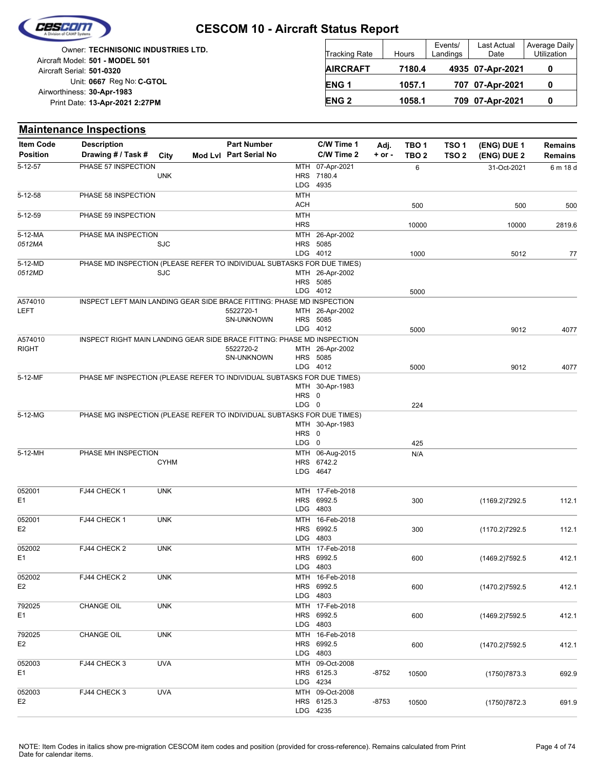# CESCOM 10 - Aircraft Status Report

Owner: **TECHNISONIC INDUSTRIES LTD.**
Aircraft Model: **501 - MODEL 501**
Aircraft Serial: **501-0320**
Unit: **0667** Reg No: **C-GTOL**
Airworthiness: **30-Apr-1983**
Print Date: **13-Apr-2021 2:27PM**

| Tracking Rate | Hours | Events/ Landings | Last Actual Date | Average Daily Utilization |
|---|---|---|---|---|
| **AIRCRAFT** | **7180.4** | **4935** | **07-Apr-2021** | **0** |
| **ENG 1** | **1057.1** | **707** | **07-Apr-2021** | **0** |
| **ENG 2** | **1058.1** | **709** | **07-Apr-2021** | **0** |

## Maintenance Inspections

| Item Code / Position | Description / Drawing # / Task # | City | Mod Lvl | Part Number / Part Serial No | C/W Time 1 / C/W Time 2 | Adj. + or - | TBO 1 / TBO 2 | TSO 1 / TSO 2 | (ENG) DUE 1 / (ENG) DUE 2 | Remains / Remains |
|---|---|---|---|---|---|---|---|---|---|---|
| 5-12-57 | PHASE 57 INSPECTION | UNK | | | MTH 07-Apr-2021<br>HRS 7180.4<br>LDG 4935 | | 6 | | 31-Oct-2021 | 6 m 18 d |
| 5-12-58 | PHASE 58 INSPECTION | | | | MTH<br>ACH | | 500 | | 500 | 500 |
| 5-12-59 | PHASE 59 INSPECTION | | | | MTH<br>HRS | | 10000 | | 10000 | 2819.6 |
| 5-12-MA<br>*0512MA* | PHASE MA INSPECTION | SJC | | | MTH 26-Apr-2002<br>HRS 5085<br>LDG 4012 | | 1000 | | 5012 | 77 |
| 5-12-MD<br>*0512MD* | PHASE MD INSPECTION (PLEASE REFER TO INDIVIDUAL SUBTASKS FOR DUE TIMES) | SJC | | | MTH 26-Apr-2002<br>HRS 5085<br>LDG 4012 | | 5000 | | | |
| A574010<br>LEFT | INSPECT LEFT MAIN LANDING GEAR SIDE BRACE FITTING: PHASE MD INSPECTION | | | 5522720-1<br>SN-UNKNOWN | MTH 26-Apr-2002<br>HRS 5085<br>LDG 4012 | | 5000 | | 9012 | 4077 |
| A574010<br>RIGHT | INSPECT RIGHT MAIN LANDING GEAR SIDE BRACE FITTING: PHASE MD INSPECTION | | | 5522720-2<br>SN-UNKNOWN | MTH 26-Apr-2002<br>HRS 5085<br>LDG 4012 | | 5000 | | 9012 | 4077 |
| 5-12-MF | PHASE MF INSPECTION (PLEASE REFER TO INDIVIDUAL SUBTASKS FOR DUE TIMES) | | | | MTH 30-Apr-1983<br>HRS 0<br>LDG 0 | | 224 | | | |
| 5-12-MG | PHASE MG INSPECTION (PLEASE REFER TO INDIVIDUAL SUBTASKS FOR DUE TIMES) | | | | MTH 30-Apr-1983<br>HRS 0<br>LDG 0 | | 425 | | | |
| 5-12-MH | PHASE MH INSPECTION | CYHM | | | MTH 06-Aug-2015<br>HRS 6742.2<br>LDG 4647 | | N/A | | | |
| 052001<br>E1 | FJ44 CHECK 1 | UNK | | | MTH 17-Feb-2018<br>HRS 6992.5<br>LDG 4803 | | 300 | | (1169.2)7292.5 | 112.1 |
| 052001<br>E2 | FJ44 CHECK 1 | UNK | | | MTH 16-Feb-2018<br>HRS 6992.5<br>LDG 4803 | | 300 | | (1170.2)7292.5 | 112.1 |
| 052002<br>E1 | FJ44 CHECK 2 | UNK | | | MTH 17-Feb-2018<br>HRS 6992.5<br>LDG 4803 | | 600 | | (1469.2)7592.5 | 412.1 |
| 052002<br>E2 | FJ44 CHECK 2 | UNK | | | MTH 16-Feb-2018<br>HRS 6992.5<br>LDG 4803 | | 600 | | (1470.2)7592.5 | 412.1 |
| 792025<br>E1 | CHANGE OIL | UNK | | | MTH 17-Feb-2018<br>HRS 6992.5<br>LDG 4803 | | 600 | | (1469.2)7592.5 | 412.1 |
| 792025<br>E2 | CHANGE OIL | UNK | | | MTH 16-Feb-2018<br>HRS 6992.5<br>LDG 4803 | | 600 | | (1470.2)7592.5 | 412.1 |
| 052003<br>E1 | FJ44 CHECK 3 | UVA | | | MTH 09-Oct-2008<br>HRS 6125.3<br>LDG 4234 | -8752 | 10500 | | (1750)7873.3 | 692.9 |
| 052003<br>E2 | FJ44 CHECK 3 | UVA | | | MTH 09-Oct-2008<br>HRS 6125.3<br>LDG 4235 | -8753 | 10500 | | (1750)7872.3 | 691.9 |

NOTE: Item Codes in italics show pre-migration CESCOM item codes and position (provided for cross-reference). Remains calculated from Print Date for calendar items.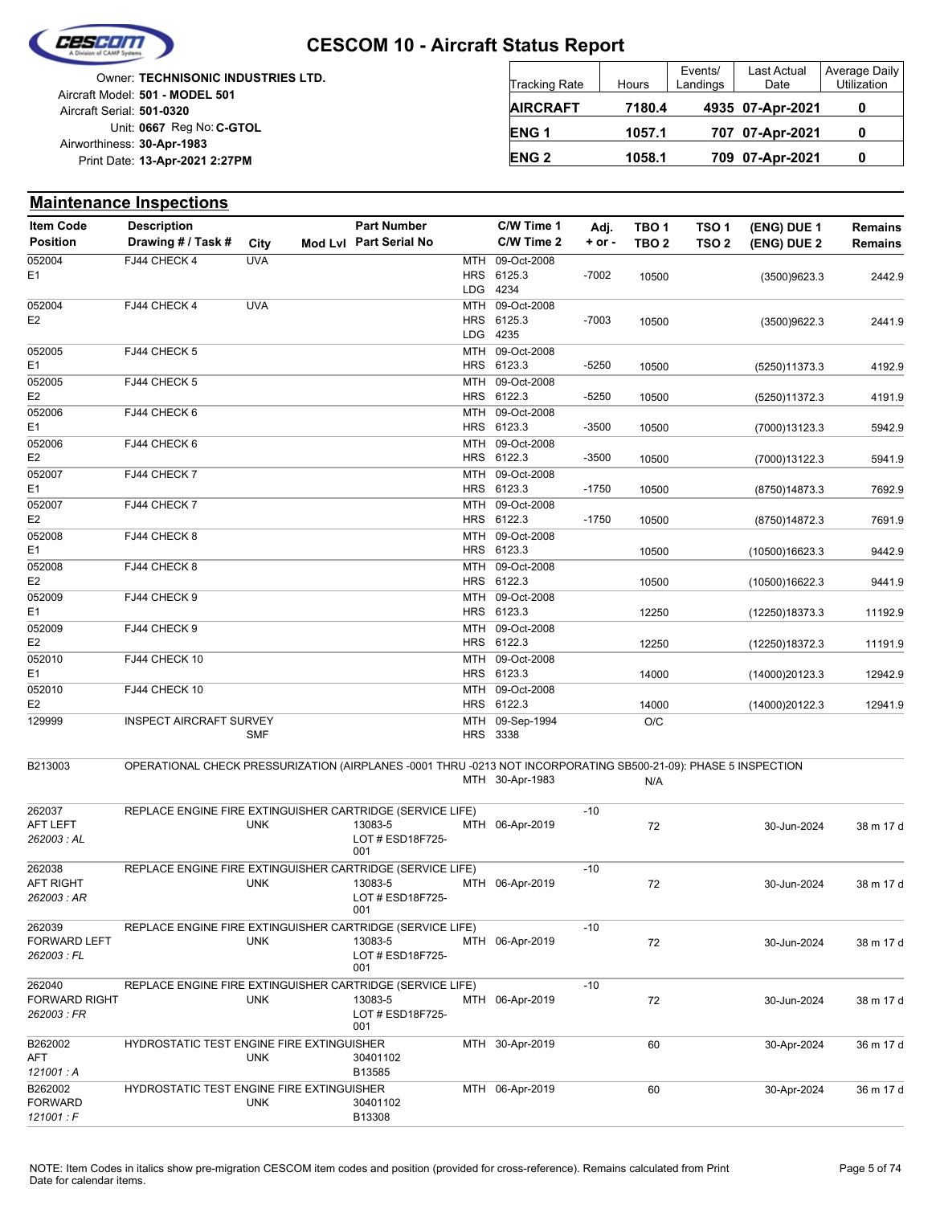# CESCOM 10 - Aircraft Status Report

Owner: **TECHNISONIC INDUSTRIES LTD.**
Aircraft Model: **501 - MODEL 501**
Aircraft Serial: **501-0320**
Unit: **0667** Reg No: **C-GTOL**
Airworthiness: **30-Apr-1983**
Print Date: **13-Apr-2021 2:27PM**

| Tracking Rate | Hours | Events/ Landings | Last Actual Date | Average Daily Utilization |
|---|---|---|---|---|
| **AIRCRAFT** | **7180.4** | **4935** | **07-Apr-2021** | **0** |
| **ENG 1** | **1057.1** | **707** | **07-Apr-2021** | **0** |
| **ENG 2** | **1058.1** | **709** | **07-Apr-2021** | **0** |

## Maintenance Inspections

| Item Code / Position | Description / Drawing # / Task # | City | Mod Lvl | Part Number / Part Serial No | C/W Time 1 / C/W Time 2 | Adj. + or - | TBO 1 / TBO 2 | TSO 1 / TSO 2 | (ENG) DUE 1 / (ENG) DUE 2 | Remains / Remains |
|---|---|---|---|---|---|---|---|---|---|---|
| 052004 E1 | FJ44 CHECK 4 | UVA | | | MTH 09-Oct-2008 HRS 6125.3 LDG 4234 | -7002 | 10500 | | (3500)9623.3 | 2442.9 |
| 052004 E2 | FJ44 CHECK 4 | UVA | | | MTH 09-Oct-2008 HRS 6125.3 LDG 4235 | -7003 | 10500 | | (3500)9622.3 | 2441.9 |
| 052005 E1 | FJ44 CHECK 5 | | | | MTH 09-Oct-2008 HRS 6123.3 | -5250 | 10500 | | (5250)11373.3 | 4192.9 |
| 052005 E2 | FJ44 CHECK 5 | | | | MTH 09-Oct-2008 HRS 6122.3 | -5250 | 10500 | | (5250)11372.3 | 4191.9 |
| 052006 E1 | FJ44 CHECK 6 | | | | MTH 09-Oct-2008 HRS 6123.3 | -3500 | 10500 | | (7000)13123.3 | 5942.9 |
| 052006 E2 | FJ44 CHECK 6 | | | | MTH 09-Oct-2008 HRS 6122.3 | -3500 | 10500 | | (7000)13122.3 | 5941.9 |
| 052007 E1 | FJ44 CHECK 7 | | | | MTH 09-Oct-2008 HRS 6123.3 | -1750 | 10500 | | (8750)14873.3 | 7692.9 |
| 052007 E2 | FJ44 CHECK 7 | | | | MTH 09-Oct-2008 HRS 6122.3 | -1750 | 10500 | | (8750)14872.3 | 7691.9 |
| 052008 E1 | FJ44 CHECK 8 | | | | MTH 09-Oct-2008 HRS 6123.3 | | 10500 | | (10500)16623.3 | 9442.9 |
| 052008 E2 | FJ44 CHECK 8 | | | | MTH 09-Oct-2008 HRS 6122.3 | | 10500 | | (10500)16622.3 | 9441.9 |
| 052009 E1 | FJ44 CHECK 9 | | | | MTH 09-Oct-2008 HRS 6123.3 | | 12250 | | (12250)18373.3 | 11192.9 |
| 052009 E2 | FJ44 CHECK 9 | | | | MTH 09-Oct-2008 HRS 6122.3 | | 12250 | | (12250)18372.3 | 11191.9 |
| 052010 E1 | FJ44 CHECK 10 | | | | MTH 09-Oct-2008 HRS 6123.3 | | 14000 | | (14000)20123.3 | 12942.9 |
| 052010 E2 | FJ44 CHECK 10 | | | | MTH 09-Oct-2008 HRS 6122.3 | | 14000 | | (14000)20122.3 | 12941.9 |
| 129999 | INSPECT AIRCRAFT SURVEY | SMF | | | MTH 09-Sep-1994 HRS 3338 | | O/C | | | |
| B213003 | OPERATIONAL CHECK PRESSURIZATION (AIRPLANES -0001 THRU -0213 NOT INCORPORATING SB500-21-09): PHASE 5 INSPECTION | | | | MTH 30-Apr-1983 | | N/A | | | |
| 262037 AFT LEFT *262003 : AL* | REPLACE ENGINE FIRE EXTINGUISHER CARTRIDGE (SERVICE LIFE) | UNK | | 13083-5 LOT # ESD18F725-001 | MTH 06-Apr-2019 | -10 | 72 | | 30-Jun-2024 | 38 m 17 d |
| 262038 AFT RIGHT *262003 : AR* | REPLACE ENGINE FIRE EXTINGUISHER CARTRIDGE (SERVICE LIFE) | UNK | | 13083-5 LOT # ESD18F725-001 | MTH 06-Apr-2019 | -10 | 72 | | 30-Jun-2024 | 38 m 17 d |
| 262039 FORWARD LEFT *262003 : FL* | REPLACE ENGINE FIRE EXTINGUISHER CARTRIDGE (SERVICE LIFE) | UNK | | 13083-5 LOT # ESD18F725-001 | MTH 06-Apr-2019 | -10 | 72 | | 30-Jun-2024 | 38 m 17 d |
| 262040 FORWARD RIGHT *262003 : FR* | REPLACE ENGINE FIRE EXTINGUISHER CARTRIDGE (SERVICE LIFE) | UNK | | 13083-5 LOT # ESD18F725-001 | MTH 06-Apr-2019 | -10 | 72 | | 30-Jun-2024 | 38 m 17 d |
| B262002 AFT *121001 : A* | HYDROSTATIC TEST ENGINE FIRE EXTINGUISHER | UNK | | 30401102 B13585 | MTH 30-Apr-2019 | | 60 | | 30-Apr-2024 | 36 m 17 d |
| B262002 FORWARD *121001 : F* | HYDROSTATIC TEST ENGINE FIRE EXTINGUISHER | UNK | | 30401102 B13308 | MTH 06-Apr-2019 | | 60 | | 30-Apr-2024 | 36 m 17 d |

NOTE: Item Codes in italics show pre-migration CESCOM item codes and position (provided for cross-reference). Remains calculated from Print Date for calendar items.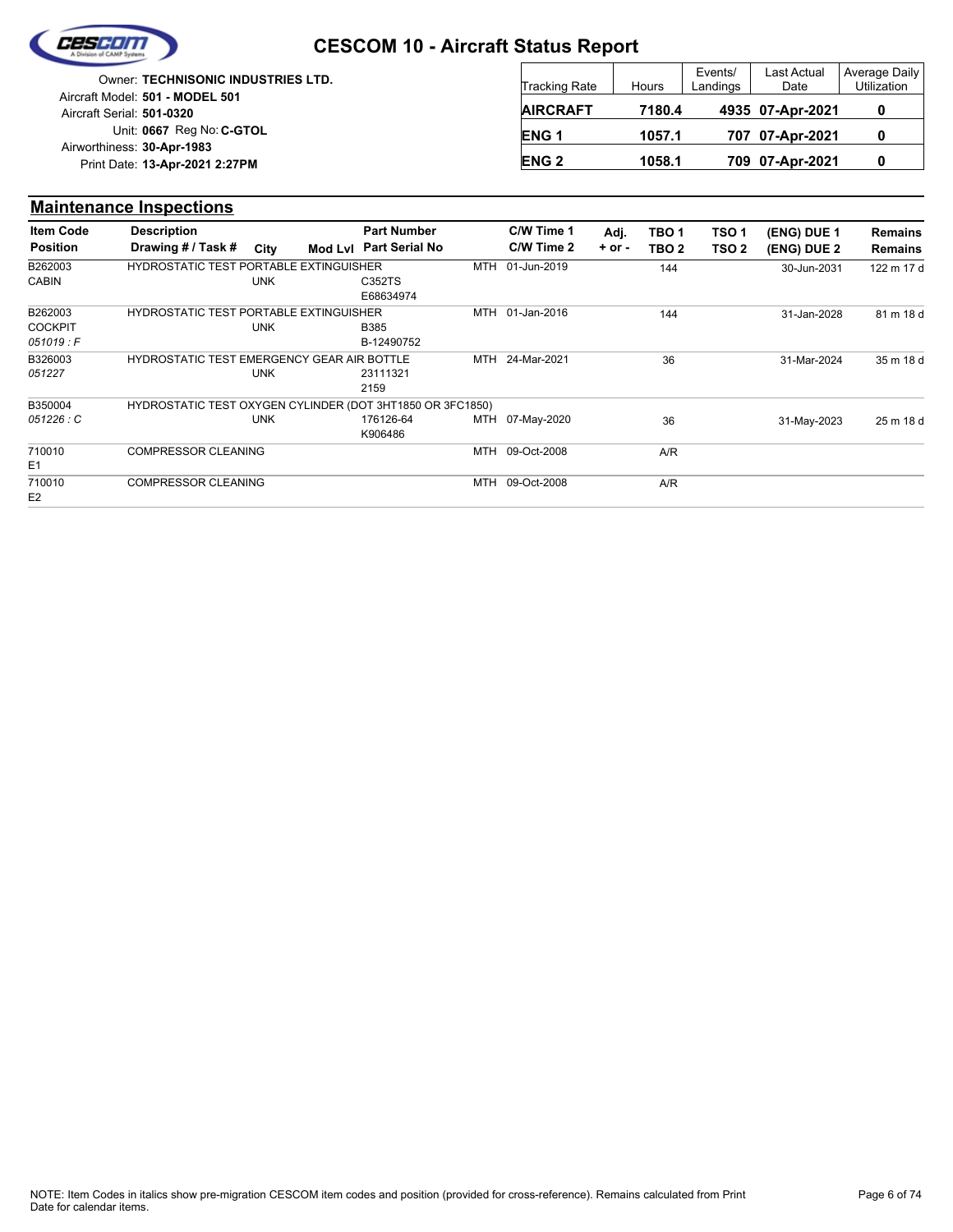# CESCOM 10 - Aircraft Status Report

Owner: **TECHNISONIC INDUSTRIES LTD.**
Aircraft Model: **501 - MODEL 501**
Aircraft Serial: **501-0320**
Unit: **0667** Reg No: **C-GTOL**
Airworthiness: **30-Apr-1983**
Print Date: **13-Apr-2021 2:27PM**

| Tracking Rate | Hours | Events/ Landings | Last Actual Date | Average Daily Utilization |
|---|---|---|---|---|
| **AIRCRAFT** | **7180.4** | **4935** | **07-Apr-2021** | **0** |
| **ENG 1** | **1057.1** | **707** | **07-Apr-2021** | **0** |
| **ENG 2** | **1058.1** | **709** | **07-Apr-2021** | **0** |

## Maintenance Inspections

| Item Code / Position | Description / Drawing # / Task # | City | Mod Lvl | Part Number / Part Serial No | | C/W Time 1 / C/W Time 2 | Adj. + or - | TBO 1 / TBO 2 | TSO 1 / TSO 2 | (ENG) DUE 1 / (ENG) DUE 2 | Remains / Remains |
|---|---|---|---|---|---|---|---|---|---|---|---|
| B262003 CABIN | HYDROSTATIC TEST PORTABLE EXTINGUISHER | UNK | | C352TS E68634974 | MTH | 01-Jun-2019 | | 144 | | 30-Jun-2031 | 122 m 17 d |
| B262003 COCKPIT *051019 : F* | HYDROSTATIC TEST PORTABLE EXTINGUISHER | UNK | | B385 B-12490752 | MTH | 01-Jan-2016 | | 144 | | 31-Jan-2028 | 81 m 18 d |
| B326003 *051227* | HYDROSTATIC TEST EMERGENCY GEAR AIR BOTTLE | UNK | | 23111321 2159 | MTH | 24-Mar-2021 | | 36 | | 31-Mar-2024 | 35 m 18 d |
| B350004 *051226 : C* | HYDROSTATIC TEST OXYGEN CYLINDER (DOT 3HT1850 OR 3FC1850) | UNK | | 176126-64 K906486 | MTH | 07-May-2020 | | 36 | | 31-May-2023 | 25 m 18 d |
| 710010 E1 | COMPRESSOR CLEANING | | | | MTH | 09-Oct-2008 | | A/R | | | |
| 710010 E2 | COMPRESSOR CLEANING | | | | MTH | 09-Oct-2008 | | A/R | | | |

NOTE: Item Codes in italics show pre-migration CESCOM item codes and position (provided for cross-reference). Remains calculated from Print Date for calendar items.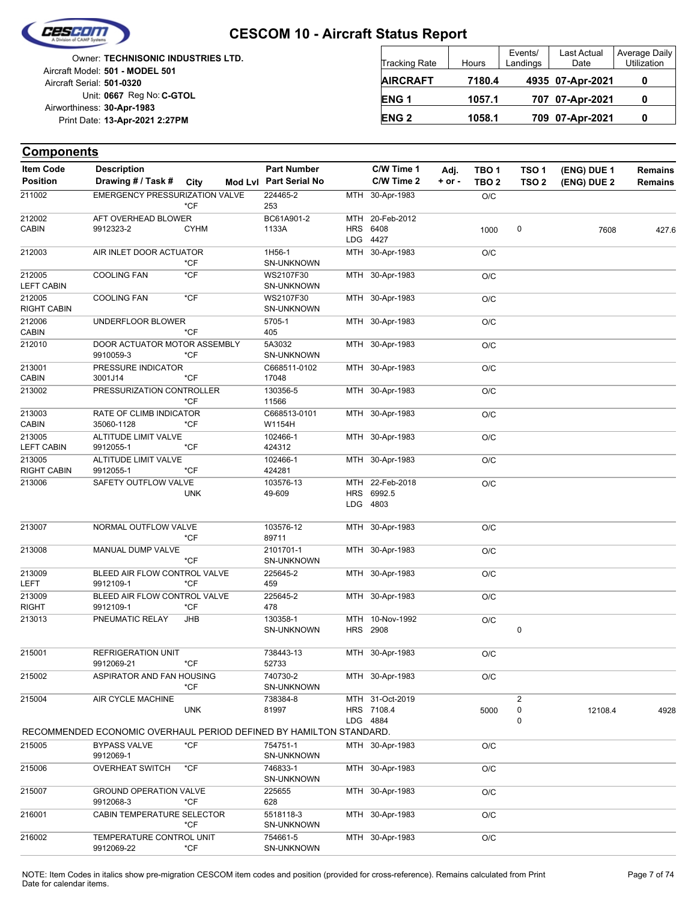# CESCOM 10 - Aircraft Status Report

Owner: **TECHNISONIC INDUSTRIES LTD.**
Aircraft Model: **501 - MODEL 501**
Aircraft Serial: **501-0320**
Unit: **0667** Reg No: **C-GTOL**
Airworthiness: **30-Apr-1983**
Print Date: **13-Apr-2021 2:27PM**

| Tracking Rate | Hours | Events/ Landings | Last Actual Date | Average Daily Utilization |
|---|---|---|---|---|
| **AIRCRAFT** | **7180.4** | **4935** | **07-Apr-2021** | **0** |
| **ENG 1** | **1057.1** | **707** | **07-Apr-2021** | **0** |
| **ENG 2** | **1058.1** | **709** | **07-Apr-2021** | **0** |

## Components

| Item Code / Position | Description / Drawing # / Task # | City | Mod Lvl | Part Number / Part Serial No | C/W Time 1 / C/W Time 2 | Adj. + or - | TBO 1 / TBO 2 | TSO 1 / TSO 2 | (ENG) DUE 1 / (ENG) DUE 2 | Remains / Remains |
|---|---|---|---|---|---|---|---|---|---|---|
| 211002 | EMERGENCY PRESSURIZATION VALVE | *CF | | 224465-2 / 253 | MTH 30-Apr-1983 | | O/C | | | |
| 212002 / CABIN | AFT OVERHEAD BLOWER / 9912323-2 | CYHM | | BC61A901-2 / 1133A | MTH 20-Feb-2012 / HRS 6408 / LDG 4427 | | 1000 | 0 | 7608 | 427.6 |
| 212003 | AIR INLET DOOR ACTUATOR | *CF | | 1H56-1 / SN-UNKNOWN | MTH 30-Apr-1983 | | O/C | | | |
| 212005 / LEFT CABIN | COOLING FAN | *CF | | WS2107F30 / SN-UNKNOWN | MTH 30-Apr-1983 | | O/C | | | |
| 212005 / RIGHT CABIN | COOLING FAN | *CF | | WS2107F30 / SN-UNKNOWN | MTH 30-Apr-1983 | | O/C | | | |
| 212006 / CABIN | UNDERFLOOR BLOWER | *CF | | 5705-1 / 405 | MTH 30-Apr-1983 | | O/C | | | |
| 212010 | DOOR ACTUATOR MOTOR ASSEMBLY / 9910059-3 | *CF | | 5A3032 / SN-UNKNOWN | MTH 30-Apr-1983 | | O/C | | | |
| 213001 / CABIN | PRESSURE INDICATOR / 3001J14 | *CF | | C668511-0102 / 17048 | MTH 30-Apr-1983 | | O/C | | | |
| 213002 | PRESSURIZATION CONTROLLER | *CF | | 130356-5 / 11566 | MTH 30-Apr-1983 | | O/C | | | |
| 213003 / CABIN | RATE OF CLIMB INDICATOR / 35060-1128 | *CF | | C668513-0101 / W1154H | MTH 30-Apr-1983 | | O/C | | | |
| 213005 / LEFT CABIN | ALTITUDE LIMIT VALVE / 9912055-1 | *CF | | 102466-1 / 424312 | MTH 30-Apr-1983 | | O/C | | | |
| 213005 / RIGHT CABIN | ALTITUDE LIMIT VALVE / 9912055-1 | *CF | | 102466-1 / 424281 | MTH 30-Apr-1983 | | O/C | | | |
| 213006 | SAFETY OUTFLOW VALVE | UNK | | 103576-13 / 49-609 | MTH 22-Feb-2018 / HRS 6992.5 / LDG 4803 | | O/C | | | |
| 213007 | NORMAL OUTFLOW VALVE | *CF | | 103576-12 / 89711 | MTH 30-Apr-1983 | | O/C | | | |
| 213008 | MANUAL DUMP VALVE | *CF | | 2101701-1 / SN-UNKNOWN | MTH 30-Apr-1983 | | O/C | | | |
| 213009 / LEFT | BLEED AIR FLOW CONTROL VALVE / 9912109-1 | *CF | | 225645-2 / 459 | MTH 30-Apr-1983 | | O/C | | | |
| 213009 / RIGHT | BLEED AIR FLOW CONTROL VALVE / 9912109-1 | *CF | | 225645-2 / 478 | MTH 30-Apr-1983 | | O/C | | | |
| 213013 | PNEUMATIC RELAY | JHB | | 130358-1 / SN-UNKNOWN | MTH 10-Nov-1992 / HRS 2908 | | O/C | 0 | | |
| 215001 | REFRIGERATION UNIT / 9912069-21 | *CF | | 738443-13 / 52733 | MTH 30-Apr-1983 | | O/C | | | |
| 215002 | ASPIRATOR AND FAN HOUSING | *CF | | 740730-2 / SN-UNKNOWN | MTH 30-Apr-1983 | | O/C | | | |
| 215004 | AIR CYCLE MACHINE | UNK | | 738384-8 / 81997 | MTH 31-Oct-2019 / HRS 7108.4 / LDG 4884 | | 5000 | 2 / 0 / 0 | 12108.4 | 4928 |

RECOMMENDED ECONOMIC OVERHAUL PERIOD DEFINED BY HAMILTON STANDARD.

| Item Code / Position | Description / Drawing # / Task # | City | Mod Lvl | Part Number / Part Serial No | C/W Time 1 / C/W Time 2 | Adj. + or - | TBO 1 / TBO 2 | TSO 1 / TSO 2 | (ENG) DUE 1 / (ENG) DUE 2 | Remains / Remains |
|---|---|---|---|---|---|---|---|---|---|---|
| 215005 | BYPASS VALVE / 9912069-1 | *CF | | 754751-1 / SN-UNKNOWN | MTH 30-Apr-1983 | | O/C | | | |
| 215006 | OVERHEAT SWITCH | *CF | | 746833-1 / SN-UNKNOWN | MTH 30-Apr-1983 | | O/C | | | |
| 215007 | GROUND OPERATION VALVE / 9912068-3 | *CF | | 225655 / 628 | MTH 30-Apr-1983 | | O/C | | | |
| 216001 | CABIN TEMPERATURE SELECTOR | *CF | | 5518118-3 / SN-UNKNOWN | MTH 30-Apr-1983 | | O/C | | | |
| 216002 | TEMPERATURE CONTROL UNIT / 9912069-22 | *CF | | 754661-5 / SN-UNKNOWN | MTH 30-Apr-1983 | | O/C | | | |

NOTE: Item Codes in italics show pre-migration CESCOM item codes and position (provided for cross-reference). Remains calculated from Print Date for calendar items.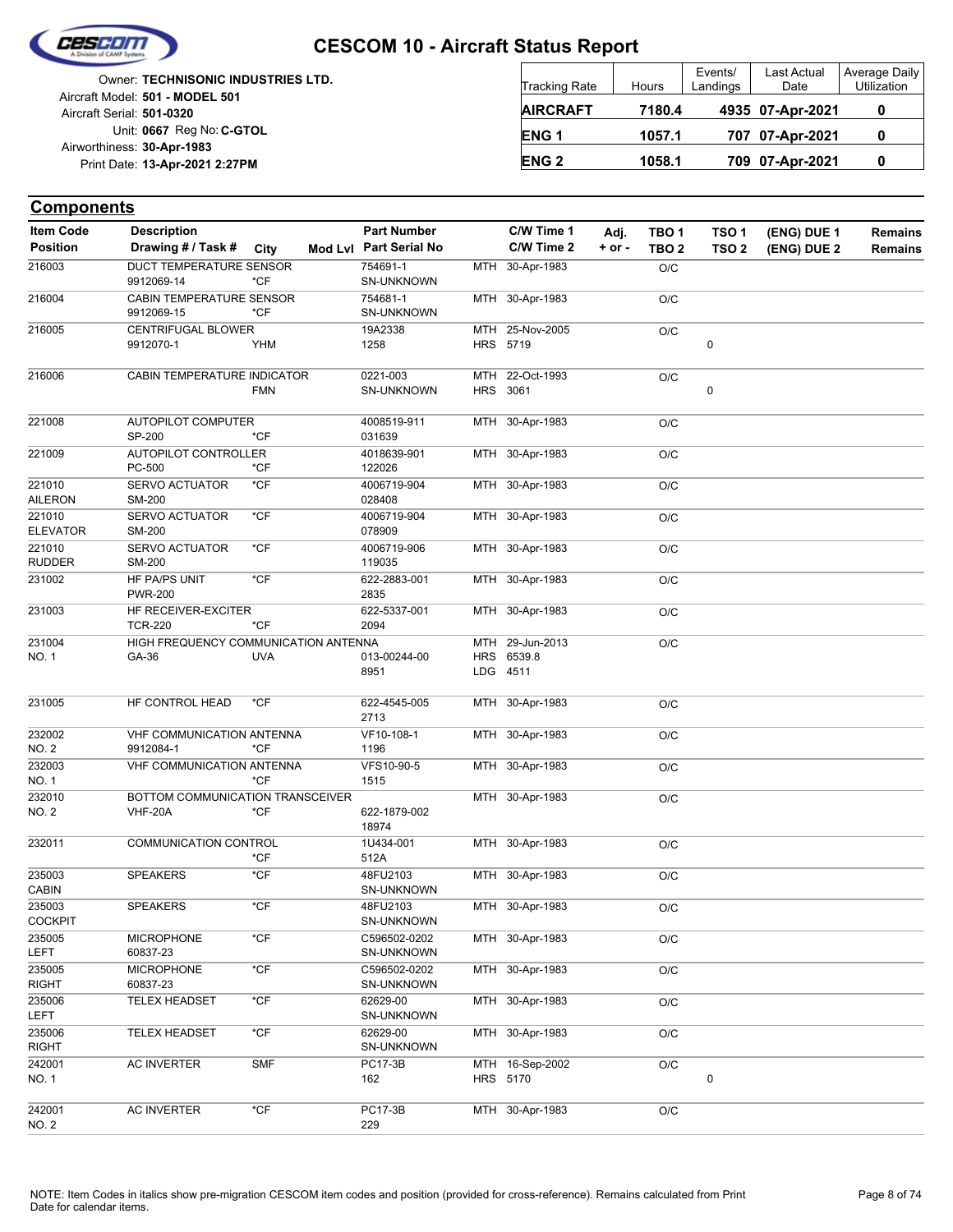# CESCOM 10 - Aircraft Status Report

Owner: **TECHNISONIC INDUSTRIES LTD.**
Aircraft Model: **501 - MODEL 501**
Aircraft Serial: **501-0320**
Unit: **0667** Reg No: **C-GTOL**
Airworthiness: **30-Apr-1983**
Print Date: **13-Apr-2021 2:27PM**

| Tracking Rate | Hours | Events/ Landings | Last Actual Date | Average Daily Utilization |
|---|---|---|---|---|
| **AIRCRAFT** | **7180.4** | **4935** | **07-Apr-2021** | **0** |
| **ENG 1** | **1057.1** | **707** | **07-Apr-2021** | **0** |
| **ENG 2** | **1058.1** | **709** | **07-Apr-2021** | **0** |

## Components

| Item Code / Position | Description / Drawing # / Task # | City | Mod Lvl | Part Number / Part Serial No | | C/W Time 1 / C/W Time 2 | Adj. + or - | TBO 1 / TBO 2 | TSO 1 / TSO 2 | (ENG) DUE 1 / (ENG) DUE 2 | Remains / Remains |
|---|---|---|---|---|---|---|---|---|---|---|---|
| 216003 | DUCT TEMPERATURE SENSOR<br>9912069-14 | *CF | | 754691-1<br>SN-UNKNOWN | MTH | 30-Apr-1983 | | O/C | | | |
| 216004 | CABIN TEMPERATURE SENSOR<br>9912069-15 | *CF | | 754681-1<br>SN-UNKNOWN | MTH | 30-Apr-1983 | | O/C | | | |
| 216005 | CENTRIFUGAL BLOWER<br>9912070-1 | YHM | | 19A2338<br>1258 | MTH<br>HRS | 25-Nov-2005<br>5719 | | O/C | <br>0 | | |
| 216006 | CABIN TEMPERATURE INDICATOR | FMN | | 0221-003<br>SN-UNKNOWN | MTH<br>HRS | 22-Oct-1993<br>3061 | | O/C | <br>0 | | |
| 221008 | AUTOPILOT COMPUTER<br>SP-200 | *CF | | 4008519-911<br>031639 | MTH | 30-Apr-1983 | | O/C | | | |
| 221009 | AUTOPILOT CONTROLLER<br>PC-500 | *CF | | 4018639-901<br>122026 | MTH | 30-Apr-1983 | | O/C | | | |
| 221010<br>AILERON | SERVO ACTUATOR<br>SM-200 | *CF | | 4006719-904<br>028408 | MTH | 30-Apr-1983 | | O/C | | | |
| 221010<br>ELEVATOR | SERVO ACTUATOR<br>SM-200 | *CF | | 4006719-904<br>078909 | MTH | 30-Apr-1983 | | O/C | | | |
| 221010<br>RUDDER | SERVO ACTUATOR<br>SM-200 | *CF | | 4006719-906<br>119035 | MTH | 30-Apr-1983 | | O/C | | | |
| 231002 | HF PA/PS UNIT<br>PWR-200 | *CF | | 622-2883-001<br>2835 | MTH | 30-Apr-1983 | | O/C | | | |
| 231003 | HF RECEIVER-EXCITER<br>TCR-220 | *CF | | 622-5337-001<br>2094 | MTH | 30-Apr-1983 | | O/C | | | |
| 231004<br>NO. 1 | HIGH FREQUENCY COMMUNICATION ANTENNA<br>GA-36 | UVA | | 013-00244-00<br>8951 | MTH<br>HRS<br>LDG | 29-Jun-2013<br>6539.8<br>4511 | | O/C | | | |
| 231005 | HF CONTROL HEAD | *CF | | 622-4545-005<br>2713 | MTH | 30-Apr-1983 | | O/C | | | |
| 232002<br>NO. 2 | VHF COMMUNICATION ANTENNA<br>9912084-1 | *CF | | VF10-108-1<br>1196 | MTH | 30-Apr-1983 | | O/C | | | |
| 232003<br>NO. 1 | VHF COMMUNICATION ANTENNA | *CF | | VFS10-90-5<br>1515 | MTH | 30-Apr-1983 | | O/C | | | |
| 232010<br>NO. 2 | BOTTOM COMMUNICATION TRANSCEIVER<br>VHF-20A | *CF | | 622-1879-002<br>18974 | MTH | 30-Apr-1983 | | O/C | | | |
| 232011 | COMMUNICATION CONTROL | *CF | | 1U434-001<br>512A | MTH | 30-Apr-1983 | | O/C | | | |
| 235003<br>CABIN | SPEAKERS | *CF | | 48FU2103<br>SN-UNKNOWN | MTH | 30-Apr-1983 | | O/C | | | |
| 235003<br>COCKPIT | SPEAKERS | *CF | | 48FU2103<br>SN-UNKNOWN | MTH | 30-Apr-1983 | | O/C | | | |
| 235005<br>LEFT | MICROPHONE<br>60837-23 | *CF | | C596502-0202<br>SN-UNKNOWN | MTH | 30-Apr-1983 | | O/C | | | |
| 235005<br>RIGHT | MICROPHONE<br>60837-23 | *CF | | C596502-0202<br>SN-UNKNOWN | MTH | 30-Apr-1983 | | O/C | | | |
| 235006<br>LEFT | TELEX HEADSET | *CF | | 62629-00<br>SN-UNKNOWN | MTH | 30-Apr-1983 | | O/C | | | |
| 235006<br>RIGHT | TELEX HEADSET | *CF | | 62629-00<br>SN-UNKNOWN | MTH | 30-Apr-1983 | | O/C | | | |
| 242001<br>NO. 1 | AC INVERTER | SMF | | PC17-3B<br>162 | MTH<br>HRS | 16-Sep-2002<br>5170 | | O/C | <br>0 | | |
| 242001<br>NO. 2 | AC INVERTER | *CF | | PC17-3B<br>229 | MTH | 30-Apr-1983 | | O/C | | | |

NOTE: Item Codes in italics show pre-migration CESCOM item codes and position (provided for cross-reference). Remains calculated from Print Date for calendar items.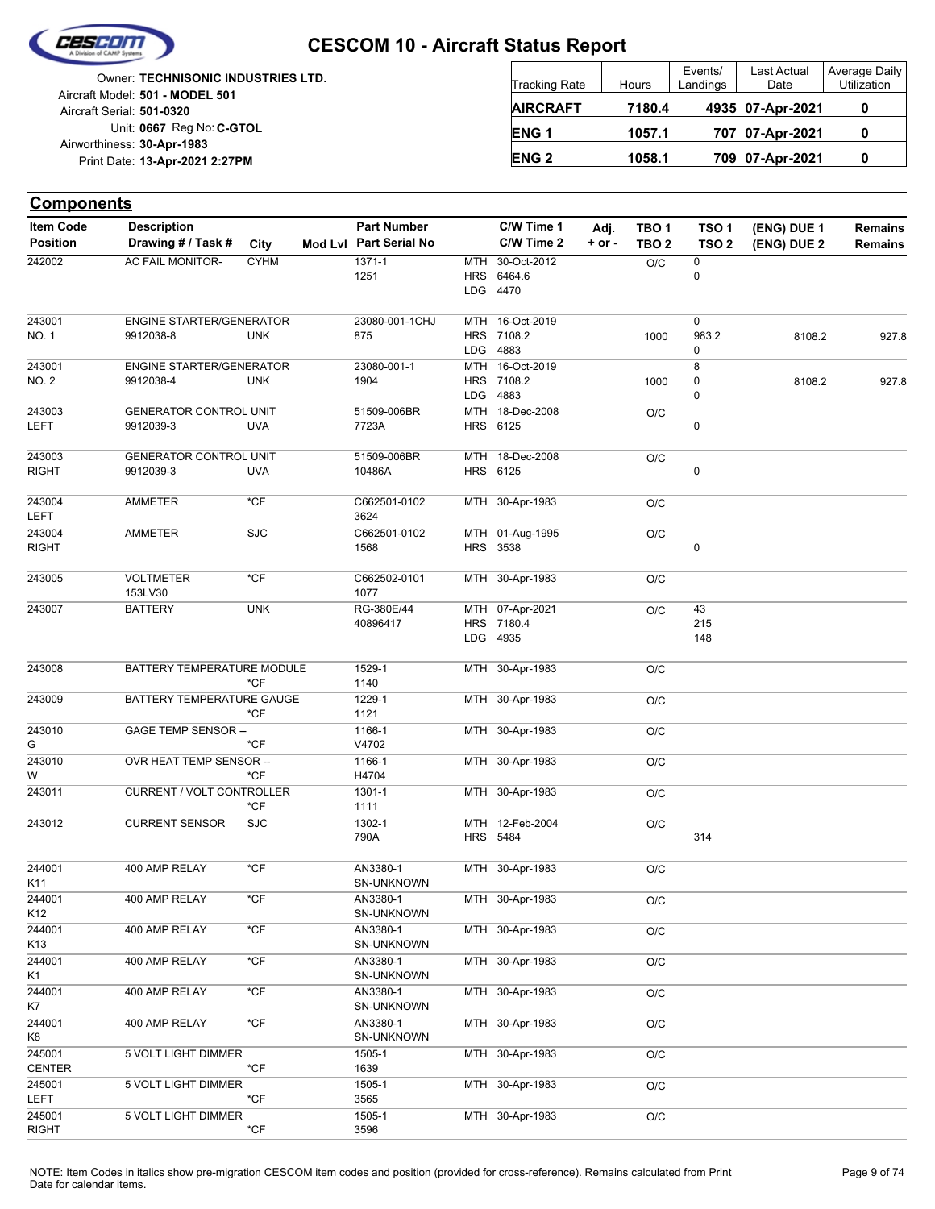# CESCOM 10 - Aircraft Status Report

Owner: **TECHNISONIC INDUSTRIES LTD.**
Aircraft Model: **501 - MODEL 501**
Aircraft Serial: **501-0320**
Unit: **0667** Reg No: **C-GTOL**
Airworthiness: **30-Apr-1983**
Print Date: **13-Apr-2021 2:27PM**

| Tracking Rate | Hours | Events/ Landings | Last Actual Date | Average Daily Utilization |
|---|---|---|---|---|
| **AIRCRAFT** | **7180.4** | **4935** | **07-Apr-2021** | **0** |
| **ENG 1** | **1057.1** | **707** | **07-Apr-2021** | **0** |
| **ENG 2** | **1058.1** | **709** | **07-Apr-2021** | **0** |

## Components

| Item Code / Position | Description / Drawing # / Task # | City | Mod Lvl | Part Number / Part Serial No | | C/W Time 1 / C/W Time 2 | Adj. + or - | TBO 1 / TBO 2 | TSO 1 / TSO 2 | (ENG) DUE 1 / (ENG) DUE 2 | Remains / Remains |
|---|---|---|---|---|---|---|---|---|---|---|---|
| 242002 | AC FAIL MONITOR- | CYHM | | 1371-1<br>1251 | MTH<br>HRS<br>LDG | 30-Oct-2012<br>6464.6<br>4470 | | O/C | 0<br>0 | | |
| 243001<br>NO. 1 | ENGINE STARTER/GENERATOR<br>9912038-8 | UNK | | 23080-001-1CHJ<br>875 | MTH<br>HRS<br>LDG | 16-Oct-2019<br>7108.2<br>4883 | | 1000 | 0<br>983.2<br>0 | 8108.2 | 927.8 |
| 243001<br>NO. 2 | ENGINE STARTER/GENERATOR<br>9912038-4 | UNK | | 23080-001-1<br>1904 | MTH<br>HRS<br>LDG | 16-Oct-2019<br>7108.2<br>4883 | | 1000 | 8<br>0<br>0 | 8108.2 | 927.8 |
| 243003<br>LEFT | GENERATOR CONTROL UNIT<br>9912039-3 | UVA | | 51509-006BR<br>7723A | MTH<br>HRS | 18-Dec-2008<br>6125 | | O/C | 0 | | |
| 243003<br>RIGHT | GENERATOR CONTROL UNIT<br>9912039-3 | UVA | | 51509-006BR<br>10486A | MTH<br>HRS | 18-Dec-2008<br>6125 | | O/C | 0 | | |
| 243004<br>LEFT | AMMETER | *CF | | C662501-0102<br>3624 | MTH | 30-Apr-1983 | | O/C | | | |
| 243004<br>RIGHT | AMMETER | SJC | | C662501-0102<br>1568 | MTH<br>HRS | 01-Aug-1995<br>3538 | | O/C | 0 | | |
| 243005 | VOLTMETER<br>153LV30 | *CF | | C662502-0101<br>1077 | MTH | 30-Apr-1983 | | O/C | | | |
| 243007 | BATTERY | UNK | | RG-380E/44<br>40896417 | MTH<br>HRS<br>LDG | 07-Apr-2021<br>7180.4<br>4935 | | O/C | 43<br>215<br>148 | | |
| 243008 | BATTERY TEMPERATURE MODULE | *CF | | 1529-1<br>1140 | MTH | 30-Apr-1983 | | O/C | | | |
| 243009 | BATTERY TEMPERATURE GAUGE | *CF | | 1229-1<br>1121 | MTH | 30-Apr-1983 | | O/C | | | |
| 243010<br>G | GAGE TEMP SENSOR -- | *CF | | 1166-1<br>V4702 | MTH | 30-Apr-1983 | | O/C | | | |
| 243010<br>W | OVR HEAT TEMP SENSOR -- | *CF | | 1166-1<br>H4704 | MTH | 30-Apr-1983 | | O/C | | | |
| 243011 | CURRENT / VOLT CONTROLLER | *CF | | 1301-1<br>1111 | MTH | 30-Apr-1983 | | O/C | | | |
| 243012 | CURRENT SENSOR | SJC | | 1302-1<br>790A | MTH<br>HRS | 12-Feb-2004<br>5484 | | O/C | 314 | | |
| 244001<br>K11 | 400 AMP RELAY | *CF | | AN3380-1<br>SN-UNKNOWN | MTH | 30-Apr-1983 | | O/C | | | |
| 244001<br>K12 | 400 AMP RELAY | *CF | | AN3380-1<br>SN-UNKNOWN | MTH | 30-Apr-1983 | | O/C | | | |
| 244001<br>K13 | 400 AMP RELAY | *CF | | AN3380-1<br>SN-UNKNOWN | MTH | 30-Apr-1983 | | O/C | | | |
| 244001<br>K1 | 400 AMP RELAY | *CF | | AN3380-1<br>SN-UNKNOWN | MTH | 30-Apr-1983 | | O/C | | | |
| 244001<br>K7 | 400 AMP RELAY | *CF | | AN3380-1<br>SN-UNKNOWN | MTH | 30-Apr-1983 | | O/C | | | |
| 244001<br>K8 | 400 AMP RELAY | *CF | | AN3380-1<br>SN-UNKNOWN | MTH | 30-Apr-1983 | | O/C | | | |
| 245001<br>CENTER | 5 VOLT LIGHT DIMMER | *CF | | 1505-1<br>1639 | MTH | 30-Apr-1983 | | O/C | | | |
| 245001<br>LEFT | 5 VOLT LIGHT DIMMER | *CF | | 1505-1<br>3565 | MTH | 30-Apr-1983 | | O/C | | | |
| 245001<br>RIGHT | 5 VOLT LIGHT DIMMER | *CF | | 1505-1<br>3596 | MTH | 30-Apr-1983 | | O/C | | | |

NOTE: Item Codes in italics show pre-migration CESCOM item codes and position (provided for cross-reference). Remains calculated from Print Date for calendar items.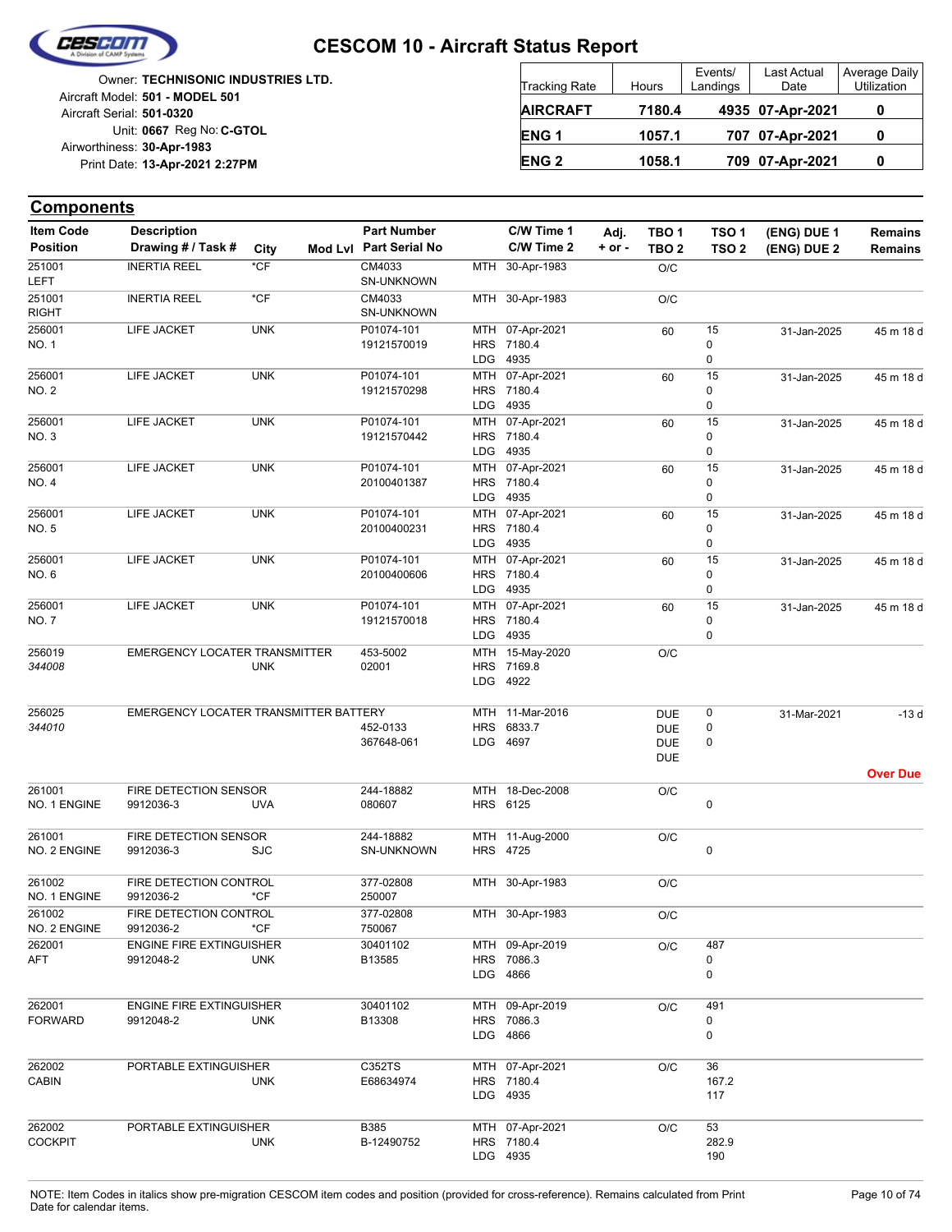# CESCOM 10 - Aircraft Status Report

Owner: **TECHNISONIC INDUSTRIES LTD.**
Aircraft Model: **501 - MODEL 501**
Aircraft Serial: **501-0320**
Unit: **0667** Reg No: **C-GTOL**
Airworthiness: **30-Apr-1983**
Print Date: **13-Apr-2021 2:27PM**

| Tracking Rate | Hours | Events/ Landings | Last Actual Date | Average Daily Utilization |
|---|---|---|---|---|
| **AIRCRAFT** | **7180.4** | **4935** | **07-Apr-2021** | **0** |
| **ENG 1** | **1057.1** | **707** | **07-Apr-2021** | **0** |
| **ENG 2** | **1058.1** | **709** | **07-Apr-2021** | **0** |

## Components

| Item Code / Position | Description / Drawing # / Task # | City | Mod Lvl | Part Number / Part Serial No | C/W Time 1 / C/W Time 2 | Adj. + or - | TBO 1 / TBO 2 | TSO 1 / TSO 2 | (ENG) DUE 1 / (ENG) DUE 2 | Remains / Remains |
|---|---|---|---|---|---|---|---|---|---|---|
| 251001 LEFT | INERTIA REEL | *CF | | CM4033 SN-UNKNOWN | MTH 30-Apr-1983 | | O/C | | | |
| 251001 RIGHT | INERTIA REEL | *CF | | CM4033 SN-UNKNOWN | MTH 30-Apr-1983 | | O/C | | | |
| 256001 NO. 1 | LIFE JACKET | UNK | | P01074-101 19121570019 | MTH 07-Apr-2021 HRS 7180.4 LDG 4935 | | 60 | 15 0 0 | 31-Jan-2025 | 45 m 18 d |
| 256001 NO. 2 | LIFE JACKET | UNK | | P01074-101 19121570298 | MTH 07-Apr-2021 HRS 7180.4 LDG 4935 | | 60 | 15 0 0 | 31-Jan-2025 | 45 m 18 d |
| 256001 NO. 3 | LIFE JACKET | UNK | | P01074-101 19121570442 | MTH 07-Apr-2021 HRS 7180.4 LDG 4935 | | 60 | 15 0 0 | 31-Jan-2025 | 45 m 18 d |
| 256001 NO. 4 | LIFE JACKET | UNK | | P01074-101 20100401387 | MTH 07-Apr-2021 HRS 7180.4 LDG 4935 | | 60 | 15 0 0 | 31-Jan-2025 | 45 m 18 d |
| 256001 NO. 5 | LIFE JACKET | UNK | | P01074-101 20100400231 | MTH 07-Apr-2021 HRS 7180.4 LDG 4935 | | 60 | 15 0 0 | 31-Jan-2025 | 45 m 18 d |
| 256001 NO. 6 | LIFE JACKET | UNK | | P01074-101 20100400606 | MTH 07-Apr-2021 HRS 7180.4 LDG 4935 | | 60 | 15 0 0 | 31-Jan-2025 | 45 m 18 d |
| 256001 NO. 7 | LIFE JACKET | UNK | | P01074-101 19121570018 | MTH 07-Apr-2021 HRS 7180.4 LDG 4935 | | 60 | 15 0 0 | 31-Jan-2025 | 45 m 18 d |
| 256019 *344008* | EMERGENCY LOCATER TRANSMITTER | UNK | | 453-5002 02001 | MTH 15-May-2020 HRS 7169.8 LDG 4922 | | O/C | | | |
| 256025 *344010* | EMERGENCY LOCATER TRANSMITTER BATTERY | | | 452-0133 367648-061 | MTH 11-Mar-2016 HRS 6833.7 LDG 4697 | | DUE DUE DUE DUE | 0 0 0 | 31-Mar-2021 | -13 d **Over Due** |
| 261001 NO. 1 ENGINE | FIRE DETECTION SENSOR 9912036-3 | UVA | | 244-18882 080607 | MTH 18-Dec-2008 HRS 6125 | | O/C | 0 | | |
| 261001 NO. 2 ENGINE | FIRE DETECTION SENSOR 9912036-3 | SJC | | 244-18882 SN-UNKNOWN | MTH 11-Aug-2000 HRS 4725 | | O/C | 0 | | |
| 261002 NO. 1 ENGINE | FIRE DETECTION CONTROL 9912036-2 | *CF | | 377-02808 250007 | MTH 30-Apr-1983 | | O/C | | | |
| 261002 NO. 2 ENGINE | FIRE DETECTION CONTROL 9912036-2 | *CF | | 377-02808 750067 | MTH 30-Apr-1983 | | O/C | | | |
| 262001 AFT | ENGINE FIRE EXTINGUISHER 9912048-2 | UNK | | 30401102 B13585 | MTH 09-Apr-2019 HRS 7086.3 LDG 4866 | | O/C | 487 0 0 | | |
| 262001 FORWARD | ENGINE FIRE EXTINGUISHER 9912048-2 | UNK | | 30401102 B13308 | MTH 09-Apr-2019 HRS 7086.3 LDG 4866 | | O/C | 491 0 0 | | |
| 262002 CABIN | PORTABLE EXTINGUISHER | UNK | | C352TS E68634974 | MTH 07-Apr-2021 HRS 7180.4 LDG 4935 | | O/C | 36 167.2 117 | | |
| 262002 COCKPIT | PORTABLE EXTINGUISHER | UNK | | B385 B-12490752 | MTH 07-Apr-2021 HRS 7180.4 LDG 4935 | | O/C | 53 282.9 190 | | |

NOTE: Item Codes in italics show pre-migration CESCOM item codes and position (provided for cross-reference). Remains calculated from Print Date for calendar items.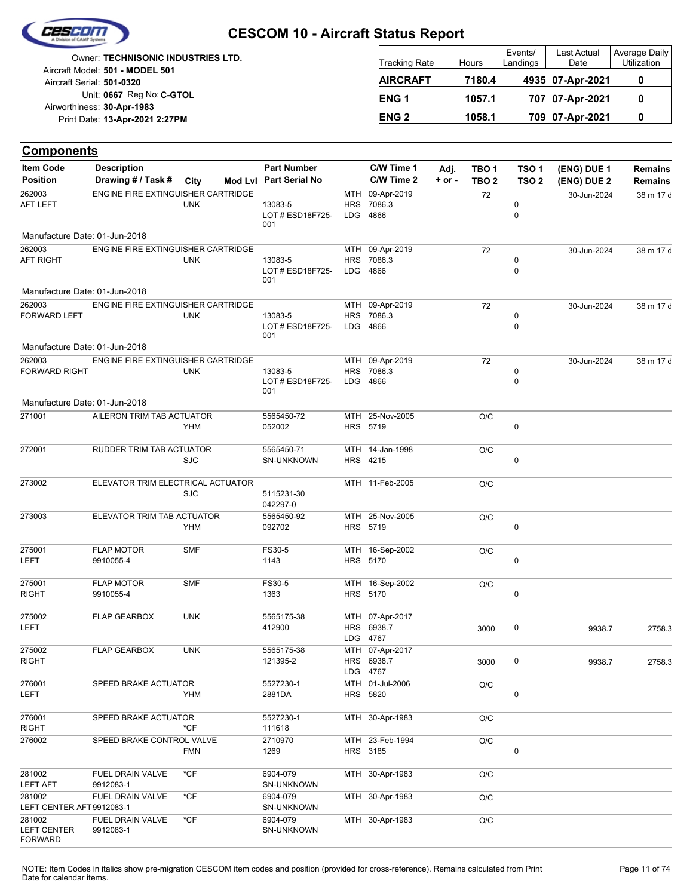# CESCOM 10 - Aircraft Status Report

Owner: **TECHNISONIC INDUSTRIES LTD.**
Aircraft Model: **501 - MODEL 501**
Aircraft Serial: **501-0320**
Unit: **0667** Reg No: **C-GTOL**
Airworthiness: **30-Apr-1983**
Print Date: **13-Apr-2021 2:27PM**

| Tracking Rate | Hours | Events/ Landings | Last Actual Date | Average Daily Utilization |
|---|---|---|---|---|
| **AIRCRAFT** | **7180.4** | **4935** | **07-Apr-2021** | **0** |
| **ENG 1** | **1057.1** | **707** | **07-Apr-2021** | **0** |
| **ENG 2** | **1058.1** | **709** | **07-Apr-2021** | **0** |

## Components

| Item Code / Position | Description / Drawing # / Task # | City | Mod Lvl | Part Number / Part Serial No | C/W Time 1 / C/W Time 2 | Adj. + or - | TBO 1 / TBO 2 | TSO 1 / TSO 2 | (ENG) DUE 1 / (ENG) DUE 2 | Remains / Remains |
|---|---|---|---|---|---|---|---|---|---|---|
| 262003 AFT LEFT | ENGINE FIRE EXTINGUISHER CARTRIDGE | UNK | | 13083-5 LOT # ESD18F725-001 | MTH 09-Apr-2019 HRS 7086.3 LDG 4866 | | 72 | 0 0 | 30-Jun-2024 | 38 m 17 d |
| Manufacture Date: 01-Jun-2018 | | | | | | | | | | |
| 262003 AFT RIGHT | ENGINE FIRE EXTINGUISHER CARTRIDGE | UNK | | 13083-5 LOT # ESD18F725-001 | MTH 09-Apr-2019 HRS 7086.3 LDG 4866 | | 72 | 0 0 | 30-Jun-2024 | 38 m 17 d |
| Manufacture Date: 01-Jun-2018 | | | | | | | | | | |
| 262003 FORWARD LEFT | ENGINE FIRE EXTINGUISHER CARTRIDGE | UNK | | 13083-5 LOT # ESD18F725-001 | MTH 09-Apr-2019 HRS 7086.3 LDG 4866 | | 72 | 0 0 | 30-Jun-2024 | 38 m 17 d |
| Manufacture Date: 01-Jun-2018 | | | | | | | | | | |
| 262003 FORWARD RIGHT | ENGINE FIRE EXTINGUISHER CARTRIDGE | UNK | | 13083-5 LOT # ESD18F725-001 | MTH 09-Apr-2019 HRS 7086.3 LDG 4866 | | 72 | 0 0 | 30-Jun-2024 | 38 m 17 d |
| Manufacture Date: 01-Jun-2018 | | | | | | | | | | |
| 271001 | AILERON TRIM TAB ACTUATOR | YHM | | 5565450-72 052002 | MTH 25-Nov-2005 HRS 5719 | | O/C | 0 | | |
| 272001 | RUDDER TRIM TAB ACTUATOR | SJC | | 5565450-71 SN-UNKNOWN | MTH 14-Jan-1998 HRS 4215 | | O/C | 0 | | |
| 273002 | ELEVATOR TRIM ELECTRICAL ACTUATOR | SJC | | 5115231-30 042297-0 | MTH 11-Feb-2005 | | O/C | | | |
| 273003 | ELEVATOR TRIM TAB ACTUATOR | YHM | | 5565450-92 092702 | MTH 25-Nov-2005 HRS 5719 | | O/C | 0 | | |
| 275001 LEFT | FLAP MOTOR 9910055-4 | SMF | | FS30-5 1143 | MTH 16-Sep-2002 HRS 5170 | | O/C | 0 | | |
| 275001 RIGHT | FLAP MOTOR 9910055-4 | SMF | | FS30-5 1363 | MTH 16-Sep-2002 HRS 5170 | | O/C | 0 | | |
| 275002 LEFT | FLAP GEARBOX | UNK | | 5565175-38 412900 | MTH 07-Apr-2017 HRS 6938.7 LDG 4767 | | 3000 | 0 | 9938.7 | 2758.3 |
| 275002 RIGHT | FLAP GEARBOX | UNK | | 5565175-38 121395-2 | MTH 07-Apr-2017 HRS 6938.7 LDG 4767 | | 3000 | 0 | 9938.7 | 2758.3 |
| 276001 LEFT | SPEED BRAKE ACTUATOR | YHM | | 5527230-1 2881DA | MTH 01-Jul-2006 HRS 5820 | | O/C | 0 | | |
| 276001 RIGHT | SPEED BRAKE ACTUATOR | *CF | | 5527230-1 111618 | MTH 30-Apr-1983 | | O/C | | | |
| 276002 | SPEED BRAKE CONTROL VALVE | FMN | | 2710970 1269 | MTH 23-Feb-1994 HRS 3185 | | O/C | 0 | | |
| 281002 LEFT AFT | FUEL DRAIN VALVE 9912083-1 | *CF | | 6904-079 SN-UNKNOWN | MTH 30-Apr-1983 | | O/C | | | |
| 281002 LEFT CENTER AFT | FUEL DRAIN VALVE 9912083-1 | *CF | | 6904-079 SN-UNKNOWN | MTH 30-Apr-1983 | | O/C | | | |
| 281002 LEFT CENTER FORWARD | FUEL DRAIN VALVE 9912083-1 | *CF | | 6904-079 SN-UNKNOWN | MTH 30-Apr-1983 | | O/C | | | |

NOTE: Item Codes in italics show pre-migration CESCOM item codes and position (provided for cross-reference). Remains calculated from Print Date for calendar items.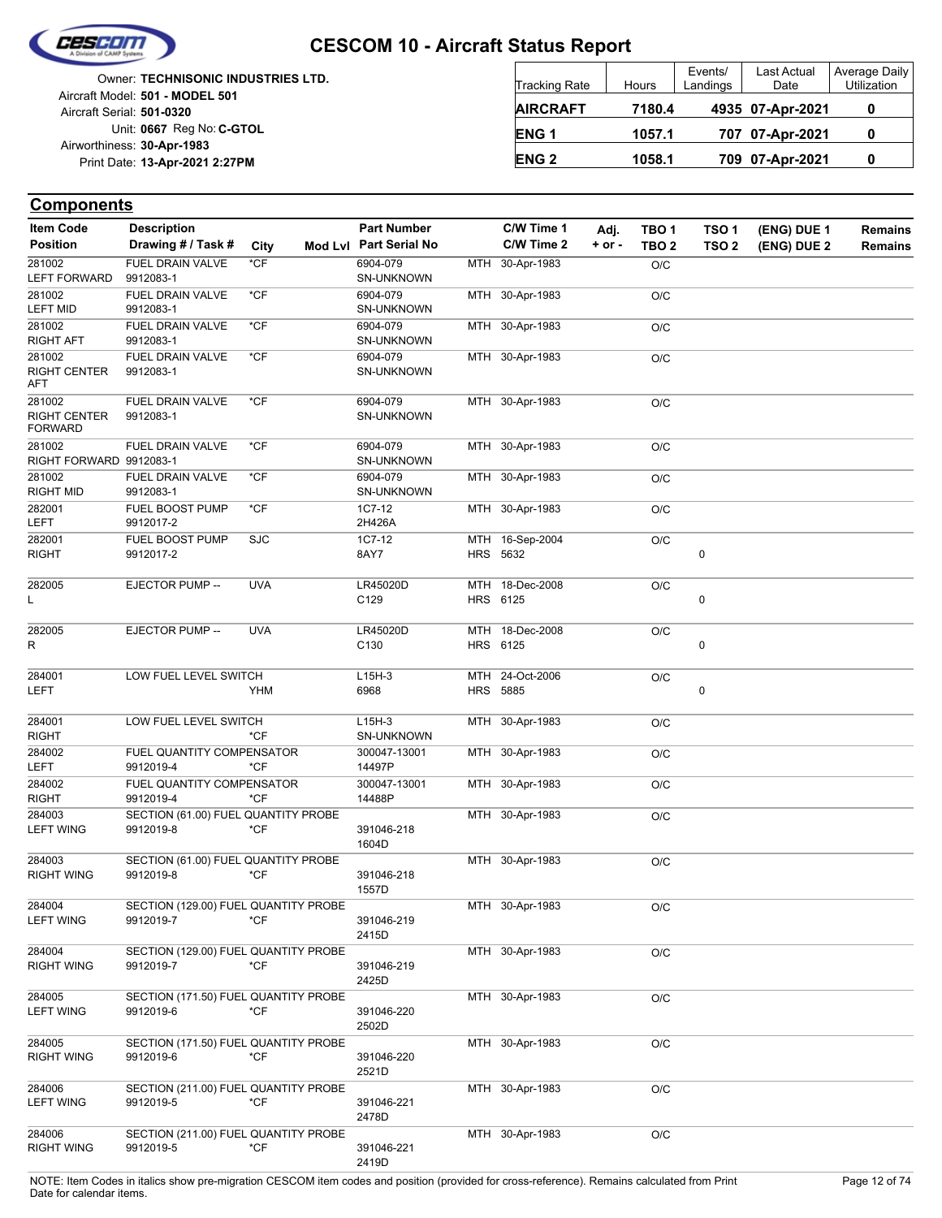# CESCOM 10 - Aircraft Status Report

Owner: **TECHNISONIC INDUSTRIES LTD.**
Aircraft Model: **501 - MODEL 501**
Aircraft Serial: **501-0320**
Unit: **0667** Reg No: **C-GTOL**
Airworthiness: **30-Apr-1983**
Print Date: **13-Apr-2021 2:27PM**

| Tracking Rate | Hours | Events/ Landings | Last Actual Date | Average Daily Utilization |
|---|---|---|---|---|
| **AIRCRAFT** | **7180.4** | **4935** | **07-Apr-2021** | **0** |
| **ENG 1** | **1057.1** | **707** | **07-Apr-2021** | **0** |
| **ENG 2** | **1058.1** | **709** | **07-Apr-2021** | **0** |

## Components

| Item Code / Position | Description / Drawing # / Task # | City | Mod Lvl | Part Number / Part Serial No | | C/W Time 1 / C/W Time 2 | Adj. + or - | TBO 1 / TBO 2 | TSO 1 / TSO 2 | (ENG) DUE 1 / (ENG) DUE 2 | Remains / Remains |
|---|---|---|---|---|---|---|---|---|---|---|---|
| 281002 LEFT FORWARD | FUEL DRAIN VALVE 9912083-1 | *CF | | 6904-079 SN-UNKNOWN | MTH | 30-Apr-1983 | | O/C | | | |
| 281002 LEFT MID | FUEL DRAIN VALVE 9912083-1 | *CF | | 6904-079 SN-UNKNOWN | MTH | 30-Apr-1983 | | O/C | | | |
| 281002 RIGHT AFT | FUEL DRAIN VALVE 9912083-1 | *CF | | 6904-079 SN-UNKNOWN | MTH | 30-Apr-1983 | | O/C | | | |
| 281002 RIGHT CENTER AFT | FUEL DRAIN VALVE 9912083-1 | *CF | | 6904-079 SN-UNKNOWN | MTH | 30-Apr-1983 | | O/C | | | |
| 281002 RIGHT CENTER FORWARD | FUEL DRAIN VALVE 9912083-1 | *CF | | 6904-079 SN-UNKNOWN | MTH | 30-Apr-1983 | | O/C | | | |
| 281002 RIGHT FORWARD | FUEL DRAIN VALVE 9912083-1 | *CF | | 6904-079 SN-UNKNOWN | MTH | 30-Apr-1983 | | O/C | | | |
| 281002 RIGHT MID | FUEL DRAIN VALVE 9912083-1 | *CF | | 6904-079 SN-UNKNOWN | MTH | 30-Apr-1983 | | O/C | | | |
| 282001 LEFT | FUEL BOOST PUMP 9912017-2 | *CF | | 1C7-12 2H426A | MTH | 30-Apr-1983 | | O/C | | | |
| 282001 RIGHT | FUEL BOOST PUMP 9912017-2 | SJC | | 1C7-12 8AY7 | MTH HRS | 16-Sep-2004 5632 | | O/C | 0 | | |
| 282005 L | EJECTOR PUMP -- | UVA | | LR45020D C129 | MTH HRS | 18-Dec-2008 6125 | | O/C | 0 | | |
| 282005 R | EJECTOR PUMP -- | UVA | | LR45020D C130 | MTH HRS | 18-Dec-2008 6125 | | O/C | 0 | | |
| 284001 LEFT | LOW FUEL LEVEL SWITCH | YHM | | L15H-3 6968 | MTH HRS | 24-Oct-2006 5885 | | O/C | 0 | | |
| 284001 RIGHT | LOW FUEL LEVEL SWITCH | *CF | | L15H-3 SN-UNKNOWN | MTH | 30-Apr-1983 | | O/C | | | |
| 284002 LEFT | FUEL QUANTITY COMPENSATOR 9912019-4 | *CF | | 300047-13001 14497P | MTH | 30-Apr-1983 | | O/C | | | |
| 284002 RIGHT | FUEL QUANTITY COMPENSATOR 9912019-4 | *CF | | 300047-13001 14488P | MTH | 30-Apr-1983 | | O/C | | | |
| 284003 LEFT WING | SECTION (61.00) FUEL QUANTITY PROBE 9912019-8 | *CF | | 391046-218 1604D | MTH | 30-Apr-1983 | | O/C | | | |
| 284003 RIGHT WING | SECTION (61.00) FUEL QUANTITY PROBE 9912019-8 | *CF | | 391046-218 1557D | MTH | 30-Apr-1983 | | O/C | | | |
| 284004 LEFT WING | SECTION (129.00) FUEL QUANTITY PROBE 9912019-7 | *CF | | 391046-219 2415D | MTH | 30-Apr-1983 | | O/C | | | |
| 284004 RIGHT WING | SECTION (129.00) FUEL QUANTITY PROBE 9912019-7 | *CF | | 391046-219 2425D | MTH | 30-Apr-1983 | | O/C | | | |
| 284005 LEFT WING | SECTION (171.50) FUEL QUANTITY PROBE 9912019-6 | *CF | | 391046-220 2502D | MTH | 30-Apr-1983 | | O/C | | | |
| 284005 RIGHT WING | SECTION (171.50) FUEL QUANTITY PROBE 9912019-6 | *CF | | 391046-220 2521D | MTH | 30-Apr-1983 | | O/C | | | |
| 284006 LEFT WING | SECTION (211.00) FUEL QUANTITY PROBE 9912019-5 | *CF | | 391046-221 2478D | MTH | 30-Apr-1983 | | O/C | | | |
| 284006 RIGHT WING | SECTION (211.00) FUEL QUANTITY PROBE 9912019-5 | *CF | | 391046-221 2419D | MTH | 30-Apr-1983 | | O/C | | | |

NOTE: Item Codes in italics show pre-migration CESCOM item codes and position (provided for cross-reference). Remains calculated from Print Date for calendar items.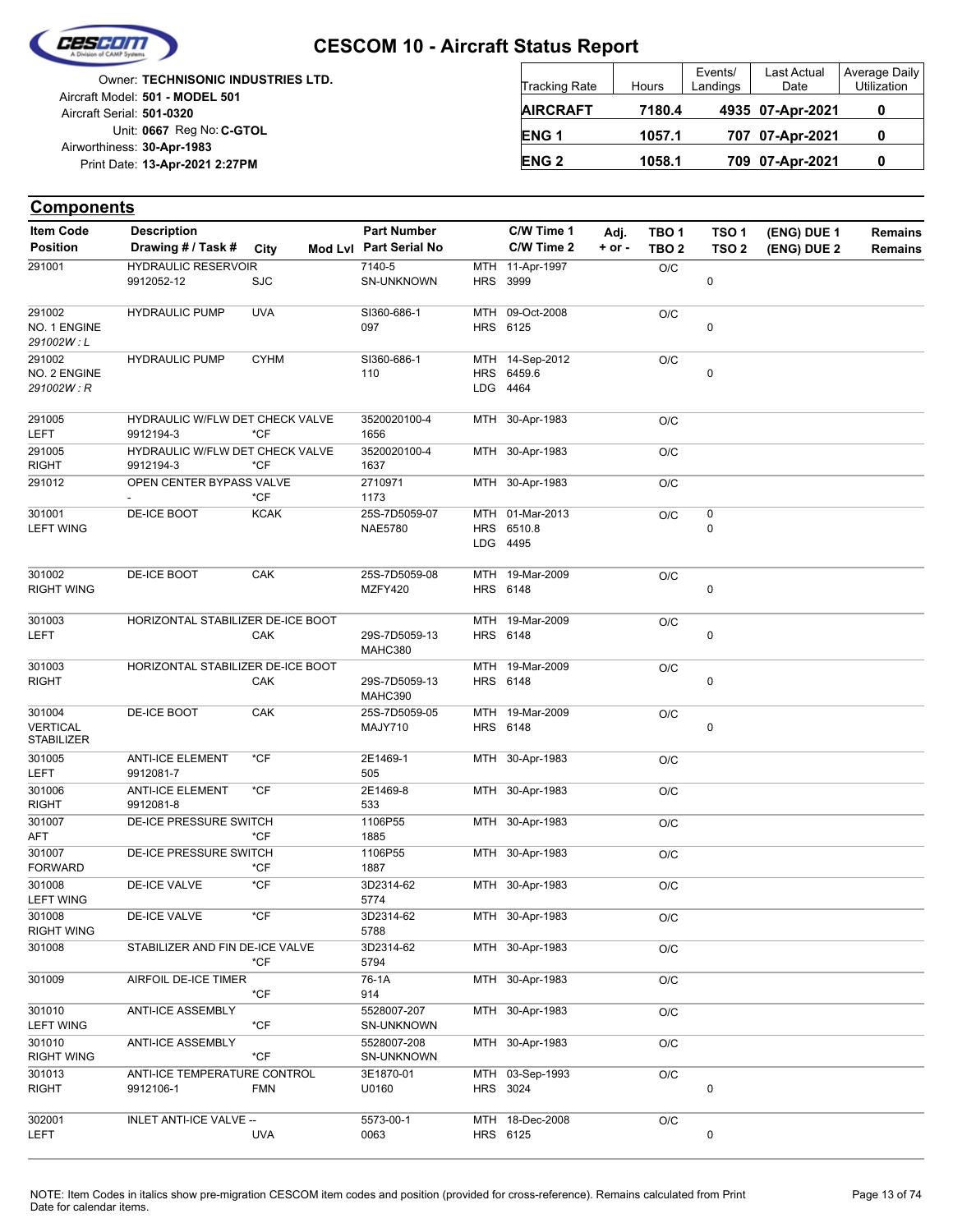# CESCOM 10 - Aircraft Status Report

Owner: **TECHNISONIC INDUSTRIES LTD.**
Aircraft Model: **501 - MODEL 501**
Aircraft Serial: **501-0320**
Unit: **0667** Reg No: **C-GTOL**
Airworthiness: **30-Apr-1983**
Print Date: **13-Apr-2021 2:27PM**

| Tracking Rate | Hours | Events/ Landings | Last Actual Date | Average Daily Utilization |
|---|---|---|---|---|
| **AIRCRAFT** | **7180.4** | **4935** | **07-Apr-2021** | **0** |
| **ENG 1** | **1057.1** | **707** | **07-Apr-2021** | **0** |
| **ENG 2** | **1058.1** | **709** | **07-Apr-2021** | **0** |

## Components

| Item Code / Position | Description / Drawing # / Task # | City | Mod Lvl | Part Number / Part Serial No | | C/W Time 1 / C/W Time 2 | Adj. + or - | TBO 1 / TBO 2 | TSO 1 / TSO 2 | (ENG) DUE 1 / (ENG) DUE 2 | Remains / Remains |
|---|---|---|---|---|---|---|---|---|---|---|---|
| 291001 | HYDRAULIC RESERVOIR<br>9912052-12 | SJC | | 7140-5<br>SN-UNKNOWN | MTH<br>HRS | 11-Apr-1997<br>3999 | | O/C | <br>0 | | |
| 291002<br>NO. 1 ENGINE<br>*291002W : L* | HYDRAULIC PUMP | UVA | | SI360-686-1<br>097 | MTH<br>HRS | 09-Oct-2008<br>6125 | | O/C | <br>0 | | |
| 291002<br>NO. 2 ENGINE<br>*291002W : R* | HYDRAULIC PUMP | CYHM | | SI360-686-1<br>110 | MTH<br>HRS<br>LDG | 14-Sep-2012<br>6459.6<br>4464 | | O/C | <br>0 | | |
| 291005<br>LEFT | HYDRAULIC W/FLW DET CHECK VALVE<br>9912194-3 | *CF | | 3520020100-4<br>1656 | MTH | 30-Apr-1983 | | O/C | | | |
| 291005<br>RIGHT | HYDRAULIC W/FLW DET CHECK VALVE<br>9912194-3 | *CF | | 3520020100-4<br>1637 | MTH | 30-Apr-1983 | | O/C | | | |
| 291012 | OPEN CENTER BYPASS VALVE<br>- | *CF | | 2710971<br>1173 | MTH | 30-Apr-1983 | | O/C | | | |
| 301001<br>LEFT WING | DE-ICE BOOT | KCAK | | 25S-7D5059-07<br>NAE5780 | MTH<br>HRS<br>LDG | 01-Mar-2013<br>6510.8<br>4495 | | O/C | 0<br>0 | | |
| 301002<br>RIGHT WING | DE-ICE BOOT | CAK | | 25S-7D5059-08<br>MZFY420 | MTH<br>HRS | 19-Mar-2009<br>6148 | | O/C | <br>0 | | |
| 301003<br>LEFT | HORIZONTAL STABILIZER DE-ICE BOOT | CAK | | 29S-7D5059-13<br>MAHC380 | MTH<br>HRS | 19-Mar-2009<br>6148 | | O/C | <br>0 | | |
| 301003<br>RIGHT | HORIZONTAL STABILIZER DE-ICE BOOT | CAK | | 29S-7D5059-13<br>MAHC390 | MTH<br>HRS | 19-Mar-2009<br>6148 | | O/C | <br>0 | | |
| 301004<br>VERTICAL STABILIZER | DE-ICE BOOT | CAK | | 25S-7D5059-05<br>MAJY710 | MTH<br>HRS | 19-Mar-2009<br>6148 | | O/C | <br>0 | | |
| 301005<br>LEFT | ANTI-ICE ELEMENT<br>9912081-7 | *CF | | 2E1469-1<br>505 | MTH | 30-Apr-1983 | | O/C | | | |
| 301006<br>RIGHT | ANTI-ICE ELEMENT<br>9912081-8 | *CF | | 2E1469-8<br>533 | MTH | 30-Apr-1983 | | O/C | | | |
| 301007<br>AFT | DE-ICE PRESSURE SWITCH | *CF | | 1106P55<br>1885 | MTH | 30-Apr-1983 | | O/C | | | |
| 301007<br>FORWARD | DE-ICE PRESSURE SWITCH | *CF | | 1106P55<br>1887 | MTH | 30-Apr-1983 | | O/C | | | |
| 301008<br>LEFT WING | DE-ICE VALVE | *CF | | 3D2314-62<br>5774 | MTH | 30-Apr-1983 | | O/C | | | |
| 301008<br>RIGHT WING | DE-ICE VALVE | *CF | | 3D2314-62<br>5788 | MTH | 30-Apr-1983 | | O/C | | | |
| 301008 | STABILIZER AND FIN DE-ICE VALVE | *CF | | 3D2314-62<br>5794 | MTH | 30-Apr-1983 | | O/C | | | |
| 301009 | AIRFOIL DE-ICE TIMER | *CF | | 76-1A<br>914 | MTH | 30-Apr-1983 | | O/C | | | |
| 301010<br>LEFT WING | ANTI-ICE ASSEMBLY | *CF | | 5528007-207<br>SN-UNKNOWN | MTH | 30-Apr-1983 | | O/C | | | |
| 301010<br>RIGHT WING | ANTI-ICE ASSEMBLY | *CF | | 5528007-208<br>SN-UNKNOWN | MTH | 30-Apr-1983 | | O/C | | | |
| 301013<br>RIGHT | ANTI-ICE TEMPERATURE CONTROL<br>9912106-1 | FMN | | 3E1870-01<br>U0160 | MTH<br>HRS | 03-Sep-1993<br>3024 | | O/C | <br>0 | | |
| 302001<br>LEFT | INLET ANTI-ICE VALVE -- | UVA | | 5573-00-1<br>0063 | MTH<br>HRS | 18-Dec-2008<br>6125 | | O/C | <br>0 | | |

NOTE: Item Codes in italics show pre-migration CESCOM item codes and position (provided for cross-reference). Remains calculated from Print Date for calendar items.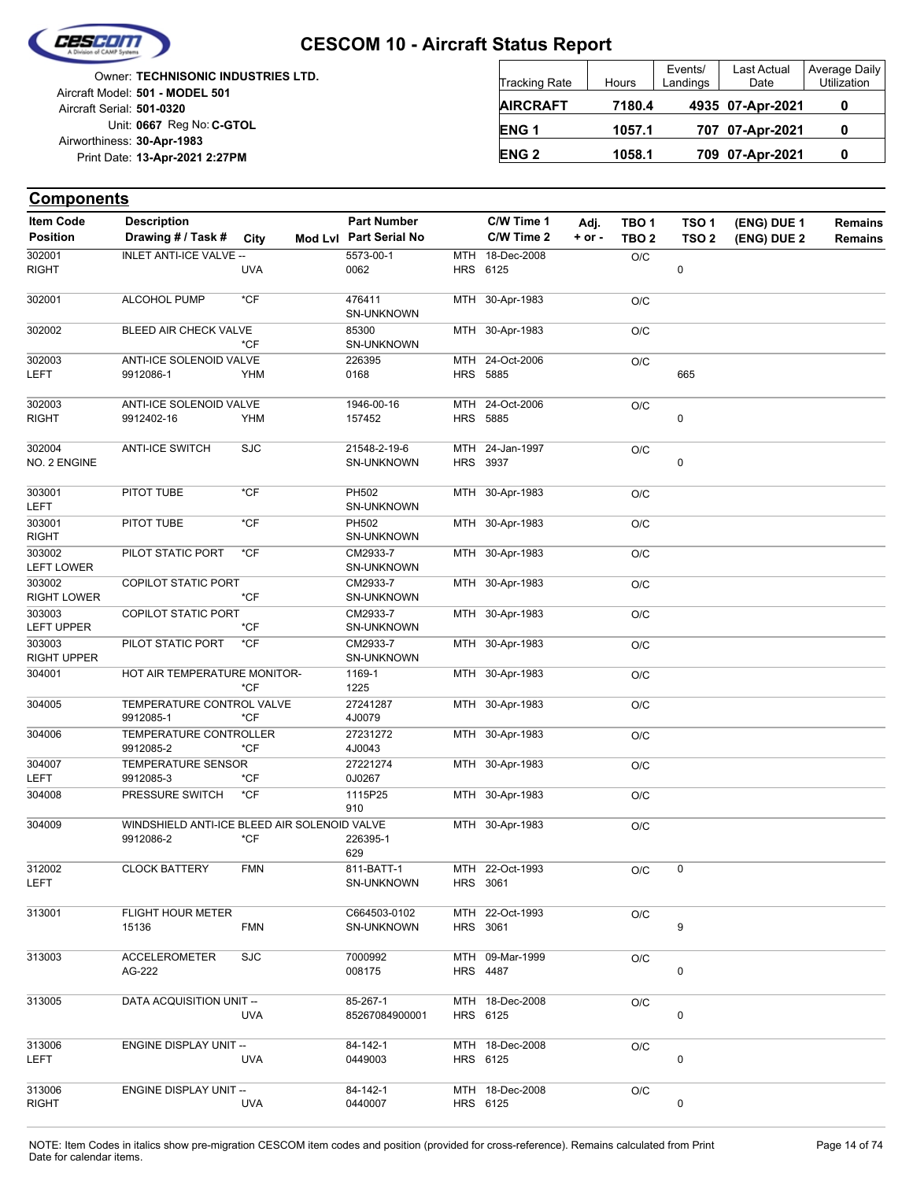# CESCOM 10 - Aircraft Status Report

Owner: **TECHNISONIC INDUSTRIES LTD.**
Aircraft Model: **501 - MODEL 501**
Aircraft Serial: **501-0320**
Unit: **0667** Reg No: **C-GTOL**
Airworthiness: **30-Apr-1983**
Print Date: **13-Apr-2021 2:27PM**

| Tracking Rate | Hours | Events/ Landings | Last Actual Date | Average Daily Utilization |
|---|---|---|---|---|
| **AIRCRAFT** | **7180.4** | **4935** | **07-Apr-2021** | **0** |
| **ENG 1** | **1057.1** | **707** | **07-Apr-2021** | **0** |
| **ENG 2** | **1058.1** | **709** | **07-Apr-2021** | **0** |

## Components

| Item Code / Position | Description / Drawing # / Task # | City | Mod Lvl | Part Number / Part Serial No | | C/W Time 1 / C/W Time 2 | Adj. + or - | TBO 1 / TBO 2 | TSO 1 / TSO 2 | (ENG) DUE 1 / (ENG) DUE 2 | Remains / Remains |
|---|---|---|---|---|---|---|---|---|---|---|---|
| 302001 / RIGHT | INLET ANTI-ICE VALVE -- | UVA | | 5573-00-1 / 0062 | MTH / HRS | 18-Dec-2008 / 6125 | | O/C | 0 | | |
| 302001 | ALCOHOL PUMP | *CF | | 476411 / SN-UNKNOWN | MTH | 30-Apr-1983 | | O/C | | | |
| 302002 | BLEED AIR CHECK VALVE | *CF | | 85300 / SN-UNKNOWN | MTH | 30-Apr-1983 | | O/C | | | |
| 302003 / LEFT | ANTI-ICE SOLENOID VALVE / 9912086-1 | YHM | | 226395 / 0168 | MTH / HRS | 24-Oct-2006 / 5885 | | O/C | 665 | | |
| 302003 / RIGHT | ANTI-ICE SOLENOID VALVE / 9912402-16 | YHM | | 1946-00-16 / 157452 | MTH / HRS | 24-Oct-2006 / 5885 | | O/C | 0 | | |
| 302004 / NO. 2 ENGINE | ANTI-ICE SWITCH | SJC | | 21548-2-19-6 / SN-UNKNOWN | MTH / HRS | 24-Jan-1997 / 3937 | | O/C | 0 | | |
| 303001 / LEFT | PITOT TUBE | *CF | | PH502 / SN-UNKNOWN | MTH | 30-Apr-1983 | | O/C | | | |
| 303001 / RIGHT | PITOT TUBE | *CF | | PH502 / SN-UNKNOWN | MTH | 30-Apr-1983 | | O/C | | | |
| 303002 / LEFT LOWER | PILOT STATIC PORT | *CF | | CM2933-7 / SN-UNKNOWN | MTH | 30-Apr-1983 | | O/C | | | |
| 303002 / RIGHT LOWER | COPILOT STATIC PORT | *CF | | CM2933-7 / SN-UNKNOWN | MTH | 30-Apr-1983 | | O/C | | | |
| 303003 / LEFT UPPER | COPILOT STATIC PORT | *CF | | CM2933-7 / SN-UNKNOWN | MTH | 30-Apr-1983 | | O/C | | | |
| 303003 / RIGHT UPPER | PILOT STATIC PORT | *CF | | CM2933-7 / SN-UNKNOWN | MTH | 30-Apr-1983 | | O/C | | | |
| 304001 | HOT AIR TEMPERATURE MONITOR- | *CF | | 1169-1 / 1225 | MTH | 30-Apr-1983 | | O/C | | | |
| 304005 | TEMPERATURE CONTROL VALVE / 9912085-1 | *CF | | 27241287 / 4J0079 | MTH | 30-Apr-1983 | | O/C | | | |
| 304006 | TEMPERATURE CONTROLLER / 9912085-2 | *CF | | 27231272 / 4J0043 | MTH | 30-Apr-1983 | | O/C | | | |
| 304007 / LEFT | TEMPERATURE SENSOR / 9912085-3 | *CF | | 27221274 / 0J0267 | MTH | 30-Apr-1983 | | O/C | | | |
| 304008 | PRESSURE SWITCH | *CF | | 1115P25 / 910 | MTH | 30-Apr-1983 | | O/C | | | |
| 304009 | WINDSHIELD ANTI-ICE BLEED AIR SOLENOID VALVE / 9912086-2 | *CF | | 226395-1 / 629 | MTH | 30-Apr-1983 | | O/C | | | |
| 312002 / LEFT | CLOCK BATTERY | FMN | | 811-BATT-1 / SN-UNKNOWN | MTH / HRS | 22-Oct-1993 / 3061 | | O/C | 0 | | |
| 313001 | FLIGHT HOUR METER / 15136 | FMN | | C664503-0102 / SN-UNKNOWN | MTH / HRS | 22-Oct-1993 / 3061 | | O/C | 9 | | |
| 313003 | ACCELEROMETER / AG-222 | SJC | | 7000992 / 008175 | MTH / HRS | 09-Mar-1999 / 4487 | | O/C | 0 | | |
| 313005 | DATA ACQUISITION UNIT -- | UVA | | 85-267-1 / 85267084900001 | MTH / HRS | 18-Dec-2008 / 6125 | | O/C | 0 | | |
| 313006 / LEFT | ENGINE DISPLAY UNIT -- | UVA | | 84-142-1 / 0449003 | MTH / HRS | 18-Dec-2008 / 6125 | | O/C | 0 | | |
| 313006 / RIGHT | ENGINE DISPLAY UNIT -- | UVA | | 84-142-1 / 0440007 | MTH / HRS | 18-Dec-2008 / 6125 | | O/C | 0 | | |

NOTE: Item Codes in italics show pre-migration CESCOM item codes and position (provided for cross-reference). Remains calculated from Print Date for calendar items.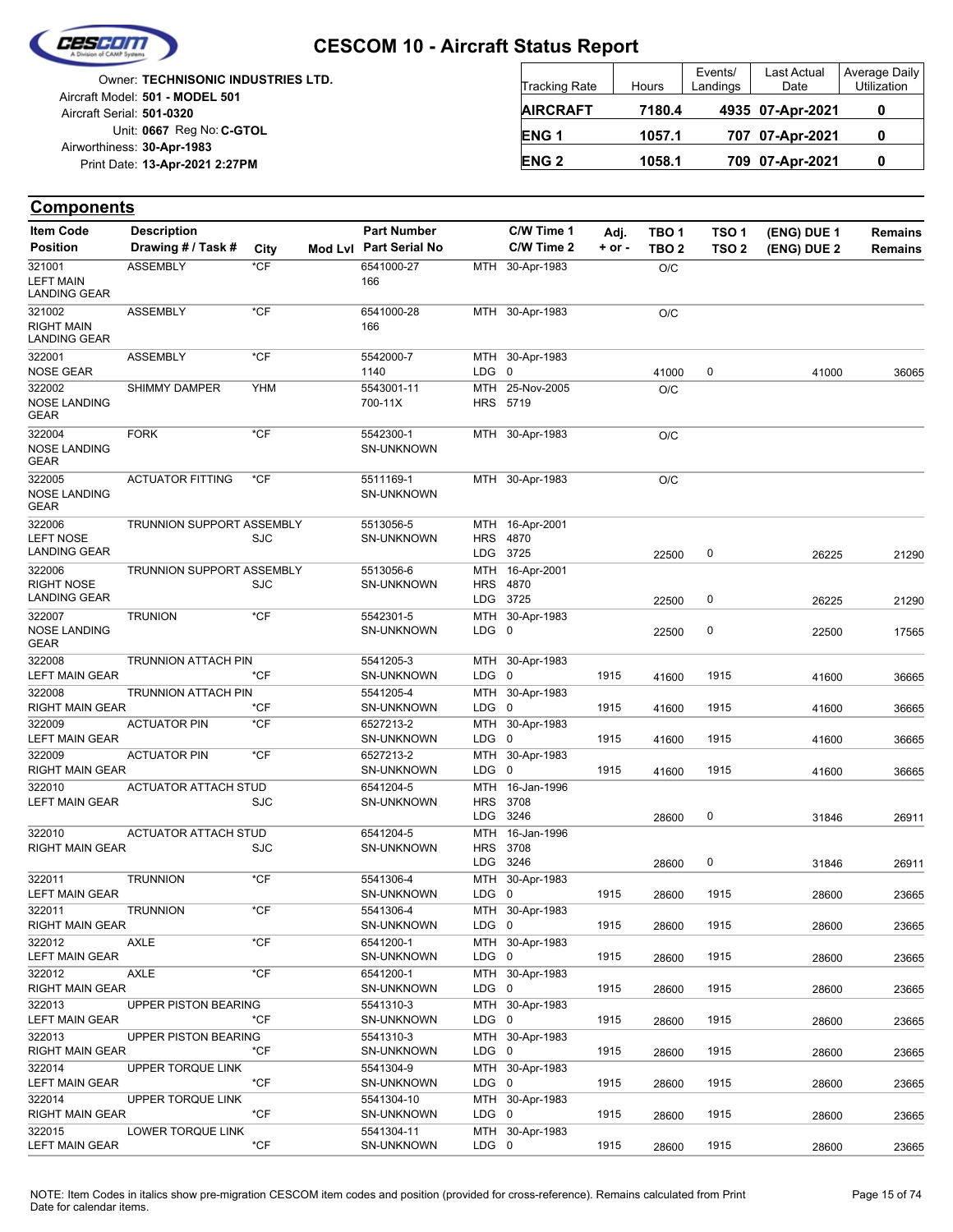# CESCOM 10 - Aircraft Status Report

Owner: **TECHNISONIC INDUSTRIES LTD.**
Aircraft Model: **501 - MODEL 501**
Aircraft Serial: **501-0320**
Unit: **0667** Reg No: **C-GTOL**
Airworthiness: **30-Apr-1983**
Print Date: **13-Apr-2021 2:27PM**

| Tracking Rate | Hours | Events/ Landings | Last Actual Date | Average Daily Utilization |
|---|---|---|---|---|
| **AIRCRAFT** | **7180.4** | **4935** | **07-Apr-2021** | **0** |
| **ENG 1** | **1057.1** | **707** | **07-Apr-2021** | **0** |
| **ENG 2** | **1058.1** | **709** | **07-Apr-2021** | **0** |

## Components

| Item Code / Position | Description / Drawing # / Task # | City | Mod Lvl | Part Number / Part Serial No | | C/W Time 1 / C/W Time 2 | Adj. + or - | TBO 1 / TBO 2 | TSO 1 / TSO 2 | (ENG) DUE 1 / (ENG) DUE 2 | Remains / Remains |
|---|---|---|---|---|---|---|---|---|---|---|---|
| 321001 LEFT MAIN LANDING GEAR | ASSEMBLY | *CF | | 6541000-27 / 166 | MTH | 30-Apr-1983 | | O/C | | | |
| 321002 RIGHT MAIN LANDING GEAR | ASSEMBLY | *CF | | 6541000-28 / 166 | MTH | 30-Apr-1983 | | O/C | | | |
| 322001 NOSE GEAR | ASSEMBLY | *CF | | 5542000-7 / 1140 | MTH / LDG | 30-Apr-1983 / 0 | | 41000 | 0 | 41000 | 36065 |
| 322002 NOSE LANDING GEAR | SHIMMY DAMPER | YHM | | 5543001-11 / 700-11X | MTH / HRS | 25-Nov-2005 / 5719 | | O/C | | | |
| 322004 NOSE LANDING GEAR | FORK | *CF | | 5542300-1 / SN-UNKNOWN | MTH | 30-Apr-1983 | | O/C | | | |
| 322005 NOSE LANDING GEAR | ACTUATOR FITTING | *CF | | 5511169-1 / SN-UNKNOWN | MTH | 30-Apr-1983 | | O/C | | | |
| 322006 LEFT NOSE LANDING GEAR | TRUNNION SUPPORT ASSEMBLY | SJC | | 5513056-5 / SN-UNKNOWN | MTH / HRS / LDG | 16-Apr-2001 / 4870 / 3725 | | 22500 | 0 | 26225 | 21290 |
| 322006 RIGHT NOSE LANDING GEAR | TRUNNION SUPPORT ASSEMBLY | SJC | | 5513056-6 / SN-UNKNOWN | MTH / HRS / LDG | 16-Apr-2001 / 4870 / 3725 | | 22500 | 0 | 26225 | 21290 |
| 322007 NOSE LANDING GEAR | TRUNION | *CF | | 5542301-5 / SN-UNKNOWN | MTH / LDG | 30-Apr-1983 / 0 | | 22500 | 0 | 22500 | 17565 |
| 322008 LEFT MAIN GEAR | TRUNNION ATTACH PIN | *CF | | 5541205-3 / SN-UNKNOWN | MTH / LDG | 30-Apr-1983 / 0 | 1915 | 41600 | 1915 | 41600 | 36665 |
| 322008 RIGHT MAIN GEAR | TRUNNION ATTACH PIN | *CF | | 5541205-4 / SN-UNKNOWN | MTH / LDG | 30-Apr-1983 / 0 | 1915 | 41600 | 1915 | 41600 | 36665 |
| 322009 LEFT MAIN GEAR | ACTUATOR PIN | *CF | | 6527213-2 / SN-UNKNOWN | MTH / LDG | 30-Apr-1983 / 0 | 1915 | 41600 | 1915 | 41600 | 36665 |
| 322009 RIGHT MAIN GEAR | ACTUATOR PIN | *CF | | 6527213-2 / SN-UNKNOWN | MTH / LDG | 30-Apr-1983 / 0 | 1915 | 41600 | 1915 | 41600 | 36665 |
| 322010 LEFT MAIN GEAR | ACTUATOR ATTACH STUD | SJC | | 6541204-5 / SN-UNKNOWN | MTH / HRS / LDG | 16-Jan-1996 / 3708 / 3246 | | 28600 | 0 | 31846 | 26911 |
| 322010 RIGHT MAIN GEAR | ACTUATOR ATTACH STUD | SJC | | 6541204-5 / SN-UNKNOWN | MTH / HRS / LDG | 16-Jan-1996 / 3708 / 3246 | | 28600 | 0 | 31846 | 26911 |
| 322011 LEFT MAIN GEAR | TRUNNION | *CF | | 5541306-4 / SN-UNKNOWN | MTH / LDG | 30-Apr-1983 / 0 | 1915 | 28600 | 1915 | 28600 | 23665 |
| 322011 RIGHT MAIN GEAR | TRUNNION | *CF | | 5541306-4 / SN-UNKNOWN | MTH / LDG | 30-Apr-1983 / 0 | 1915 | 28600 | 1915 | 28600 | 23665 |
| 322012 LEFT MAIN GEAR | AXLE | *CF | | 6541200-1 / SN-UNKNOWN | MTH / LDG | 30-Apr-1983 / 0 | 1915 | 28600 | 1915 | 28600 | 23665 |
| 322012 RIGHT MAIN GEAR | AXLE | *CF | | 6541200-1 / SN-UNKNOWN | MTH / LDG | 30-Apr-1983 / 0 | 1915 | 28600 | 1915 | 28600 | 23665 |
| 322013 LEFT MAIN GEAR | UPPER PISTON BEARING | *CF | | 5541310-3 / SN-UNKNOWN | MTH / LDG | 30-Apr-1983 / 0 | 1915 | 28600 | 1915 | 28600 | 23665 |
| 322013 RIGHT MAIN GEAR | UPPER PISTON BEARING | *CF | | 5541310-3 / SN-UNKNOWN | MTH / LDG | 30-Apr-1983 / 0 | 1915 | 28600 | 1915 | 28600 | 23665 |
| 322014 LEFT MAIN GEAR | UPPER TORQUE LINK | *CF | | 5541304-9 / SN-UNKNOWN | MTH / LDG | 30-Apr-1983 / 0 | 1915 | 28600 | 1915 | 28600 | 23665 |
| 322014 RIGHT MAIN GEAR | UPPER TORQUE LINK | *CF | | 5541304-10 / SN-UNKNOWN | MTH / LDG | 30-Apr-1983 / 0 | 1915 | 28600 | 1915 | 28600 | 23665 |
| 322015 LEFT MAIN GEAR | LOWER TORQUE LINK | *CF | | 5541304-11 / SN-UNKNOWN | MTH / LDG | 30-Apr-1983 / 0 | 1915 | 28600 | 1915 | 28600 | 23665 |

NOTE: Item Codes in italics show pre-migration CESCOM item codes and position (provided for cross-reference). Remains calculated from Print Date for calendar items.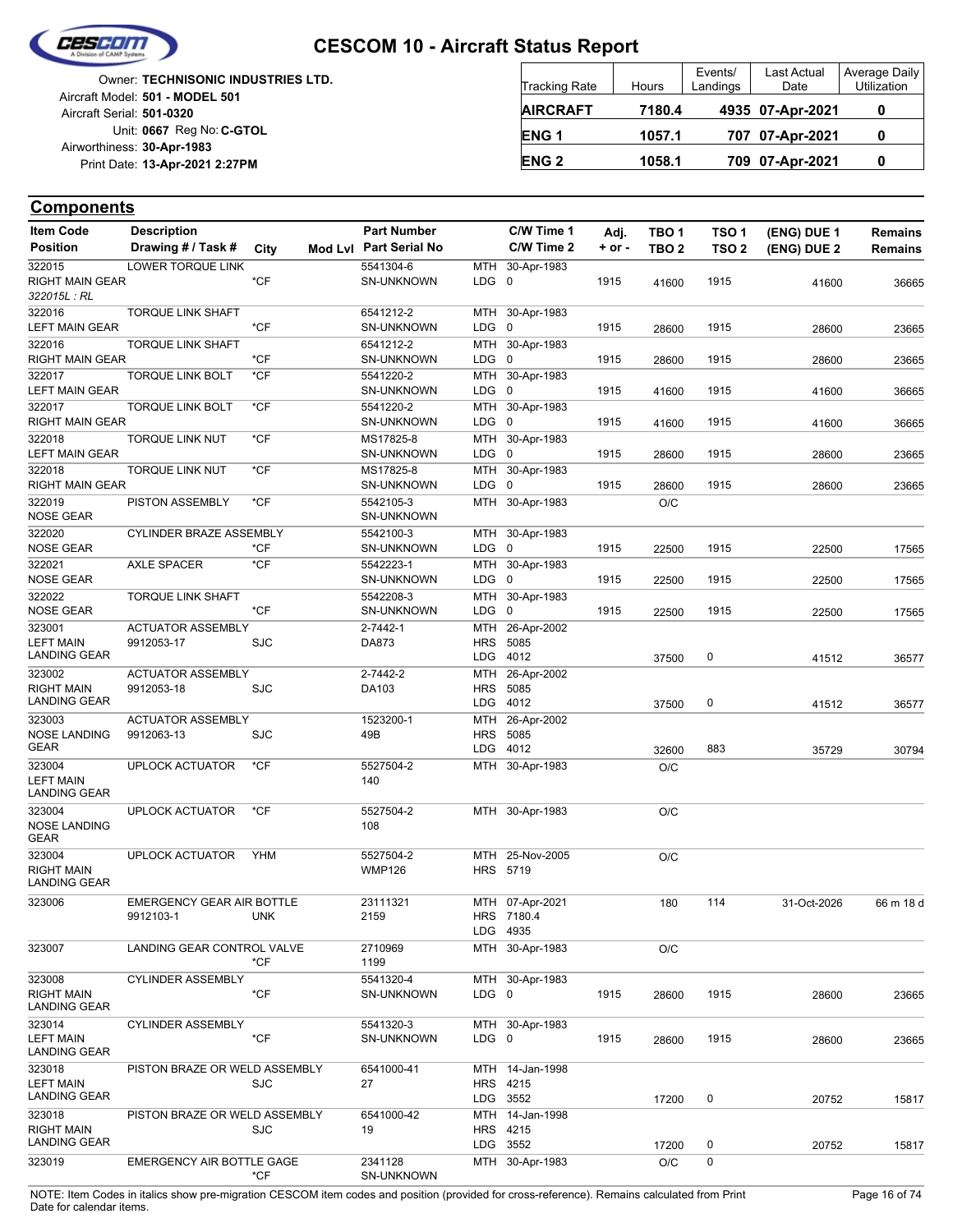# CESCOM 10 - Aircraft Status Report

Owner: **TECHNISONIC INDUSTRIES LTD.**
Aircraft Model: **501 - MODEL 501**
Aircraft Serial: **501-0320**
Unit: **0667** Reg No: **C-GTOL**
Airworthiness: **30-Apr-1983**
Print Date: **13-Apr-2021 2:27PM**

| Tracking Rate | Hours | Events/ Landings | Last Actual Date | Average Daily Utilization |
|---|---|---|---|---|
| **AIRCRAFT** | **7180.4** | **4935** | **07-Apr-2021** | **0** |
| **ENG 1** | **1057.1** | **707** | **07-Apr-2021** | **0** |
| **ENG 2** | **1058.1** | **709** | **07-Apr-2021** | **0** |

## Components

| Item Code / Position | Description / Drawing # / Task # | City | Mod Lvl | Part Number / Part Serial No | C/W Time 1 / C/W Time 2 | Adj. + or - | TBO 1 / TBO 2 | TSO 1 / TSO 2 | (ENG) DUE 1 / (ENG) DUE 2 | Remains / Remains |
|---|---|---|---|---|---|---|---|---|---|---|
| 322015 RIGHT MAIN GEAR *322015L : RL* | LOWER TORQUE LINK | *CF | | 5541304-6 SN-UNKNOWN | MTH 30-Apr-1983 LDG 0 | 1915 | 41600 | 1915 | 41600 | 36665 |
| 322016 LEFT MAIN GEAR | TORQUE LINK SHAFT | *CF | | 6541212-2 SN-UNKNOWN | MTH 30-Apr-1983 LDG 0 | 1915 | 28600 | 1915 | 28600 | 23665 |
| 322016 RIGHT MAIN GEAR | TORQUE LINK SHAFT | *CF | | 6541212-2 SN-UNKNOWN | MTH 30-Apr-1983 LDG 0 | 1915 | 28600 | 1915 | 28600 | 23665 |
| 322017 LEFT MAIN GEAR | TORQUE LINK BOLT | *CF | | 5541220-2 SN-UNKNOWN | MTH 30-Apr-1983 LDG 0 | 1915 | 41600 | 1915 | 41600 | 36665 |
| 322017 RIGHT MAIN GEAR | TORQUE LINK BOLT | *CF | | 5541220-2 SN-UNKNOWN | MTH 30-Apr-1983 LDG 0 | 1915 | 41600 | 1915 | 41600 | 36665 |
| 322018 LEFT MAIN GEAR | TORQUE LINK NUT | *CF | | MS17825-8 SN-UNKNOWN | MTH 30-Apr-1983 LDG 0 | 1915 | 28600 | 1915 | 28600 | 23665 |
| 322018 RIGHT MAIN GEAR | TORQUE LINK NUT | *CF | | MS17825-8 SN-UNKNOWN | MTH 30-Apr-1983 LDG 0 | 1915 | 28600 | 1915 | 28600 | 23665 |
| 322019 NOSE GEAR | PISTON ASSEMBLY | *CF | | 5542105-3 SN-UNKNOWN | MTH 30-Apr-1983 | | O/C | | | |
| 322020 NOSE GEAR | CYLINDER BRAZE ASSEMBLY | *CF | | 5542100-3 SN-UNKNOWN | MTH 30-Apr-1983 LDG 0 | 1915 | 22500 | 1915 | 22500 | 17565 |
| 322021 NOSE GEAR | AXLE SPACER | *CF | | 5542223-1 SN-UNKNOWN | MTH 30-Apr-1983 LDG 0 | 1915 | 22500 | 1915 | 22500 | 17565 |
| 322022 NOSE GEAR | TORQUE LINK SHAFT | *CF | | 5542208-3 SN-UNKNOWN | MTH 30-Apr-1983 LDG 0 | 1915 | 22500 | 1915 | 22500 | 17565 |
| 323001 LEFT MAIN LANDING GEAR | ACTUATOR ASSEMBLY 9912053-17 | SJC | | 2-7442-1 DA873 | MTH 26-Apr-2002 HRS 5085 LDG 4012 | | 37500 | 0 | 41512 | 36577 |
| 323002 RIGHT MAIN LANDING GEAR | ACTUATOR ASSEMBLY 9912053-18 | SJC | | 2-7442-2 DA103 | MTH 26-Apr-2002 HRS 5085 LDG 4012 | | 37500 | 0 | 41512 | 36577 |
| 323003 NOSE LANDING GEAR | ACTUATOR ASSEMBLY 9912063-13 | SJC | | 1523200-1 49B | MTH 26-Apr-2002 HRS 5085 LDG 4012 | | 32600 | 883 | 35729 | 30794 |
| 323004 LEFT MAIN LANDING GEAR | UPLOCK ACTUATOR | *CF | | 5527504-2 140 | MTH 30-Apr-1983 | | O/C | | | |
| 323004 NOSE LANDING GEAR | UPLOCK ACTUATOR | *CF | | 5527504-2 108 | MTH 30-Apr-1983 | | O/C | | | |
| 323004 RIGHT MAIN LANDING GEAR | UPLOCK ACTUATOR | YHM | | 5527504-2 WMP126 | MTH 25-Nov-2005 HRS 5719 | | O/C | | | |
| 323006 | EMERGENCY GEAR AIR BOTTLE 9912103-1 | UNK | | 23111321 2159 | MTH 07-Apr-2021 HRS 7180.4 LDG 4935 | | 180 | 114 | 31-Oct-2026 | 66 m 18 d |
| 323007 | LANDING GEAR CONTROL VALVE | *CF | | 2710969 1199 | MTH 30-Apr-1983 | | O/C | | | |
| 323008 RIGHT MAIN LANDING GEAR | CYLINDER ASSEMBLY | *CF | | 5541320-4 SN-UNKNOWN | MTH 30-Apr-1983 LDG 0 | 1915 | 28600 | 1915 | 28600 | 23665 |
| 323014 LEFT MAIN LANDING GEAR | CYLINDER ASSEMBLY | *CF | | 5541320-3 SN-UNKNOWN | MTH 30-Apr-1983 LDG 0 | 1915 | 28600 | 1915 | 28600 | 23665 |
| 323018 LEFT MAIN LANDING GEAR | PISTON BRAZE OR WELD ASSEMBLY | SJC | | 6541000-41 27 | MTH 14-Jan-1998 HRS 4215 LDG 3552 | | 17200 | 0 | 20752 | 15817 |
| 323018 RIGHT MAIN LANDING GEAR | PISTON BRAZE OR WELD ASSEMBLY | SJC | | 6541000-42 19 | MTH 14-Jan-1998 HRS 4215 LDG 3552 | | 17200 | 0 | 20752 | 15817 |
| 323019 | EMERGENCY AIR BOTTLE GAGE | *CF | | 2341128 SN-UNKNOWN | MTH 30-Apr-1983 | | O/C | 0 | | |

NOTE: Item Codes in italics show pre-migration CESCOM item codes and position (provided for cross-reference). Remains calculated from Print Date for calendar items.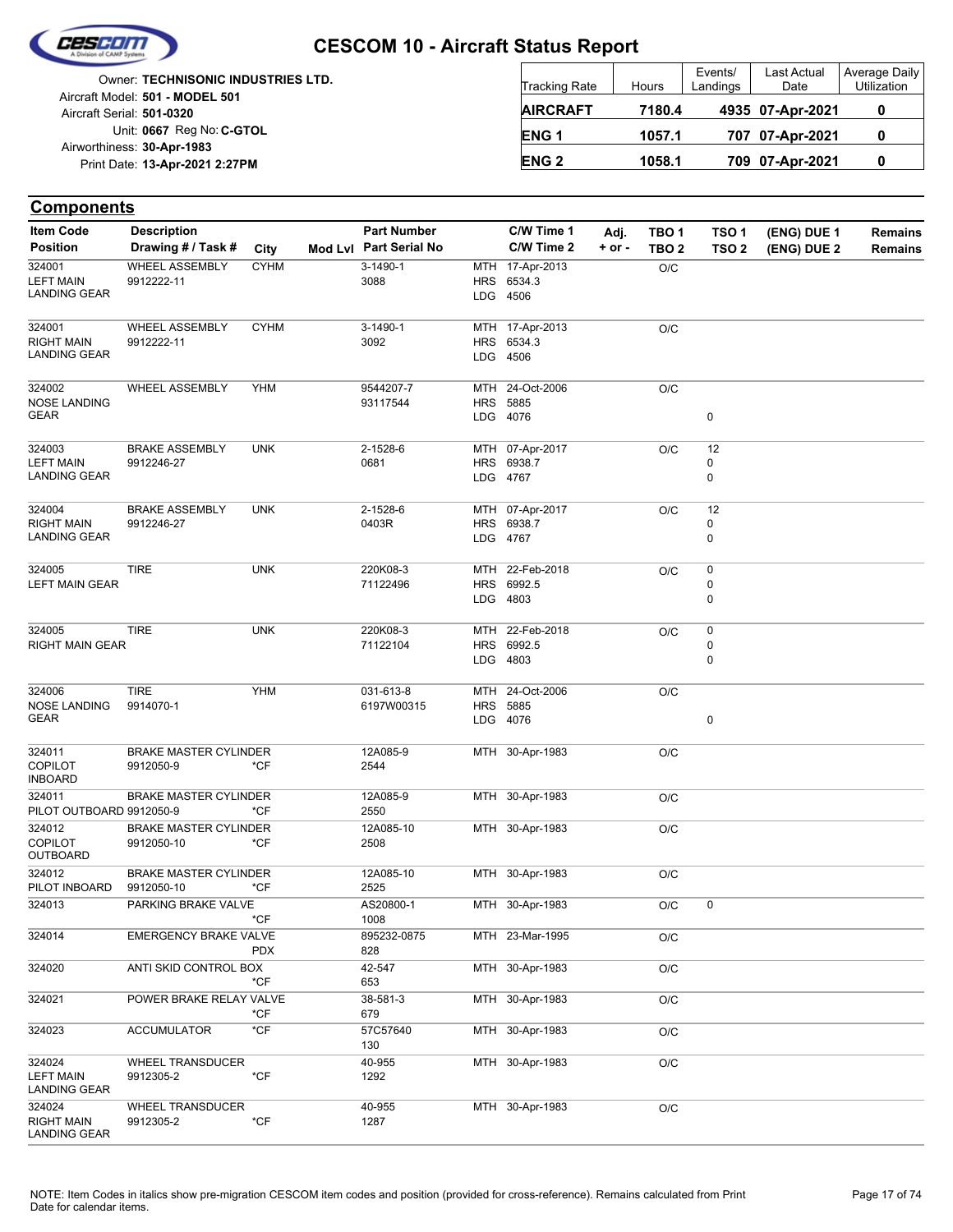# CESCOM 10 - Aircraft Status Report

Owner: **TECHNISONIC INDUSTRIES LTD.**
Aircraft Model: **501 - MODEL 501**
Aircraft Serial: **501-0320**
Unit: **0667** Reg No: **C-GTOL**
Airworthiness: **30-Apr-1983**
Print Date: **13-Apr-2021 2:27PM**

| Tracking Rate | Hours | Events/ Landings | Last Actual Date | Average Daily Utilization |
|---|---|---|---|---|
| **AIRCRAFT** | **7180.4** | **4935** | **07-Apr-2021** | **0** |
| **ENG 1** | **1057.1** | **707** | **07-Apr-2021** | **0** |
| **ENG 2** | **1058.1** | **709** | **07-Apr-2021** | **0** |

## Components

| Item Code / Position | Description / Drawing # / Task # | City | Mod Lvl | Part Number / Part Serial No | | C/W Time 1 / C/W Time 2 | Adj. + or - | TBO 1 / TBO 2 | TSO 1 / TSO 2 | (ENG) DUE 1 / (ENG) DUE 2 | Remains / Remains |
|---|---|---|---|---|---|---|---|---|---|---|---|
| 324001 LEFT MAIN LANDING GEAR | WHEEL ASSEMBLY 9912222-11 | CYHM | | 3-1490-1 3088 | MTH HRS LDG | 17-Apr-2013 6534.3 4506 | | O/C | | | |
| 324001 RIGHT MAIN LANDING GEAR | WHEEL ASSEMBLY 9912222-11 | CYHM | | 3-1490-1 3092 | MTH HRS LDG | 17-Apr-2013 6534.3 4506 | | O/C | | | |
| 324002 NOSE LANDING GEAR | WHEEL ASSEMBLY | YHM | | 9544207-7 93117544 | MTH HRS LDG | 24-Oct-2006 5885 4076 | | O/C | 0 | | |
| 324003 LEFT MAIN LANDING GEAR | BRAKE ASSEMBLY 9912246-27 | UNK | | 2-1528-6 0681 | MTH HRS LDG | 07-Apr-2017 6938.7 4767 | | O/C | 12 0 0 | | |
| 324004 RIGHT MAIN LANDING GEAR | BRAKE ASSEMBLY 9912246-27 | UNK | | 2-1528-6 0403R | MTH HRS LDG | 07-Apr-2017 6938.7 4767 | | O/C | 12 0 0 | | |
| 324005 LEFT MAIN GEAR | TIRE | UNK | | 220K08-3 71122496 | MTH HRS LDG | 22-Feb-2018 6992.5 4803 | | O/C | 0 0 0 | | |
| 324005 RIGHT MAIN GEAR | TIRE | UNK | | 220K08-3 71122104 | MTH HRS LDG | 22-Feb-2018 6992.5 4803 | | O/C | 0 0 0 | | |
| 324006 NOSE LANDING GEAR | TIRE 9914070-1 | YHM | | 031-613-8 6197W00315 | MTH HRS LDG | 24-Oct-2006 5885 4076 | | O/C | 0 | | |
| 324011 COPILOT INBOARD | BRAKE MASTER CYLINDER 9912050-9 | *CF | | 12A085-9 2544 | MTH | 30-Apr-1983 | | O/C | | | |
| 324011 PILOT OUTBOARD | BRAKE MASTER CYLINDER 9912050-9 | *CF | | 12A085-9 2550 | MTH | 30-Apr-1983 | | O/C | | | |
| 324012 COPILOT OUTBOARD | BRAKE MASTER CYLINDER 9912050-10 | *CF | | 12A085-10 2508 | MTH | 30-Apr-1983 | | O/C | | | |
| 324012 PILOT INBOARD | BRAKE MASTER CYLINDER 9912050-10 | *CF | | 12A085-10 2525 | MTH | 30-Apr-1983 | | O/C | | | |
| 324013 | PARKING BRAKE VALVE | *CF | | AS20800-1 1008 | MTH | 30-Apr-1983 | | O/C | 0 | | |
| 324014 | EMERGENCY BRAKE VALVE | PDX | | 895232-0875 828 | MTH | 23-Mar-1995 | | O/C | | | |
| 324020 | ANTI SKID CONTROL BOX | *CF | | 42-547 653 | MTH | 30-Apr-1983 | | O/C | | | |
| 324021 | POWER BRAKE RELAY VALVE | *CF | | 38-581-3 679 | MTH | 30-Apr-1983 | | O/C | | | |
| 324023 | ACCUMULATOR | *CF | | 57C57640 130 | MTH | 30-Apr-1983 | | O/C | | | |
| 324024 LEFT MAIN LANDING GEAR | WHEEL TRANSDUCER 9912305-2 | *CF | | 40-955 1292 | MTH | 30-Apr-1983 | | O/C | | | |
| 324024 RIGHT MAIN LANDING GEAR | WHEEL TRANSDUCER 9912305-2 | *CF | | 40-955 1287 | MTH | 30-Apr-1983 | | O/C | | | |

NOTE: Item Codes in italics show pre-migration CESCOM item codes and position (provided for cross-reference). Remains calculated from Print Date for calendar items.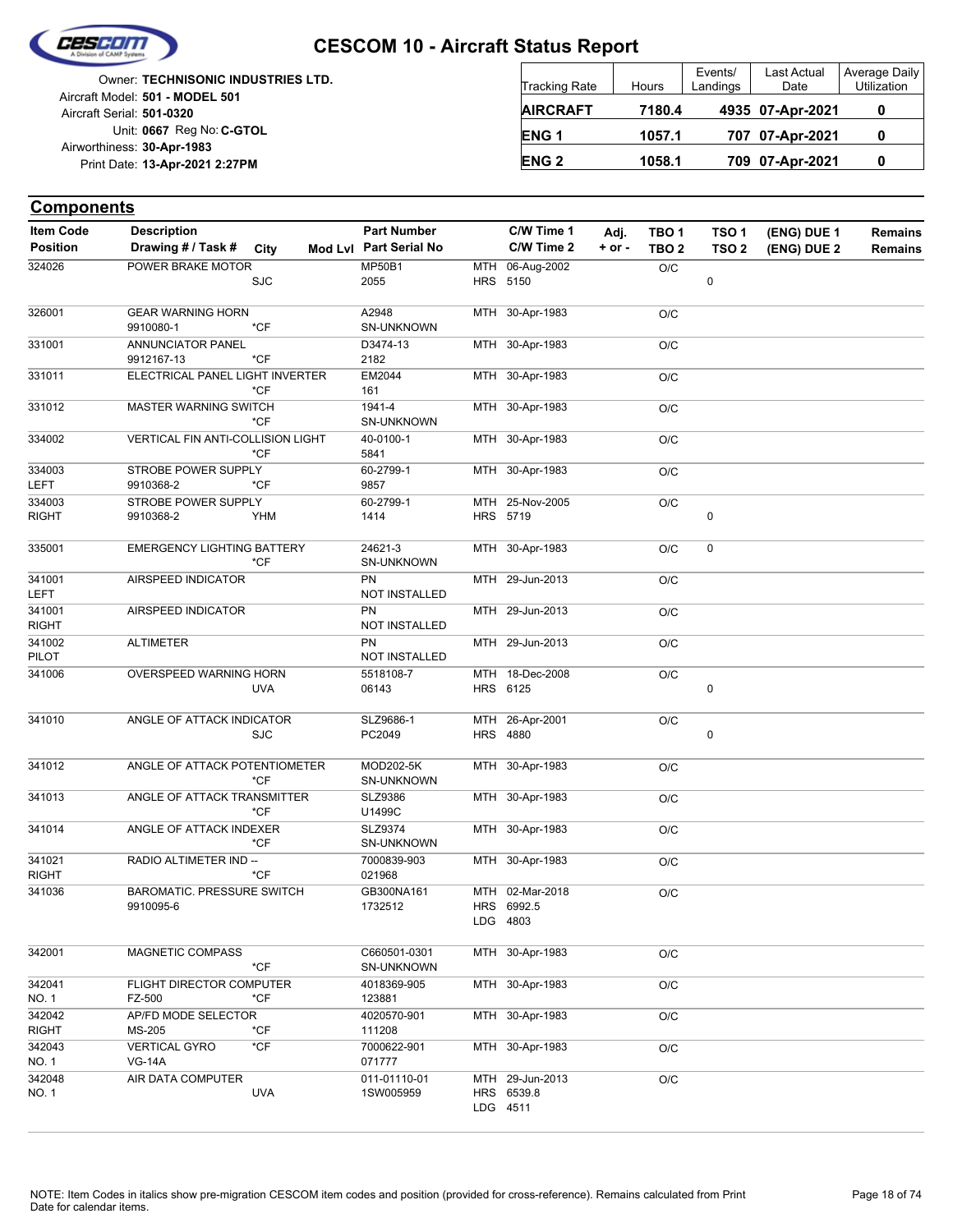# CESCOM 10 - Aircraft Status Report

Owner: **TECHNISONIC INDUSTRIES LTD.**
Aircraft Model: **501 - MODEL 501**
Aircraft Serial: **501-0320**
Unit: **0667** Reg No: **C-GTOL**
Airworthiness: **30-Apr-1983**
Print Date: **13-Apr-2021 2:27PM**

| Tracking Rate | Hours | Events/ Landings | Last Actual Date | Average Daily Utilization |
|---|---|---|---|---|
| **AIRCRAFT** | **7180.4** | **4935** | **07-Apr-2021** | **0** |
| **ENG 1** | **1057.1** | **707** | **07-Apr-2021** | **0** |
| **ENG 2** | **1058.1** | **709** | **07-Apr-2021** | **0** |

## Components

| Item Code / Position | Description / Drawing # / Task # | City | Mod Lvl | Part Number / Part Serial No | | C/W Time 1 / C/W Time 2 | Adj. + or - | TBO 1 / TBO 2 | TSO 1 / TSO 2 | (ENG) DUE 1 / (ENG) DUE 2 | Remains / Remains |
|---|---|---|---|---|---|---|---|---|---|---|---|
| 324026 | POWER BRAKE MOTOR | SJC | | MP50B1<br>2055 | MTH<br>HRS | 06-Aug-2002<br>5150 | | O/C | <br>0 | | |
| 326001 | GEAR WARNING HORN<br>9910080-1 | *CF | | A2948<br>SN-UNKNOWN | MTH | 30-Apr-1983 | | O/C | | | |
| 331001 | ANNUNCIATOR PANEL<br>9912167-13 | *CF | | D3474-13<br>2182 | MTH | 30-Apr-1983 | | O/C | | | |
| 331011 | ELECTRICAL PANEL LIGHT INVERTER | *CF | | EM2044<br>161 | MTH | 30-Apr-1983 | | O/C | | | |
| 331012 | MASTER WARNING SWITCH | *CF | | 1941-4<br>SN-UNKNOWN | MTH | 30-Apr-1983 | | O/C | | | |
| 334002 | VERTICAL FIN ANTI-COLLISION LIGHT | *CF | | 40-0100-1<br>5841 | MTH | 30-Apr-1983 | | O/C | | | |
| 334003<br>LEFT | STROBE POWER SUPPLY<br>9910368-2 | *CF | | 60-2799-1<br>9857 | MTH | 30-Apr-1983 | | O/C | | | |
| 334003<br>RIGHT | STROBE POWER SUPPLY<br>9910368-2 | YHM | | 60-2799-1<br>1414 | MTH<br>HRS | 25-Nov-2005<br>5719 | | O/C | <br>0 | | |
| 335001 | EMERGENCY LIGHTING BATTERY | *CF | | 24621-3<br>SN-UNKNOWN | MTH | 30-Apr-1983 | | O/C | 0 | | |
| 341001<br>LEFT | AIRSPEED INDICATOR | | | PN<br>NOT INSTALLED | MTH | 29-Jun-2013 | | O/C | | | |
| 341001<br>RIGHT | AIRSPEED INDICATOR | | | PN<br>NOT INSTALLED | MTH | 29-Jun-2013 | | O/C | | | |
| 341002<br>PILOT | ALTIMETER | | | PN<br>NOT INSTALLED | MTH | 29-Jun-2013 | | O/C | | | |
| 341006 | OVERSPEED WARNING HORN | UVA | | 5518108-7<br>06143 | MTH<br>HRS | 18-Dec-2008<br>6125 | | O/C | <br>0 | | |
| 341010 | ANGLE OF ATTACK INDICATOR | SJC | | SLZ9686-1<br>PC2049 | MTH<br>HRS | 26-Apr-2001<br>4880 | | O/C | <br>0 | | |
| 341012 | ANGLE OF ATTACK POTENTIOMETER | *CF | | MOD202-5K<br>SN-UNKNOWN | MTH | 30-Apr-1983 | | O/C | | | |
| 341013 | ANGLE OF ATTACK TRANSMITTER | *CF | | SLZ9386<br>U1499C | MTH | 30-Apr-1983 | | O/C | | | |
| 341014 | ANGLE OF ATTACK INDEXER | *CF | | SLZ9374<br>SN-UNKNOWN | MTH | 30-Apr-1983 | | O/C | | | |
| 341021<br>RIGHT | RADIO ALTIMETER IND -- | *CF | | 7000839-903<br>021968 | MTH | 30-Apr-1983 | | O/C | | | |
| 341036 | BAROMATIC. PRESSURE SWITCH<br>9910095-6 | | | GB300NA161<br>1732512 | MTH<br>HRS<br>LDG | 02-Mar-2018<br>6992.5<br>4803 | | O/C | | | |
| 342001 | MAGNETIC COMPASS | *CF | | C660501-0301<br>SN-UNKNOWN | MTH | 30-Apr-1983 | | O/C | | | |
| 342041<br>NO. 1 | FLIGHT DIRECTOR COMPUTER<br>FZ-500 | *CF | | 4018369-905<br>123881 | MTH | 30-Apr-1983 | | O/C | | | |
| 342042<br>RIGHT | AP/FD MODE SELECTOR<br>MS-205 | *CF | | 4020570-901<br>111208 | MTH | 30-Apr-1983 | | O/C | | | |
| 342043<br>NO. 1 | VERTICAL GYRO<br>VG-14A | *CF | | 7000622-901<br>071777 | MTH | 30-Apr-1983 | | O/C | | | |
| 342048<br>NO. 1 | AIR DATA COMPUTER | UVA | | 011-01110-01<br>1SW005959 | MTH<br>HRS<br>LDG | 29-Jun-2013<br>6539.8<br>4511 | | O/C | | | |

NOTE: Item Codes in italics show pre-migration CESCOM item codes and position (provided for cross-reference). Remains calculated from Print Date for calendar items.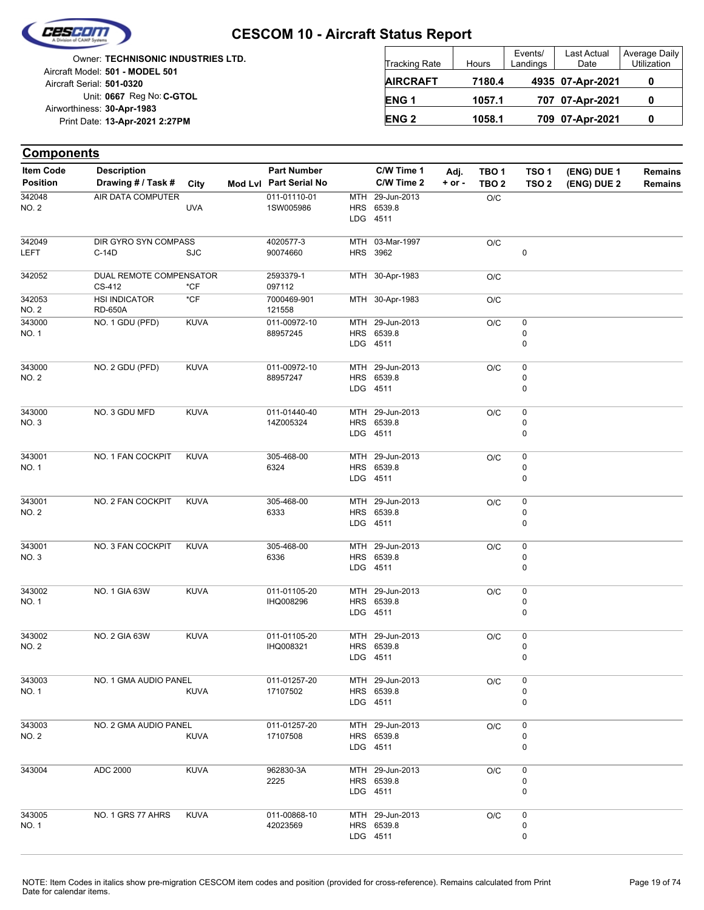# CESCOM 10 - Aircraft Status Report

Owner: **TECHNISONIC INDUSTRIES LTD.**
Aircraft Model: **501 - MODEL 501**
Aircraft Serial: **501-0320**
Unit: **0667** Reg No: **C-GTOL**
Airworthiness: **30-Apr-1983**
Print Date: **13-Apr-2021 2:27PM**

| Tracking Rate | Hours | Events/ Landings | Last Actual Date | Average Daily Utilization |
|---|---|---|---|---|
| **AIRCRAFT** | **7180.4** | **4935** | **07-Apr-2021** | **0** |
| **ENG 1** | **1057.1** | **707** | **07-Apr-2021** | **0** |
| **ENG 2** | **1058.1** | **709** | **07-Apr-2021** | **0** |

## Components

| Item Code / Position | Description / Drawing # / Task # | City | Mod Lvl | Part Number / Part Serial No | C/W Time 1 / C/W Time 2 | Adj. + or - | TBO 1 / TBO 2 | TSO 1 / TSO 2 | (ENG) DUE 1 / (ENG) DUE 2 | Remains / Remains |
|---|---|---|---|---|---|---|---|---|---|---|
| 342048<br>NO. 2 | AIR DATA COMPUTER | UVA | | 011-01110-01<br>1SW005986 | MTH 29-Jun-2013<br>HRS 6539.8<br>LDG 4511 | | O/C | | | |
| 342049<br>LEFT | DIR GYRO SYN COMPASS<br>C-14D | SJC | | 4020577-3<br>90074660 | MTH 03-Mar-1997<br>HRS 3962 | | O/C | <br>0 | | |
| 342052 | DUAL REMOTE COMPENSATOR<br>CS-412 | *CF | | 2593379-1<br>097112 | MTH 30-Apr-1983 | | O/C | | | |
| 342053<br>NO. 2 | HSI INDICATOR<br>RD-650A | *CF | | 7000469-901<br>121558 | MTH 30-Apr-1983 | | O/C | | | |
| 343000<br>NO. 1 | NO. 1 GDU (PFD) | KUVA | | 011-00972-10<br>88957245 | MTH 29-Jun-2013<br>HRS 6539.8<br>LDG 4511 | | O/C | 0<br>0<br>0 | | |
| 343000<br>NO. 2 | NO. 2 GDU (PFD) | KUVA | | 011-00972-10<br>88957247 | MTH 29-Jun-2013<br>HRS 6539.8<br>LDG 4511 | | O/C | 0<br>0<br>0 | | |
| 343000<br>NO. 3 | NO. 3 GDU MFD | KUVA | | 011-01440-40<br>14Z005324 | MTH 29-Jun-2013<br>HRS 6539.8<br>LDG 4511 | | O/C | 0<br>0<br>0 | | |
| 343001<br>NO. 1 | NO. 1 FAN COCKPIT | KUVA | | 305-468-00<br>6324 | MTH 29-Jun-2013<br>HRS 6539.8<br>LDG 4511 | | O/C | 0<br>0<br>0 | | |
| 343001<br>NO. 2 | NO. 2 FAN COCKPIT | KUVA | | 305-468-00<br>6333 | MTH 29-Jun-2013<br>HRS 6539.8<br>LDG 4511 | | O/C | 0<br>0<br>0 | | |
| 343001<br>NO. 3 | NO. 3 FAN COCKPIT | KUVA | | 305-468-00<br>6336 | MTH 29-Jun-2013<br>HRS 6539.8<br>LDG 4511 | | O/C | 0<br>0<br>0 | | |
| 343002<br>NO. 1 | NO. 1 GIA 63W | KUVA | | 011-01105-20<br>IHQ008296 | MTH 29-Jun-2013<br>HRS 6539.8<br>LDG 4511 | | O/C | 0<br>0<br>0 | | |
| 343002<br>NO. 2 | NO. 2 GIA 63W | KUVA | | 011-01105-20<br>IHQ008321 | MTH 29-Jun-2013<br>HRS 6539.8<br>LDG 4511 | | O/C | 0<br>0<br>0 | | |
| 343003<br>NO. 1 | NO. 1 GMA AUDIO PANEL | KUVA | | 011-01257-20<br>17107502 | MTH 29-Jun-2013<br>HRS 6539.8<br>LDG 4511 | | O/C | 0<br>0<br>0 | | |
| 343003<br>NO. 2 | NO. 2 GMA AUDIO PANEL | KUVA | | 011-01257-20<br>17107508 | MTH 29-Jun-2013<br>HRS 6539.8<br>LDG 4511 | | O/C | 0<br>0<br>0 | | |
| 343004 | ADC 2000 | KUVA | | 962830-3A<br>2225 | MTH 29-Jun-2013<br>HRS 6539.8<br>LDG 4511 | | O/C | 0<br>0<br>0 | | |
| 343005<br>NO. 1 | NO. 1 GRS 77 AHRS | KUVA | | 011-00868-10<br>42023569 | MTH 29-Jun-2013<br>HRS 6539.8<br>LDG 4511 | | O/C | 0<br>0<br>0 | | |

NOTE: Item Codes in italics show pre-migration CESCOM item codes and position (provided for cross-reference). Remains calculated from Print Date for calendar items.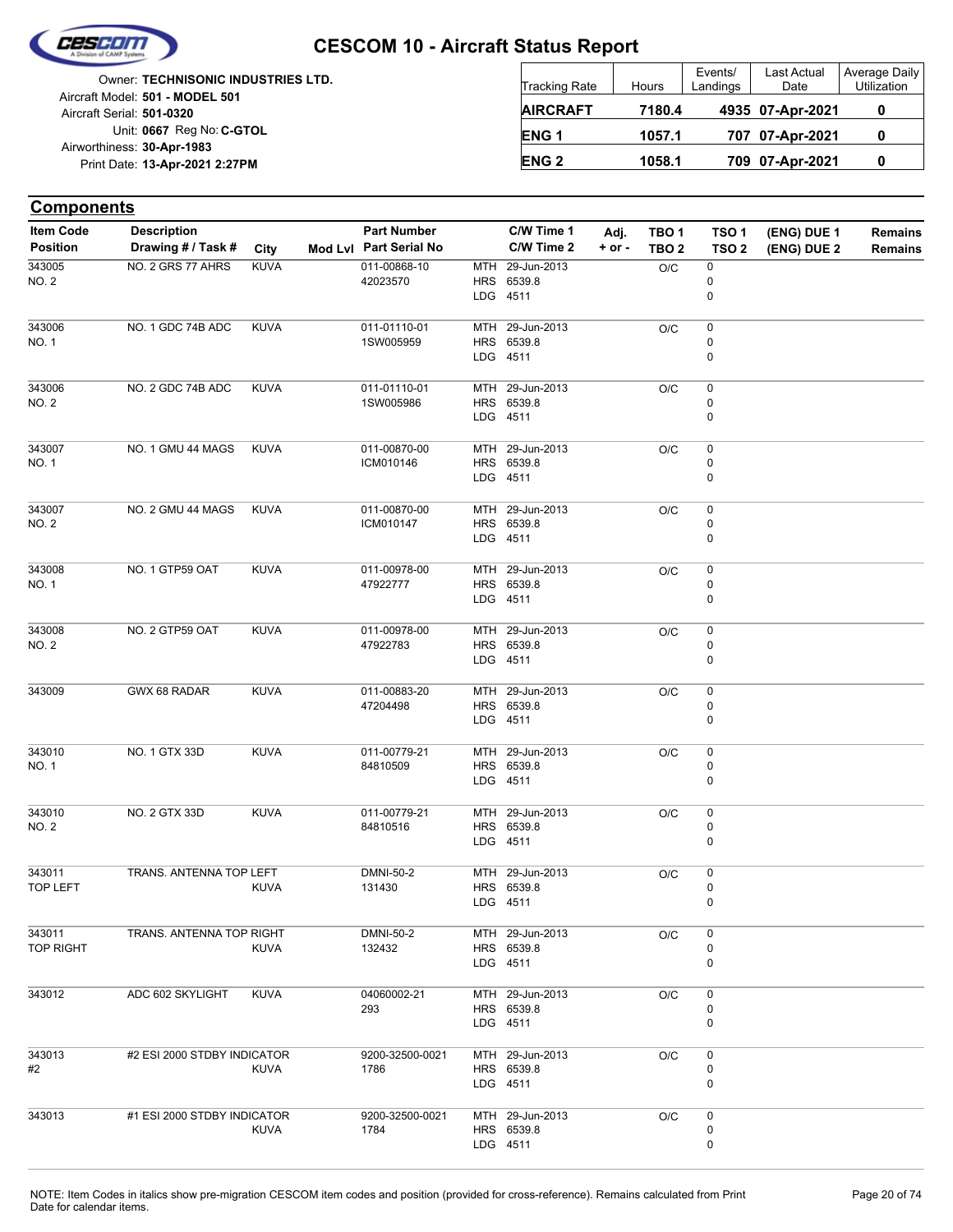# CESCOM 10 - Aircraft Status Report

Owner: **TECHNISONIC INDUSTRIES LTD.**
Aircraft Model: **501 - MODEL 501**
Aircraft Serial: **501-0320**
Unit: **0667** Reg No: **C-GTOL**
Airworthiness: **30-Apr-1983**
Print Date: **13-Apr-2021 2:27PM**

| Tracking Rate | Hours | Events/ Landings | Last Actual Date | Average Daily Utilization |
|---|---|---|---|---|
| **AIRCRAFT** | **7180.4** | **4935** | **07-Apr-2021** | **0** |
| **ENG 1** | **1057.1** | **707** | **07-Apr-2021** | **0** |
| **ENG 2** | **1058.1** | **709** | **07-Apr-2021** | **0** |

## Components

| Item Code / Position | Description / Drawing # / Task # | City | Mod Lvl | Part Number / Part Serial No | | C/W Time 1 / C/W Time 2 | Adj. + or - | TBO 1 / TBO 2 | TSO 1 / TSO 2 | (ENG) DUE 1 / (ENG) DUE 2 | Remains / Remains |
|---|---|---|---|---|---|---|---|---|---|---|---|
| 343005<br>NO. 2 | NO. 2 GRS 77 AHRS | KUVA | | 011-00868-10<br>42023570 | MTH<br>HRS<br>LDG | 29-Jun-2013<br>6539.8<br>4511 | | O/C | 0<br>0<br>0 | | |
| 343006<br>NO. 1 | NO. 1 GDC 74B ADC | KUVA | | 011-01110-01<br>1SW005959 | MTH<br>HRS<br>LDG | 29-Jun-2013<br>6539.8<br>4511 | | O/C | 0<br>0<br>0 | | |
| 343006<br>NO. 2 | NO. 2 GDC 74B ADC | KUVA | | 011-01110-01<br>1SW005986 | MTH<br>HRS<br>LDG | 29-Jun-2013<br>6539.8<br>4511 | | O/C | 0<br>0<br>0 | | |
| 343007<br>NO. 1 | NO. 1 GMU 44 MAGS | KUVA | | 011-00870-00<br>ICM010146 | MTH<br>HRS<br>LDG | 29-Jun-2013<br>6539.8<br>4511 | | O/C | 0<br>0<br>0 | | |
| 343007<br>NO. 2 | NO. 2 GMU 44 MAGS | KUVA | | 011-00870-00<br>ICM010147 | MTH<br>HRS<br>LDG | 29-Jun-2013<br>6539.8<br>4511 | | O/C | 0<br>0<br>0 | | |
| 343008<br>NO. 1 | NO. 1 GTP59 OAT | KUVA | | 011-00978-00<br>47922777 | MTH<br>HRS<br>LDG | 29-Jun-2013<br>6539.8<br>4511 | | O/C | 0<br>0<br>0 | | |
| 343008<br>NO. 2 | NO. 2 GTP59 OAT | KUVA | | 011-00978-00<br>47922783 | MTH<br>HRS<br>LDG | 29-Jun-2013<br>6539.8<br>4511 | | O/C | 0<br>0<br>0 | | |
| 343009 | GWX 68 RADAR | KUVA | | 011-00883-20<br>47204498 | MTH<br>HRS<br>LDG | 29-Jun-2013<br>6539.8<br>4511 | | O/C | 0<br>0<br>0 | | |
| 343010<br>NO. 1 | NO. 1 GTX 33D | KUVA | | 011-00779-21<br>84810509 | MTH<br>HRS<br>LDG | 29-Jun-2013<br>6539.8<br>4511 | | O/C | 0<br>0<br>0 | | |
| 343010<br>NO. 2 | NO. 2 GTX 33D | KUVA | | 011-00779-21<br>84810516 | MTH<br>HRS<br>LDG | 29-Jun-2013<br>6539.8<br>4511 | | O/C | 0<br>0<br>0 | | |
| 343011<br>TOP LEFT | TRANS. ANTENNA TOP LEFT | KUVA | | DMNI-50-2<br>131430 | MTH<br>HRS<br>LDG | 29-Jun-2013<br>6539.8<br>4511 | | O/C | 0<br>0<br>0 | | |
| 343011<br>TOP RIGHT | TRANS. ANTENNA TOP RIGHT | KUVA | | DMNI-50-2<br>132432 | MTH<br>HRS<br>LDG | 29-Jun-2013<br>6539.8<br>4511 | | O/C | 0<br>0<br>0 | | |
| 343012 | ADC 602 SKYLIGHT | KUVA | | 04060002-21<br>293 | MTH<br>HRS<br>LDG | 29-Jun-2013<br>6539.8<br>4511 | | O/C | 0<br>0<br>0 | | |
| 343013<br>#2 | #2 ESI 2000 STDBY INDICATOR | KUVA | | 9200-32500-0021<br>1786 | MTH<br>HRS<br>LDG | 29-Jun-2013<br>6539.8<br>4511 | | O/C | 0<br>0<br>0 | | |
| 343013 | #1 ESI 2000 STDBY INDICATOR | KUVA | | 9200-32500-0021<br>1784 | MTH<br>HRS<br>LDG | 29-Jun-2013<br>6539.8<br>4511 | | O/C | 0<br>0<br>0 | | |

NOTE: Item Codes in italics show pre-migration CESCOM item codes and position (provided for cross-reference). Remains calculated from Print Date for calendar items.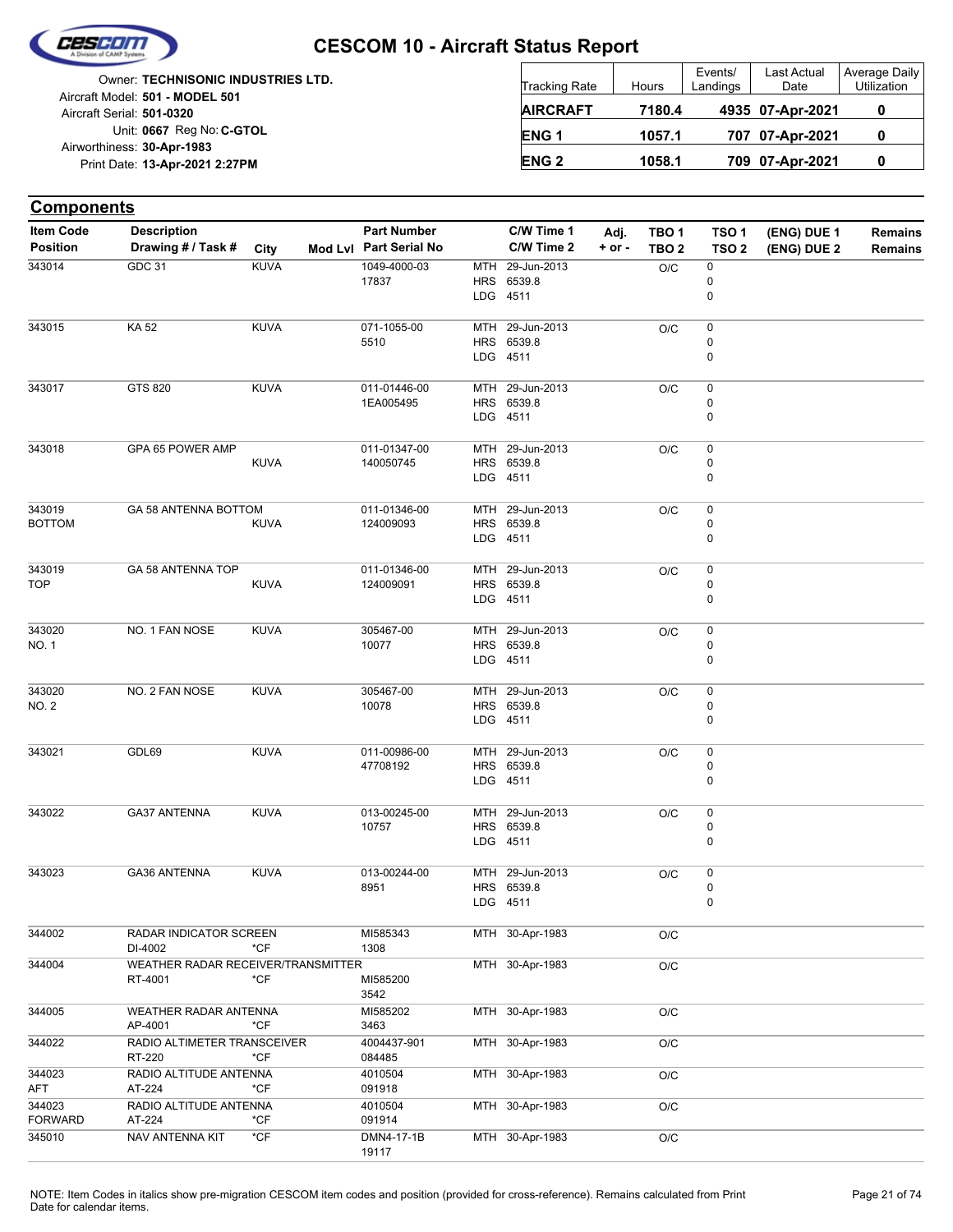# CESCOM 10 - Aircraft Status Report

Owner: **TECHNISONIC INDUSTRIES LTD.**
Aircraft Model: **501 - MODEL 501**
Aircraft Serial: **501-0320**
Unit: **0667** Reg No: **C-GTOL**
Airworthiness: **30-Apr-1983**
Print Date: **13-Apr-2021 2:27PM**

| Tracking Rate | Hours | Events/ Landings | Last Actual Date | Average Daily Utilization |
|---|---|---|---|---|
| **AIRCRAFT** | **7180.4** | **4935** | **07-Apr-2021** | **0** |
| **ENG 1** | **1057.1** | **707** | **07-Apr-2021** | **0** |
| **ENG 2** | **1058.1** | **709** | **07-Apr-2021** | **0** |

## Components

| Item Code / Position | Description / Drawing # / Task # | City | Mod Lvl | Part Number / Part Serial No | C/W Time 1 / C/W Time 2 | Adj. + or - | TBO 1 / TBO 2 | TSO 1 / TSO 2 | (ENG) DUE 1 / (ENG) DUE 2 | Remains / Remains |
|---|---|---|---|---|---|---|---|---|---|---|
| 343014 | GDC 31 | KUVA | | 1049-4000-03<br>17837 | MTH 29-Jun-2013<br>HRS 6539.8<br>LDG 4511 | | O/C | 0<br>0<br>0 | | |
| 343015 | KA 52 | KUVA | | 071-1055-00<br>5510 | MTH 29-Jun-2013<br>HRS 6539.8<br>LDG 4511 | | O/C | 0<br>0<br>0 | | |
| 343017 | GTS 820 | KUVA | | 011-01446-00<br>1EA005495 | MTH 29-Jun-2013<br>HRS 6539.8<br>LDG 4511 | | O/C | 0<br>0<br>0 | | |
| 343018 | GPA 65 POWER AMP | KUVA | | 011-01347-00<br>140050745 | MTH 29-Jun-2013<br>HRS 6539.8<br>LDG 4511 | | O/C | 0<br>0<br>0 | | |
| 343019<br>BOTTOM | GA 58 ANTENNA BOTTOM | KUVA | | 011-01346-00<br>124009093 | MTH 29-Jun-2013<br>HRS 6539.8<br>LDG 4511 | | O/C | 0<br>0<br>0 | | |
| 343019<br>TOP | GA 58 ANTENNA TOP | KUVA | | 011-01346-00<br>124009091 | MTH 29-Jun-2013<br>HRS 6539.8<br>LDG 4511 | | O/C | 0<br>0<br>0 | | |
| 343020<br>NO. 1 | NO. 1 FAN NOSE | KUVA | | 305467-00<br>10077 | MTH 29-Jun-2013<br>HRS 6539.8<br>LDG 4511 | | O/C | 0<br>0<br>0 | | |
| 343020<br>NO. 2 | NO. 2 FAN NOSE | KUVA | | 305467-00<br>10078 | MTH 29-Jun-2013<br>HRS 6539.8<br>LDG 4511 | | O/C | 0<br>0<br>0 | | |
| 343021 | GDL69 | KUVA | | 011-00986-00<br>47708192 | MTH 29-Jun-2013<br>HRS 6539.8<br>LDG 4511 | | O/C | 0<br>0<br>0 | | |
| 343022 | GA37 ANTENNA | KUVA | | 013-00245-00<br>10757 | MTH 29-Jun-2013<br>HRS 6539.8<br>LDG 4511 | | O/C | 0<br>0<br>0 | | |
| 343023 | GA36 ANTENNA | KUVA | | 013-00244-00<br>8951 | MTH 29-Jun-2013<br>HRS 6539.8<br>LDG 4511 | | O/C | 0<br>0<br>0 | | |
| 344002 | RADAR INDICATOR SCREEN<br>DI-4002 | *CF | | MI585343<br>1308 | MTH 30-Apr-1983 | | O/C | | | |
| 344004 | WEATHER RADAR RECEIVER/TRANSMITTER<br>RT-4001 | *CF | | MI585200<br>3542 | MTH 30-Apr-1983 | | O/C | | | |
| 344005 | WEATHER RADAR ANTENNA<br>AP-4001 | *CF | | MI585202<br>3463 | MTH 30-Apr-1983 | | O/C | | | |
| 344022 | RADIO ALTIMETER TRANSCEIVER<br>RT-220 | *CF | | 4004437-901<br>084485 | MTH 30-Apr-1983 | | O/C | | | |
| 344023<br>AFT | RADIO ALTITUDE ANTENNA<br>AT-224 | *CF | | 4010504<br>091918 | MTH 30-Apr-1983 | | O/C | | | |
| 344023<br>FORWARD | RADIO ALTITUDE ANTENNA<br>AT-224 | *CF | | 4010504<br>091914 | MTH 30-Apr-1983 | | O/C | | | |
| 345010 | NAV ANTENNA KIT | *CF | | DMN4-17-1B<br>19117 | MTH 30-Apr-1983 | | O/C | | | |

NOTE: Item Codes in italics show pre-migration CESCOM item codes and position (provided for cross-reference). Remains calculated from Print Date for calendar items.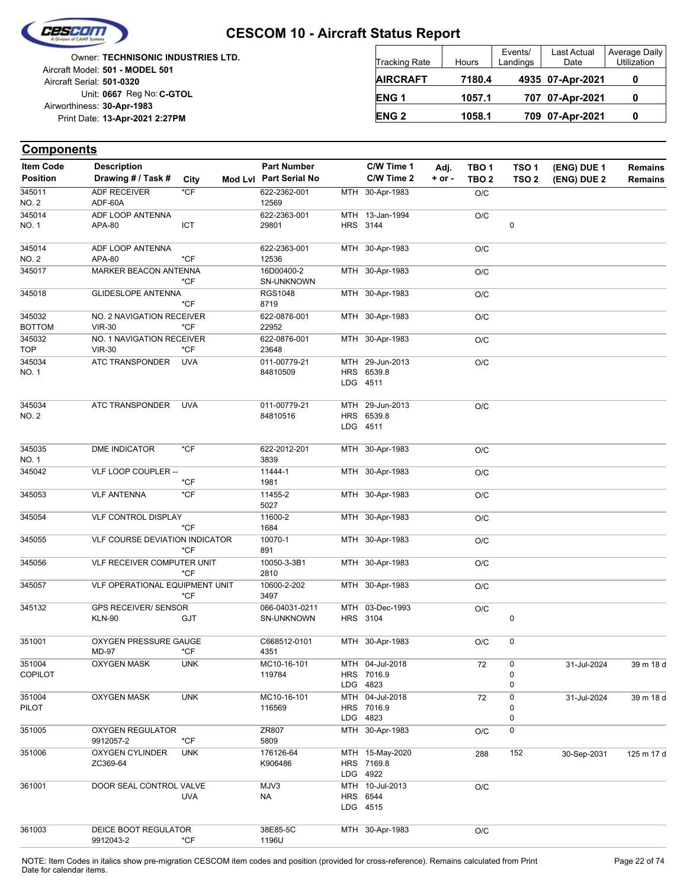# CESCOM 10 - Aircraft Status Report

Owner: **TECHNISONIC INDUSTRIES LTD.**
Aircraft Model: **501 - MODEL 501**
Aircraft Serial: **501-0320**
Unit: **0667** Reg No: **C-GTOL**
Airworthiness: **30-Apr-1983**
Print Date: **13-Apr-2021 2:27PM**

| Tracking Rate | Hours | Events/ Landings | Last Actual Date | Average Daily Utilization |
|---|---|---|---|---|
| **AIRCRAFT** | **7180.4** | **4935** | **07-Apr-2021** | **0** |
| **ENG 1** | **1057.1** | **707** | **07-Apr-2021** | **0** |
| **ENG 2** | **1058.1** | **709** | **07-Apr-2021** | **0** |

## Components

| Item Code / Position | Description / Drawing # / Task # | City | Mod Lvl | Part Number / Part Serial No | C/W Time 1 / C/W Time 2 | Adj. + or - | TBO 1 / TBO 2 | TSO 1 / TSO 2 | (ENG) DUE 1 / (ENG) DUE 2 | Remains / Remains |
|---|---|---|---|---|---|---|---|---|---|---|
| 345011 NO. 2 | ADF RECEIVER ADF-60A | *CF | | 622-2362-001 12569 | MTH 30-Apr-1983 | | O/C | | | |
| 345014 NO. 1 | ADF LOOP ANTENNA APA-80 | ICT | | 622-2363-001 29801 | MTH 13-Jan-1994 HRS 3144 | | O/C | 0 | | |
| 345014 NO. 2 | ADF LOOP ANTENNA APA-80 | *CF | | 622-2363-001 12536 | MTH 30-Apr-1983 | | O/C | | | |
| 345017 | MARKER BEACON ANTENNA | *CF | | 16D00400-2 SN-UNKNOWN | MTH 30-Apr-1983 | | O/C | | | |
| 345018 | GLIDESLOPE ANTENNA | *CF | | RGS1048 8719 | MTH 30-Apr-1983 | | O/C | | | |
| 345032 BOTTOM | NO. 2 NAVIGATION RECEIVER VIR-30 | *CF | | 622-0876-001 22952 | MTH 30-Apr-1983 | | O/C | | | |
| 345032 TOP | NO. 1 NAVIGATION RECEIVER VIR-30 | *CF | | 622-0876-001 23648 | MTH 30-Apr-1983 | | O/C | | | |
| 345034 NO. 1 | ATC TRANSPONDER | UVA | | 011-00779-21 84810509 | MTH 29-Jun-2013 HRS 6539.8 LDG 4511 | | O/C | | | |
| 345034 NO. 2 | ATC TRANSPONDER | UVA | | 011-00779-21 84810516 | MTH 29-Jun-2013 HRS 6539.8 LDG 4511 | | O/C | | | |
| 345035 NO. 1 | DME INDICATOR | *CF | | 622-2012-201 3839 | MTH 30-Apr-1983 | | O/C | | | |
| 345042 | VLF LOOP COUPLER -- | *CF | | 11444-1 1981 | MTH 30-Apr-1983 | | O/C | | | |
| 345053 | VLF ANTENNA | *CF | | 11455-2 5027 | MTH 30-Apr-1983 | | O/C | | | |
| 345054 | VLF CONTROL DISPLAY | *CF | | 11600-2 1684 | MTH 30-Apr-1983 | | O/C | | | |
| 345055 | VLF COURSE DEVIATION INDICATOR | *CF | | 10070-1 891 | MTH 30-Apr-1983 | | O/C | | | |
| 345056 | VLF RECEIVER COMPUTER UNIT | *CF | | 10050-3-3B1 2810 | MTH 30-Apr-1983 | | O/C | | | |
| 345057 | VLF OPERATIONAL EQUIPMENT UNIT | *CF | | 10600-2-202 3497 | MTH 30-Apr-1983 | | O/C | | | |
| 345132 | GPS RECEIVER/ SENSOR KLN-90 | GJT | | 066-04031-0211 SN-UNKNOWN | MTH 03-Dec-1993 HRS 3104 | | O/C | 0 | | |
| 351001 | OXYGEN PRESSURE GAUGE MD-97 | *CF | | C668512-0101 4351 | MTH 30-Apr-1983 | | O/C | 0 | | |
| 351004 COPILOT | OXYGEN MASK | UNK | | MC10-16-101 119784 | MTH 04-Jul-2018 HRS 7016.9 LDG 4823 | | 72 | 0 0 0 | 31-Jul-2024 | 39 m 18 d |
| 351004 PILOT | OXYGEN MASK | UNK | | MC10-16-101 116569 | MTH 04-Jul-2018 HRS 7016.9 LDG 4823 | | 72 | 0 0 0 | 31-Jul-2024 | 39 m 18 d |
| 351005 | OXYGEN REGULATOR 9912057-2 | *CF | | ZR807 5809 | MTH 30-Apr-1983 | | O/C | 0 | | |
| 351006 | OXYGEN CYLINDER ZC369-64 | UNK | | 176126-64 K906486 | MTH 15-May-2020 HRS 7169.8 LDG 4922 | | 288 | 152 | 30-Sep-2031 | 125 m 17 d |
| 361001 | DOOR SEAL CONTROL VALVE | UVA | | MJV3 NA | MTH 10-Jul-2013 HRS 6544 LDG 4515 | | O/C | | | |
| 361003 | DEICE BOOT REGULATOR 9912043-2 | *CF | | 38E85-5C 1196U | MTH 30-Apr-1983 | | O/C | | | |

NOTE: Item Codes in italics show pre-migration CESCOM item codes and position (provided for cross-reference). Remains calculated from Print Date for calendar items.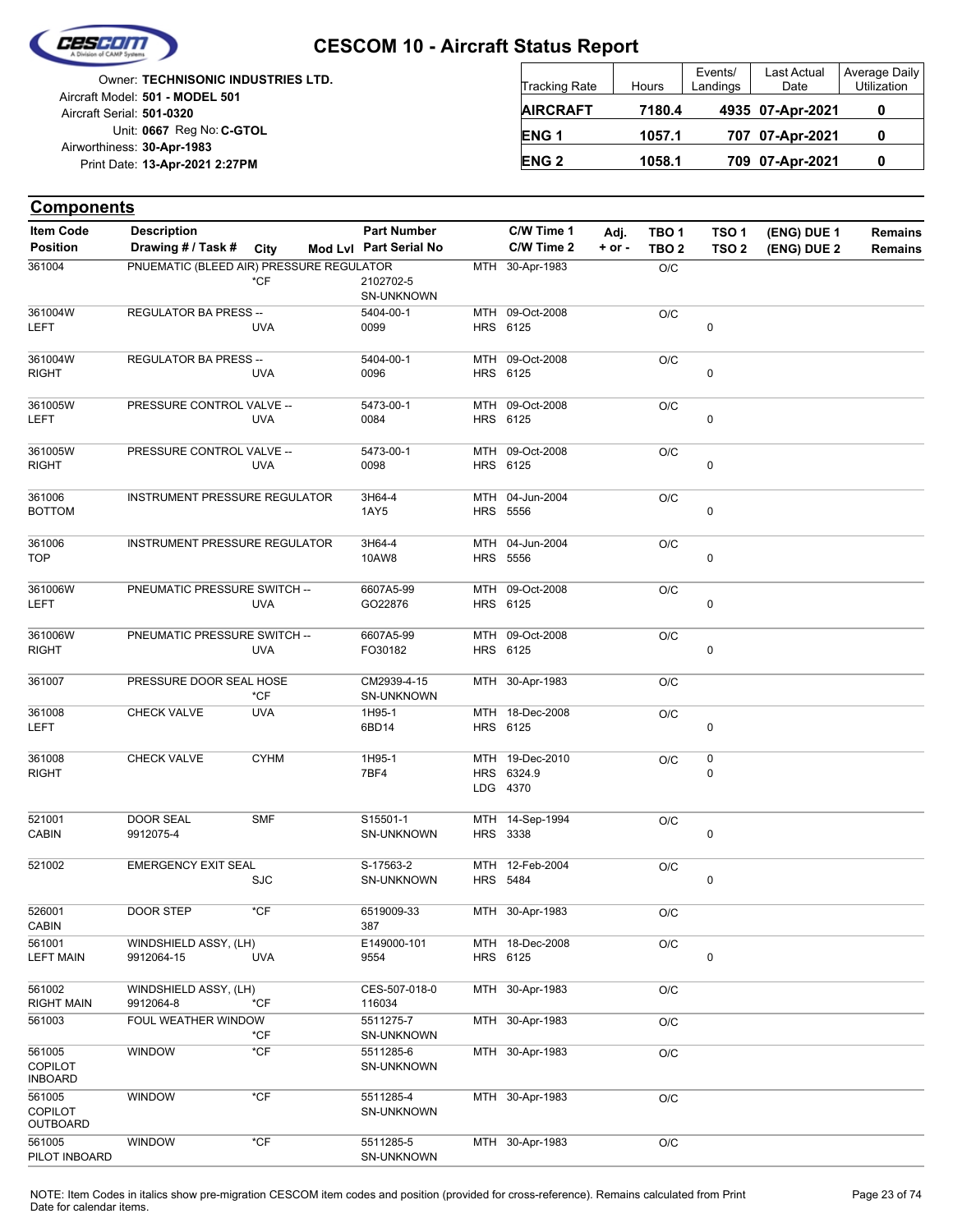# CESCOM 10 - Aircraft Status Report

Owner: **TECHNISONIC INDUSTRIES LTD.**
Aircraft Model: **501 - MODEL 501**
Aircraft Serial: **501-0320**
Unit: **0667** Reg No: **C-GTOL**
Airworthiness: **30-Apr-1983**
Print Date: **13-Apr-2021 2:27PM**

| Tracking Rate | Hours | Events/ Landings | Last Actual Date | Average Daily Utilization |
|---|---|---|---|---|
| **AIRCRAFT** | **7180.4** | **4935** | **07-Apr-2021** | **0** |
| **ENG 1** | **1057.1** | **707** | **07-Apr-2021** | **0** |
| **ENG 2** | **1058.1** | **709** | **07-Apr-2021** | **0** |

## Components

| Item Code / Position | Description / Drawing # / Task # | City | Mod Lvl | Part Number / Part Serial No | C/W Time 1 / C/W Time 2 | Adj. + or - | TBO 1 / TBO 2 | TSO 1 / TSO 2 | (ENG) DUE 1 / (ENG) DUE 2 | Remains / Remains |
|---|---|---|---|---|---|---|---|---|---|---|
| 361004 | PNUEMATIC (BLEED AIR) PRESSURE REGULATOR | *CF | | 2102702-5<br>SN-UNKNOWN | MTH 30-Apr-1983 | | O/C | | | |
| 361004W<br>LEFT | REGULATOR BA PRESS -- | UVA | | 5404-00-1<br>0099 | MTH 09-Oct-2008<br>HRS 6125 | | O/C | <br>0 | | |
| 361004W<br>RIGHT | REGULATOR BA PRESS -- | UVA | | 5404-00-1<br>0096 | MTH 09-Oct-2008<br>HRS 6125 | | O/C | <br>0 | | |
| 361005W<br>LEFT | PRESSURE CONTROL VALVE -- | UVA | | 5473-00-1<br>0084 | MTH 09-Oct-2008<br>HRS 6125 | | O/C | <br>0 | | |
| 361005W<br>RIGHT | PRESSURE CONTROL VALVE -- | UVA | | 5473-00-1<br>0098 | MTH 09-Oct-2008<br>HRS 6125 | | O/C | <br>0 | | |
| 361006<br>BOTTOM | INSTRUMENT PRESSURE REGULATOR | | | 3H64-4<br>1AY5 | MTH 04-Jun-2004<br>HRS 5556 | | O/C | <br>0 | | |
| 361006<br>TOP | INSTRUMENT PRESSURE REGULATOR | | | 3H64-4<br>10AW8 | MTH 04-Jun-2004<br>HRS 5556 | | O/C | <br>0 | | |
| 361006W<br>LEFT | PNEUMATIC PRESSURE SWITCH -- | UVA | | 6607A5-99<br>GO22876 | MTH 09-Oct-2008<br>HRS 6125 | | O/C | <br>0 | | |
| 361006W<br>RIGHT | PNEUMATIC PRESSURE SWITCH -- | UVA | | 6607A5-99<br>FO30182 | MTH 09-Oct-2008<br>HRS 6125 | | O/C | <br>0 | | |
| 361007 | PRESSURE DOOR SEAL HOSE | *CF | | CM2939-4-15<br>SN-UNKNOWN | MTH 30-Apr-1983 | | O/C | | | |
| 361008<br>LEFT | CHECK VALVE | UVA | | 1H95-1<br>6BD14 | MTH 18-Dec-2008<br>HRS 6125 | | O/C | <br>0 | | |
| 361008<br>RIGHT | CHECK VALVE | CYHM | | 1H95-1<br>7BF4 | MTH 19-Dec-2010<br>HRS 6324.9<br>LDG 4370 | | O/C | 0<br>0 | | |
| 521001<br>CABIN | DOOR SEAL<br>9912075-4 | SMF | | S15501-1<br>SN-UNKNOWN | MTH 14-Sep-1994<br>HRS 3338 | | O/C | <br>0 | | |
| 521002 | EMERGENCY EXIT SEAL | SJC | | S-17563-2<br>SN-UNKNOWN | MTH 12-Feb-2004<br>HRS 5484 | | O/C | <br>0 | | |
| 526001<br>CABIN | DOOR STEP | *CF | | 6519009-33<br>387 | MTH 30-Apr-1983 | | O/C | | | |
| 561001<br>LEFT MAIN | WINDSHIELD ASSY, (LH)<br>9912064-15 | UVA | | E149000-101<br>9554 | MTH 18-Dec-2008<br>HRS 6125 | | O/C | <br>0 | | |
| 561002<br>RIGHT MAIN | WINDSHIELD ASSY, (LH)<br>9912064-8 | *CF | | CES-507-018-0<br>116034 | MTH 30-Apr-1983 | | O/C | | | |
| 561003 | FOUL WEATHER WINDOW | *CF | | 5511275-7<br>SN-UNKNOWN | MTH 30-Apr-1983 | | O/C | | | |
| 561005<br>COPILOT INBOARD | WINDOW | *CF | | 5511285-6<br>SN-UNKNOWN | MTH 30-Apr-1983 | | O/C | | | |
| 561005<br>COPILOT OUTBOARD | WINDOW | *CF | | 5511285-4<br>SN-UNKNOWN | MTH 30-Apr-1983 | | O/C | | | |
| 561005<br>PILOT INBOARD | WINDOW | *CF | | 5511285-5<br>SN-UNKNOWN | MTH 30-Apr-1983 | | O/C | | | |

NOTE: Item Codes in italics show pre-migration CESCOM item codes and position (provided for cross-reference). Remains calculated from Print Date for calendar items.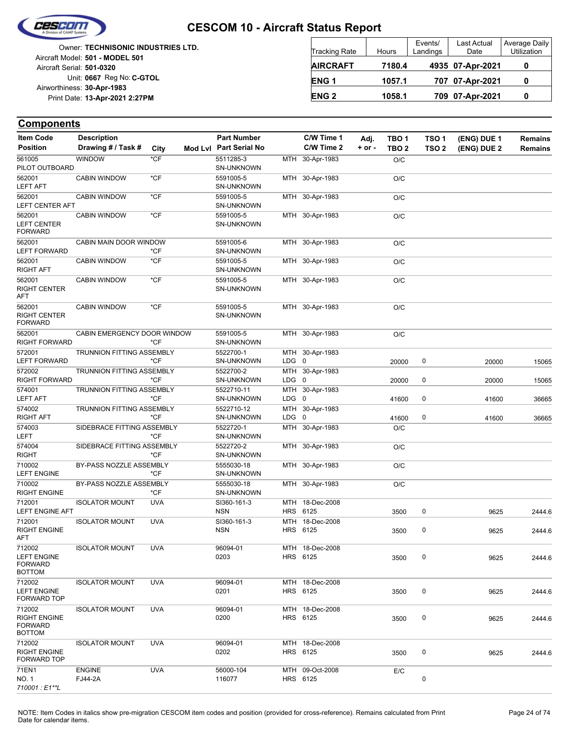# CESCOM 10 - Aircraft Status Report

Owner: **TECHNISONIC INDUSTRIES LTD.**
Aircraft Model: **501 - MODEL 501**
Aircraft Serial: **501-0320**
Unit: **0667** Reg No: **C-GTOL**
Airworthiness: **30-Apr-1983**
Print Date: **13-Apr-2021 2:27PM**

| Tracking Rate | Hours | Events/ Landings | Last Actual Date | Average Daily Utilization |
|---|---|---|---|---|
| **AIRCRAFT** | **7180.4** | **4935** | **07-Apr-2021** | **0** |
| **ENG 1** | **1057.1** | **707** | **07-Apr-2021** | **0** |
| **ENG 2** | **1058.1** | **709** | **07-Apr-2021** | **0** |

## Components

| Item Code / Position | Description / Drawing # / Task # | City | Mod Lvl | Part Number / Part Serial No | | C/W Time 1 / C/W Time 2 | Adj. + or - | TBO 1 / TBO 2 | TSO 1 / TSO 2 | (ENG) DUE 1 / (ENG) DUE 2 | Remains / Remains |
|---|---|---|---|---|---|---|---|---|---|---|---|
| 561005 PILOT OUTBOARD | WINDOW | *CF | | 5511285-3 SN-UNKNOWN | MTH | 30-Apr-1983 | | O/C | | | |
| 562001 LEFT AFT | CABIN WINDOW | *CF | | 5591005-5 SN-UNKNOWN | MTH | 30-Apr-1983 | | O/C | | | |
| 562001 LEFT CENTER AFT | CABIN WINDOW | *CF | | 5591005-5 SN-UNKNOWN | MTH | 30-Apr-1983 | | O/C | | | |
| 562001 LEFT CENTER FORWARD | CABIN WINDOW | *CF | | 5591005-5 SN-UNKNOWN | MTH | 30-Apr-1983 | | O/C | | | |
| 562001 LEFT FORWARD | CABIN MAIN DOOR WINDOW | *CF | | 5591005-6 SN-UNKNOWN | MTH | 30-Apr-1983 | | O/C | | | |
| 562001 RIGHT AFT | CABIN WINDOW | *CF | | 5591005-5 SN-UNKNOWN | MTH | 30-Apr-1983 | | O/C | | | |
| 562001 RIGHT CENTER AFT | CABIN WINDOW | *CF | | 5591005-5 SN-UNKNOWN | MTH | 30-Apr-1983 | | O/C | | | |
| 562001 RIGHT CENTER FORWARD | CABIN WINDOW | *CF | | 5591005-5 SN-UNKNOWN | MTH | 30-Apr-1983 | | O/C | | | |
| 562001 RIGHT FORWARD | CABIN EMERGENCY DOOR WINDOW | *CF | | 5591005-5 SN-UNKNOWN | MTH | 30-Apr-1983 | | O/C | | | |
| 572001 LEFT FORWARD | TRUNNION FITTING ASSEMBLY | *CF | | 5522700-1 SN-UNKNOWN | MTH / LDG | 30-Apr-1983 / 0 | | 20000 | 0 | 20000 | 15065 |
| 572002 RIGHT FORWARD | TRUNNION FITTING ASSEMBLY | *CF | | 5522700-2 SN-UNKNOWN | MTH / LDG | 30-Apr-1983 / 0 | | 20000 | 0 | 20000 | 15065 |
| 574001 LEFT AFT | TRUNNION FITTING ASSEMBLY | *CF | | 5522710-11 SN-UNKNOWN | MTH / LDG | 30-Apr-1983 / 0 | | 41600 | 0 | 41600 | 36665 |
| 574002 RIGHT AFT | TRUNNION FITTING ASSEMBLY | *CF | | 5522710-12 SN-UNKNOWN | MTH / LDG | 30-Apr-1983 / 0 | | 41600 | 0 | 41600 | 36665 |
| 574003 LEFT | SIDEBRACE FITTING ASSEMBLY | *CF | | 5522720-1 SN-UNKNOWN | MTH | 30-Apr-1983 | | O/C | | | |
| 574004 RIGHT | SIDEBRACE FITTING ASSEMBLY | *CF | | 5522720-2 SN-UNKNOWN | MTH | 30-Apr-1983 | | O/C | | | |
| 710002 LEFT ENGINE | BY-PASS NOZZLE ASSEMBLY | *CF | | 5555030-18 SN-UNKNOWN | MTH | 30-Apr-1983 | | O/C | | | |
| 710002 RIGHT ENGINE | BY-PASS NOZZLE ASSEMBLY | *CF | | 5555030-18 SN-UNKNOWN | MTH | 30-Apr-1983 | | O/C | | | |
| 712001 LEFT ENGINE AFT | ISOLATOR MOUNT | UVA | | SI360-161-3 NSN | MTH / HRS | 18-Dec-2008 / 6125 | | 3500 | 0 | 9625 | 2444.6 |
| 712001 RIGHT ENGINE AFT | ISOLATOR MOUNT | UVA | | SI360-161-3 NSN | MTH / HRS | 18-Dec-2008 / 6125 | | 3500 | 0 | 9625 | 2444.6 |
| 712002 LEFT ENGINE FORWARD BOTTOM | ISOLATOR MOUNT | UVA | | 96094-01 0203 | MTH / HRS | 18-Dec-2008 / 6125 | | 3500 | 0 | 9625 | 2444.6 |
| 712002 LEFT ENGINE FORWARD TOP | ISOLATOR MOUNT | UVA | | 96094-01 0201 | MTH / HRS | 18-Dec-2008 / 6125 | | 3500 | 0 | 9625 | 2444.6 |
| 712002 RIGHT ENGINE FORWARD BOTTOM | ISOLATOR MOUNT | UVA | | 96094-01 0200 | MTH / HRS | 18-Dec-2008 / 6125 | | 3500 | 0 | 9625 | 2444.6 |
| 712002 RIGHT ENGINE FORWARD TOP | ISOLATOR MOUNT | UVA | | 96094-01 0202 | MTH / HRS | 18-Dec-2008 / 6125 | | 3500 | 0 | 9625 | 2444.6 |
| 71EN1 NO. 1 *710001 : E1**L* | ENGINE FJ44-2A | UVA | | 56000-104 116077 | MTH / HRS | 09-Oct-2008 / 6125 | | E/C | 0 | | |

NOTE: Item Codes in italics show pre-migration CESCOM item codes and position (provided for cross-reference). Remains calculated from Print Date for calendar items.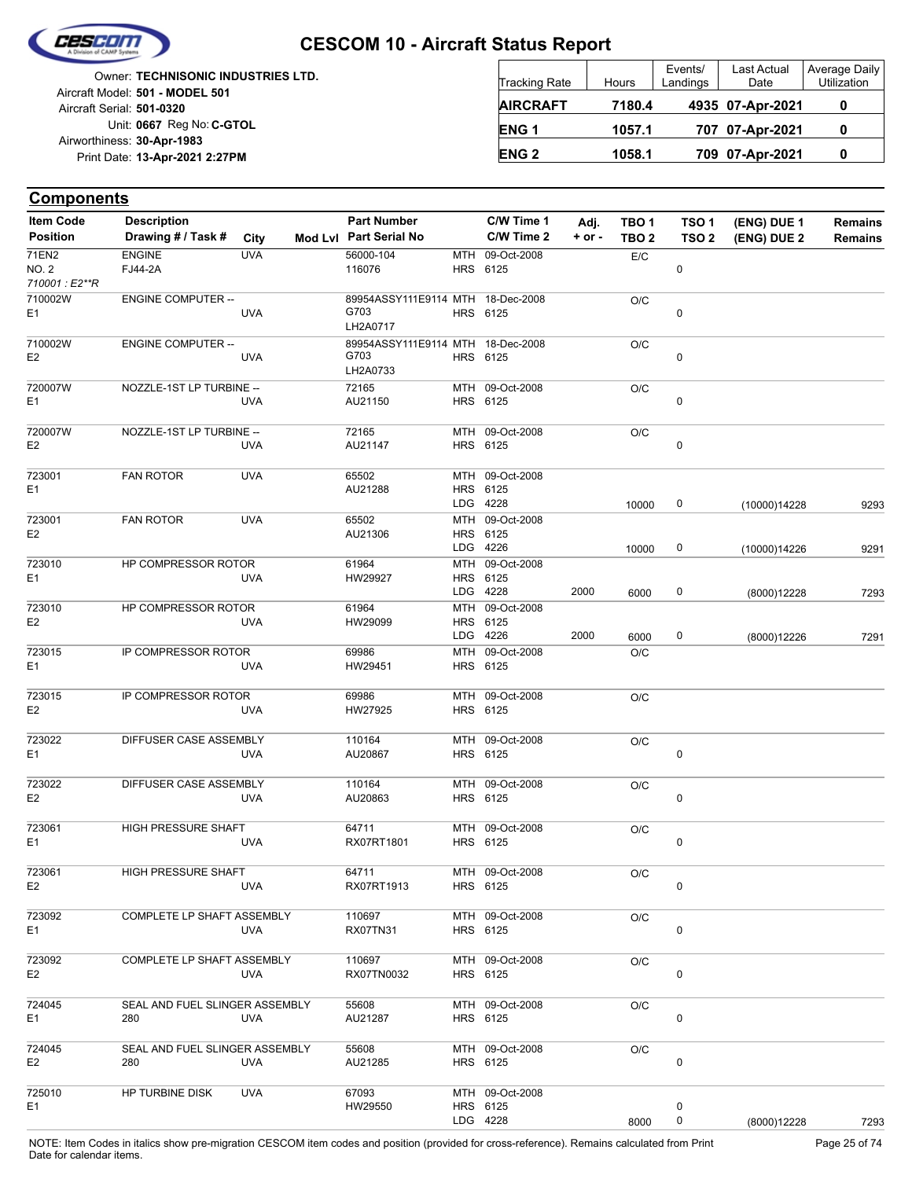# CESCOM 10 - Aircraft Status Report

Owner: **TECHNISONIC INDUSTRIES LTD.**
Aircraft Model: **501 - MODEL 501**
Aircraft Serial: **501-0320**
Unit: **0667** Reg No: **C-GTOL**
Airworthiness: **30-Apr-1983**
Print Date: **13-Apr-2021 2:27PM**

| Tracking Rate | Hours | Events/ Landings | Last Actual Date | Average Daily Utilization |
|---|---|---|---|---|
| **AIRCRAFT** | **7180.4** | **4935** | **07-Apr-2021** | **0** |
| **ENG 1** | **1057.1** | **707** | **07-Apr-2021** | **0** |
| **ENG 2** | **1058.1** | **709** | **07-Apr-2021** | **0** |

## Components

| Item Code / Position | Description / Drawing # / Task # | City | Mod Lvl | Part Number / Part Serial No | C/W Time 1 / C/W Time 2 | Adj. + or - | TBO 1 / TBO 2 | TSO 1 / TSO 2 | (ENG) DUE 1 / (ENG) DUE 2 | Remains / Remains |
|---|---|---|---|---|---|---|---|---|---|---|
| 71EN2 / NO. 2 / *710001 : E2\*\*R* | ENGINE / FJ44-2A | UVA | | 56000-104 / 116076 | MTH 09-Oct-2008 / HRS 6125 | | E/C | 0 | | |
| 710002W / E1 | ENGINE COMPUTER -- | UVA | | 89954ASSY111E9114 G703 / LH2A0717 | MTH 18-Dec-2008 / HRS 6125 | | O/C | 0 | | |
| 710002W / E2 | ENGINE COMPUTER -- | UVA | | 89954ASSY111E9114 G703 / LH2A0733 | MTH 18-Dec-2008 / HRS 6125 | | O/C | 0 | | |
| 720007W / E1 | NOZZLE-1ST LP TURBINE -- | UVA | | 72165 / AU21150 | MTH 09-Oct-2008 / HRS 6125 | | O/C | 0 | | |
| 720007W / E2 | NOZZLE-1ST LP TURBINE -- | UVA | | 72165 / AU21147 | MTH 09-Oct-2008 / HRS 6125 | | O/C | 0 | | |
| 723001 / E1 | FAN ROTOR | UVA | | 65502 / AU21288 | MTH 09-Oct-2008 / HRS 6125 / LDG 4228 | | 10000 | 0 | (10000)14228 | 9293 |
| 723001 / E2 | FAN ROTOR | UVA | | 65502 / AU21306 | MTH 09-Oct-2008 / HRS 6125 / LDG 4226 | | 10000 | 0 | (10000)14226 | 9291 |
| 723010 / E1 | HP COMPRESSOR ROTOR | UVA | | 61964 / HW29927 | MTH 09-Oct-2008 / HRS 6125 / LDG 4228 | 2000 | 6000 | 0 | (8000)12228 | 7293 |
| 723010 / E2 | HP COMPRESSOR ROTOR | UVA | | 61964 / HW29099 | MTH 09-Oct-2008 / HRS 6125 / LDG 4226 | 2000 | 6000 | 0 | (8000)12226 | 7291 |
| 723015 / E1 | IP COMPRESSOR ROTOR | UVA | | 69986 / HW29451 | MTH 09-Oct-2008 / HRS 6125 | | O/C | | | |
| 723015 / E2 | IP COMPRESSOR ROTOR | UVA | | 69986 / HW27925 | MTH 09-Oct-2008 / HRS 6125 | | O/C | | | |
| 723022 / E1 | DIFFUSER CASE ASSEMBLY | UVA | | 110164 / AU20867 | MTH 09-Oct-2008 / HRS 6125 | | O/C | 0 | | |
| 723022 / E2 | DIFFUSER CASE ASSEMBLY | UVA | | 110164 / AU20863 | MTH 09-Oct-2008 / HRS 6125 | | O/C | 0 | | |
| 723061 / E1 | HIGH PRESSURE SHAFT | UVA | | 64711 / RX07RT1801 | MTH 09-Oct-2008 / HRS 6125 | | O/C | 0 | | |
| 723061 / E2 | HIGH PRESSURE SHAFT | UVA | | 64711 / RX07RT1913 | MTH 09-Oct-2008 / HRS 6125 | | O/C | 0 | | |
| 723092 / E1 | COMPLETE LP SHAFT ASSEMBLY | UVA | | 110697 / RX07TN31 | MTH 09-Oct-2008 / HRS 6125 | | O/C | 0 | | |
| 723092 / E2 | COMPLETE LP SHAFT ASSEMBLY | UVA | | 110697 / RX07TN0032 | MTH 09-Oct-2008 / HRS 6125 | | O/C | 0 | | |
| 724045 / E1 | SEAL AND FUEL SLINGER ASSEMBLY / 280 | UVA | | 55608 / AU21287 | MTH 09-Oct-2008 / HRS 6125 | | O/C | 0 | | |
| 724045 / E2 | SEAL AND FUEL SLINGER ASSEMBLY / 280 | UVA | | 55608 / AU21285 | MTH 09-Oct-2008 / HRS 6125 | | O/C | 0 | | |
| 725010 / E1 | HP TURBINE DISK | UVA | | 67093 / HW29550 | MTH 09-Oct-2008 / HRS 6125 / LDG 4228 | | 8000 | 0 / 0 | (8000)12228 | 7293 |

NOTE: Item Codes in italics show pre-migration CESCOM item codes and position (provided for cross-reference). Remains calculated from Print Date for calendar items.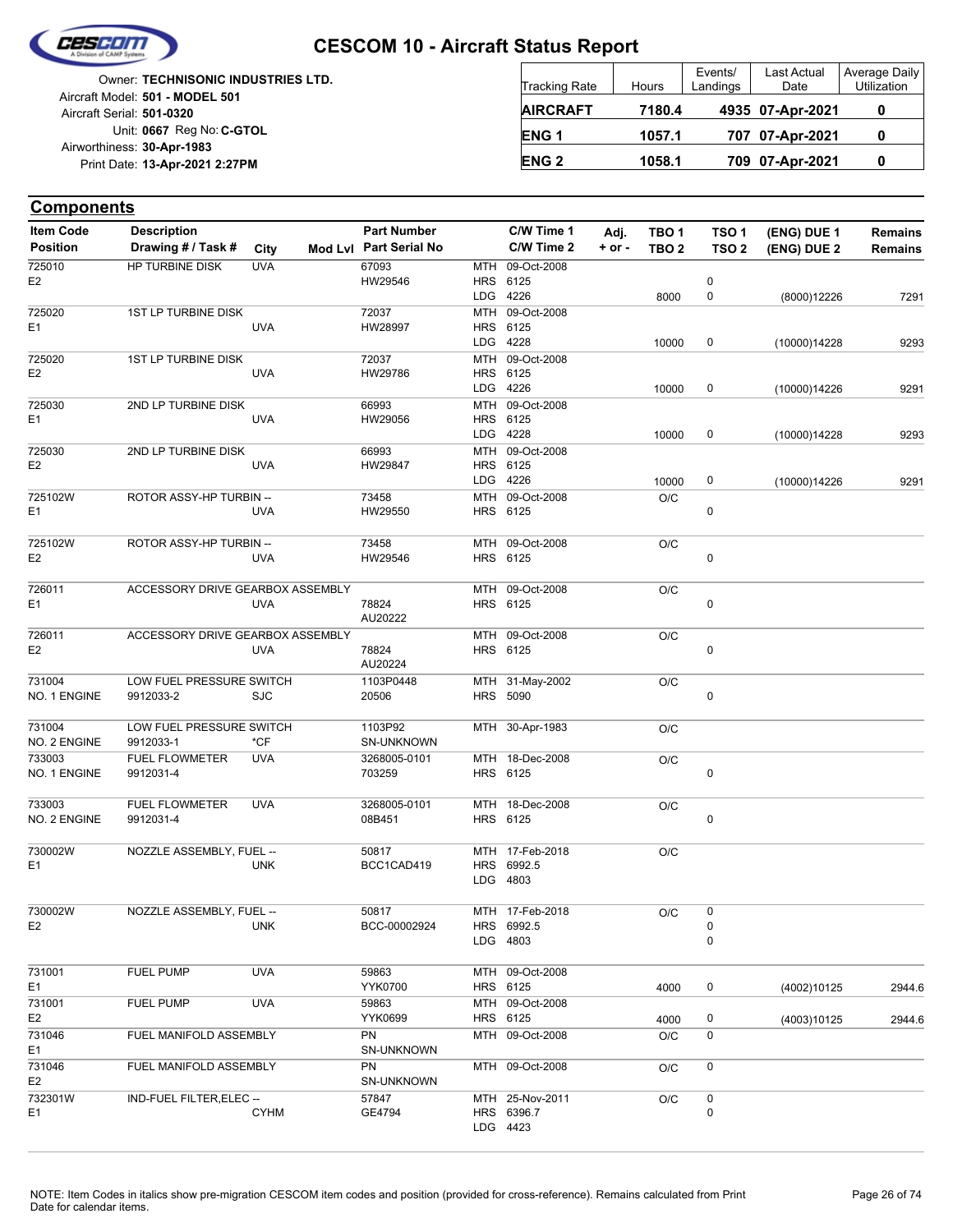# CESCOM 10 - Aircraft Status Report

Owner: **TECHNISONIC INDUSTRIES LTD.**
Aircraft Model: **501 - MODEL 501**
Aircraft Serial: **501-0320**
Unit: **0667** Reg No: **C-GTOL**
Airworthiness: **30-Apr-1983**
Print Date: **13-Apr-2021 2:27PM**

| Tracking Rate | Hours | Events/ Landings | Last Actual Date | Average Daily Utilization |
|---|---|---|---|---|
| **AIRCRAFT** | **7180.4** | **4935** | **07-Apr-2021** | **0** |
| **ENG 1** | **1057.1** | **707** | **07-Apr-2021** | **0** |
| **ENG 2** | **1058.1** | **709** | **07-Apr-2021** | **0** |

## Components

| Item Code / Position | Description / Drawing # / Task # | City | Mod Lvl | Part Number / Part Serial No | C/W Time 1 / C/W Time 2 | Adj. + or - | TBO 1 / TBO 2 | TSO 1 / TSO 2 | (ENG) DUE 1 / (ENG) DUE 2 | Remains / Remains |
|---|---|---|---|---|---|---|---|---|---|---|
| 725010 / E2 | HP TURBINE DISK | UVA | | 67093 / HW29546 | MTH 09-Oct-2008 / HRS 6125 / LDG 4226 | | 8000 | 0 / 0 | (8000)12226 | 7291 |
| 725020 / E1 | 1ST LP TURBINE DISK | UVA | | 72037 / HW28997 | MTH 09-Oct-2008 / HRS 6125 / LDG 4228 | | 10000 | 0 | (10000)14228 | 9293 |
| 725020 / E2 | 1ST LP TURBINE DISK | UVA | | 72037 / HW29786 | MTH 09-Oct-2008 / HRS 6125 / LDG 4226 | | 10000 | 0 | (10000)14226 | 9291 |
| 725030 / E1 | 2ND LP TURBINE DISK | UVA | | 66993 / HW29056 | MTH 09-Oct-2008 / HRS 6125 / LDG 4228 | | 10000 | 0 | (10000)14228 | 9293 |
| 725030 / E2 | 2ND LP TURBINE DISK | UVA | | 66993 / HW29847 | MTH 09-Oct-2008 / HRS 6125 / LDG 4226 | | 10000 | 0 | (10000)14226 | 9291 |
| 725102W / E1 | ROTOR ASSY-HP TURBIN -- | UVA | | 73458 / HW29550 | MTH 09-Oct-2008 / HRS 6125 | | O/C | 0 | | |
| 725102W / E2 | ROTOR ASSY-HP TURBIN -- | UVA | | 73458 / HW29546 | MTH 09-Oct-2008 / HRS 6125 | | O/C | 0 | | |
| 726011 / E1 | ACCESSORY DRIVE GEARBOX ASSEMBLY | UVA | | 78824 / AU20222 | MTH 09-Oct-2008 / HRS 6125 | | O/C | 0 | | |
| 726011 / E2 | ACCESSORY DRIVE GEARBOX ASSEMBLY | UVA | | 78824 / AU20224 | MTH 09-Oct-2008 / HRS 6125 | | O/C | 0 | | |
| 731004 / NO. 1 ENGINE | LOW FUEL PRESSURE SWITCH / 9912033-2 | SJC | | 1103P0448 / 20506 | MTH 31-May-2002 / HRS 5090 | | O/C | 0 | | |
| 731004 / NO. 2 ENGINE | LOW FUEL PRESSURE SWITCH / 9912033-1 | *CF | | 1103P92 / SN-UNKNOWN | MTH 30-Apr-1983 | | O/C | | | |
| 733003 / NO. 1 ENGINE | FUEL FLOWMETER / 9912031-4 | UVA | | 3268005-0101 / 703259 | MTH 18-Dec-2008 / HRS 6125 | | O/C | 0 | | |
| 733003 / NO. 2 ENGINE | FUEL FLOWMETER / 9912031-4 | UVA | | 3268005-0101 / 08B451 | MTH 18-Dec-2008 / HRS 6125 | | O/C | 0 | | |
| 730002W / E1 | NOZZLE ASSEMBLY, FUEL -- | UNK | | 50817 / BCC1CAD419 | MTH 17-Feb-2018 / HRS 6992.5 / LDG 4803 | | O/C | | | |
| 730002W / E2 | NOZZLE ASSEMBLY, FUEL -- | UNK | | 50817 / BCC-00002924 | MTH 17-Feb-2018 / HRS 6992.5 / LDG 4803 | | O/C | 0 / 0 / 0 | | |
| 731001 / E1 | FUEL PUMP | UVA | | 59863 / YYK0700 | MTH 09-Oct-2008 / HRS 6125 | | 4000 | 0 | (4002)10125 | 2944.6 |
| 731001 / E2 | FUEL PUMP | UVA | | 59863 / YYK0699 | MTH 09-Oct-2008 / HRS 6125 | | 4000 | 0 | (4003)10125 | 2944.6 |
| 731046 / E1 | FUEL MANIFOLD ASSEMBLY | | | PN / SN-UNKNOWN | MTH 09-Oct-2008 | | O/C | 0 | | |
| 731046 / E2 | FUEL MANIFOLD ASSEMBLY | | | PN / SN-UNKNOWN | MTH 09-Oct-2008 | | O/C | 0 | | |
| 732301W / E1 | IND-FUEL FILTER,ELEC -- | CYHM | | 57847 / GE4794 | MTH 25-Nov-2011 / HRS 6396.7 / LDG 4423 | | O/C | 0 / 0 | | |

NOTE: Item Codes in italics show pre-migration CESCOM item codes and position (provided for cross-reference). Remains calculated from Print Date for calendar items.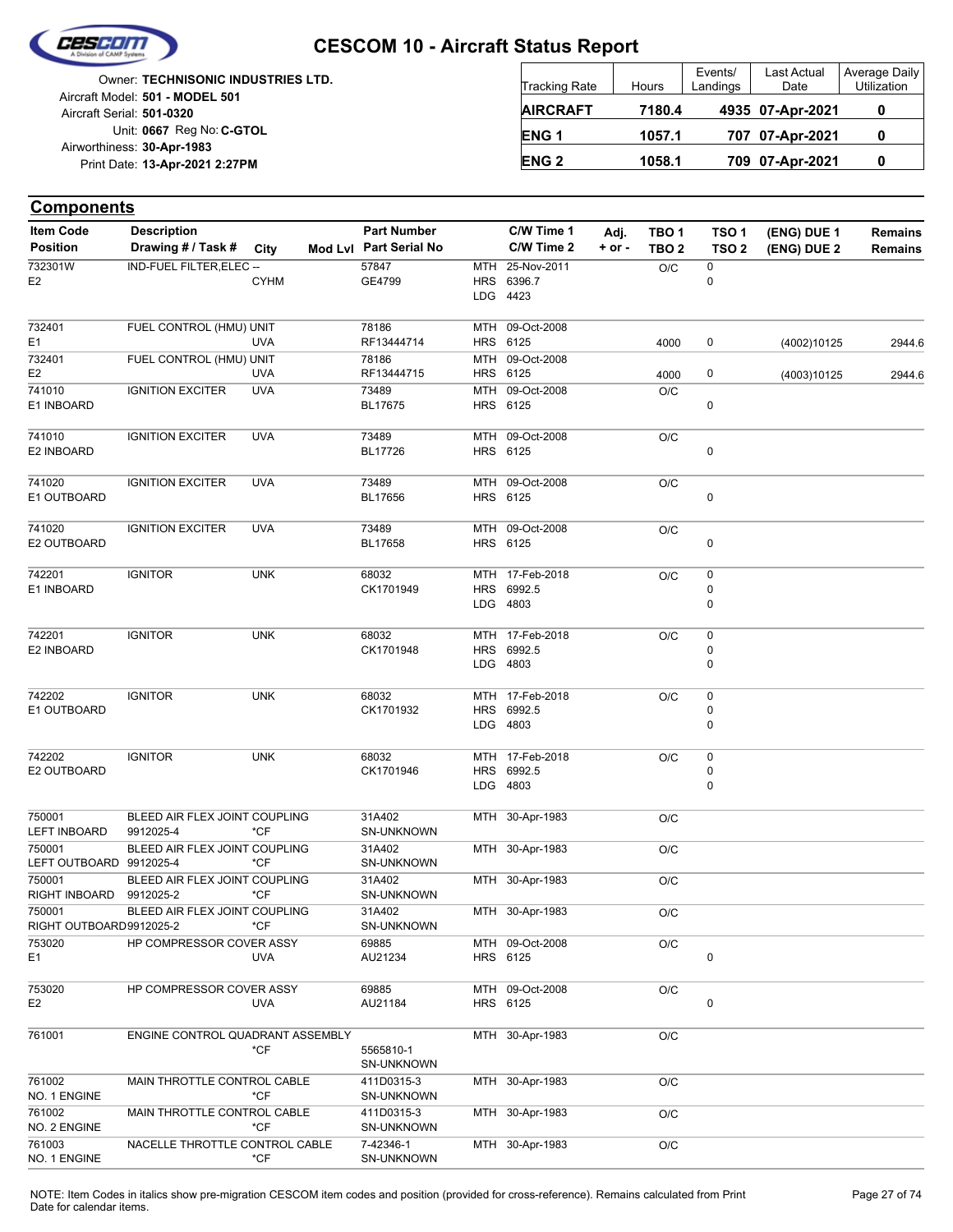# CESCOM 10 - Aircraft Status Report

Owner: **TECHNISONIC INDUSTRIES LTD.**
Aircraft Model: **501 - MODEL 501**
Aircraft Serial: **501-0320**
Unit: **0667** Reg No: **C-GTOL**
Airworthiness: **30-Apr-1983**
Print Date: **13-Apr-2021 2:27PM**

| Tracking Rate | Hours | Events/ Landings | Last Actual Date | Average Daily Utilization |
|---|---|---|---|---|
| **AIRCRAFT** | **7180.4** | **4935** | **07-Apr-2021** | **0** |
| **ENG 1** | **1057.1** | **707** | **07-Apr-2021** | **0** |
| **ENG 2** | **1058.1** | **709** | **07-Apr-2021** | **0** |

## Components

| Item Code / Position | Description / Drawing # / Task # | City | Mod Lvl | Part Number / Part Serial No | | C/W Time 1 / C/W Time 2 | Adj. + or - | TBO 1 / TBO 2 | TSO 1 / TSO 2 | (ENG) DUE 1 / (ENG) DUE 2 | Remains / Remains |
|---|---|---|---|---|---|---|---|---|---|---|---|
| 732301W<br>E2 | IND-FUEL FILTER,ELEC -- | CYHM | | 57847<br>GE4799 | MTH<br>HRS<br>LDG | 25-Nov-2011<br>6396.7<br>4423 | | O/C | 0<br>0 | | |
| 732401<br>E1 | FUEL CONTROL (HMU) UNIT | UVA | | 78186<br>RF13444714 | MTH<br>HRS | 09-Oct-2008<br>6125 | | 4000 | 0 | (4002)10125 | 2944.6 |
| 732401<br>E2 | FUEL CONTROL (HMU) UNIT | UVA | | 78186<br>RF13444715 | MTH<br>HRS | 09-Oct-2008<br>6125 | | 4000 | 0 | (4003)10125 | 2944.6 |
| 741010<br>E1 INBOARD | IGNITION EXCITER | UVA | | 73489<br>BL17675 | MTH<br>HRS | 09-Oct-2008<br>6125 | | O/C | 0 | | |
| 741010<br>E2 INBOARD | IGNITION EXCITER | UVA | | 73489<br>BL17726 | MTH<br>HRS | 09-Oct-2008<br>6125 | | O/C | 0 | | |
| 741020<br>E1 OUTBOARD | IGNITION EXCITER | UVA | | 73489<br>BL17656 | MTH<br>HRS | 09-Oct-2008<br>6125 | | O/C | 0 | | |
| 741020<br>E2 OUTBOARD | IGNITION EXCITER | UVA | | 73489<br>BL17658 | MTH<br>HRS | 09-Oct-2008<br>6125 | | O/C | 0 | | |
| 742201<br>E1 INBOARD | IGNITOR | UNK | | 68032<br>CK1701949 | MTH<br>HRS<br>LDG | 17-Feb-2018<br>6992.5<br>4803 | | O/C | 0<br>0<br>0 | | |
| 742201<br>E2 INBOARD | IGNITOR | UNK | | 68032<br>CK1701948 | MTH<br>HRS<br>LDG | 17-Feb-2018<br>6992.5<br>4803 | | O/C | 0<br>0<br>0 | | |
| 742202<br>E1 OUTBOARD | IGNITOR | UNK | | 68032<br>CK1701932 | MTH<br>HRS<br>LDG | 17-Feb-2018<br>6992.5<br>4803 | | O/C | 0<br>0<br>0 | | |
| 742202<br>E2 OUTBOARD | IGNITOR | UNK | | 68032<br>CK1701946 | MTH<br>HRS<br>LDG | 17-Feb-2018<br>6992.5<br>4803 | | O/C | 0<br>0<br>0 | | |
| 750001<br>LEFT INBOARD | BLEED AIR FLEX JOINT COUPLING<br>9912025-4 | *CF | | 31A402<br>SN-UNKNOWN | MTH | 30-Apr-1983 | | O/C | | | |
| 750001<br>LEFT OUTBOARD | BLEED AIR FLEX JOINT COUPLING<br>9912025-4 | *CF | | 31A402<br>SN-UNKNOWN | MTH | 30-Apr-1983 | | O/C | | | |
| 750001<br>RIGHT INBOARD | BLEED AIR FLEX JOINT COUPLING<br>9912025-2 | *CF | | 31A402<br>SN-UNKNOWN | MTH | 30-Apr-1983 | | O/C | | | |
| 750001<br>RIGHT OUTBOARD | BLEED AIR FLEX JOINT COUPLING<br>9912025-2 | *CF | | 31A402<br>SN-UNKNOWN | MTH | 30-Apr-1983 | | O/C | | | |
| 753020<br>E1 | HP COMPRESSOR COVER ASSY | UVA | | 69885<br>AU21234 | MTH<br>HRS | 09-Oct-2008<br>6125 | | O/C | 0 | | |
| 753020<br>E2 | HP COMPRESSOR COVER ASSY | UVA | | 69885<br>AU21184 | MTH<br>HRS | 09-Oct-2008<br>6125 | | O/C | 0 | | |
| 761001 | ENGINE CONTROL QUADRANT ASSEMBLY | *CF | | 5565810-1<br>SN-UNKNOWN | MTH | 30-Apr-1983 | | O/C | | | |
| 761002<br>NO. 1 ENGINE | MAIN THROTTLE CONTROL CABLE | *CF | | 411D0315-3<br>SN-UNKNOWN | MTH | 30-Apr-1983 | | O/C | | | |
| 761002<br>NO. 2 ENGINE | MAIN THROTTLE CONTROL CABLE | *CF | | 411D0315-3<br>SN-UNKNOWN | MTH | 30-Apr-1983 | | O/C | | | |
| 761003<br>NO. 1 ENGINE | NACELLE THROTTLE CONTROL CABLE | *CF | | 7-42346-1<br>SN-UNKNOWN | MTH | 30-Apr-1983 | | O/C | | | |

NOTE: Item Codes in italics show pre-migration CESCOM item codes and position (provided for cross-reference). Remains calculated from Print Date for calendar items.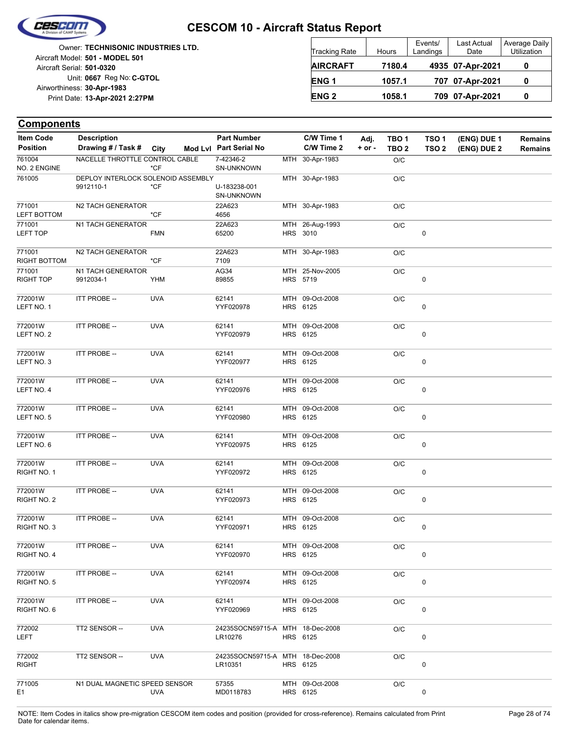# CESCOM 10 - Aircraft Status Report

Owner: **TECHNISONIC INDUSTRIES LTD.**
Aircraft Model: **501 - MODEL 501**
Aircraft Serial: **501-0320**
Unit: **0667** Reg No: **C-GTOL**
Airworthiness: **30-Apr-1983**
Print Date: **13-Apr-2021 2:27PM**

| Tracking Rate | Hours | Events/ Landings | Last Actual Date | Average Daily Utilization |
|---|---|---|---|---|
| **AIRCRAFT** | **7180.4** | **4935** | **07-Apr-2021** | **0** |
| **ENG 1** | **1057.1** | **707** | **07-Apr-2021** | **0** |
| **ENG 2** | **1058.1** | **709** | **07-Apr-2021** | **0** |

## Components

| Item Code / Position | Description / Drawing # / Task # | City | Mod Lvl | Part Number / Part Serial No | C/W Time 1 / C/W Time 2 | Adj. + or - | TBO 1 / TBO 2 | TSO 1 / TSO 2 | (ENG) DUE 1 / (ENG) DUE 2 | Remains / Remains |
|---|---|---|---|---|---|---|---|---|---|---|
| 761004<br>NO. 2 ENGINE | NACELLE THROTTLE CONTROL CABLE | *CF | | 7-42346-2<br>SN-UNKNOWN | MTH 30-Apr-1983 | | O/C | | | |
| 761005 | DEPLOY INTERLOCK SOLENOID ASSEMBLY<br>9912110-1 | *CF | | U-183238-001<br>SN-UNKNOWN | MTH 30-Apr-1983 | | O/C | | | |
| 771001<br>LEFT BOTTOM | N2 TACH GENERATOR | *CF | | 22A623<br>4656 | MTH 30-Apr-1983 | | O/C | | | |
| 771001<br>LEFT TOP | N1 TACH GENERATOR | FMN | | 22A623<br>65200 | MTH 26-Aug-1993<br>HRS 3010 | | O/C | <br>0 | | |
| 771001<br>RIGHT BOTTOM | N2 TACH GENERATOR | *CF | | 22A623<br>7109 | MTH 30-Apr-1983 | | O/C | | | |
| 771001<br>RIGHT TOP | N1 TACH GENERATOR<br>9912034-1 | YHM | | AG34<br>89855 | MTH 25-Nov-2005<br>HRS 5719 | | O/C | <br>0 | | |
| 772001W<br>LEFT NO. 1 | ITT PROBE -- | UVA | | 62141<br>YYF020978 | MTH 09-Oct-2008<br>HRS 6125 | | O/C | <br>0 | | |
| 772001W<br>LEFT NO. 2 | ITT PROBE -- | UVA | | 62141<br>YYF020979 | MTH 09-Oct-2008<br>HRS 6125 | | O/C | <br>0 | | |
| 772001W<br>LEFT NO. 3 | ITT PROBE -- | UVA | | 62141<br>YYF020977 | MTH 09-Oct-2008<br>HRS 6125 | | O/C | <br>0 | | |
| 772001W<br>LEFT NO. 4 | ITT PROBE -- | UVA | | 62141<br>YYF020976 | MTH 09-Oct-2008<br>HRS 6125 | | O/C | <br>0 | | |
| 772001W<br>LEFT NO. 5 | ITT PROBE -- | UVA | | 62141<br>YYF020980 | MTH 09-Oct-2008<br>HRS 6125 | | O/C | <br>0 | | |
| 772001W<br>LEFT NO. 6 | ITT PROBE -- | UVA | | 62141<br>YYF020975 | MTH 09-Oct-2008<br>HRS 6125 | | O/C | <br>0 | | |
| 772001W<br>RIGHT NO. 1 | ITT PROBE -- | UVA | | 62141<br>YYF020972 | MTH 09-Oct-2008<br>HRS 6125 | | O/C | <br>0 | | |
| 772001W<br>RIGHT NO. 2 | ITT PROBE -- | UVA | | 62141<br>YYF020973 | MTH 09-Oct-2008<br>HRS 6125 | | O/C | <br>0 | | |
| 772001W<br>RIGHT NO. 3 | ITT PROBE -- | UVA | | 62141<br>YYF020971 | MTH 09-Oct-2008<br>HRS 6125 | | O/C | <br>0 | | |
| 772001W<br>RIGHT NO. 4 | ITT PROBE -- | UVA | | 62141<br>YYF020970 | MTH 09-Oct-2008<br>HRS 6125 | | O/C | <br>0 | | |
| 772001W<br>RIGHT NO. 5 | ITT PROBE -- | UVA | | 62141<br>YYF020974 | MTH 09-Oct-2008<br>HRS 6125 | | O/C | <br>0 | | |
| 772001W<br>RIGHT NO. 6 | ITT PROBE -- | UVA | | 62141<br>YYF020969 | MTH 09-Oct-2008<br>HRS 6125 | | O/C | <br>0 | | |
| 772002<br>LEFT | TT2 SENSOR -- | UVA | | 24235SOCN59715-A<br>LR10276 | MTH 18-Dec-2008<br>HRS 6125 | | O/C | <br>0 | | |
| 772002<br>RIGHT | TT2 SENSOR -- | UVA | | 24235SOCN59715-A<br>LR10351 | MTH 18-Dec-2008<br>HRS 6125 | | O/C | <br>0 | | |
| 771005<br>E1 | N1 DUAL MAGNETIC SPEED SENSOR | UVA | | 57355<br>MD0118783 | MTH 09-Oct-2008<br>HRS 6125 | | O/C | <br>0 | | |

NOTE: Item Codes in italics show pre-migration CESCOM item codes and position (provided for cross-reference). Remains calculated from Print Date for calendar items.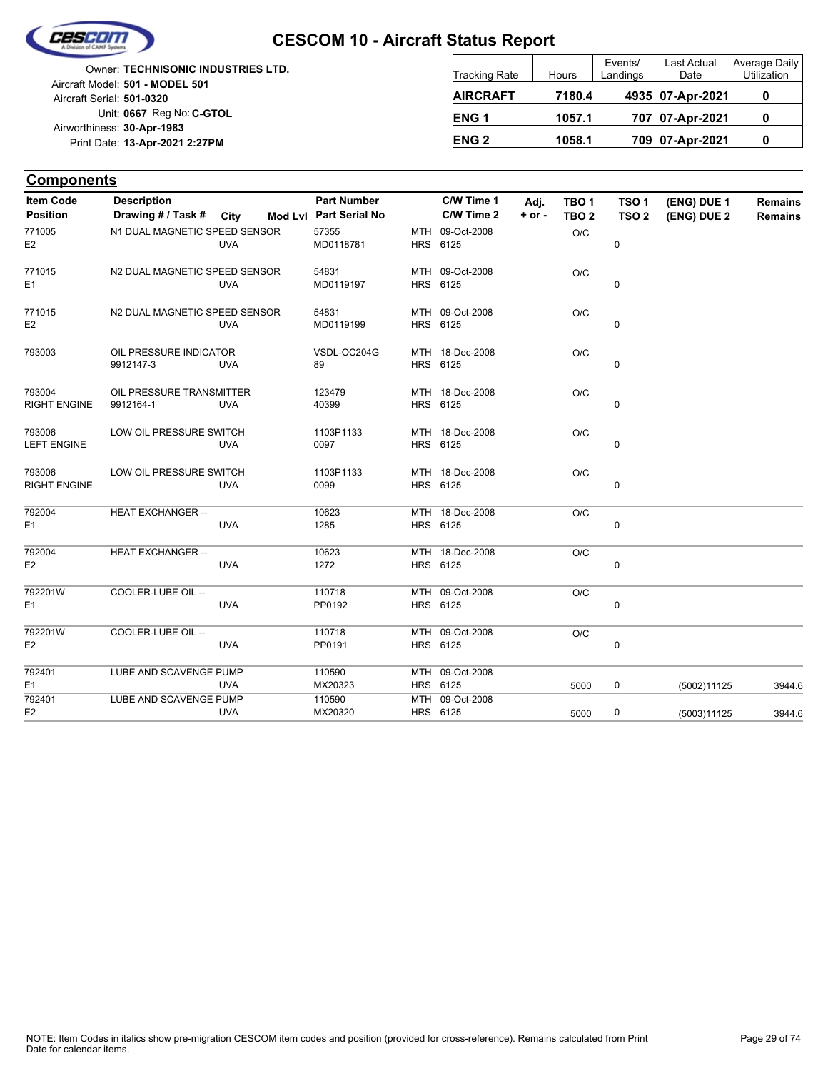# CESCOM 10 - Aircraft Status Report

Owner: **TECHNISONIC INDUSTRIES LTD.**
Aircraft Model: **501 - MODEL 501**
Aircraft Serial: **501-0320**
Unit: **0667** Reg No: **C-GTOL**
Airworthiness: **30-Apr-1983**
Print Date: **13-Apr-2021 2:27PM**

| Tracking Rate | Hours | Events/ Landings | Last Actual Date | Average Daily Utilization |
|---|---|---|---|---|
| **AIRCRAFT** | **7180.4** | **4935** | **07-Apr-2021** | **0** |
| **ENG 1** | **1057.1** | **707** | **07-Apr-2021** | **0** |
| **ENG 2** | **1058.1** | **709** | **07-Apr-2021** | **0** |

## Components

| Item Code / Position | Description / Drawing # / Task # | City | Mod Lvl | Part Number / Part Serial No | | C/W Time 1 / C/W Time 2 | Adj. + or - | TBO 1 / TBO 2 | TSO 1 / TSO 2 | (ENG) DUE 1 / (ENG) DUE 2 | Remains / Remains |
|---|---|---|---|---|---|---|---|---|---|---|---|
| 771005 | N1 DUAL MAGNETIC SPEED SENSOR | | | 57355 | MTH | 09-Oct-2008 | | O/C | | | |
| E2 | | UVA | | MD0118781 | HRS | 6125 | | | 0 | | |
| 771015 | N2 DUAL MAGNETIC SPEED SENSOR | | | 54831 | MTH | 09-Oct-2008 | | O/C | | | |
| E1 | | UVA | | MD0119197 | HRS | 6125 | | | 0 | | |
| 771015 | N2 DUAL MAGNETIC SPEED SENSOR | | | 54831 | MTH | 09-Oct-2008 | | O/C | | | |
| E2 | | UVA | | MD0119199 | HRS | 6125 | | | 0 | | |
| 793003 | OIL PRESSURE INDICATOR | | | VSDL-OC204G | MTH | 18-Dec-2008 | | O/C | | | |
| | 9912147-3 | UVA | | 89 | HRS | 6125 | | | 0 | | |
| 793004 | OIL PRESSURE TRANSMITTER | | | 123479 | MTH | 18-Dec-2008 | | O/C | | | |
| RIGHT ENGINE | 9912164-1 | UVA | | 40399 | HRS | 6125 | | | 0 | | |
| 793006 | LOW OIL PRESSURE SWITCH | | | 1103P1133 | MTH | 18-Dec-2008 | | O/C | | | |
| LEFT ENGINE | | UVA | | 0097 | HRS | 6125 | | | 0 | | |
| 793006 | LOW OIL PRESSURE SWITCH | | | 1103P1133 | MTH | 18-Dec-2008 | | O/C | | | |
| RIGHT ENGINE | | UVA | | 0099 | HRS | 6125 | | | 0 | | |
| 792004 | HEAT EXCHANGER -- | | | 10623 | MTH | 18-Dec-2008 | | O/C | | | |
| E1 | | UVA | | 1285 | HRS | 6125 | | | 0 | | |
| 792004 | HEAT EXCHANGER -- | | | 10623 | MTH | 18-Dec-2008 | | O/C | | | |
| E2 | | UVA | | 1272 | HRS | 6125 | | | 0 | | |
| 792201W | COOLER-LUBE OIL -- | | | 110718 | MTH | 09-Oct-2008 | | O/C | | | |
| E1 | | UVA | | PP0192 | HRS | 6125 | | | 0 | | |
| 792201W | COOLER-LUBE OIL -- | | | 110718 | MTH | 09-Oct-2008 | | O/C | | | |
| E2 | | UVA | | PP0191 | HRS | 6125 | | | 0 | | |
| 792401 | LUBE AND SCAVENGE PUMP | | | 110590 | MTH | 09-Oct-2008 | | | | | |
| E1 | | UVA | | MX20323 | HRS | 6125 | | 5000 | 0 | (5002)11125 | 3944.6 |
| 792401 | LUBE AND SCAVENGE PUMP | | | 110590 | MTH | 09-Oct-2008 | | | | | |
| E2 | | UVA | | MX20320 | HRS | 6125 | | 5000 | 0 | (5003)11125 | 3944.6 |

NOTE: Item Codes in italics show pre-migration CESCOM item codes and position (provided for cross-reference). Remains calculated from Print Date for calendar items.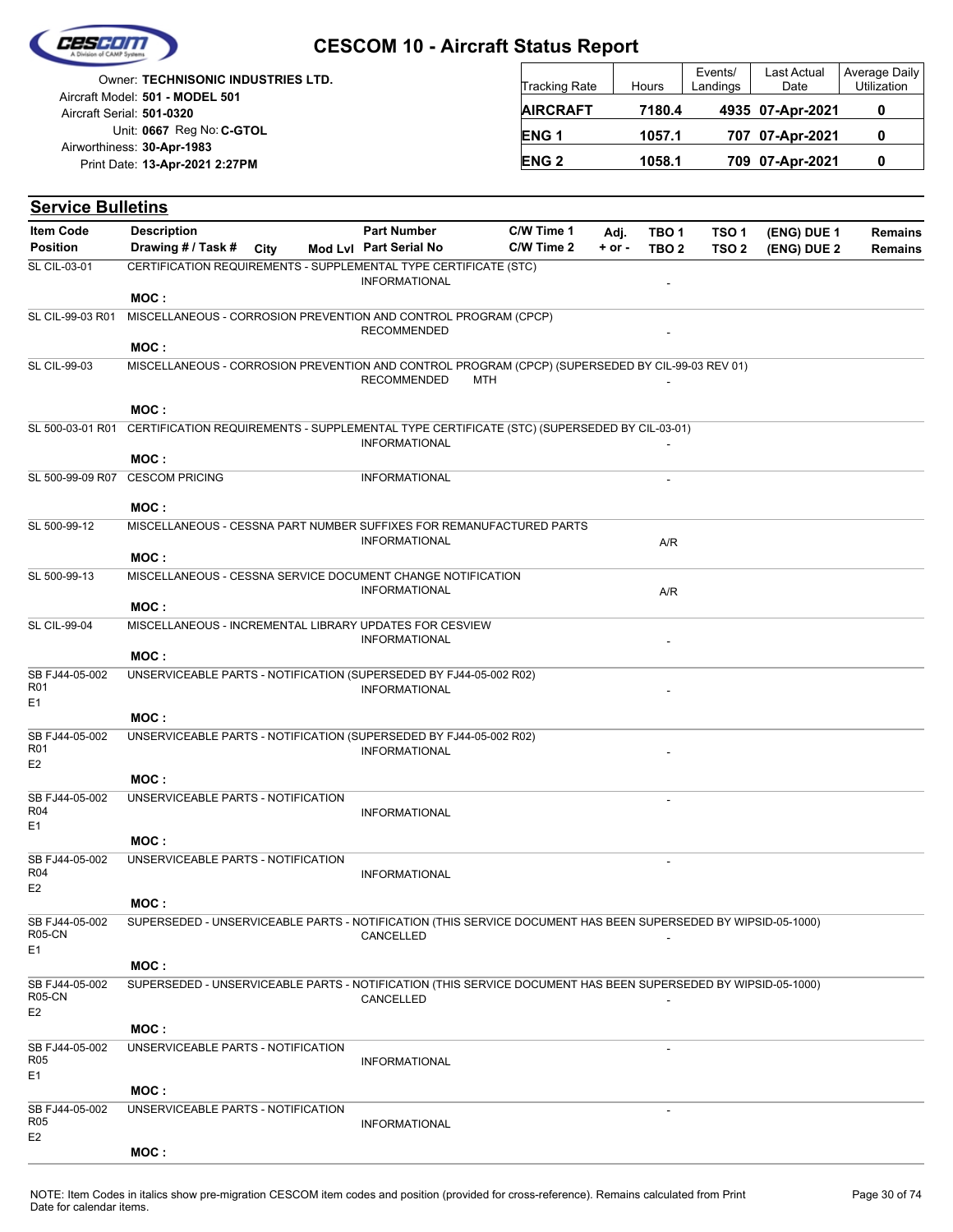# CESCOM 10 - Aircraft Status Report

Owner: **TECHNISONIC INDUSTRIES LTD.**
Aircraft Model: **501 - MODEL 501**
Aircraft Serial: **501-0320**
Unit: **0667** Reg No: **C-GTOL**
Airworthiness: **30-Apr-1983**
Print Date: **13-Apr-2021 2:27PM**

| Tracking Rate | Hours | Events/ Landings | Last Actual Date | Average Daily Utilization |
|---|---|---|---|---|
| **AIRCRAFT** | **7180.4** | **4935** | **07-Apr-2021** | **0** |
| **ENG 1** | **1057.1** | **707** | **07-Apr-2021** | **0** |
| **ENG 2** | **1058.1** | **709** | **07-Apr-2021** | **0** |

## Service Bulletins

| Item Code / Position | Description / Drawing # / Task # | City | Mod Lvl | Part Number / Part Serial No | C/W Time 1 / C/W Time 2 | Adj. + or - | TBO 1 / TBO 2 | TSO 1 / TSO 2 | (ENG) DUE 1 / (ENG) DUE 2 | Remains / Remains |
|---|---|---|---|---|---|---|---|---|---|---|
| SL CIL-03-01 | CERTIFICATION REQUIREMENTS - SUPPLEMENTAL TYPE CERTIFICATE (STC) MOC : | | | INFORMATIONAL | | | - | | | |
| SL CIL-99-03 R01 | MISCELLANEOUS - CORROSION PREVENTION AND CONTROL PROGRAM (CPCP) MOC : | | | RECOMMENDED | | | - | | | |
| SL CIL-99-03 | MISCELLANEOUS - CORROSION PREVENTION AND CONTROL PROGRAM (CPCP) (SUPERSEDED BY CIL-99-03 REV 01) MOC : | | | RECOMMENDED MTH | | | - | | | |
| SL 500-03-01 R01 | CERTIFICATION REQUIREMENTS - SUPPLEMENTAL TYPE CERTIFICATE (STC) (SUPERSEDED BY CIL-03-01) MOC : | | | INFORMATIONAL | | | - | | | |
| SL 500-99-09 R07 | CESCOM PRICING MOC : | | | INFORMATIONAL | | | - | | | |
| SL 500-99-12 | MISCELLANEOUS - CESSNA PART NUMBER SUFFIXES FOR REMANUFACTURED PARTS MOC : | | | INFORMATIONAL | | | A/R | | | |
| SL 500-99-13 | MISCELLANEOUS - CESSNA SERVICE DOCUMENT CHANGE NOTIFICATION MOC : | | | INFORMATIONAL | | | A/R | | | |
| SL CIL-99-04 | MISCELLANEOUS - INCREMENTAL LIBRARY UPDATES FOR CESVIEW MOC : | | | INFORMATIONAL | | | - | | | |
| SB FJ44-05-002 R01 E1 | UNSERVICEABLE PARTS - NOTIFICATION (SUPERSEDED BY FJ44-05-002 R02) MOC : | | | INFORMATIONAL | | | - | | | |
| SB FJ44-05-002 R01 E2 | UNSERVICEABLE PARTS - NOTIFICATION (SUPERSEDED BY FJ44-05-002 R02) MOC : | | | INFORMATIONAL | | | - | | | |
| SB FJ44-05-002 R04 E1 | UNSERVICEABLE PARTS - NOTIFICATION MOC : | | | INFORMATIONAL | | | - | | | |
| SB FJ44-05-002 R04 E2 | UNSERVICEABLE PARTS - NOTIFICATION MOC : | | | INFORMATIONAL | | | - | | | |
| SB FJ44-05-002 R05-CN E1 | SUPERSEDED - UNSERVICEABLE PARTS - NOTIFICATION (THIS SERVICE DOCUMENT HAS BEEN SUPERSEDED BY WIPSID-05-1000) MOC : | | | CANCELLED | | | - | | | |
| SB FJ44-05-002 R05-CN E2 | SUPERSEDED - UNSERVICEABLE PARTS - NOTIFICATION (THIS SERVICE DOCUMENT HAS BEEN SUPERSEDED BY WIPSID-05-1000) MOC : | | | CANCELLED | | | - | | | |
| SB FJ44-05-002 R05 E1 | UNSERVICEABLE PARTS - NOTIFICATION MOC : | | | INFORMATIONAL | | | - | | | |
| SB FJ44-05-002 R05 E2 | UNSERVICEABLE PARTS - NOTIFICATION MOC : | | | INFORMATIONAL | | | - | | | |

NOTE: Item Codes in italics show pre-migration CESCOM item codes and position (provided for cross-reference). Remains calculated from Print Date for calendar items.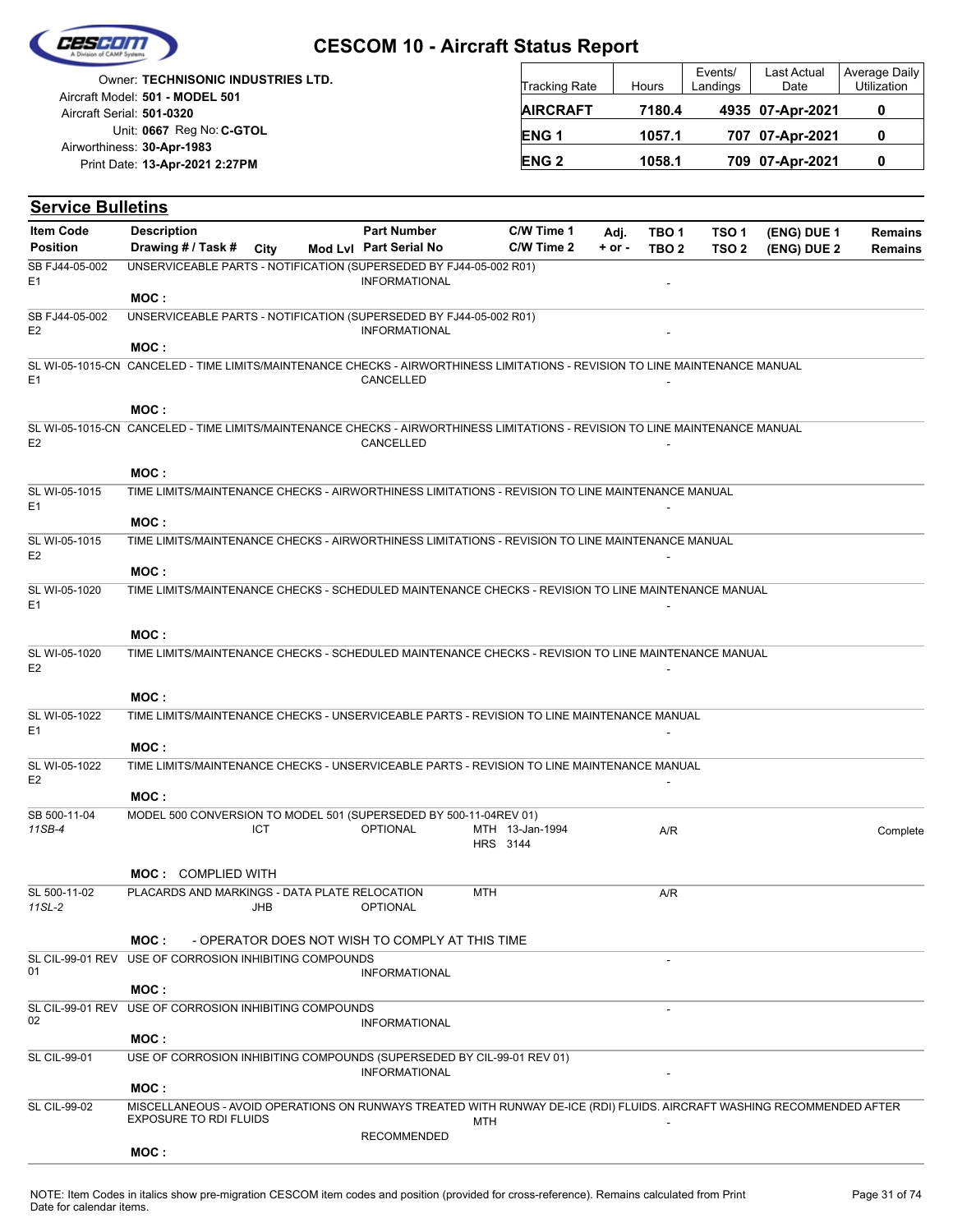# CESCOM 10 - Aircraft Status Report

Owner: **TECHNISONIC INDUSTRIES LTD.**
Aircraft Model: **501 - MODEL 501**
Aircraft Serial: **501-0320**
Unit: **0667** Reg No: **C-GTOL**
Airworthiness: **30-Apr-1983**
Print Date: **13-Apr-2021 2:27PM**

| Tracking Rate | Hours | Events/ Landings | Last Actual Date | Average Daily Utilization |
|---|---|---|---|---|
| **AIRCRAFT** | **7180.4** | **4935** | **07-Apr-2021** | **0** |
| **ENG 1** | **1057.1** | **707** | **07-Apr-2021** | **0** |
| **ENG 2** | **1058.1** | **709** | **07-Apr-2021** | **0** |

## Service Bulletins

| Item Code / Position | Description / Drawing # / Task # | City | Mod Lvl | Part Number / Part Serial No | C/W Time 1 / C/W Time 2 | Adj. + or - | TBO 1 / TBO 2 | TSO 1 / TSO 2 | (ENG) DUE 1 / (ENG) DUE 2 | Remains / Remains |
|---|---|---|---|---|---|---|---|---|---|---|
| SB FJ44-05-002 E1 | UNSERVICEABLE PARTS - NOTIFICATION (SUPERSEDED BY FJ44-05-002 R01) | | | INFORMATIONAL | | | - | | | |
| | **MOC :** | | | | | | | | | |
| SB FJ44-05-002 E2 | UNSERVICEABLE PARTS - NOTIFICATION (SUPERSEDED BY FJ44-05-002 R01) | | | INFORMATIONAL | | | - | | | |
| | **MOC :** | | | | | | | | | |
| SL WI-05-1015-CN E1 | CANCELED - TIME LIMITS/MAINTENANCE CHECKS - AIRWORTHINESS LIMITATIONS - REVISION TO LINE MAINTENANCE MANUAL | | | CANCELLED | | | - | | | |
| | **MOC :** | | | | | | | | | |
| SL WI-05-1015-CN E2 | CANCELED - TIME LIMITS/MAINTENANCE CHECKS - AIRWORTHINESS LIMITATIONS - REVISION TO LINE MAINTENANCE MANUAL | | | CANCELLED | | | - | | | |
| | **MOC :** | | | | | | | | | |
| SL WI-05-1015 E1 | TIME LIMITS/MAINTENANCE CHECKS - AIRWORTHINESS LIMITATIONS - REVISION TO LINE MAINTENANCE MANUAL | | | | | | - | | | |
| | **MOC :** | | | | | | | | | |
| SL WI-05-1015 E2 | TIME LIMITS/MAINTENANCE CHECKS - AIRWORTHINESS LIMITATIONS - REVISION TO LINE MAINTENANCE MANUAL | | | | | | - | | | |
| | **MOC :** | | | | | | | | | |
| SL WI-05-1020 E1 | TIME LIMITS/MAINTENANCE CHECKS - SCHEDULED MAINTENANCE CHECKS - REVISION TO LINE MAINTENANCE MANUAL | | | | | | - | | | |
| | **MOC :** | | | | | | | | | |
| SL WI-05-1020 E2 | TIME LIMITS/MAINTENANCE CHECKS - SCHEDULED MAINTENANCE CHECKS - REVISION TO LINE MAINTENANCE MANUAL | | | | | | - | | | |
| | **MOC :** | | | | | | | | | |
| SL WI-05-1022 E1 | TIME LIMITS/MAINTENANCE CHECKS - UNSERVICEABLE PARTS - REVISION TO LINE MAINTENANCE MANUAL | | | | | | - | | | |
| | **MOC :** | | | | | | | | | |
| SL WI-05-1022 E2 | TIME LIMITS/MAINTENANCE CHECKS - UNSERVICEABLE PARTS - REVISION TO LINE MAINTENANCE MANUAL | | | | | | - | | | |
| | **MOC :** | | | | | | | | | |
| SB 500-11-04 *11SB-4* | MODEL 500 CONVERSION TO MODEL 501 (SUPERSEDED BY 500-11-04REV 01) | ICT | | OPTIONAL | MTH 13-Jan-1994 HRS 3144 | | A/R | | | Complete |
| | **MOC :** COMPLIED WITH | | | | | | | | | |
| SL 500-11-02 *11SL-2* | PLACARDS AND MARKINGS - DATA PLATE RELOCATION | JHB | | OPTIONAL | MTH | | A/R | | | |
| | **MOC :** - OPERATOR DOES NOT WISH TO COMPLY AT THIS TIME | | | | | | | | | |
| SL CIL-99-01 REV 01 | USE OF CORROSION INHIBITING COMPOUNDS | | | INFORMATIONAL | | | - | | | |
| | **MOC :** | | | | | | | | | |
| SL CIL-99-01 REV 02 | USE OF CORROSION INHIBITING COMPOUNDS | | | INFORMATIONAL | | | - | | | |
| | **MOC :** | | | | | | | | | |
| SL CIL-99-01 | USE OF CORROSION INHIBITING COMPOUNDS (SUPERSEDED BY CIL-99-01 REV 01) | | | INFORMATIONAL | | | - | | | |
| | **MOC :** | | | | | | | | | |
| SL CIL-99-02 | MISCELLANEOUS - AVOID OPERATIONS ON RUNWAYS TREATED WITH RUNWAY DE-ICE (RDI) FLUIDS. AIRCRAFT WASHING RECOMMENDED AFTER EXPOSURE TO RDI FLUIDS | | | RECOMMENDED | MTH | | - | | | |
| | **MOC :** | | | | | | | | | |

NOTE: Item Codes in italics show pre-migration CESCOM item codes and position (provided for cross-reference). Remains calculated from Print Date for calendar items.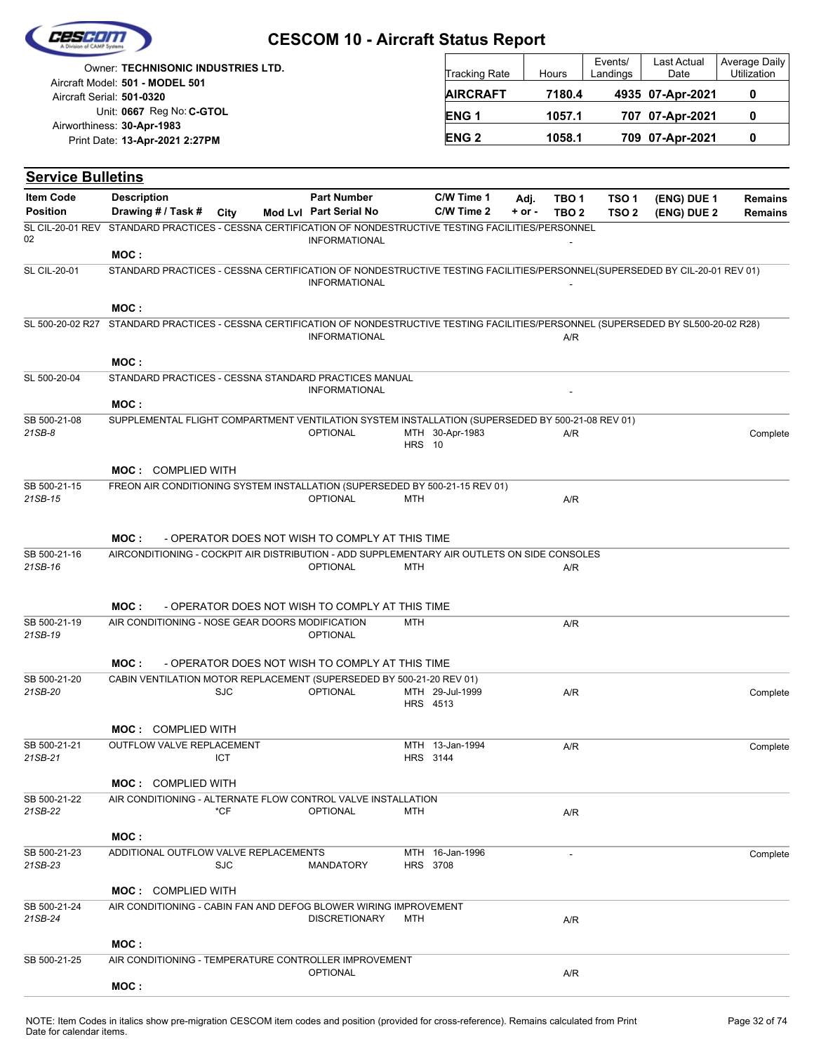# CESCOM 10 - Aircraft Status Report

Owner: **TECHNISONIC INDUSTRIES LTD.**
Aircraft Model: **501 - MODEL 501**
Aircraft Serial: **501-0320**
Unit: **0667** Reg No: **C-GTOL**
Airworthiness: **30-Apr-1983**
Print Date: **13-Apr-2021 2:27PM**

| Tracking Rate | Hours | Events/ Landings | Last Actual Date | Average Daily Utilization |
|---|---|---|---|---|
| **AIRCRAFT** | **7180.4** | **4935** | **07-Apr-2021** | **0** |
| **ENG 1** | **1057.1** | **707** | **07-Apr-2021** | **0** |
| **ENG 2** | **1058.1** | **709** | **07-Apr-2021** | **0** |

## Service Bulletins

| Item Code / Position | Description / Drawing # / Task # | City | Mod Lvl | Part Number / Part Serial No | C/W Time 1 / C/W Time 2 | Adj. + or - | TBO 1 / TBO 2 | TSO 1 / TSO 2 | (ENG) DUE 1 / (ENG) DUE 2 | Remains / Remains |
|---|---|---|---|---|---|---|---|---|---|---|
| SL CIL-20-01 REV 02 | STANDARD PRACTICES - CESSNA CERTIFICATION OF NONDESTRUCTIVE TESTING FACILITIES/PERSONNEL | | | INFORMATIONAL | | | - | | | |
| | MOC : | | | | | | | | | |
| SL CIL-20-01 | STANDARD PRACTICES - CESSNA CERTIFICATION OF NONDESTRUCTIVE TESTING FACILITIES/PERSONNEL(SUPERSEDED BY CIL-20-01 REV 01) | | | INFORMATIONAL | | | - | | | |
| | MOC : | | | | | | | | | |
| SL 500-20-02 R27 | STANDARD PRACTICES - CESSNA CERTIFICATION OF NONDESTRUCTIVE TESTING FACILITIES/PERSONNEL (SUPERSEDED BY SL500-20-02 R28) | | | INFORMATIONAL | | | A/R | | | |
| | MOC : | | | | | | | | | |
| SL 500-20-04 | STANDARD PRACTICES - CESSNA STANDARD PRACTICES MANUAL | | | INFORMATIONAL | | | - | | | |
| | MOC : | | | | | | | | | |
| SB 500-21-08 / *21SB-8* | SUPPLEMENTAL FLIGHT COMPARTMENT VENTILATION SYSTEM INSTALLATION (SUPERSEDED BY 500-21-08 REV 01) | | | OPTIONAL | MTH 30-Apr-1983 / HRS 10 | | A/R | | | Complete |
| | MOC : COMPLIED WITH | | | | | | | | | |
| SB 500-21-15 / *21SB-15* | FREON AIR CONDITIONING SYSTEM INSTALLATION (SUPERSEDED BY 500-21-15 REV 01) | | | OPTIONAL | MTH | | A/R | | | |
| | MOC : - OPERATOR DOES NOT WISH TO COMPLY AT THIS TIME | | | | | | | | | |
| SB 500-21-16 / *21SB-16* | AIRCONDITIONING - COCKPIT AIR DISTRIBUTION - ADD SUPPLEMENTARY AIR OUTLETS ON SIDE CONSOLES | | | OPTIONAL | MTH | | A/R | | | |
| | MOC : - OPERATOR DOES NOT WISH TO COMPLY AT THIS TIME | | | | | | | | | |
| SB 500-21-19 / *21SB-19* | AIR CONDITIONING - NOSE GEAR DOORS MODIFICATION | | | OPTIONAL | MTH | | A/R | | | |
| | MOC : - OPERATOR DOES NOT WISH TO COMPLY AT THIS TIME | | | | | | | | | |
| SB 500-21-20 / *21SB-20* | CABIN VENTILATION MOTOR REPLACEMENT (SUPERSEDED BY 500-21-20 REV 01) | SJC | | OPTIONAL | MTH 29-Jul-1999 / HRS 4513 | | A/R | | | Complete |
| | MOC : COMPLIED WITH | | | | | | | | | |
| SB 500-21-21 / *21SB-21* | OUTFLOW VALVE REPLACEMENT | ICT | | | MTH 13-Jan-1994 / HRS 3144 | | A/R | | | Complete |
| | MOC : COMPLIED WITH | | | | | | | | | |
| SB 500-21-22 / *21SB-22* | AIR CONDITIONING - ALTERNATE FLOW CONTROL VALVE INSTALLATION | *CF | | OPTIONAL | MTH | | A/R | | | |
| | MOC : | | | | | | | | | |
| SB 500-21-23 / *21SB-23* | ADDITIONAL OUTFLOW VALVE REPLACEMENTS | SJC | | MANDATORY | MTH 16-Jan-1996 / HRS 3708 | | - | | | Complete |
| | MOC : COMPLIED WITH | | | | | | | | | |
| SB 500-21-24 / *21SB-24* | AIR CONDITIONING - CABIN FAN AND DEFOG BLOWER WIRING IMPROVEMENT | | | DISCRETIONARY | MTH | | A/R | | | |
| | MOC : | | | | | | | | | |
| SB 500-21-25 | AIR CONDITIONING - TEMPERATURE CONTROLLER IMPROVEMENT | | | OPTIONAL | | | A/R | | | |
| | MOC : | | | | | | | | | |

NOTE: Item Codes in italics show pre-migration CESCOM item codes and position (provided for cross-reference). Remains calculated from Print Date for calendar items.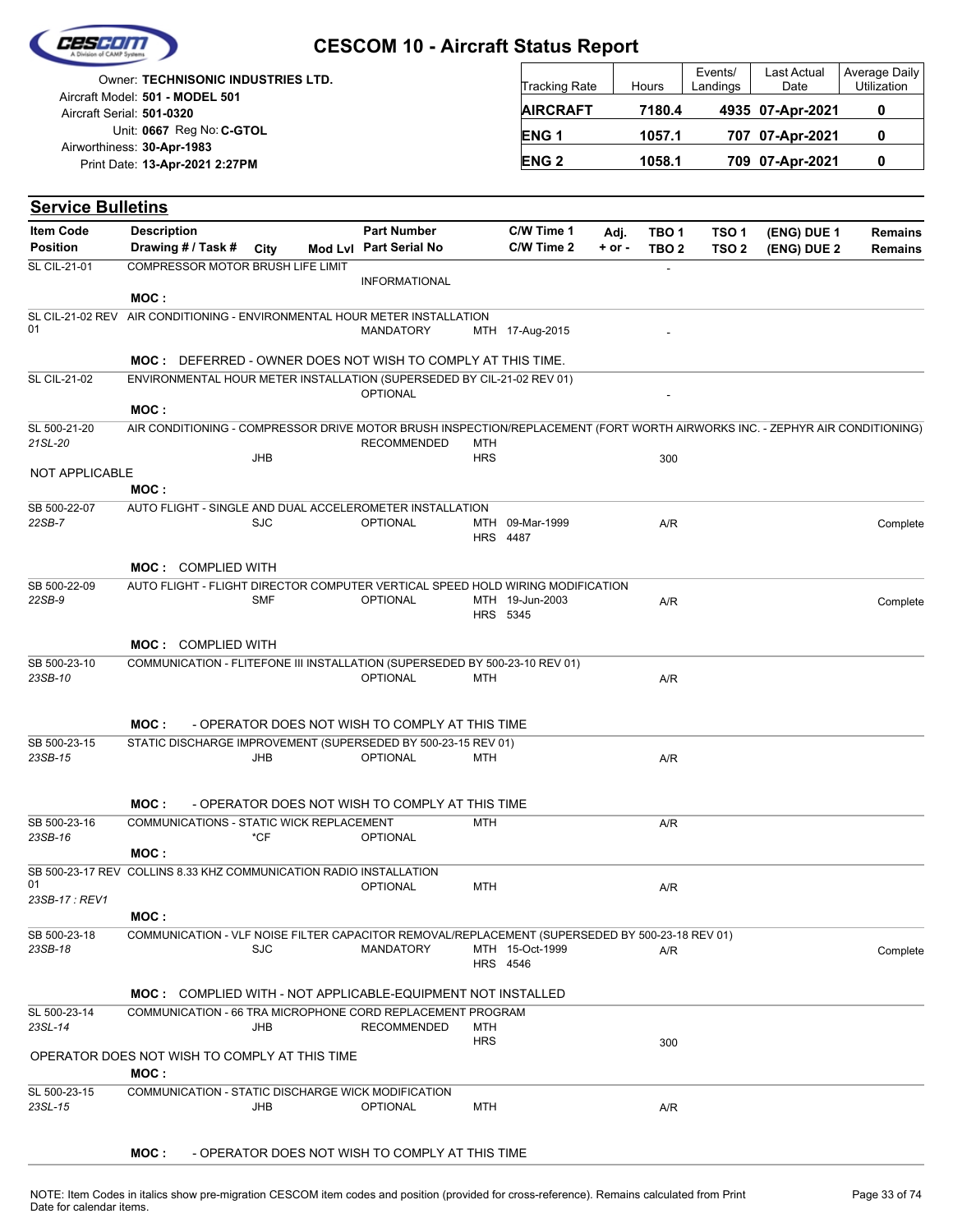# CESCOM 10 - Aircraft Status Report

Owner: **TECHNISONIC INDUSTRIES LTD.**
Aircraft Model: **501 - MODEL 501**
Aircraft Serial: **501-0320**
Unit: **0667** Reg No: **C-GTOL**
Airworthiness: **30-Apr-1983**
Print Date: **13-Apr-2021 2:27PM**

| Tracking Rate | Hours | Events/ Landings | Last Actual Date | Average Daily Utilization |
|---|---|---|---|---|
| **AIRCRAFT** | **7180.4** | **4935** | **07-Apr-2021** | **0** |
| **ENG 1** | **1057.1** | **707** | **07-Apr-2021** | **0** |
| **ENG 2** | **1058.1** | **709** | **07-Apr-2021** | **0** |

## Service Bulletins

| Item Code / Position | Description / Drawing # / Task # | City | Mod Lvl | Part Number / Part Serial No | C/W Time 1 / C/W Time 2 | Adj. + or - | TBO 1 / TBO 2 | TSO 1 / TSO 2 | (ENG) DUE 1 / (ENG) DUE 2 | Remains / Remains |
|---|---|---|---|---|---|---|---|---|---|---|
| SL CIL-21-01 | COMPRESSOR MOTOR BRUSH LIFE LIMIT | | | INFORMATIONAL | | | - | | | |
| | **MOC :** | | | | | | | | | |
| SL CIL-21-02 REV 01 | AIR CONDITIONING - ENVIRONMENTAL HOUR METER INSTALLATION | | | MANDATORY | MTH 17-Aug-2015 | | - | | | |
| | **MOC :** DEFERRED - OWNER DOES NOT WISH TO COMPLY AT THIS TIME. | | | | | | | | | |
| SL CIL-21-02 | ENVIRONMENTAL HOUR METER INSTALLATION (SUPERSEDED BY CIL-21-02 REV 01) | | | OPTIONAL | | | - | | | |
| | **MOC :** | | | | | | | | | |
| SL 500-21-20 *21SL-20* | AIR CONDITIONING - COMPRESSOR DRIVE MOTOR BRUSH INSPECTION/REPLACEMENT (FORT WORTH AIRWORKS INC. - ZEPHYR AIR CONDITIONING) | JHB | | RECOMMENDED | MTH HRS | | 300 | | | |
| NOT APPLICABLE | **MOC :** | | | | | | | | | |
| SB 500-22-07 *22SB-7* | AUTO FLIGHT - SINGLE AND DUAL ACCELEROMETER INSTALLATION | SJC | | OPTIONAL | MTH 09-Mar-1999 HRS 4487 | | A/R | | | Complete |
| | **MOC :** COMPLIED WITH | | | | | | | | | |
| SB 500-22-09 *22SB-9* | AUTO FLIGHT - FLIGHT DIRECTOR COMPUTER VERTICAL SPEED HOLD WIRING MODIFICATION | SMF | | OPTIONAL | MTH 19-Jun-2003 HRS 5345 | | A/R | | | Complete |
| | **MOC :** COMPLIED WITH | | | | | | | | | |
| SB 500-23-10 *23SB-10* | COMMUNICATION - FLITEFONE III INSTALLATION (SUPERSEDED BY 500-23-10 REV 01) | | | OPTIONAL | MTH | | A/R | | | |
| | **MOC :** - OPERATOR DOES NOT WISH TO COMPLY AT THIS TIME | | | | | | | | | |
| SB 500-23-15 *23SB-15* | STATIC DISCHARGE IMPROVEMENT (SUPERSEDED BY 500-23-15 REV 01) | JHB | | OPTIONAL | MTH | | A/R | | | |
| | **MOC :** - OPERATOR DOES NOT WISH TO COMPLY AT THIS TIME | | | | | | | | | |
| SB 500-23-16 *23SB-16* | COMMUNICATIONS - STATIC WICK REPLACEMENT | *CF | | OPTIONAL | MTH | | A/R | | | |
| | **MOC :** | | | | | | | | | |
| SB 500-23-17 REV 01 *23SB-17 : REV1* | COLLINS 8.33 KHZ COMMUNICATION RADIO INSTALLATION | | | OPTIONAL | MTH | | A/R | | | |
| | **MOC :** | | | | | | | | | |
| SB 500-23-18 *23SB-18* | COMMUNICATION - VLF NOISE FILTER CAPACITOR REMOVAL/REPLACEMENT (SUPERSEDED BY 500-23-18 REV 01) | SJC | | MANDATORY | MTH 15-Oct-1999 HRS 4546 | | A/R | | | Complete |
| | **MOC :** COMPLIED WITH - NOT APPLICABLE-EQUIPMENT NOT INSTALLED | | | | | | | | | |
| SL 500-23-14 *23SL-14* | COMMUNICATION - 66 TRA MICROPHONE CORD REPLACEMENT PROGRAM | JHB | | RECOMMENDED | MTH HRS | | 300 | | | |
| OPERATOR DOES NOT WISH TO COMPLY AT THIS TIME | **MOC :** | | | | | | | | | |
| SL 500-23-15 *23SL-15* | COMMUNICATION - STATIC DISCHARGE WICK MODIFICATION | JHB | | OPTIONAL | MTH | | A/R | | | |
| | **MOC :** - OPERATOR DOES NOT WISH TO COMPLY AT THIS TIME | | | | | | | | | |

NOTE: Item Codes in italics show pre-migration CESCOM item codes and position (provided for cross-reference). Remains calculated from Print Date for calendar items.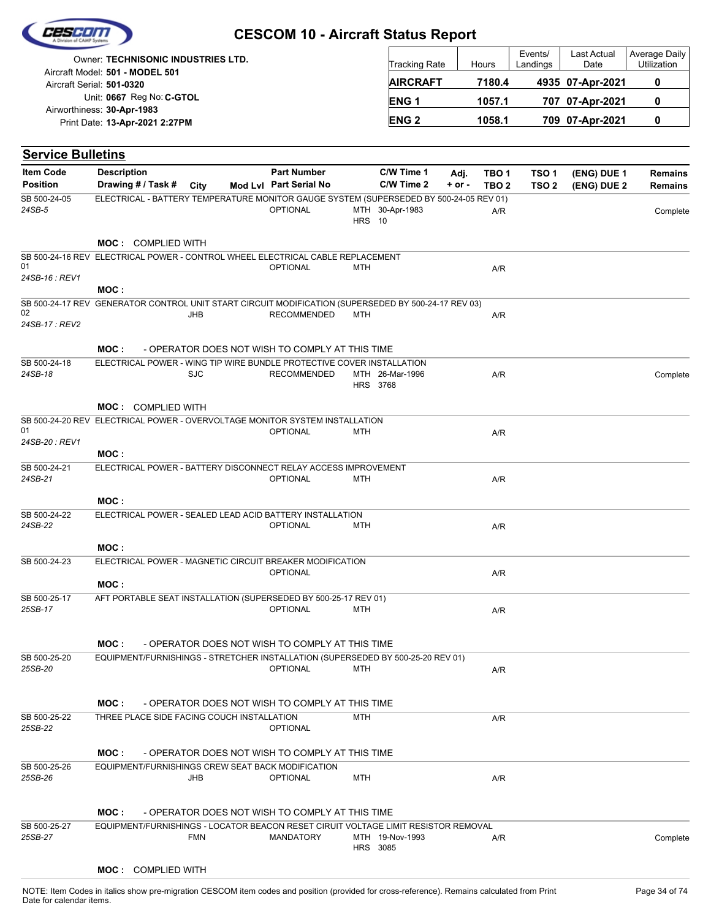# CESCOM 10 - Aircraft Status Report

Owner: **TECHNISONIC INDUSTRIES LTD.**
Aircraft Model: **501 - MODEL 501**
Aircraft Serial: **501-0320**
Unit: **0667** Reg No: **C-GTOL**
Airworthiness: **30-Apr-1983**
Print Date: **13-Apr-2021 2:27PM**

| Tracking Rate | Hours | Events/ Landings | Last Actual Date | Average Daily Utilization |
|---|---|---|---|---|
| **AIRCRAFT** | **7180.4** | **4935** | **07-Apr-2021** | **0** |
| **ENG 1** | **1057.1** | **707** | **07-Apr-2021** | **0** |
| **ENG 2** | **1058.1** | **709** | **07-Apr-2021** | **0** |

## Service Bulletins

| Item Code / Position | Description / Drawing # / Task # | City | Mod Lvl | Part Number / Part Serial No | C/W Time 1 / C/W Time 2 | Adj. + or - | TBO 1 / TBO 2 | TSO 1 / TSO 2 | (ENG) DUE 1 / (ENG) DUE 2 | Remains / Remains |
|---|---|---|---|---|---|---|---|---|---|---|
| SB 500-24-05 *24SB-5* | ELECTRICAL - BATTERY TEMPERATURE MONITOR GAUGE SYSTEM (SUPERSEDED BY 500-24-05 REV 01) | | | OPTIONAL | MTH 30-Apr-1983 HRS 10 | | A/R | | | Complete |
| | **MOC :** COMPLIED WITH | | | | | | | | | |
| SB 500-24-16 REV 01 *24SB-16 : REV1* | ELECTRICAL POWER - CONTROL WHEEL ELECTRICAL CABLE REPLACEMENT | | | OPTIONAL | MTH | | A/R | | | |
| | **MOC :** | | | | | | | | | |
| SB 500-24-17 REV 02 *24SB-17 : REV2* | GENERATOR CONTROL UNIT START CIRCUIT MODIFICATION (SUPERSEDED BY 500-24-17 REV 03) | JHB | | RECOMMENDED | MTH | | A/R | | | |
| | **MOC :** - OPERATOR DOES NOT WISH TO COMPLY AT THIS TIME | | | | | | | | | |
| SB 500-24-18 *24SB-18* | ELECTRICAL POWER - WING TIP WIRE BUNDLE PROTECTIVE COVER INSTALLATION | SJC | | RECOMMENDED | MTH 26-Mar-1996 HRS 3768 | | A/R | | | Complete |
| | **MOC :** COMPLIED WITH | | | | | | | | | |
| SB 500-24-20 REV 01 *24SB-20 : REV1* | ELECTRICAL POWER - OVERVOLTAGE MONITOR SYSTEM INSTALLATION | | | OPTIONAL | MTH | | A/R | | | |
| | **MOC :** | | | | | | | | | |
| SB 500-24-21 *24SB-21* | ELECTRICAL POWER - BATTERY DISCONNECT RELAY ACCESS IMPROVEMENT | | | OPTIONAL | MTH | | A/R | | | |
| | **MOC :** | | | | | | | | | |
| SB 500-24-22 *24SB-22* | ELECTRICAL POWER - SEALED LEAD ACID BATTERY INSTALLATION | | | OPTIONAL | MTH | | A/R | | | |
| | **MOC :** | | | | | | | | | |
| SB 500-24-23 | ELECTRICAL POWER - MAGNETIC CIRCUIT BREAKER MODIFICATION | | | OPTIONAL | | | A/R | | | |
| | **MOC :** | | | | | | | | | |
| SB 500-25-17 *25SB-17* | AFT PORTABLE SEAT INSTALLATION (SUPERSEDED BY 500-25-17 REV 01) | | | OPTIONAL | MTH | | A/R | | | |
| | **MOC :** - OPERATOR DOES NOT WISH TO COMPLY AT THIS TIME | | | | | | | | | |
| SB 500-25-20 *25SB-20* | EQUIPMENT/FURNISHINGS - STRETCHER INSTALLATION (SUPERSEDED BY 500-25-20 REV 01) | | | OPTIONAL | MTH | | A/R | | | |
| | **MOC :** - OPERATOR DOES NOT WISH TO COMPLY AT THIS TIME | | | | | | | | | |
| SB 500-25-22 *25SB-22* | THREE PLACE SIDE FACING COUCH INSTALLATION | | | OPTIONAL | MTH | | A/R | | | |
| | **MOC :** - OPERATOR DOES NOT WISH TO COMPLY AT THIS TIME | | | | | | | | | |
| SB 500-25-26 *25SB-26* | EQUIPMENT/FURNISHINGS CREW SEAT BACK MODIFICATION | JHB | | OPTIONAL | MTH | | A/R | | | |
| | **MOC :** - OPERATOR DOES NOT WISH TO COMPLY AT THIS TIME | | | | | | | | | |
| SB 500-25-27 *25SB-27* | EQUIPMENT/FURNISHINGS - LOCATOR BEACON RESET CIRUIT VOLTAGE LIMIT RESISTOR REMOVAL | FMN | | MANDATORY | MTH 19-Nov-1993 HRS 3085 | | A/R | | | Complete |
| | **MOC :** COMPLIED WITH | | | | | | | | | |

NOTE: Item Codes in italics show pre-migration CESCOM item codes and position (provided for cross-reference). Remains calculated from Print Date for calendar items.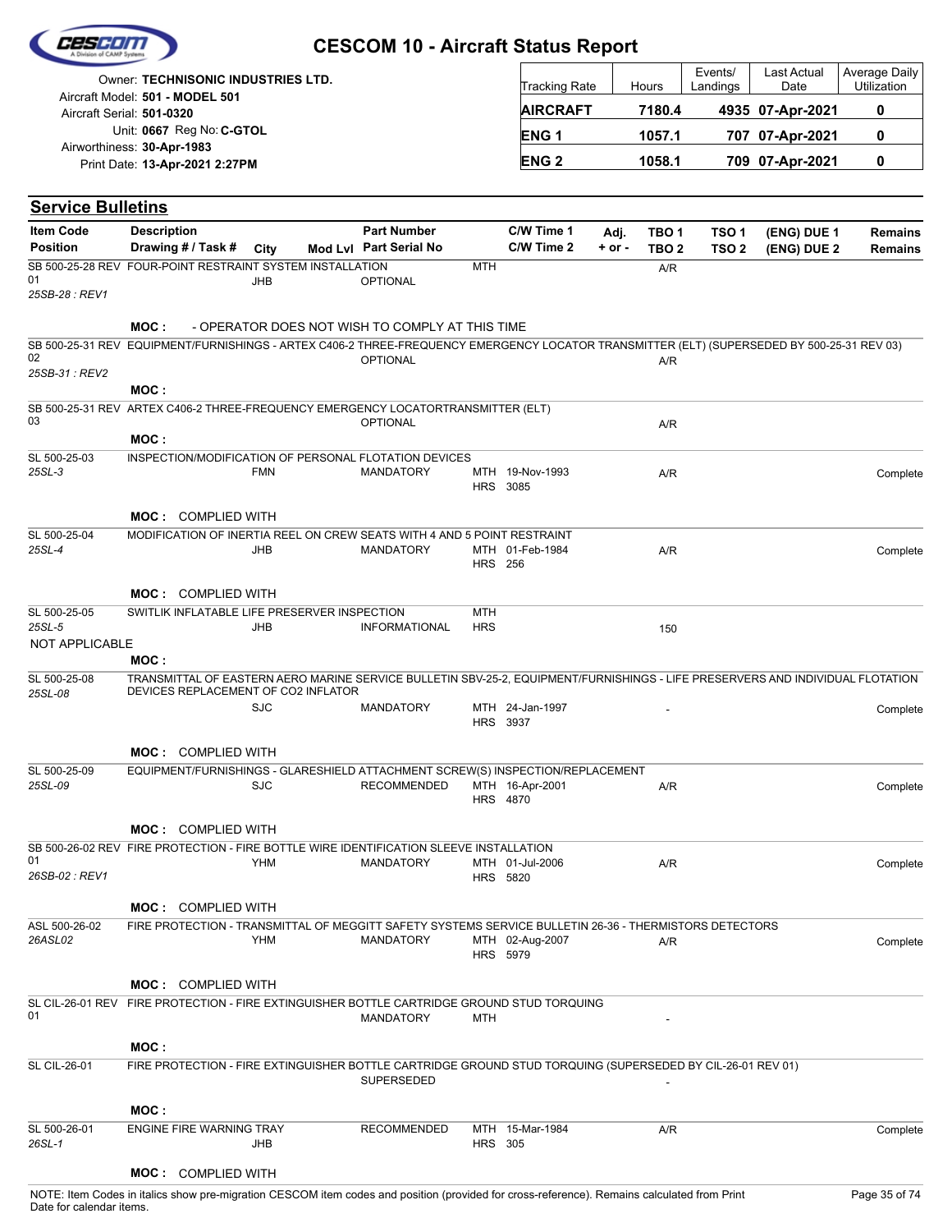# CESCOM 10 - Aircraft Status Report

Owner: **TECHNISONIC INDUSTRIES LTD.**
Aircraft Model: **501 - MODEL 501**
Aircraft Serial: **501-0320**
Unit: **0667** Reg No: **C-GTOL**
Airworthiness: **30-Apr-1983**
Print Date: **13-Apr-2021 2:27PM**

| Tracking Rate | Hours | Events/ Landings | Last Actual Date | Average Daily Utilization |
|---|---|---|---|---|
| **AIRCRAFT** | **7180.4** | **4935** | **07-Apr-2021** | **0** |
| **ENG 1** | **1057.1** | **707** | **07-Apr-2021** | **0** |
| **ENG 2** | **1058.1** | **709** | **07-Apr-2021** | **0** |

## Service Bulletins

| Item Code / Position | Description / Drawing # / Task # | City | Mod Lvl | Part Number / Part Serial No | | C/W Time 1 / C/W Time 2 | Adj. + or - | TBO 1 / TBO 2 | TSO 1 / TSO 2 | (ENG) DUE 1 / (ENG) DUE 2 | Remains / Remains |
|---|---|---|---|---|---|---|---|---|---|---|---|
| SB 500-25-28 REV 01 *25SB-28 : REV1* | FOUR-POINT RESTRAINT SYSTEM INSTALLATION | JHB | | OPTIONAL | MTH | | | A/R | | | |
| | **MOC :** - OPERATOR DOES NOT WISH TO COMPLY AT THIS TIME | | | | | | | | | | |
| SB 500-25-31 REV 02 *25SB-31 : REV2* | EQUIPMENT/FURNISHINGS - ARTEX C406-2 THREE-FREQUENCY EMERGENCY LOCATOR TRANSMITTER (ELT) (SUPERSEDED BY 500-25-31 REV 03) | | | OPTIONAL | | | | A/R | | | |
| | **MOC :** | | | | | | | | | | |
| SB 500-25-31 REV 03 | ARTEX C406-2 THREE-FREQUENCY EMERGENCY LOCATORTRANSMITTER (ELT) | | | OPTIONAL | | | | A/R | | | |
| | **MOC :** | | | | | | | | | | |
| SL 500-25-03 *25SL-3* | INSPECTION/MODIFICATION OF PERSONAL FLOTATION DEVICES | FMN | | MANDATORY | MTH HRS | 19-Nov-1993 3085 | | A/R | | | Complete |
| | **MOC :** COMPLIED WITH | | | | | | | | | | |
| SL 500-25-04 *25SL-4* | MODIFICATION OF INERTIA REEL ON CREW SEATS WITH 4 AND 5 POINT RESTRAINT | JHB | | MANDATORY | MTH HRS | 01-Feb-1984 256 | | A/R | | | Complete |
| | **MOC :** COMPLIED WITH | | | | | | | | | | |
| SL 500-25-05 *25SL-5* NOT APPLICABLE | SWITLIK INFLATABLE LIFE PRESERVER INSPECTION | JHB | | INFORMATIONAL | MTH HRS | | | 150 | | | |
| | **MOC :** | | | | | | | | | | |
| SL 500-25-08 *25SL-08* | TRANSMITTAL OF EASTERN AERO MARINE SERVICE BULLETIN SBV-25-2, EQUIPMENT/FURNISHINGS - LIFE PRESERVERS AND INDIVIDUAL FLOTATION DEVICES REPLACEMENT OF CO2 INFLATOR | SJC | | MANDATORY | MTH HRS | 24-Jan-1997 3937 | | - | | | Complete |
| | **MOC :** COMPLIED WITH | | | | | | | | | | |
| SL 500-25-09 *25SL-09* | EQUIPMENT/FURNISHINGS - GLARESHIELD ATTACHMENT SCREW(S) INSPECTION/REPLACEMENT | SJC | | RECOMMENDED | MTH HRS | 16-Apr-2001 4870 | | A/R | | | Complete |
| | **MOC :** COMPLIED WITH | | | | | | | | | | |
| SB 500-26-02 REV 01 *26SB-02 : REV1* | FIRE PROTECTION - FIRE BOTTLE WIRE IDENTIFICATION SLEEVE INSTALLATION | YHM | | MANDATORY | MTH HRS | 01-Jul-2006 5820 | | A/R | | | Complete |
| | **MOC :** COMPLIED WITH | | | | | | | | | | |
| ASL 500-26-02 *26ASL02* | FIRE PROTECTION - TRANSMITTAL OF MEGGITT SAFETY SYSTEMS SERVICE BULLETIN 26-36 - THERMISTORS DETECTORS | YHM | | MANDATORY | MTH HRS | 02-Aug-2007 5979 | | A/R | | | Complete |
| | **MOC :** COMPLIED WITH | | | | | | | | | | |
| SL CIL-26-01 REV 01 | FIRE PROTECTION - FIRE EXTINGUISHER BOTTLE CARTRIDGE GROUND STUD TORQUING | | | MANDATORY | MTH | | | - | | | |
| | **MOC :** | | | | | | | | | | |
| SL CIL-26-01 | FIRE PROTECTION - FIRE EXTINGUISHER BOTTLE CARTRIDGE GROUND STUD TORQUING (SUPERSEDED BY CIL-26-01 REV 01) | | | SUPERSEDED | | | | - | | | |
| | **MOC :** | | | | | | | | | | |
| SL 500-26-01 *26SL-1* | ENGINE FIRE WARNING TRAY | JHB | | RECOMMENDED | MTH HRS | 15-Mar-1984 305 | | A/R | | | Complete |
| | **MOC :** COMPLIED WITH | | | | | | | | | | |

NOTE: Item Codes in italics show pre-migration CESCOM item codes and position (provided for cross-reference). Remains calculated from Print Date for calendar items.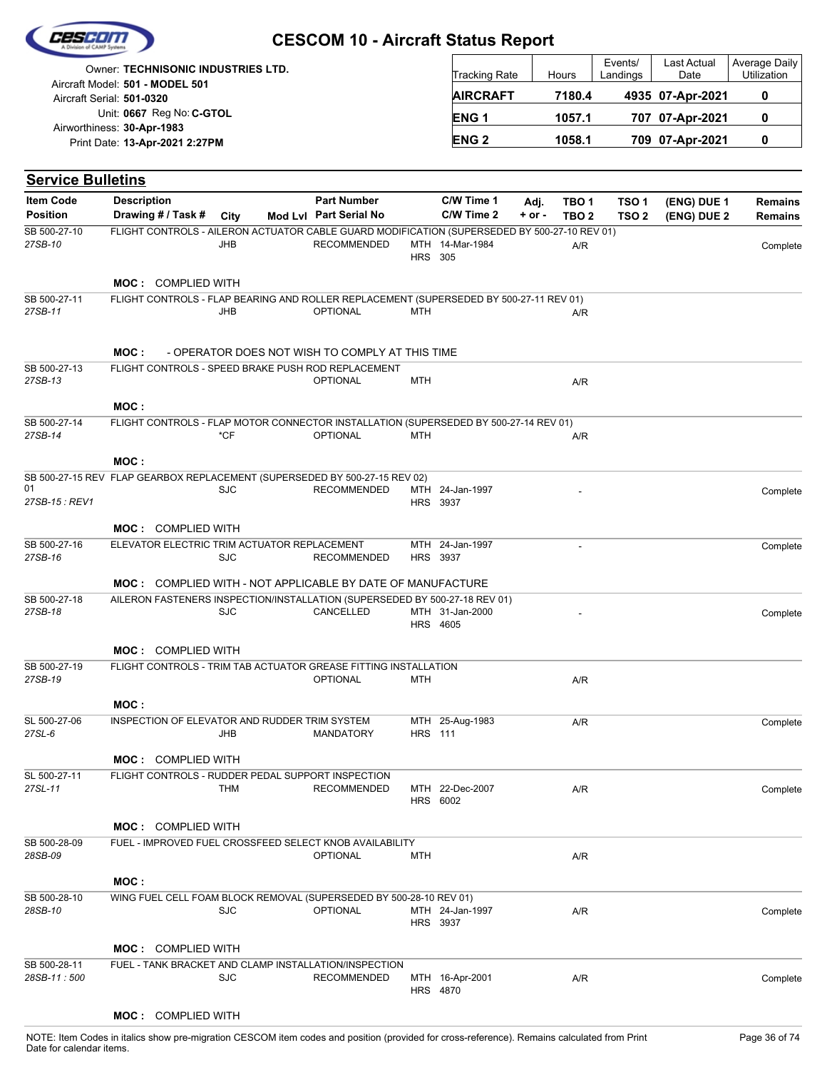# CESCOM 10 - Aircraft Status Report

Owner: **TECHNISONIC INDUSTRIES LTD.**
Aircraft Model: **501 - MODEL 501**
Aircraft Serial: **501-0320**
Unit: **0667** Reg No: **C-GTOL**
Airworthiness: **30-Apr-1983**
Print Date: **13-Apr-2021 2:27PM**

| Tracking Rate | Hours | Events/ Landings | Last Actual Date | Average Daily Utilization |
|---|---|---|---|---|
| **AIRCRAFT** | **7180.4** | **4935** | **07-Apr-2021** | **0** |
| **ENG 1** | **1057.1** | **707** | **07-Apr-2021** | **0** |
| **ENG 2** | **1058.1** | **709** | **07-Apr-2021** | **0** |

## Service Bulletins

| Item Code / Position | Description / Drawing # / Task # | City | Mod Lvl | Part Number / Part Serial No | C/W Time 1 / C/W Time 2 | Adj. + or - | TBO 1 / TBO 2 | TSO 1 / TSO 2 | (ENG) DUE 1 / (ENG) DUE 2 | Remains / Remains |
|---|---|---|---|---|---|---|---|---|---|---|
| SB 500-27-10 *27SB-10* | FLIGHT CONTROLS - AILERON ACTUATOR CABLE GUARD MODIFICATION (SUPERSEDED BY 500-27-10 REV 01) | JHB | | RECOMMENDED | MTH 14-Mar-1984 HRS 305 | | A/R | | | Complete |
| | **MOC :** COMPLIED WITH | | | | | | | | | |
| SB 500-27-11 *27SB-11* | FLIGHT CONTROLS - FLAP BEARING AND ROLLER REPLACEMENT (SUPERSEDED BY 500-27-11 REV 01) | JHB | | OPTIONAL | MTH | | A/R | | | |
| | **MOC :** - OPERATOR DOES NOT WISH TO COMPLY AT THIS TIME | | | | | | | | | |
| SB 500-27-13 *27SB-13* | FLIGHT CONTROLS - SPEED BRAKE PUSH ROD REPLACEMENT | | | OPTIONAL | MTH | | A/R | | | |
| | **MOC :** | | | | | | | | | |
| SB 500-27-14 *27SB-14* | FLIGHT CONTROLS - FLAP MOTOR CONNECTOR INSTALLATION (SUPERSEDED BY 500-27-14 REV 01) | *CF | | OPTIONAL | MTH | | A/R | | | |
| | **MOC :** | | | | | | | | | |
| SB 500-27-15 REV 01 *27SB-15 : REV1* | FLAP GEARBOX REPLACEMENT (SUPERSEDED BY 500-27-15 REV 02) | SJC | | RECOMMENDED | MTH 24-Jan-1997 HRS 3937 | | - | | | Complete |
| | **MOC :** COMPLIED WITH | | | | | | | | | |
| SB 500-27-16 *27SB-16* | ELEVATOR ELECTRIC TRIM ACTUATOR REPLACEMENT | SJC | | RECOMMENDED | MTH 24-Jan-1997 HRS 3937 | | - | | | Complete |
| | **MOC :** COMPLIED WITH - NOT APPLICABLE BY DATE OF MANUFACTURE | | | | | | | | | |
| SB 500-27-18 *27SB-18* | AILERON FASTENERS INSPECTION/INSTALLATION (SUPERSEDED BY 500-27-18 REV 01) | SJC | | CANCELLED | MTH 31-Jan-2000 HRS 4605 | | - | | | Complete |
| | **MOC :** COMPLIED WITH | | | | | | | | | |
| SB 500-27-19 *27SB-19* | FLIGHT CONTROLS - TRIM TAB ACTUATOR GREASE FITTING INSTALLATION | | | OPTIONAL | MTH | | A/R | | | |
| | **MOC :** | | | | | | | | | |
| SL 500-27-06 *27SL-6* | INSPECTION OF ELEVATOR AND RUDDER TRIM SYSTEM | JHB | | MANDATORY | MTH 25-Aug-1983 HRS 111 | | A/R | | | Complete |
| | **MOC :** COMPLIED WITH | | | | | | | | | |
| SL 500-27-11 *27SL-11* | FLIGHT CONTROLS - RUDDER PEDAL SUPPORT INSPECTION | THM | | RECOMMENDED | MTH 22-Dec-2007 HRS 6002 | | A/R | | | Complete |
| | **MOC :** COMPLIED WITH | | | | | | | | | |
| SB 500-28-09 *28SB-09* | FUEL - IMPROVED FUEL CROSSFEED SELECT KNOB AVAILABILITY | | | OPTIONAL | MTH | | A/R | | | |
| | **MOC :** | | | | | | | | | |
| SB 500-28-10 *28SB-10* | WING FUEL CELL FOAM BLOCK REMOVAL (SUPERSEDED BY 500-28-10 REV 01) | SJC | | OPTIONAL | MTH 24-Jan-1997 HRS 3937 | | A/R | | | Complete |
| | **MOC :** COMPLIED WITH | | | | | | | | | |
| SB 500-28-11 *28SB-11 : 500* | FUEL - TANK BRACKET AND CLAMP INSTALLATION/INSPECTION | SJC | | RECOMMENDED | MTH 16-Apr-2001 HRS 4870 | | A/R | | | Complete |
| | **MOC :** COMPLIED WITH | | | | | | | | | |

NOTE: Item Codes in italics show pre-migration CESCOM item codes and position (provided for cross-reference). Remains calculated from Print Date for calendar items.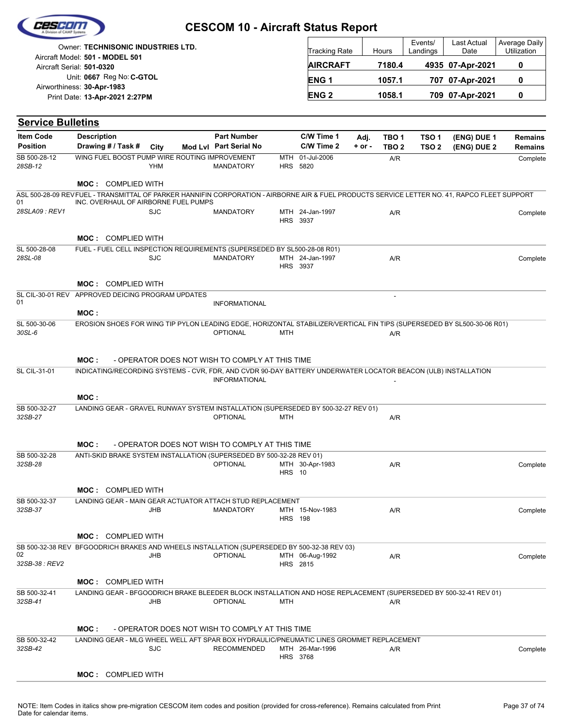# CESCOM 10 - Aircraft Status Report

Owner: **TECHNISONIC INDUSTRIES LTD.**
Aircraft Model: **501 - MODEL 501**
Aircraft Serial: **501-0320**
Unit: **0667** Reg No: **C-GTOL**
Airworthiness: **30-Apr-1983**
Print Date: **13-Apr-2021 2:27PM**

| Tracking Rate | Hours | Events/ Landings | Last Actual Date | Average Daily Utilization |
|---|---|---|---|---|
| **AIRCRAFT** | **7180.4** | **4935** | **07-Apr-2021** | **0** |
| **ENG 1** | **1057.1** | **707** | **07-Apr-2021** | **0** |
| **ENG 2** | **1058.1** | **709** | **07-Apr-2021** | **0** |

## Service Bulletins

| Item Code / Position | Description / Drawing # / Task # | City | Mod Lvl | Part Number / Part Serial No | C/W Time 1 / C/W Time 2 | Adj. + or - | TBO 1 / TBO 2 | TSO 1 / TSO 2 | (ENG) DUE 1 / (ENG) DUE 2 | Remains / Remains |
|---|---|---|---|---|---|---|---|---|---|---|
| SB 500-28-12 / *28SB-12* | WING FUEL BOOST PUMP WIRE ROUTING IMPROVEMENT | YHM | | MANDATORY | MTH 01-Jul-2006 / HRS 5820 | | A/R | | | Complete |
| | **MOC :** COMPLIED WITH | | | | | | | | | |
| ASL 500-28-09 REV 01 / *28SLA09 : REV1* | FUEL - TRANSMITTAL OF PARKER HANNIFIN CORPORATION - AIRBORNE AIR & FUEL PRODUCTS SERVICE LETTER NO. 41, RAPCO FLEET SUPPORT INC. OVERHAUL OF AIRBORNE FUEL PUMPS | SJC | | MANDATORY | MTH 24-Jan-1997 / HRS 3937 | | A/R | | | Complete |
| | **MOC :** COMPLIED WITH | | | | | | | | | |
| SL 500-28-08 / *28SL-08* | FUEL - FUEL CELL INSPECTION REQUIREMENTS (SUPERSEDED BY SL500-28-08 R01) | SJC | | MANDATORY | MTH 24-Jan-1997 / HRS 3937 | | A/R | | | Complete |
| | **MOC :** COMPLIED WITH | | | | | | | | | |
| SL CIL-30-01 REV 01 | APPROVED DEICING PROGRAM UPDATES | | | INFORMATIONAL | | | - | | | |
| | **MOC :** | | | | | | | | | |
| SL 500-30-06 / *30SL-6* | EROSION SHOES FOR WING TIP PYLON LEADING EDGE, HORIZONTAL STABILIZER/VERTICAL FIN TIPS (SUPERSEDED BY SL500-30-06 R01) | | | OPTIONAL | MTH | | A/R | | | |
| | **MOC :** - OPERATOR DOES NOT WISH TO COMPLY AT THIS TIME | | | | | | | | | |
| SL CIL-31-01 | INDICATING/RECORDING SYSTEMS - CVR, FDR, AND CVDR 90-DAY BATTERY UNDERWATER LOCATOR BEACON (ULB) INSTALLATION | | | INFORMATIONAL | | | - | | | |
| | **MOC :** | | | | | | | | | |
| SB 500-32-27 / *32SB-27* | LANDING GEAR - GRAVEL RUNWAY SYSTEM INSTALLATION (SUPERSEDED BY 500-32-27 REV 01) | | | OPTIONAL | MTH | | A/R | | | |
| | **MOC :** - OPERATOR DOES NOT WISH TO COMPLY AT THIS TIME | | | | | | | | | |
| SB 500-32-28 / *32SB-28* | ANTI-SKID BRAKE SYSTEM INSTALLATION (SUPERSEDED BY 500-32-28 REV 01) | | | OPTIONAL | MTH 30-Apr-1983 / HRS 10 | | A/R | | | Complete |
| | **MOC :** COMPLIED WITH | | | | | | | | | |
| SB 500-32-37 / *32SB-37* | LANDING GEAR - MAIN GEAR ACTUATOR ATTACH STUD REPLACEMENT | JHB | | MANDATORY | MTH 15-Nov-1983 / HRS 198 | | A/R | | | Complete |
| | **MOC :** COMPLIED WITH | | | | | | | | | |
| SB 500-32-38 REV 02 / *32SB-38 : REV2* | BFGOODRICH BRAKES AND WHEELS INSTALLATION (SUPERSEDED BY 500-32-38 REV 03) | JHB | | OPTIONAL | MTH 06-Aug-1992 / HRS 2815 | | A/R | | | Complete |
| | **MOC :** COMPLIED WITH | | | | | | | | | |
| SB 500-32-41 / *32SB-41* | LANDING GEAR - BFGOODRICH BRAKE BLEEDER BLOCK INSTALLATION AND HOSE REPLACEMENT (SUPERSEDED BY 500-32-41 REV 01) | JHB | | OPTIONAL | MTH | | A/R | | | |
| | **MOC :** - OPERATOR DOES NOT WISH TO COMPLY AT THIS TIME | | | | | | | | | |
| SB 500-32-42 / *32SB-42* | LANDING GEAR - MLG WHEEL WELL AFT SPAR BOX HYDRAULIC/PNEUMATIC LINES GROMMET REPLACEMENT | SJC | | RECOMMENDED | MTH 26-Mar-1996 / HRS 3768 | | A/R | | | Complete |
| | **MOC :** COMPLIED WITH | | | | | | | | | |

NOTE: Item Codes in italics show pre-migration CESCOM item codes and position (provided for cross-reference). Remains calculated from Print Date for calendar items.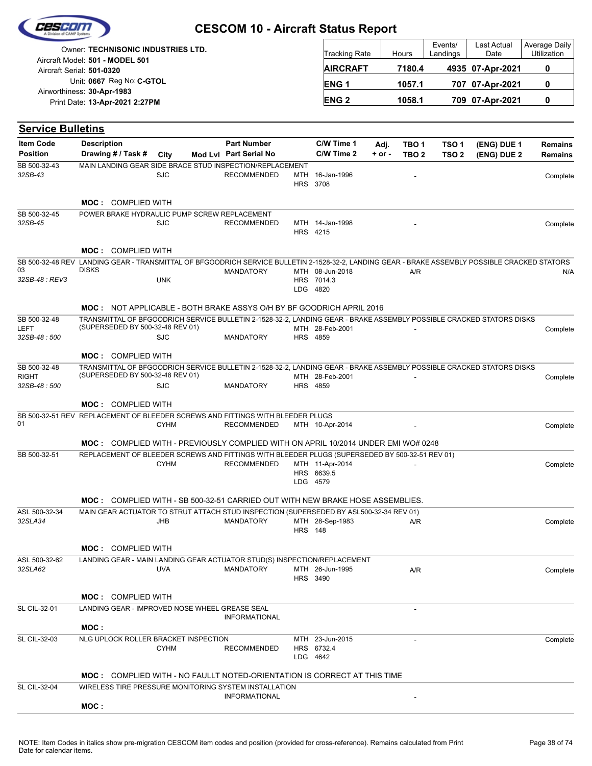# CESCOM 10 - Aircraft Status Report

Owner: **TECHNISONIC INDUSTRIES LTD.**
Aircraft Model: **501 - MODEL 501**
Aircraft Serial: **501-0320**
Unit: **0667** Reg No: **C-GTOL**
Airworthiness: **30-Apr-1983**
Print Date: **13-Apr-2021 2:27PM**

| Tracking Rate | Hours | Events/ Landings | Last Actual Date | Average Daily Utilization |
|---|---|---|---|---|
| **AIRCRAFT** | **7180.4** | **4935** | **07-Apr-2021** | **0** |
| **ENG 1** | **1057.1** | **707** | **07-Apr-2021** | **0** |
| **ENG 2** | **1058.1** | **709** | **07-Apr-2021** | **0** |

## Service Bulletins

| Item Code / Position | Description / Drawing # / Task # | City | Mod Lvl | Part Number / Part Serial No | C/W Time 1 / C/W Time 2 | Adj. + or - | TBO 1 / TBO 2 | TSO 1 / TSO 2 | (ENG) DUE 1 / (ENG) DUE 2 | Remains / Remains |
|---|---|---|---|---|---|---|---|---|---|---|
| SB 500-32-43 *32SB-43* | MAIN LANDING GEAR SIDE BRACE STUD INSPECTION/REPLACEMENT | SJC | | RECOMMENDED | MTH 16-Jan-1996 HRS 3708 | | - | | | Complete |
| | **MOC :** COMPLIED WITH | | | | | | | | | |
| SB 500-32-45 *32SB-45* | POWER BRAKE HYDRAULIC PUMP SCREW REPLACEMENT | SJC | | RECOMMENDED | MTH 14-Jan-1998 HRS 4215 | | - | | | Complete |
| | **MOC :** COMPLIED WITH | | | | | | | | | |
| SB 500-32-48 REV 03 *32SB-48 : REV3* | LANDING GEAR - TRANSMITTAL OF BFGOODRICH SERVICE BULLETIN 2-1528-32-2, LANDING GEAR - BRAKE ASSEMBLY POSSIBLE CRACKED STATORS DISKS | UNK | | MANDATORY | MTH 08-Jun-2018 HRS 7014.3 LDG 4820 | | A/R | | | N/A |
| | **MOC :** NOT APPLICABLE - BOTH BRAKE ASSYS O/H BY BF GOODRICH APRIL 2016 | | | | | | | | | |
| SB 500-32-48 LEFT *32SB-48 : 500* | TRANSMITTAL OF BFGOODRICH SERVICE BULLETIN 2-1528-32-2, LANDING GEAR - BRAKE ASSEMBLY POSSIBLE CRACKED STATORS DISKS (SUPERSEDED BY 500-32-48 REV 01) | SJC | | MANDATORY | MTH 28-Feb-2001 HRS 4859 | | - | | | Complete |
| | **MOC :** COMPLIED WITH | | | | | | | | | |
| SB 500-32-48 RIGHT *32SB-48 : 500* | TRANSMITTAL OF BFGOODRICH SERVICE BULLETIN 2-1528-32-2, LANDING GEAR - BRAKE ASSEMBLY POSSIBLE CRACKED STATORS DISKS (SUPERSEDED BY 500-32-48 REV 01) | SJC | | MANDATORY | MTH 28-Feb-2001 HRS 4859 | | - | | | Complete |
| | **MOC :** COMPLIED WITH | | | | | | | | | |
| SB 500-32-51 REV 01 | REPLACEMENT OF BLEEDER SCREWS AND FITTINGS WITH BLEEDER PLUGS | CYHM | | RECOMMENDED | MTH 10-Apr-2014 | | - | | | Complete |
| | **MOC :** COMPLIED WITH - PREVIOUSLY COMPLIED WITH ON APRIL 10/2014 UNDER EMI WO# 0248 | | | | | | | | | |
| SB 500-32-51 | REPLACEMENT OF BLEEDER SCREWS AND FITTINGS WITH BLEEDER PLUGS (SUPERSEDED BY 500-32-51 REV 01) | CYHM | | RECOMMENDED | MTH 11-Apr-2014 HRS 6639.5 LDG 4579 | | - | | | Complete |
| | **MOC :** COMPLIED WITH - SB 500-32-51 CARRIED OUT WITH NEW BRAKE HOSE ASSEMBLIES. | | | | | | | | | |
| ASL 500-32-34 *32SLA34* | MAIN GEAR ACTUATOR TO STRUT ATTACH STUD INSPECTION (SUPERSEDED BY ASL500-32-34 REV 01) | JHB | | MANDATORY | MTH 28-Sep-1983 HRS 148 | | A/R | | | Complete |
| | **MOC :** COMPLIED WITH | | | | | | | | | |
| ASL 500-32-62 *32SLA62* | LANDING GEAR - MAIN LANDING GEAR ACTUATOR STUD(S) INSPECTION/REPLACEMENT | UVA | | MANDATORY | MTH 26-Jun-1995 HRS 3490 | | A/R | | | Complete |
| | **MOC :** COMPLIED WITH | | | | | | | | | |
| SL CIL-32-01 | LANDING GEAR - IMPROVED NOSE WHEEL GREASE SEAL | | | INFORMATIONAL | | | - | | | |
| | **MOC :** | | | | | | | | | |
| SL CIL-32-03 | NLG UPLOCK ROLLER BRACKET INSPECTION | CYHM | | RECOMMENDED | MTH 23-Jun-2015 HRS 6732.4 LDG 4642 | | - | | | Complete |
| | **MOC :** COMPLIED WITH - NO FAULLT NOTED-ORIENTATION IS CORRECT AT THIS TIME | | | | | | | | | |
| SL CIL-32-04 | WIRELESS TIRE PRESSURE MONITORING SYSTEM INSTALLATION | | | INFORMATIONAL | | | - | | | |
| | **MOC :** | | | | | | | | | |

NOTE: Item Codes in italics show pre-migration CESCOM item codes and position (provided for cross-reference). Remains calculated from Print Date for calendar items.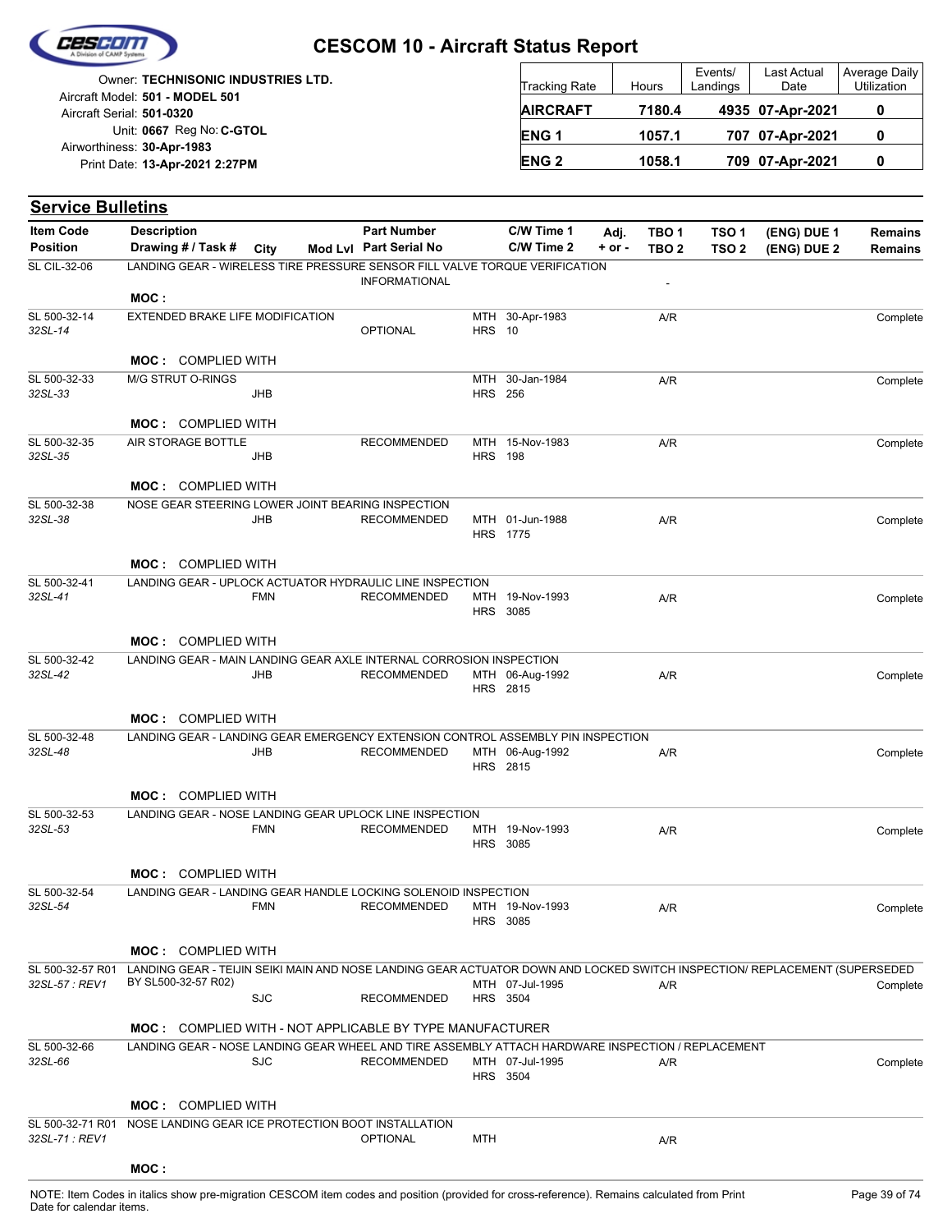# CESCOM 10 - Aircraft Status Report

Owner: **TECHNISONIC INDUSTRIES LTD.**
Aircraft Model: **501 - MODEL 501**
Aircraft Serial: **501-0320**
Unit: **0667** Reg No: **C-GTOL**
Airworthiness: **30-Apr-1983**
Print Date: **13-Apr-2021 2:27PM**

| Tracking Rate | Hours | Events/ Landings | Last Actual Date | Average Daily Utilization |
|---|---|---|---|---|
| **AIRCRAFT** | **7180.4** | **4935** | **07-Apr-2021** | **0** |
| **ENG 1** | **1057.1** | **707** | **07-Apr-2021** | **0** |
| **ENG 2** | **1058.1** | **709** | **07-Apr-2021** | **0** |

## Service Bulletins

| Item Code / Position | Description / Drawing # / Task # | City | Mod Lvl | Part Number / Part Serial No | C/W Time 1 / C/W Time 2 | Adj. + or - | TBO 1 / TBO 2 | TSO 1 / TSO 2 | (ENG) DUE 1 / (ENG) DUE 2 | Remains / Remains |
|---|---|---|---|---|---|---|---|---|---|---|
| SL CIL-32-06 | LANDING GEAR - WIRELESS TIRE PRESSURE SENSOR FILL VALVE TORQUE VERIFICATION | | | INFORMATIONAL | | | - | | | |
| | **MOC :** | | | | | | | | | |
| SL 500-32-14 *32SL-14* | EXTENDED BRAKE LIFE MODIFICATION | | | OPTIONAL | MTH 30-Apr-1983 HRS 10 | | A/R | | | Complete |
| | **MOC :** COMPLIED WITH | | | | | | | | | |
| SL 500-32-33 *32SL-33* | M/G STRUT O-RINGS | JHB | | | MTH 30-Jan-1984 HRS 256 | | A/R | | | Complete |
| | **MOC :** COMPLIED WITH | | | | | | | | | |
| SL 500-32-35 *32SL-35* | AIR STORAGE BOTTLE | JHB | | RECOMMENDED | MTH 15-Nov-1983 HRS 198 | | A/R | | | Complete |
| | **MOC :** COMPLIED WITH | | | | | | | | | |
| SL 500-32-38 *32SL-38* | NOSE GEAR STEERING LOWER JOINT BEARING INSPECTION | JHB | | RECOMMENDED | MTH 01-Jun-1988 HRS 1775 | | A/R | | | Complete |
| | **MOC :** COMPLIED WITH | | | | | | | | | |
| SL 500-32-41 *32SL-41* | LANDING GEAR - UPLOCK ACTUATOR HYDRAULIC LINE INSPECTION | FMN | | RECOMMENDED | MTH 19-Nov-1993 HRS 3085 | | A/R | | | Complete |
| | **MOC :** COMPLIED WITH | | | | | | | | | |
| SL 500-32-42 *32SL-42* | LANDING GEAR - MAIN LANDING GEAR AXLE INTERNAL CORROSION INSPECTION | JHB | | RECOMMENDED | MTH 06-Aug-1992 HRS 2815 | | A/R | | | Complete |
| | **MOC :** COMPLIED WITH | | | | | | | | | |
| SL 500-32-48 *32SL-48* | LANDING GEAR - LANDING GEAR EMERGENCY EXTENSION CONTROL ASSEMBLY PIN INSPECTION | JHB | | RECOMMENDED | MTH 06-Aug-1992 HRS 2815 | | A/R | | | Complete |
| | **MOC :** COMPLIED WITH | | | | | | | | | |
| SL 500-32-53 *32SL-53* | LANDING GEAR - NOSE LANDING GEAR UPLOCK LINE INSPECTION | FMN | | RECOMMENDED | MTH 19-Nov-1993 HRS 3085 | | A/R | | | Complete |
| | **MOC :** COMPLIED WITH | | | | | | | | | |
| SL 500-32-54 *32SL-54* | LANDING GEAR - LANDING GEAR HANDLE LOCKING SOLENOID INSPECTION | FMN | | RECOMMENDED | MTH 19-Nov-1993 HRS 3085 | | A/R | | | Complete |
| | **MOC :** COMPLIED WITH | | | | | | | | | |
| SL 500-32-57 R01 *32SL-57 : REV1* | LANDING GEAR - TEIJIN SEIKI MAIN AND NOSE LANDING GEAR ACTUATOR DOWN AND LOCKED SWITCH INSPECTION/ REPLACEMENT (SUPERSEDED BY SL500-32-57 R02) | SJC | | RECOMMENDED | MTH 07-Jul-1995 HRS 3504 | | A/R | | | Complete |
| | **MOC :** COMPLIED WITH - NOT APPLICABLE BY TYPE MANUFACTURER | | | | | | | | | |
| SL 500-32-66 *32SL-66* | LANDING GEAR - NOSE LANDING GEAR WHEEL AND TIRE ASSEMBLY ATTACH HARDWARE INSPECTION / REPLACEMENT | SJC | | RECOMMENDED | MTH 07-Jul-1995 HRS 3504 | | A/R | | | Complete |
| | **MOC :** COMPLIED WITH | | | | | | | | | |
| SL 500-32-71 R01 *32SL-71 : REV1* | NOSE LANDING GEAR ICE PROTECTION BOOT INSTALLATION | | | OPTIONAL | MTH | | A/R | | | |
| | **MOC :** | | | | | | | | | |

NOTE: Item Codes in italics show pre-migration CESCOM item codes and position (provided for cross-reference). Remains calculated from Print Date for calendar items.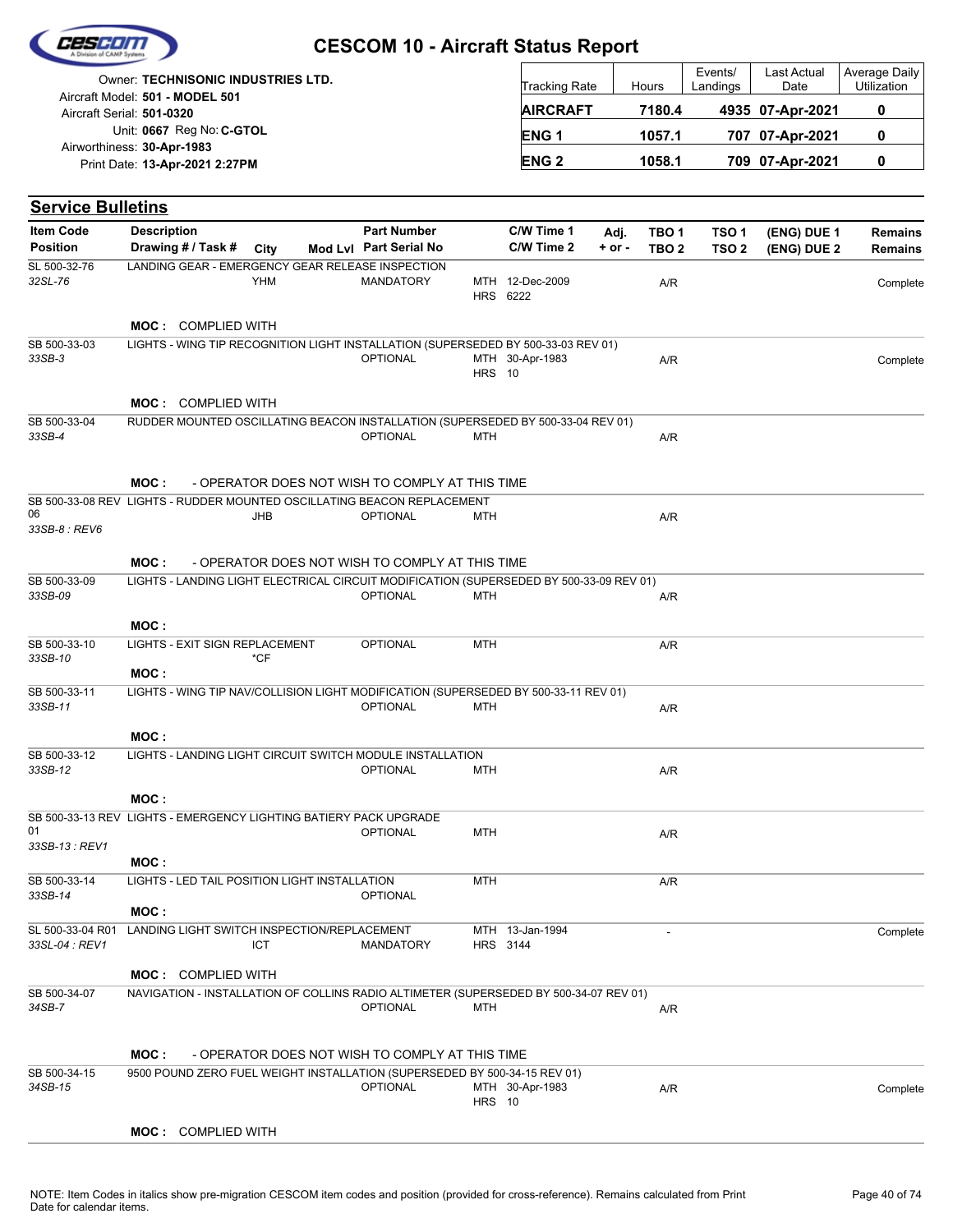# CESCOM 10 - Aircraft Status Report

Owner: **TECHNISONIC INDUSTRIES LTD.**
Aircraft Model: **501 - MODEL 501**
Aircraft Serial: **501-0320**
Unit: **0667** Reg No: **C-GTOL**
Airworthiness: **30-Apr-1983**
Print Date: **13-Apr-2021 2:27PM**

| Tracking Rate | Hours | Events/ Landings | Last Actual Date | Average Daily Utilization |
|---|---|---|---|---|
| **AIRCRAFT** | **7180.4** | **4935** | **07-Apr-2021** | **0** |
| **ENG 1** | **1057.1** | **707** | **07-Apr-2021** | **0** |
| **ENG 2** | **1058.1** | **709** | **07-Apr-2021** | **0** |

## Service Bulletins

| Item Code / Position | Description / Drawing # / Task # | City | Mod Lvl | Part Number / Part Serial No | | C/W Time 1 / C/W Time 2 | Adj. + or - | TBO 1 / TBO 2 | TSO 1 / TSO 2 | (ENG) DUE 1 / (ENG) DUE 2 | Remains / Remains |
|---|---|---|---|---|---|---|---|---|---|---|---|
| SL 500-32-76 / *32SL-76* | LANDING GEAR - EMERGENCY GEAR RELEASE INSPECTION | YHM | | MANDATORY | MTH / HRS | 12-Dec-2009 / 6222 | | A/R | | | Complete |
| | **MOC :** COMPLIED WITH | | | | | | | | | | |
| SB 500-33-03 / *33SB-3* | LIGHTS - WING TIP RECOGNITION LIGHT INSTALLATION (SUPERSEDED BY 500-33-03 REV 01) | | | OPTIONAL | MTH / HRS | 30-Apr-1983 / 10 | | A/R | | | Complete |
| | **MOC :** COMPLIED WITH | | | | | | | | | | |
| SB 500-33-04 / *33SB-4* | RUDDER MOUNTED OSCILLATING BEACON INSTALLATION (SUPERSEDED BY 500-33-04 REV 01) | | | OPTIONAL | MTH | | | A/R | | | |
| | **MOC :** - OPERATOR DOES NOT WISH TO COMPLY AT THIS TIME | | | | | | | | | | |
| SB 500-33-08 REV 06 / *33SB-8 : REV6* | LIGHTS - RUDDER MOUNTED OSCILLATING BEACON REPLACEMENT | JHB | | OPTIONAL | MTH | | | A/R | | | |
| | **MOC :** - OPERATOR DOES NOT WISH TO COMPLY AT THIS TIME | | | | | | | | | | |
| SB 500-33-09 / *33SB-09* | LIGHTS - LANDING LIGHT ELECTRICAL CIRCUIT MODIFICATION (SUPERSEDED BY 500-33-09 REV 01) | | | OPTIONAL | MTH | | | A/R | | | |
| | **MOC :** | | | | | | | | | | |
| SB 500-33-10 / *33SB-10* | LIGHTS - EXIT SIGN REPLACEMENT | *CF | | OPTIONAL | MTH | | | A/R | | | |
| | **MOC :** | | | | | | | | | | |
| SB 500-33-11 / *33SB-11* | LIGHTS - WING TIP NAV/COLLISION LIGHT MODIFICATION (SUPERSEDED BY 500-33-11 REV 01) | | | OPTIONAL | MTH | | | A/R | | | |
| | **MOC :** | | | | | | | | | | |
| SB 500-33-12 / *33SB-12* | LIGHTS - LANDING LIGHT CIRCUIT SWITCH MODULE INSTALLATION | | | OPTIONAL | MTH | | | A/R | | | |
| | **MOC :** | | | | | | | | | | |
| SB 500-33-13 REV 01 / *33SB-13 : REV1* | LIGHTS - EMERGENCY LIGHTING BATIERY PACK UPGRADE | | | OPTIONAL | MTH | | | A/R | | | |
| | **MOC :** | | | | | | | | | | |
| SB 500-33-14 / *33SB-14* | LIGHTS - LED TAIL POSITION LIGHT INSTALLATION | | | OPTIONAL | MTH | | | A/R | | | |
| | **MOC :** | | | | | | | | | | |
| SL 500-33-04 R01 / *33SL-04 : REV1* | LANDING LIGHT SWITCH INSPECTION/REPLACEMENT | ICT | | MANDATORY | MTH / HRS | 13-Jan-1994 / 3144 | | - | | | Complete |
| | **MOC :** COMPLIED WITH | | | | | | | | | | |
| SB 500-34-07 / *34SB-7* | NAVIGATION - INSTALLATION OF COLLINS RADIO ALTIMETER (SUPERSEDED BY 500-34-07 REV 01) | | | OPTIONAL | MTH | | | A/R | | | |
| | **MOC :** - OPERATOR DOES NOT WISH TO COMPLY AT THIS TIME | | | | | | | | | | |
| SB 500-34-15 / *34SB-15* | 9500 POUND ZERO FUEL WEIGHT INSTALLATION (SUPERSEDED BY 500-34-15 REV 01) | | | OPTIONAL | MTH / HRS | 30-Apr-1983 / 10 | | A/R | | | Complete |
| | **MOC :** COMPLIED WITH | | | | | | | | | | |

NOTE: Item Codes in italics show pre-migration CESCOM item codes and position (provided for cross-reference). Remains calculated from Print Date for calendar items.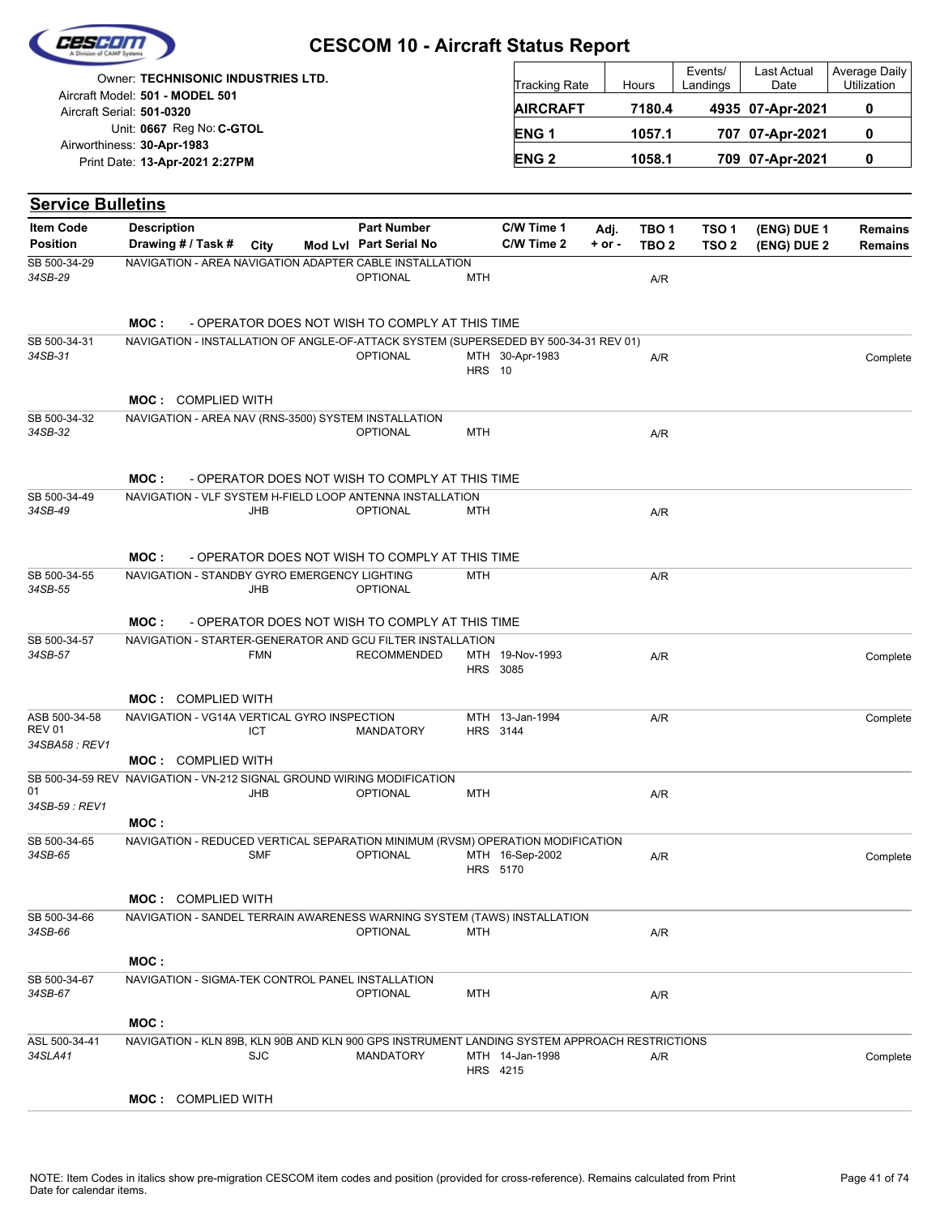# CESCOM 10 - Aircraft Status Report

Owner: **TECHNISONIC INDUSTRIES LTD.**
Aircraft Model: **501 - MODEL 501**
Aircraft Serial: **501-0320**
Unit: **0667** Reg No: **C-GTOL**
Airworthiness: **30-Apr-1983**
Print Date: **13-Apr-2021 2:27PM**

| Tracking Rate | Hours | Events/ Landings | Last Actual Date | Average Daily Utilization |
|---|---|---|---|---|
| **AIRCRAFT** | **7180.4** | **4935** | **07-Apr-2021** | **0** |
| **ENG 1** | **1057.1** | **707** | **07-Apr-2021** | **0** |
| **ENG 2** | **1058.1** | **709** | **07-Apr-2021** | **0** |

## Service Bulletins

| Item Code / Position | Description / Drawing # / Task # | City | Mod Lvl | Part Number / Part Serial No | | C/W Time 1 / C/W Time 2 | Adj. + or - | TBO 1 / TBO 2 | TSO 1 / TSO 2 | (ENG) DUE 1 / (ENG) DUE 2 | Remains / Remains |
|---|---|---|---|---|---|---|---|---|---|---|---|
| SB 500-34-29 *34SB-29* | NAVIGATION - AREA NAVIGATION ADAPTER CABLE INSTALLATION | | | OPTIONAL | MTH | | | A/R | | | |
| | **MOC :** - OPERATOR DOES NOT WISH TO COMPLY AT THIS TIME | | | | | | | | | | |
| SB 500-34-31 *34SB-31* | NAVIGATION - INSTALLATION OF ANGLE-OF-ATTACK SYSTEM (SUPERSEDED BY 500-34-31 REV 01) | | | OPTIONAL | MTH / HRS | 30-Apr-1983 / 10 | | A/R | | | Complete |
| | **MOC :** COMPLIED WITH | | | | | | | | | | |
| SB 500-34-32 *34SB-32* | NAVIGATION - AREA NAV (RNS-3500) SYSTEM INSTALLATION | | | OPTIONAL | MTH | | | A/R | | | |
| | **MOC :** - OPERATOR DOES NOT WISH TO COMPLY AT THIS TIME | | | | | | | | | | |
| SB 500-34-49 *34SB-49* | NAVIGATION - VLF SYSTEM H-FIELD LOOP ANTENNA INSTALLATION | JHB | | OPTIONAL | MTH | | | A/R | | | |
| | **MOC :** - OPERATOR DOES NOT WISH TO COMPLY AT THIS TIME | | | | | | | | | | |
| SB 500-34-55 *34SB-55* | NAVIGATION - STANDBY GYRO EMERGENCY LIGHTING | JHB | | OPTIONAL | MTH | | | A/R | | | |
| | **MOC :** - OPERATOR DOES NOT WISH TO COMPLY AT THIS TIME | | | | | | | | | | |
| SB 500-34-57 *34SB-57* | NAVIGATION - STARTER-GENERATOR AND GCU FILTER INSTALLATION | FMN | | RECOMMENDED | MTH / HRS | 19-Nov-1993 / 3085 | | A/R | | | Complete |
| | **MOC :** COMPLIED WITH | | | | | | | | | | |
| ASB 500-34-58 REV 01 *34SBA58 : REV1* | NAVIGATION - VG14A VERTICAL GYRO INSPECTION | ICT | | MANDATORY | MTH / HRS | 13-Jan-1994 / 3144 | | A/R | | | Complete |
| | **MOC :** COMPLIED WITH | | | | | | | | | | |
| SB 500-34-59 REV 01 *34SB-59 : REV1* | NAVIGATION - VN-212 SIGNAL GROUND WIRING MODIFICATION | JHB | | OPTIONAL | MTH | | | A/R | | | |
| | **MOC :** | | | | | | | | | | |
| SB 500-34-65 *34SB-65* | NAVIGATION - REDUCED VERTICAL SEPARATION MINIMUM (RVSM) OPERATION MODIFICATION | SMF | | OPTIONAL | MTH / HRS | 16-Sep-2002 / 5170 | | A/R | | | Complete |
| | **MOC :** COMPLIED WITH | | | | | | | | | | |
| SB 500-34-66 *34SB-66* | NAVIGATION - SANDEL TERRAIN AWARENESS WARNING SYSTEM (TAWS) INSTALLATION | | | OPTIONAL | MTH | | | A/R | | | |
| | **MOC :** | | | | | | | | | | |
| SB 500-34-67 *34SB-67* | NAVIGATION - SIGMA-TEK CONTROL PANEL INSTALLATION | | | OPTIONAL | MTH | | | A/R | | | |
| | **MOC :** | | | | | | | | | | |
| ASL 500-34-41 *34SLA41* | NAVIGATION - KLN 89B, KLN 90B AND KLN 900 GPS INSTRUMENT LANDING SYSTEM APPROACH RESTRICTIONS | SJC | | MANDATORY | MTH / HRS | 14-Jan-1998 / 4215 | | A/R | | | Complete |
| | **MOC :** COMPLIED WITH | | | | | | | | | | |

NOTE: Item Codes in italics show pre-migration CESCOM item codes and position (provided for cross-reference). Remains calculated from Print Date for calendar items.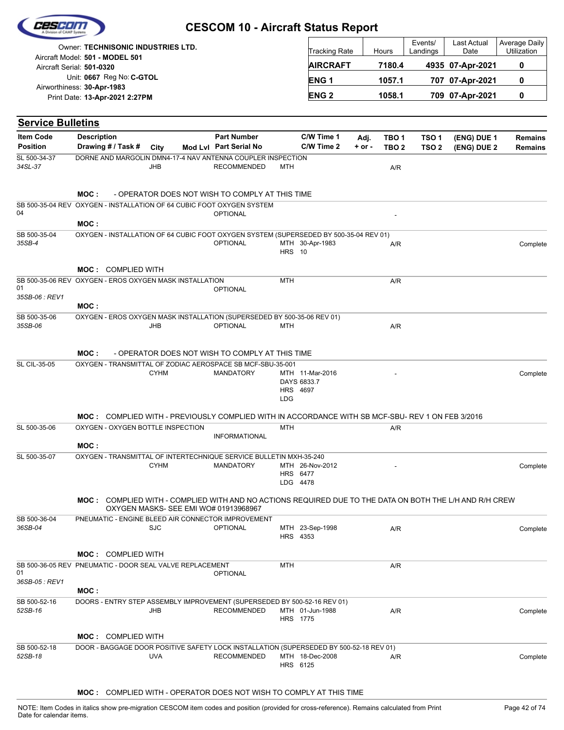# CESCOM 10 - Aircraft Status Report

Owner: **TECHNISONIC INDUSTRIES LTD.**
Aircraft Model: **501 - MODEL 501**
Aircraft Serial: **501-0320**
Unit: **0667** Reg No: **C-GTOL**
Airworthiness: **30-Apr-1983**
Print Date: **13-Apr-2021 2:27PM**

| Tracking Rate | Hours | Events/ Landings | Last Actual Date | Average Daily Utilization |
|---|---|---|---|---|
| **AIRCRAFT** | **7180.4** | **4935** | **07-Apr-2021** | **0** |
| **ENG 1** | **1057.1** | **707** | **07-Apr-2021** | **0** |
| **ENG 2** | **1058.1** | **709** | **07-Apr-2021** | **0** |

## Service Bulletins

| Item Code / Position | Description / Drawing # / Task # | City | Mod Lvl | Part Number / Part Serial No | C/W Time 1 / C/W Time 2 | Adj. + or - | TBO 1 / TBO 2 | TSO 1 / TSO 2 | (ENG) DUE 1 / (ENG) DUE 2 | Remains / Remains |
|---|---|---|---|---|---|---|---|---|---|---|
| SL 500-34-37 / *34SL-37* | DORNE AND MARGOLIN DMN4-17-4 NAV ANTENNA COUPLER INSPECTION | JHB | | RECOMMENDED | MTH | | A/R | | | |
| | **MOC :** - OPERATOR DOES NOT WISH TO COMPLY AT THIS TIME | | | | | | | | | |
| SB 500-35-04 REV 04 | OXYGEN - INSTALLATION OF 64 CUBIC FOOT OXYGEN SYSTEM | | | OPTIONAL | | | - | | | |
| | **MOC :** | | | | | | | | | |
| SB 500-35-04 / *35SB-4* | OXYGEN - INSTALLATION OF 64 CUBIC FOOT OXYGEN SYSTEM (SUPERSEDED BY 500-35-04 REV 01) | | | OPTIONAL | MTH 30-Apr-1983<br>HRS 10 | | A/R | | | Complete |
| | **MOC :** COMPLIED WITH | | | | | | | | | |
| SB 500-35-06 REV 01 / *35SB-06 : REV1* | OXYGEN - EROS OXYGEN MASK INSTALLATION | | | OPTIONAL | MTH | | A/R | | | |
| | **MOC :** | | | | | | | | | |
| SB 500-35-06 / *35SB-06* | OXYGEN - EROS OXYGEN MASK INSTALLATION (SUPERSEDED BY 500-35-06 REV 01) | JHB | | OPTIONAL | MTH | | A/R | | | |
| | **MOC :** - OPERATOR DOES NOT WISH TO COMPLY AT THIS TIME | | | | | | | | | |
| SL CIL-35-05 | OXYGEN - TRANSMITTAL OF ZODIAC AEROSPACE SB MCF-SBU-35-001 | CYHM | | MANDATORY | MTH 11-Mar-2016<br>DAYS 6833.7<br>HRS 4697<br>LDG | | - | | | Complete |
| | **MOC :** COMPLIED WITH - PREVIOUSLY COMPLIED WITH IN ACCORDANCE WITH SB MCF-SBU- REV 1 ON FEB 3/2016 | | | | | | | | | |
| SL 500-35-06 | OXYGEN - OXYGEN BOTTLE INSPECTION | | | INFORMATIONAL | MTH | | A/R | | | |
| | **MOC :** | | | | | | | | | |
| SL 500-35-07 | OXYGEN - TRANSMITTAL OF INTERTECHNIQUE SERVICE BULLETIN MXH-35-240 | CYHM | | MANDATORY | MTH 26-Nov-2012<br>HRS 6477<br>LDG 4478 | | - | | | Complete |
| | **MOC :** COMPLIED WITH - COMPLIED WITH AND NO ACTIONS REQUIRED DUE TO THE DATA ON BOTH THE L/H AND R/H CREW OXYGEN MASKS- SEE EMI WO# 01913968967 | | | | | | | | | |
| SB 500-36-04 / *36SB-04* | PNEUMATIC - ENGINE BLEED AIR CONNECTOR IMPROVEMENT | SJC | | OPTIONAL | MTH 23-Sep-1998<br>HRS 4353 | | A/R | | | Complete |
| | **MOC :** COMPLIED WITH | | | | | | | | | |
| SB 500-36-05 REV 01 / *36SB-05 : REV1* | PNEUMATIC - DOOR SEAL VALVE REPLACEMENT | | | OPTIONAL | MTH | | A/R | | | |
| | **MOC :** | | | | | | | | | |
| SB 500-52-16 / *52SB-16* | DOORS - ENTRY STEP ASSEMBLY IMPROVEMENT (SUPERSEDED BY 500-52-16 REV 01) | JHB | | RECOMMENDED | MTH 01-Jun-1988<br>HRS 1775 | | A/R | | | Complete |
| | **MOC :** COMPLIED WITH | | | | | | | | | |
| SB 500-52-18 / *52SB-18* | DOOR - BAGGAGE DOOR POSITIVE SAFETY LOCK INSTALLATION (SUPERSEDED BY 500-52-18 REV 01) | UVA | | RECOMMENDED | MTH 18-Dec-2008<br>HRS 6125 | | A/R | | | Complete |
| | **MOC :** COMPLIED WITH - OPERATOR DOES NOT WISH TO COMPLY AT THIS TIME | | | | | | | | | |

NOTE: Item Codes in italics show pre-migration CESCOM item codes and position (provided for cross-reference). Remains calculated from Print Date for calendar items.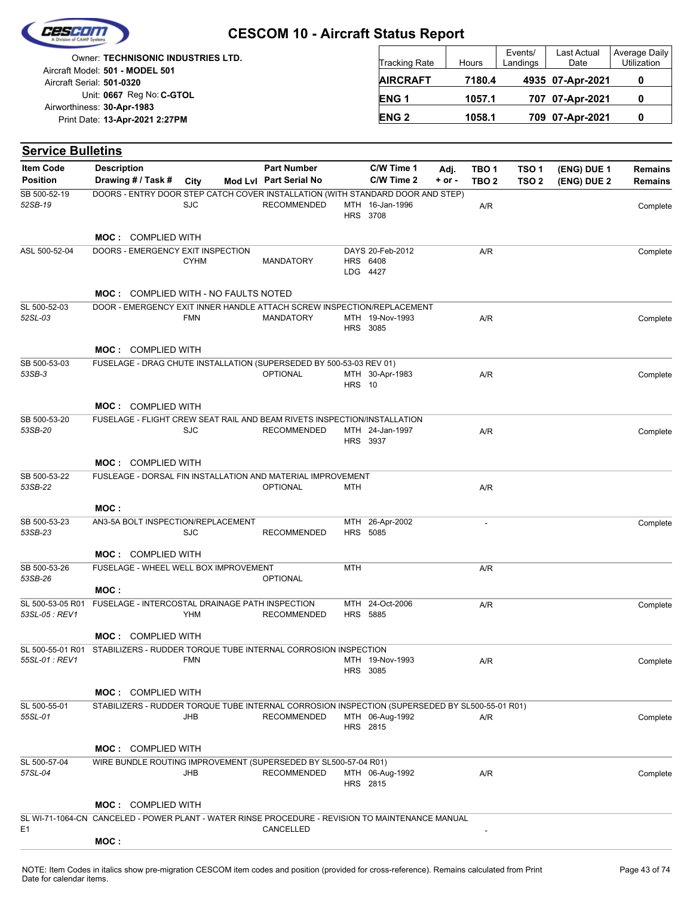# CESCOM 10 - Aircraft Status Report

Owner: **TECHNISONIC INDUSTRIES LTD.**
Aircraft Model: **501 - MODEL 501**
Aircraft Serial: **501-0320**
Unit: **0667** Reg No: **C-GTOL**
Airworthiness: **30-Apr-1983**
Print Date: **13-Apr-2021 2:27PM**

| Tracking Rate | Hours | Events/ Landings | Last Actual Date | Average Daily Utilization |
|---|---|---|---|---|
| **AIRCRAFT** | **7180.4** | **4935** | **07-Apr-2021** | **0** |
| **ENG 1** | **1057.1** | **707** | **07-Apr-2021** | **0** |
| **ENG 2** | **1058.1** | **709** | **07-Apr-2021** | **0** |

## Service Bulletins

| Item Code / Position | Description / Drawing # / Task # | City | Mod Lvl | Part Number / Part Serial No | C/W Time 1 / C/W Time 2 | Adj. + or - | TBO 1 / TBO 2 | TSO 1 / TSO 2 | (ENG) DUE 1 / (ENG) DUE 2 | Remains / Remains |
|---|---|---|---|---|---|---|---|---|---|---|
| SB 500-52-19 / *52SB-19* | DOORS - ENTRY DOOR STEP CATCH COVER INSTALLATION (WITH STANDARD DOOR AND STEP) | SJC | | RECOMMENDED | MTH 16-Jan-1996 HRS 3708 | | A/R | | | Complete |
| | **MOC :** COMPLIED WITH | | | | | | | | | |
| ASL 500-52-04 | DOORS - EMERGENCY EXIT INSPECTION | CYHM | | MANDATORY | DAYS 20-Feb-2012 HRS 6408 LDG 4427 | | A/R | | | Complete |
| | **MOC :** COMPLIED WITH - NO FAULTS NOTED | | | | | | | | | |
| SL 500-52-03 / *52SL-03* | DOOR - EMERGENCY EXIT INNER HANDLE ATTACH SCREW INSPECTION/REPLACEMENT | FMN | | MANDATORY | MTH 19-Nov-1993 HRS 3085 | | A/R | | | Complete |
| | **MOC :** COMPLIED WITH | | | | | | | | | |
| SB 500-53-03 / *53SB-3* | FUSELAGE - DRAG CHUTE INSTALLATION (SUPERSEDED BY 500-53-03 REV 01) | | | OPTIONAL | MTH 30-Apr-1983 HRS 10 | | A/R | | | Complete |
| | **MOC :** COMPLIED WITH | | | | | | | | | |
| SB 500-53-20 / *53SB-20* | FUSELAGE - FLIGHT CREW SEAT RAIL AND BEAM RIVETS INSPECTION/INSTALLATION | SJC | | RECOMMENDED | MTH 24-Jan-1997 HRS 3937 | | A/R | | | Complete |
| | **MOC :** COMPLIED WITH | | | | | | | | | |
| SB 500-53-22 / *53SB-22* | FUSLEAGE - DORSAL FIN INSTALLATION AND MATERIAL IMPROVEMENT | | | OPTIONAL | MTH | | A/R | | | |
| | **MOC :** | | | | | | | | | |
| SB 500-53-23 / *53SB-23* | AN3-5A BOLT INSPECTION/REPLACEMENT | SJC | | RECOMMENDED | MTH 26-Apr-2002 HRS 5085 | | - | | | Complete |
| | **MOC :** COMPLIED WITH | | | | | | | | | |
| SB 500-53-26 / *53SB-26* | FUSELAGE - WHEEL WELL BOX IMPROVEMENT | | | OPTIONAL | MTH | | A/R | | | |
| | **MOC :** | | | | | | | | | |
| SL 500-53-05 R01 / *53SL-05 : REV1* | FUSELAGE - INTERCOSTAL DRAINAGE PATH INSPECTION | YHM | | RECOMMENDED | MTH 24-Oct-2006 HRS 5885 | | A/R | | | Complete |
| | **MOC :** COMPLIED WITH | | | | | | | | | |
| SL 500-55-01 R01 / *55SL-01 : REV1* | STABILIZERS - RUDDER TORQUE TUBE INTERNAL CORROSION INSPECTION | FMN | | | MTH 19-Nov-1993 HRS 3085 | | A/R | | | Complete |
| | **MOC :** COMPLIED WITH | | | | | | | | | |
| SL 500-55-01 / *55SL-01* | STABILIZERS - RUDDER TORQUE TUBE INTERNAL CORROSION INSPECTION (SUPERSEDED BY SL500-55-01 R01) | JHB | | RECOMMENDED | MTH 06-Aug-1992 HRS 2815 | | A/R | | | Complete |
| | **MOC :** COMPLIED WITH | | | | | | | | | |
| SL 500-57-04 / *57SL-04* | WIRE BUNDLE ROUTING IMPROVEMENT (SUPERSEDED BY SL500-57-04 R01) | JHB | | RECOMMENDED | MTH 06-Aug-1992 HRS 2815 | | A/R | | | Complete |
| | **MOC :** COMPLIED WITH | | | | | | | | | |
| SL WI-71-1064-CN E1 | CANCELED - POWER PLANT - WATER RINSE PROCEDURE - REVISION TO MAINTENANCE MANUAL | | | CANCELLED | | | - | | | |
| | **MOC :** | | | | | | | | | |

NOTE: Item Codes in italics show pre-migration CESCOM item codes and position (provided for cross-reference). Remains calculated from Print Date for calendar items.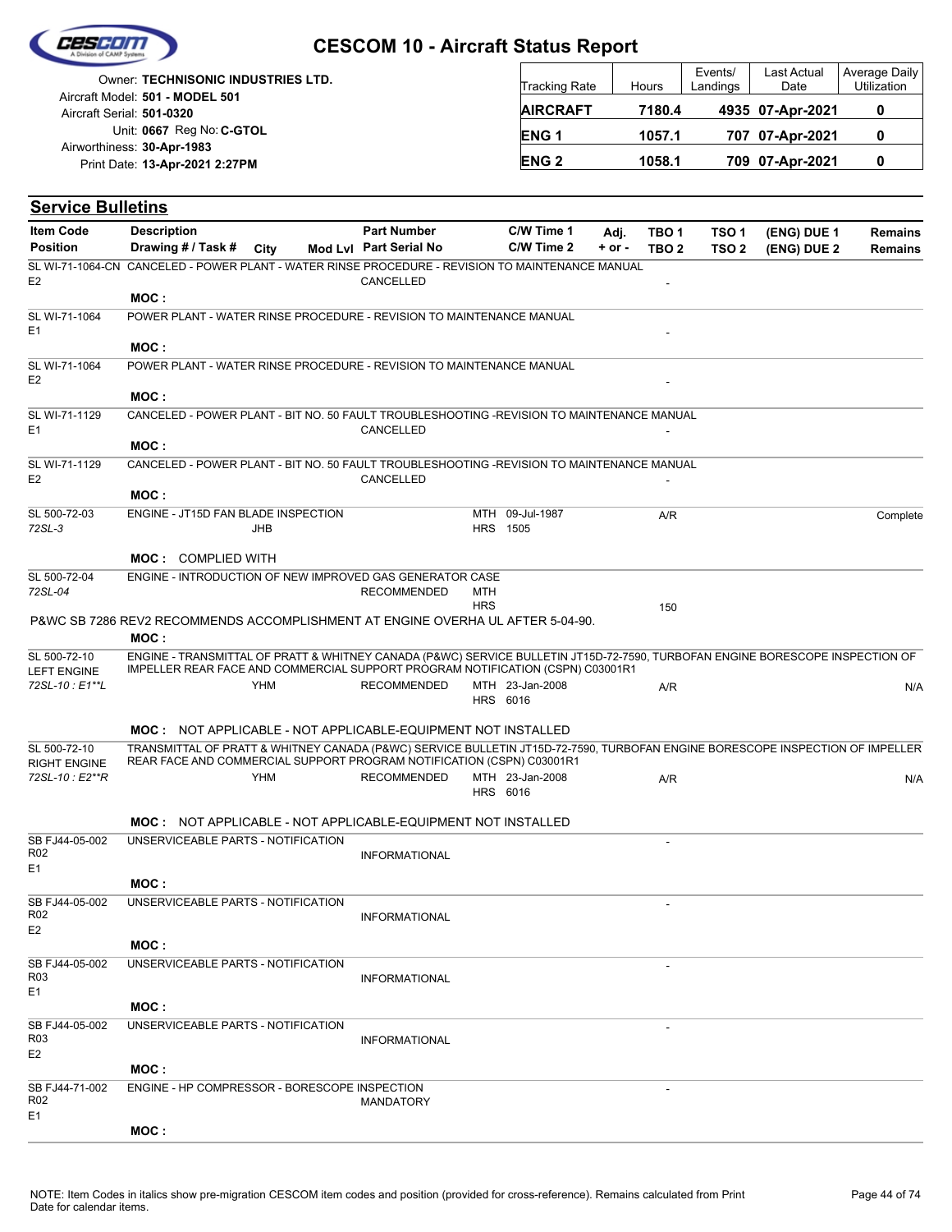# CESCOM 10 - Aircraft Status Report

Owner: **TECHNISONIC INDUSTRIES LTD.**
Aircraft Model: **501 - MODEL 501**
Aircraft Serial: **501-0320**
Unit: **0667** Reg No: **C-GTOL**
Airworthiness: **30-Apr-1983**
Print Date: **13-Apr-2021 2:27PM**

| Tracking Rate | Hours | Events/ Landings | Last Actual Date | Average Daily Utilization |
|---|---|---|---|---|
| **AIRCRAFT** | **7180.4** | **4935** | **07-Apr-2021** | **0** |
| **ENG 1** | **1057.1** | **707** | **07-Apr-2021** | **0** |
| **ENG 2** | **1058.1** | **709** | **07-Apr-2021** | **0** |

## Service Bulletins

| Item Code / Position | Description / Drawing # / Task # | City | Mod Lvl | Part Number / Part Serial No | C/W Time 1 / C/W Time 2 | Adj. + or - | TBO 1 / TBO 2 | TSO 1 / TSO 2 | (ENG) DUE 1 / (ENG) DUE 2 | Remains / Remains |
|---|---|---|---|---|---|---|---|---|---|---|
| SL WI-71-1064-CN<br>E2 | CANCELED - POWER PLANT - WATER RINSE PROCEDURE - REVISION TO MAINTENANCE MANUAL<br>MOC : | | | CANCELLED | | | - | | | |
| SL WI-71-1064<br>E1 | POWER PLANT - WATER RINSE PROCEDURE - REVISION TO MAINTENANCE MANUAL<br>MOC : | | | | | | - | | | |
| SL WI-71-1064<br>E2 | POWER PLANT - WATER RINSE PROCEDURE - REVISION TO MAINTENANCE MANUAL<br>MOC : | | | | | | - | | | |
| SL WI-71-1129<br>E1 | CANCELED - POWER PLANT - BIT NO. 50 FAULT TROUBLESHOOTING -REVISION TO MAINTENANCE MANUAL<br>MOC : | | | CANCELLED | | | - | | | |
| SL WI-71-1129<br>E2 | CANCELED - POWER PLANT - BIT NO. 50 FAULT TROUBLESHOOTING -REVISION TO MAINTENANCE MANUAL<br>MOC : | | | CANCELLED | | | - | | | |
| SL 500-72-03<br>*72SL-3* | ENGINE - JT15D FAN BLADE INSPECTION<br>MOC : COMPLIED WITH | JHB | | | MTH 09-Jul-1987<br>HRS 1505 | | A/R | | | Complete |
| SL 500-72-04<br>*72SL-04* | ENGINE - INTRODUCTION OF NEW IMPROVED GAS GENERATOR CASE<br>P&WC SB 7286 REV2 RECOMMENDS ACCOMPLISHMENT AT ENGINE OVERHA UL AFTER 5-04-90.<br>MOC : | | | RECOMMENDED | MTH<br>HRS | | 150 | | | |
| SL 500-72-10<br>LEFT ENGINE<br>*72SL-10 : E1**L* | ENGINE - TRANSMITTAL OF PRATT & WHITNEY CANADA (P&WC) SERVICE BULLETIN JT15D-72-7590, TURBOFAN ENGINE BORESCOPE INSPECTION OF IMPELLER REAR FACE AND COMMERCIAL SUPPORT PROGRAM NOTIFICATION (CSPN) C03001R1<br>MOC : NOT APPLICABLE - NOT APPLICABLE-EQUIPMENT NOT INSTALLED | YHM | | RECOMMENDED | MTH 23-Jan-2008<br>HRS 6016 | | A/R | | | N/A |
| SL 500-72-10<br>RIGHT ENGINE<br>*72SL-10 : E2**R* | TRANSMITTAL OF PRATT & WHITNEY CANADA (P&WC) SERVICE BULLETIN JT15D-72-7590, TURBOFAN ENGINE BORESCOPE INSPECTION OF IMPELLER REAR FACE AND COMMERCIAL SUPPORT PROGRAM NOTIFICATION (CSPN) C03001R1<br>MOC : NOT APPLICABLE - NOT APPLICABLE-EQUIPMENT NOT INSTALLED | YHM | | RECOMMENDED | MTH 23-Jan-2008<br>HRS 6016 | | A/R | | | N/A |
| SB FJ44-05-002<br>R02<br>E1 | UNSERVICEABLE PARTS - NOTIFICATION<br>MOC : | | | INFORMATIONAL | | | - | | | |
| SB FJ44-05-002<br>R02<br>E2 | UNSERVICEABLE PARTS - NOTIFICATION<br>MOC : | | | INFORMATIONAL | | | - | | | |
| SB FJ44-05-002<br>R03<br>E1 | UNSERVICEABLE PARTS - NOTIFICATION<br>MOC : | | | INFORMATIONAL | | | - | | | |
| SB FJ44-05-002<br>R03<br>E2 | UNSERVICEABLE PARTS - NOTIFICATION<br>MOC : | | | INFORMATIONAL | | | - | | | |
| SB FJ44-71-002<br>R02<br>E1 | ENGINE - HP COMPRESSOR - BORESCOPE INSPECTION<br>MOC : | | | MANDATORY | | | - | | | |

NOTE: Item Codes in italics show pre-migration CESCOM item codes and position (provided for cross-reference). Remains calculated from Print Date for calendar items.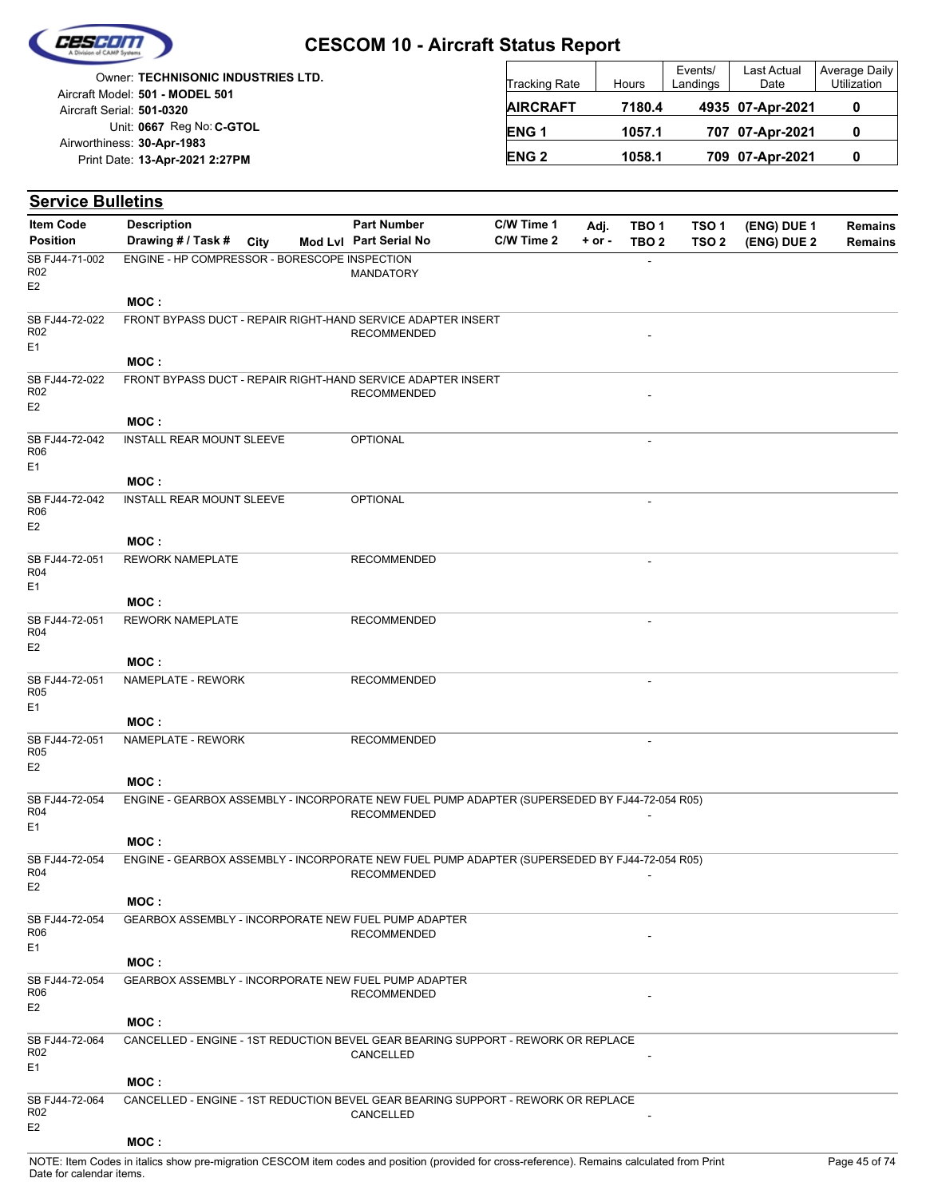# CESCOM 10 - Aircraft Status Report

Owner: **TECHNISONIC INDUSTRIES LTD.**
Aircraft Model: **501 - MODEL 501**
Aircraft Serial: **501-0320**
Unit: **0667** Reg No: **C-GTOL**
Airworthiness: **30-Apr-1983**
Print Date: **13-Apr-2021 2:27PM**

| Tracking Rate | Hours | Events/ Landings | Last Actual Date | Average Daily Utilization |
|---|---|---|---|---|
| **AIRCRAFT** | **7180.4** | **4935** | **07-Apr-2021** | **0** |
| **ENG 1** | **1057.1** | **707** | **07-Apr-2021** | **0** |
| **ENG 2** | **1058.1** | **709** | **07-Apr-2021** | **0** |

## Service Bulletins

| Item Code / Position | Description / Drawing # / Task # | City | Mod Lvl | Part Number / Part Serial No | C/W Time 1 / C/W Time 2 | Adj. + or - | TBO 1 / TBO 2 | TSO 1 / TSO 2 | (ENG) DUE 1 / (ENG) DUE 2 | Remains / Remains |
|---|---|---|---|---|---|---|---|---|---|---|
| SB FJ44-71-002 R02 E2 | ENGINE - HP COMPRESSOR - BORESCOPE INSPECTION<br>**MOC :** | | | MANDATORY | | | - | | | |
| SB FJ44-72-022 R02 E1 | FRONT BYPASS DUCT - REPAIR RIGHT-HAND SERVICE ADAPTER INSERT<br>**MOC :** | | | RECOMMENDED | | | - | | | |
| SB FJ44-72-022 R02 E2 | FRONT BYPASS DUCT - REPAIR RIGHT-HAND SERVICE ADAPTER INSERT<br>**MOC :** | | | RECOMMENDED | | | - | | | |
| SB FJ44-72-042 R06 E1 | INSTALL REAR MOUNT SLEEVE<br>**MOC :** | | | OPTIONAL | | | - | | | |
| SB FJ44-72-042 R06 E2 | INSTALL REAR MOUNT SLEEVE<br>**MOC :** | | | OPTIONAL | | | - | | | |
| SB FJ44-72-051 R04 E1 | REWORK NAMEPLATE<br>**MOC :** | | | RECOMMENDED | | | - | | | |
| SB FJ44-72-051 R04 E2 | REWORK NAMEPLATE<br>**MOC :** | | | RECOMMENDED | | | - | | | |
| SB FJ44-72-051 R05 E1 | NAMEPLATE - REWORK<br>**MOC :** | | | RECOMMENDED | | | - | | | |
| SB FJ44-72-051 R05 E2 | NAMEPLATE - REWORK<br>**MOC :** | | | RECOMMENDED | | | - | | | |
| SB FJ44-72-054 R04 E1 | ENGINE - GEARBOX ASSEMBLY - INCORPORATE NEW FUEL PUMP ADAPTER (SUPERSEDED BY FJ44-72-054 R05)<br>**MOC :** | | | RECOMMENDED | | | - | | | |
| SB FJ44-72-054 R04 E2 | ENGINE - GEARBOX ASSEMBLY - INCORPORATE NEW FUEL PUMP ADAPTER (SUPERSEDED BY FJ44-72-054 R05)<br>**MOC :** | | | RECOMMENDED | | | - | | | |
| SB FJ44-72-054 R06 E1 | GEARBOX ASSEMBLY - INCORPORATE NEW FUEL PUMP ADAPTER<br>**MOC :** | | | RECOMMENDED | | | - | | | |
| SB FJ44-72-054 R06 E2 | GEARBOX ASSEMBLY - INCORPORATE NEW FUEL PUMP ADAPTER<br>**MOC :** | | | RECOMMENDED | | | - | | | |
| SB FJ44-72-064 R02 E1 | CANCELLED - ENGINE - 1ST REDUCTION BEVEL GEAR BEARING SUPPORT - REWORK OR REPLACE<br>**MOC :** | | | CANCELLED | | | - | | | |
| SB FJ44-72-064 R02 E2 | CANCELLED - ENGINE - 1ST REDUCTION BEVEL GEAR BEARING SUPPORT - REWORK OR REPLACE<br>**MOC :** | | | CANCELLED | | | - | | | |

NOTE: Item Codes in italics show pre-migration CESCOM item codes and position (provided for cross-reference). Remains calculated from Print Date for calendar items.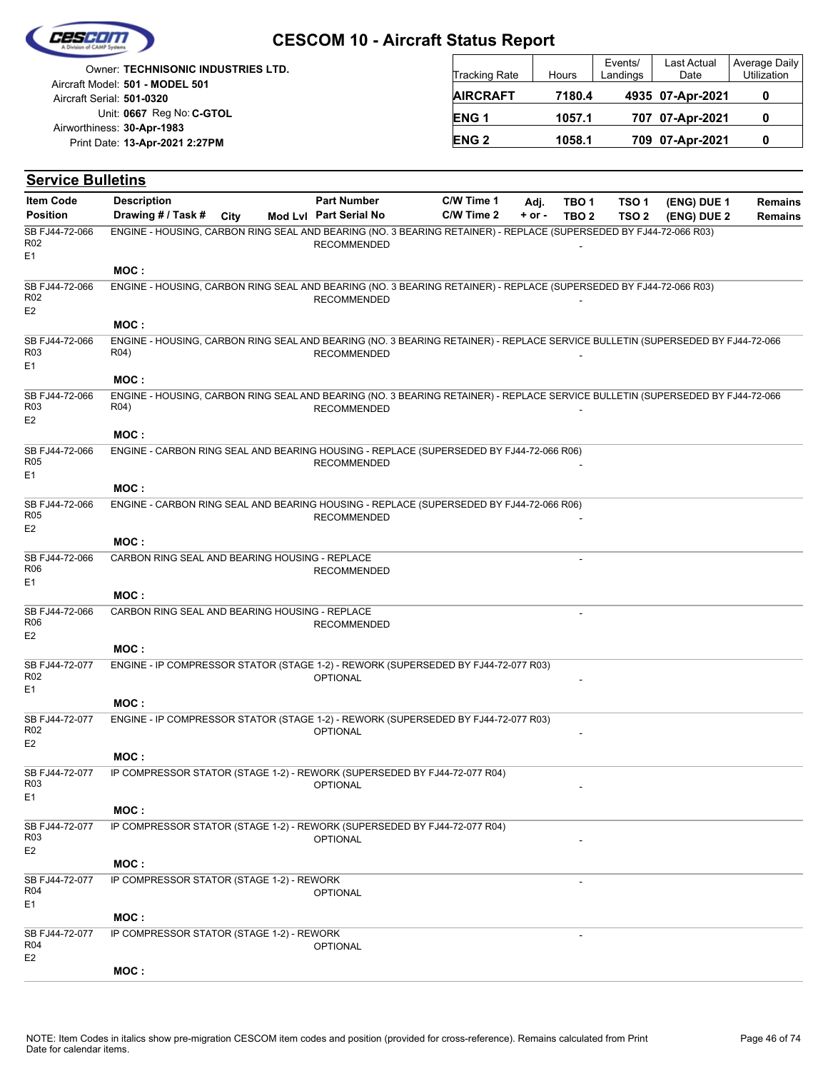# CESCOM 10 - Aircraft Status Report

Owner: **TECHNISONIC INDUSTRIES LTD.**
Aircraft Model: **501 - MODEL 501**
Aircraft Serial: **501-0320**
Unit: **0667** Reg No: **C-GTOL**
Airworthiness: **30-Apr-1983**
Print Date: **13-Apr-2021 2:27PM**

| Tracking Rate | Hours | Events/ Landings | Last Actual Date | Average Daily Utilization |
|---|---|---|---|---|
| **AIRCRAFT** | **7180.4** | **4935** | **07-Apr-2021** | **0** |
| **ENG 1** | **1057.1** | **707** | **07-Apr-2021** | **0** |
| **ENG 2** | **1058.1** | **709** | **07-Apr-2021** | **0** |

## Service Bulletins

| Item Code / Position | Description / Drawing # / Task # | City | Mod Lvl | Part Number / Part Serial No | C/W Time 1 / C/W Time 2 | Adj. + or - | TBO 1 / TBO 2 | TSO 1 / TSO 2 | (ENG) DUE 1 / (ENG) DUE 2 | Remains / Remains |
|---|---|---|---|---|---|---|---|---|---|---|
| SB FJ44-72-066 R02 E1 | ENGINE - HOUSING, CARBON RING SEAL AND BEARING (NO. 3 BEARING RETAINER) - REPLACE (SUPERSEDED BY FJ44-72-066 R03) | | | RECOMMENDED | | | - | | | |
| | **MOC :** | | | | | | | | | |
| SB FJ44-72-066 R02 E2 | ENGINE - HOUSING, CARBON RING SEAL AND BEARING (NO. 3 BEARING RETAINER) - REPLACE (SUPERSEDED BY FJ44-72-066 R03) | | | RECOMMENDED | | | - | | | |
| | **MOC :** | | | | | | | | | |
| SB FJ44-72-066 R03 E1 | ENGINE - HOUSING, CARBON RING SEAL AND BEARING (NO. 3 BEARING RETAINER) - REPLACE SERVICE BULLETIN (SUPERSEDED BY FJ44-72-066 R04) | | | RECOMMENDED | | | - | | | |
| | **MOC :** | | | | | | | | | |
| SB FJ44-72-066 R03 E2 | ENGINE - HOUSING, CARBON RING SEAL AND BEARING (NO. 3 BEARING RETAINER) - REPLACE SERVICE BULLETIN (SUPERSEDED BY FJ44-72-066 R04) | | | RECOMMENDED | | | - | | | |
| | **MOC :** | | | | | | | | | |
| SB FJ44-72-066 R05 E1 | ENGINE - CARBON RING SEAL AND BEARING HOUSING - REPLACE (SUPERSEDED BY FJ44-72-066 R06) | | | RECOMMENDED | | | - | | | |
| | **MOC :** | | | | | | | | | |
| SB FJ44-72-066 R05 E2 | ENGINE - CARBON RING SEAL AND BEARING HOUSING - REPLACE (SUPERSEDED BY FJ44-72-066 R06) | | | RECOMMENDED | | | - | | | |
| | **MOC :** | | | | | | | | | |
| SB FJ44-72-066 R06 E1 | CARBON RING SEAL AND BEARING HOUSING - REPLACE | | | RECOMMENDED | | | - | | | |
| | **MOC :** | | | | | | | | | |
| SB FJ44-72-066 R06 E2 | CARBON RING SEAL AND BEARING HOUSING - REPLACE | | | RECOMMENDED | | | - | | | |
| | **MOC :** | | | | | | | | | |
| SB FJ44-72-077 R02 E1 | ENGINE - IP COMPRESSOR STATOR (STAGE 1-2) - REWORK (SUPERSEDED BY FJ44-72-077 R03) | | | OPTIONAL | | | - | | | |
| | **MOC :** | | | | | | | | | |
| SB FJ44-72-077 R02 E2 | ENGINE - IP COMPRESSOR STATOR (STAGE 1-2) - REWORK (SUPERSEDED BY FJ44-72-077 R03) | | | OPTIONAL | | | - | | | |
| | **MOC :** | | | | | | | | | |
| SB FJ44-72-077 R03 E1 | IP COMPRESSOR STATOR (STAGE 1-2) - REWORK (SUPERSEDED BY FJ44-72-077 R04) | | | OPTIONAL | | | - | | | |
| | **MOC :** | | | | | | | | | |
| SB FJ44-72-077 R03 E2 | IP COMPRESSOR STATOR (STAGE 1-2) - REWORK (SUPERSEDED BY FJ44-72-077 R04) | | | OPTIONAL | | | - | | | |
| | **MOC :** | | | | | | | | | |
| SB FJ44-72-077 R04 E1 | IP COMPRESSOR STATOR (STAGE 1-2) - REWORK | | | OPTIONAL | | | - | | | |
| | **MOC :** | | | | | | | | | |
| SB FJ44-72-077 R04 E2 | IP COMPRESSOR STATOR (STAGE 1-2) - REWORK | | | OPTIONAL | | | - | | | |
| | **MOC :** | | | | | | | | | |

NOTE: Item Codes in italics show pre-migration CESCOM item codes and position (provided for cross-reference). Remains calculated from Print Date for calendar items.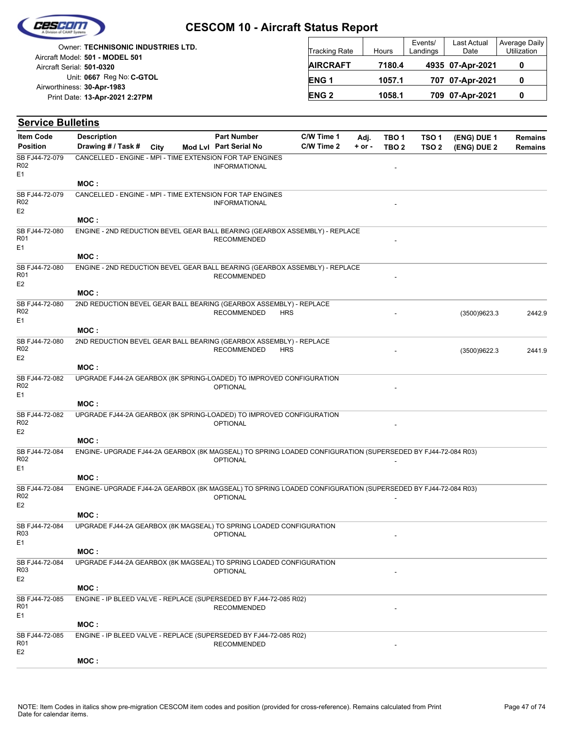# CESCOM 10 - Aircraft Status Report

Owner: **TECHNISONIC INDUSTRIES LTD.**
Aircraft Model: **501 - MODEL 501**
Aircraft Serial: **501-0320**
Unit: **0667** Reg No: **C-GTOL**
Airworthiness: **30-Apr-1983**
Print Date: **13-Apr-2021 2:27PM**

| Tracking Rate | Hours | Events/ Landings | Last Actual Date | Average Daily Utilization |
|---|---|---|---|---|
| **AIRCRAFT** | **7180.4** | **4935** | **07-Apr-2021** | **0** |
| **ENG 1** | **1057.1** | **707** | **07-Apr-2021** | **0** |
| **ENG 2** | **1058.1** | **709** | **07-Apr-2021** | **0** |

## Service Bulletins

| Item Code / Position | Description / Drawing # / Task # | City | Mod Lvl | Part Number / Part Serial No | C/W Time 1 / C/W Time 2 | Adj. + or - | TBO 1 / TBO 2 | TSO 1 / TSO 2 | (ENG) DUE 1 / (ENG) DUE 2 | Remains / Remains |
|---|---|---|---|---|---|---|---|---|---|---|
| SB FJ44-72-079 R02 E1 | CANCELLED - ENGINE - MPI - TIME EXTENSION FOR TAP ENGINES | | | INFORMATIONAL | | | - | | | |
| | **MOC :** | | | | | | | | | |
| SB FJ44-72-079 R02 E2 | CANCELLED - ENGINE - MPI - TIME EXTENSION FOR TAP ENGINES | | | INFORMATIONAL | | | - | | | |
| | **MOC :** | | | | | | | | | |
| SB FJ44-72-080 R01 E1 | ENGINE - 2ND REDUCTION BEVEL GEAR BALL BEARING (GEARBOX ASSEMBLY) - REPLACE | | | RECOMMENDED | | | - | | | |
| | **MOC :** | | | | | | | | | |
| SB FJ44-72-080 R01 E2 | ENGINE - 2ND REDUCTION BEVEL GEAR BALL BEARING (GEARBOX ASSEMBLY) - REPLACE | | | RECOMMENDED | | | - | | | |
| | **MOC :** | | | | | | | | | |
| SB FJ44-72-080 R02 E1 | 2ND REDUCTION BEVEL GEAR BALL BEARING (GEARBOX ASSEMBLY) - REPLACE | | | RECOMMENDED | HRS | | - | | (3500)9623.3 | 2442.9 |
| | **MOC :** | | | | | | | | | |
| SB FJ44-72-080 R02 E2 | 2ND REDUCTION BEVEL GEAR BALL BEARING (GEARBOX ASSEMBLY) - REPLACE | | | RECOMMENDED | HRS | | - | | (3500)9622.3 | 2441.9 |
| | **MOC :** | | | | | | | | | |
| SB FJ44-72-082 R02 E1 | UPGRADE FJ44-2A GEARBOX (8K SPRING-LOADED) TO IMPROVED CONFIGURATION | | | OPTIONAL | | | - | | | |
| | **MOC :** | | | | | | | | | |
| SB FJ44-72-082 R02 E2 | UPGRADE FJ44-2A GEARBOX (8K SPRING-LOADED) TO IMPROVED CONFIGURATION | | | OPTIONAL | | | - | | | |
| | **MOC :** | | | | | | | | | |
| SB FJ44-72-084 R02 E1 | ENGINE- UPGRADE FJ44-2A GEARBOX (8K MAGSEAL) TO SPRING LOADED CONFIGURATION (SUPERSEDED BY FJ44-72-084 R03) | | | OPTIONAL | | | - | | | |
| | **MOC :** | | | | | | | | | |
| SB FJ44-72-084 R02 E2 | ENGINE- UPGRADE FJ44-2A GEARBOX (8K MAGSEAL) TO SPRING LOADED CONFIGURATION (SUPERSEDED BY FJ44-72-084 R03) | | | OPTIONAL | | | - | | | |
| | **MOC :** | | | | | | | | | |
| SB FJ44-72-084 R03 E1 | UPGRADE FJ44-2A GEARBOX (8K MAGSEAL) TO SPRING LOADED CONFIGURATION | | | OPTIONAL | | | - | | | |
| | **MOC :** | | | | | | | | | |
| SB FJ44-72-084 R03 E2 | UPGRADE FJ44-2A GEARBOX (8K MAGSEAL) TO SPRING LOADED CONFIGURATION | | | OPTIONAL | | | - | | | |
| | **MOC :** | | | | | | | | | |
| SB FJ44-72-085 R01 E1 | ENGINE - IP BLEED VALVE - REPLACE (SUPERSEDED BY FJ44-72-085 R02) | | | RECOMMENDED | | | - | | | |
| | **MOC :** | | | | | | | | | |
| SB FJ44-72-085 R01 E2 | ENGINE - IP BLEED VALVE - REPLACE (SUPERSEDED BY FJ44-72-085 R02) | | | RECOMMENDED | | | - | | | |
| | **MOC :** | | | | | | | | | |

NOTE: Item Codes in italics show pre-migration CESCOM item codes and position (provided for cross-reference). Remains calculated from Print Date for calendar items.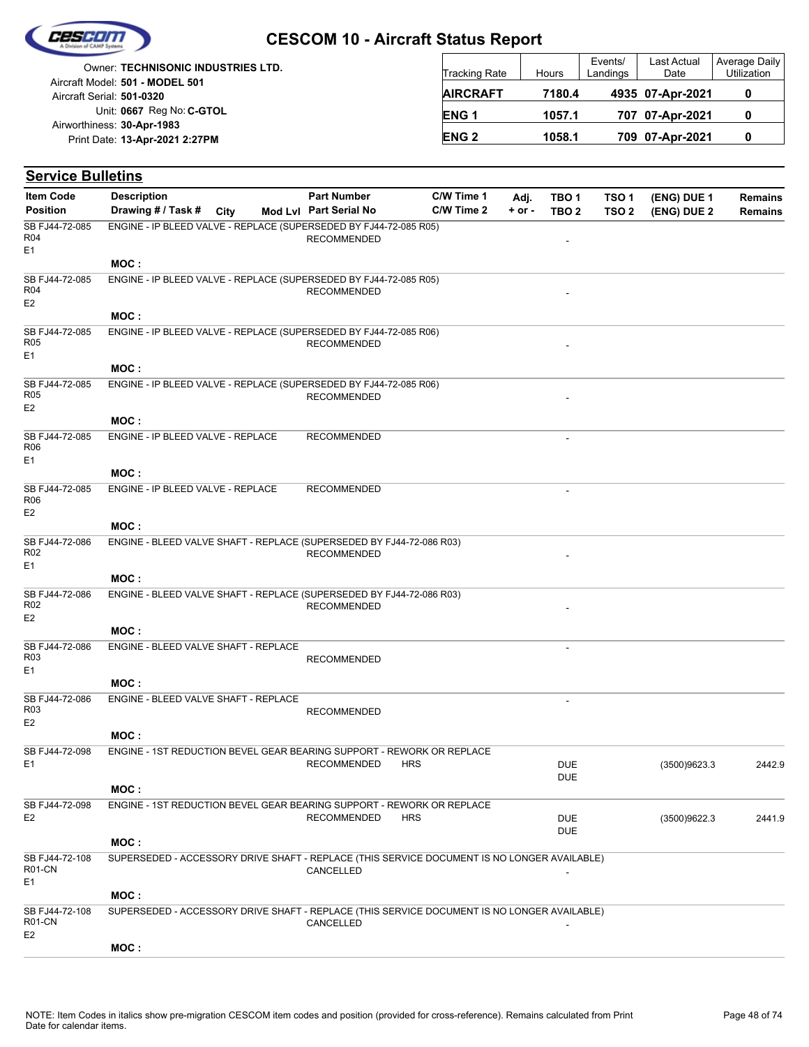# CESCOM 10 - Aircraft Status Report

Owner: **TECHNISONIC INDUSTRIES LTD.**
Aircraft Model: **501 - MODEL 501**
Aircraft Serial: **501-0320**
Unit: **0667** Reg No: **C-GTOL**
Airworthiness: **30-Apr-1983**
Print Date: **13-Apr-2021 2:27PM**

| Tracking Rate | Hours | Events/ Landings | Last Actual Date | Average Daily Utilization |
|---|---|---|---|---|
| **AIRCRAFT** | **7180.4** | **4935** | **07-Apr-2021** | **0** |
| **ENG 1** | **1057.1** | **707** | **07-Apr-2021** | **0** |
| **ENG 2** | **1058.1** | **709** | **07-Apr-2021** | **0** |

## Service Bulletins

| Item Code / Position | Description / Drawing # / Task # | City | Mod Lvl | Part Number / Part Serial No | C/W Time 1 / C/W Time 2 | Adj. + or - | TBO 1 / TBO 2 | TSO 1 / TSO 2 | (ENG) DUE 1 / (ENG) DUE 2 | Remains / Remains |
|---|---|---|---|---|---|---|---|---|---|---|
| SB FJ44-72-085 R04 E1 | ENGINE - IP BLEED VALVE - REPLACE (SUPERSEDED BY FJ44-72-085 R05) | | | RECOMMENDED | | | - | | | |
| | MOC : | | | | | | | | | |
| SB FJ44-72-085 R04 E2 | ENGINE - IP BLEED VALVE - REPLACE (SUPERSEDED BY FJ44-72-085 R05) | | | RECOMMENDED | | | - | | | |
| | MOC : | | | | | | | | | |
| SB FJ44-72-085 R05 E1 | ENGINE - IP BLEED VALVE - REPLACE (SUPERSEDED BY FJ44-72-085 R06) | | | RECOMMENDED | | | - | | | |
| | MOC : | | | | | | | | | |
| SB FJ44-72-085 R05 E2 | ENGINE - IP BLEED VALVE - REPLACE (SUPERSEDED BY FJ44-72-085 R06) | | | RECOMMENDED | | | - | | | |
| | MOC : | | | | | | | | | |
| SB FJ44-72-085 R06 E1 | ENGINE - IP BLEED VALVE - REPLACE | | | RECOMMENDED | | | - | | | |
| | MOC : | | | | | | | | | |
| SB FJ44-72-085 R06 E2 | ENGINE - IP BLEED VALVE - REPLACE | | | RECOMMENDED | | | - | | | |
| | MOC : | | | | | | | | | |
| SB FJ44-72-086 R02 E1 | ENGINE - BLEED VALVE SHAFT - REPLACE (SUPERSEDED BY FJ44-72-086 R03) | | | RECOMMENDED | | | - | | | |
| | MOC : | | | | | | | | | |
| SB FJ44-72-086 R02 E2 | ENGINE - BLEED VALVE SHAFT - REPLACE (SUPERSEDED BY FJ44-72-086 R03) | | | RECOMMENDED | | | - | | | |
| | MOC : | | | | | | | | | |
| SB FJ44-72-086 R03 E1 | ENGINE - BLEED VALVE SHAFT - REPLACE | | | RECOMMENDED | | | - | | | |
| | MOC : | | | | | | | | | |
| SB FJ44-72-086 R03 E2 | ENGINE - BLEED VALVE SHAFT - REPLACE | | | RECOMMENDED | | | - | | | |
| | MOC : | | | | | | | | | |
| SB FJ44-72-098 E1 | ENGINE - 1ST REDUCTION BEVEL GEAR BEARING SUPPORT - REWORK OR REPLACE | | | RECOMMENDED HRS | | | DUE DUE | | (3500)9623.3 | 2442.9 |
| | MOC : | | | | | | | | | |
| SB FJ44-72-098 E2 | ENGINE - 1ST REDUCTION BEVEL GEAR BEARING SUPPORT - REWORK OR REPLACE | | | RECOMMENDED HRS | | | DUE DUE | | (3500)9622.3 | 2441.9 |
| | MOC : | | | | | | | | | |
| SB FJ44-72-108 R01-CN E1 | SUPERSEDED - ACCESSORY DRIVE SHAFT - REPLACE (THIS SERVICE DOCUMENT IS NO LONGER AVAILABLE) | | | CANCELLED | | | - | | | |
| | MOC : | | | | | | | | | |
| SB FJ44-72-108 R01-CN E2 | SUPERSEDED - ACCESSORY DRIVE SHAFT - REPLACE (THIS SERVICE DOCUMENT IS NO LONGER AVAILABLE) | | | CANCELLED | | | - | | | |
| | MOC : | | | | | | | | | |

NOTE: Item Codes in italics show pre-migration CESCOM item codes and position (provided for cross-reference). Remains calculated from Print Date for calendar items.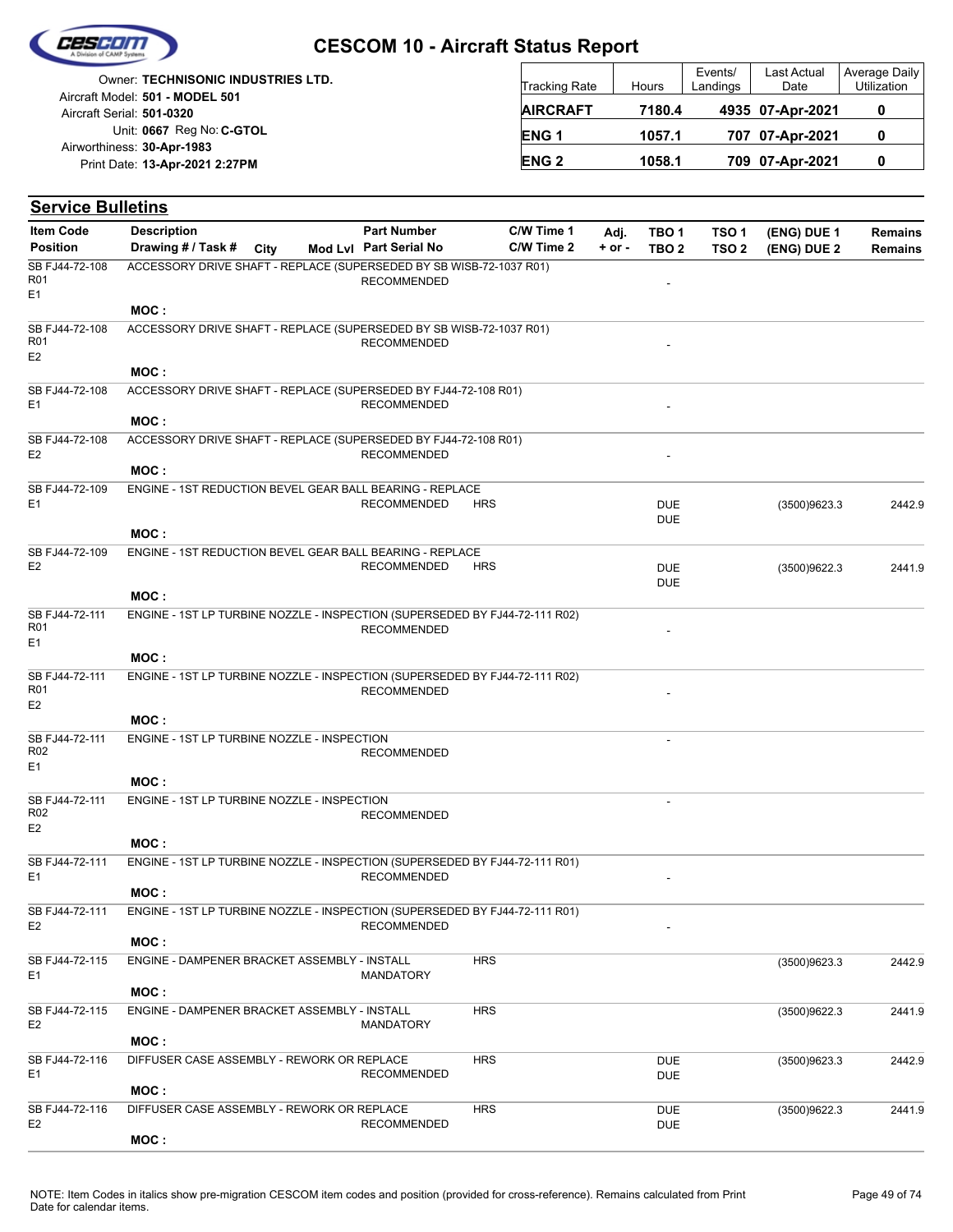# CESCOM 10 - Aircraft Status Report

Owner: **TECHNISONIC INDUSTRIES LTD.**
Aircraft Model: **501 - MODEL 501**
Aircraft Serial: **501-0320**
Unit: **0667** Reg No: **C-GTOL**
Airworthiness: **30-Apr-1983**
Print Date: **13-Apr-2021 2:27PM**

| Tracking Rate | Hours | Events/ Landings | Last Actual Date | Average Daily Utilization |
|---|---|---|---|---|
| **AIRCRAFT** | **7180.4** | **4935** | **07-Apr-2021** | **0** |
| **ENG 1** | **1057.1** | **707** | **07-Apr-2021** | **0** |
| **ENG 2** | **1058.1** | **709** | **07-Apr-2021** | **0** |

## Service Bulletins

| Item Code / Position | Description / Drawing # / Task # | City | Mod Lvl | Part Number / Part Serial No | C/W Time 1 / C/W Time 2 | Adj. + or - | TBO 1 / TBO 2 | TSO 1 / TSO 2 | (ENG) DUE 1 / (ENG) DUE 2 | Remains / Remains |
|---|---|---|---|---|---|---|---|---|---|---|
| SB FJ44-72-108 R01 E1 | ACCESSORY DRIVE SHAFT - REPLACE (SUPERSEDED BY SB WISB-72-1037 R01) MOC : | | | RECOMMENDED | | | - | | | |
| SB FJ44-72-108 R01 E2 | ACCESSORY DRIVE SHAFT - REPLACE (SUPERSEDED BY SB WISB-72-1037 R01) MOC : | | | RECOMMENDED | | | - | | | |
| SB FJ44-72-108 E1 | ACCESSORY DRIVE SHAFT - REPLACE (SUPERSEDED BY FJ44-72-108 R01) MOC : | | | RECOMMENDED | | | - | | | |
| SB FJ44-72-108 E2 | ACCESSORY DRIVE SHAFT - REPLACE (SUPERSEDED BY FJ44-72-108 R01) MOC : | | | RECOMMENDED | | | - | | | |
| SB FJ44-72-109 E1 | ENGINE - 1ST REDUCTION BEVEL GEAR BALL BEARING - REPLACE MOC : | | | RECOMMENDED | HRS | | DUE DUE | | (3500)9623.3 | 2442.9 |
| SB FJ44-72-109 E2 | ENGINE - 1ST REDUCTION BEVEL GEAR BALL BEARING - REPLACE MOC : | | | RECOMMENDED | HRS | | DUE DUE | | (3500)9622.3 | 2441.9 |
| SB FJ44-72-111 R01 E1 | ENGINE - 1ST LP TURBINE NOZZLE - INSPECTION (SUPERSEDED BY FJ44-72-111 R02) MOC : | | | RECOMMENDED | | | - | | | |
| SB FJ44-72-111 R01 E2 | ENGINE - 1ST LP TURBINE NOZZLE - INSPECTION (SUPERSEDED BY FJ44-72-111 R02) MOC : | | | RECOMMENDED | | | - | | | |
| SB FJ44-72-111 R02 E1 | ENGINE - 1ST LP TURBINE NOZZLE - INSPECTION MOC : | | | RECOMMENDED | | | - | | | |
| SB FJ44-72-111 R02 E2 | ENGINE - 1ST LP TURBINE NOZZLE - INSPECTION MOC : | | | RECOMMENDED | | | - | | | |
| SB FJ44-72-111 E1 | ENGINE - 1ST LP TURBINE NOZZLE - INSPECTION (SUPERSEDED BY FJ44-72-111 R01) MOC : | | | RECOMMENDED | | | - | | | |
| SB FJ44-72-111 E2 | ENGINE - 1ST LP TURBINE NOZZLE - INSPECTION (SUPERSEDED BY FJ44-72-111 R01) MOC : | | | RECOMMENDED | | | - | | | |
| SB FJ44-72-115 E1 | ENGINE - DAMPENER BRACKET ASSEMBLY - INSTALL MOC : | | | MANDATORY | HRS | | | | (3500)9623.3 | 2442.9 |
| SB FJ44-72-115 E2 | ENGINE - DAMPENER BRACKET ASSEMBLY - INSTALL MOC : | | | MANDATORY | HRS | | | | (3500)9622.3 | 2441.9 |
| SB FJ44-72-116 E1 | DIFFUSER CASE ASSEMBLY - REWORK OR REPLACE MOC : | | | RECOMMENDED | HRS | | DUE DUE | | (3500)9623.3 | 2442.9 |
| SB FJ44-72-116 E2 | DIFFUSER CASE ASSEMBLY - REWORK OR REPLACE MOC : | | | RECOMMENDED | HRS | | DUE DUE | | (3500)9622.3 | 2441.9 |

NOTE: Item Codes in italics show pre-migration CESCOM item codes and position (provided for cross-reference). Remains calculated from Print Date for calendar items.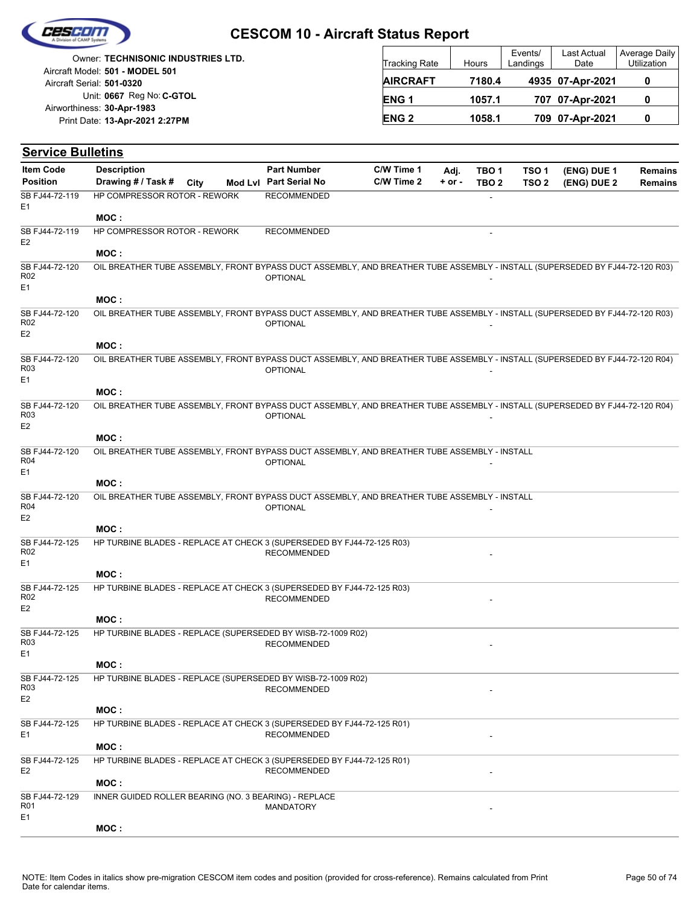# CESCOM 10 - Aircraft Status Report

Owner: **TECHNISONIC INDUSTRIES LTD.**
Aircraft Model: **501 - MODEL 501**
Aircraft Serial: **501-0320**
Unit: **0667** Reg No: **C-GTOL**
Airworthiness: **30-Apr-1983**
Print Date: **13-Apr-2021 2:27PM**

| Tracking Rate | Hours | Events/ Landings | Last Actual Date | Average Daily Utilization |
|---|---|---|---|---|
| **AIRCRAFT** | **7180.4** | **4935** | **07-Apr-2021** | **0** |
| **ENG 1** | **1057.1** | **707** | **07-Apr-2021** | **0** |
| **ENG 2** | **1058.1** | **709** | **07-Apr-2021** | **0** |

## Service Bulletins

| Item Code / Position | Description / Drawing # / Task # | City | Mod Lvl | Part Number / Part Serial No | C/W Time 1 / C/W Time 2 | Adj. + or - | TBO 1 / TBO 2 | TSO 1 / TSO 2 | (ENG) DUE 1 / (ENG) DUE 2 | Remains / Remains |
|---|---|---|---|---|---|---|---|---|---|---|
| SB FJ44-72-119 E1 | HP COMPRESSOR ROTOR - REWORK<br>MOC : | | | RECOMMENDED | | | - | | | |
| SB FJ44-72-119 E2 | HP COMPRESSOR ROTOR - REWORK<br>MOC : | | | RECOMMENDED | | | - | | | |
| SB FJ44-72-120 R02 E1 | OIL BREATHER TUBE ASSEMBLY, FRONT BYPASS DUCT ASSEMBLY, AND BREATHER TUBE ASSEMBLY - INSTALL (SUPERSEDED BY FJ44-72-120 R03)<br>MOC : | | | OPTIONAL | | | - | | | |
| SB FJ44-72-120 R02 E2 | OIL BREATHER TUBE ASSEMBLY, FRONT BYPASS DUCT ASSEMBLY, AND BREATHER TUBE ASSEMBLY - INSTALL (SUPERSEDED BY FJ44-72-120 R03)<br>MOC : | | | OPTIONAL | | | - | | | |
| SB FJ44-72-120 R03 E1 | OIL BREATHER TUBE ASSEMBLY, FRONT BYPASS DUCT ASSEMBLY, AND BREATHER TUBE ASSEMBLY - INSTALL (SUPERSEDED BY FJ44-72-120 R04)<br>MOC : | | | OPTIONAL | | | - | | | |
| SB FJ44-72-120 R03 E2 | OIL BREATHER TUBE ASSEMBLY, FRONT BYPASS DUCT ASSEMBLY, AND BREATHER TUBE ASSEMBLY - INSTALL (SUPERSEDED BY FJ44-72-120 R04)<br>MOC : | | | OPTIONAL | | | - | | | |
| SB FJ44-72-120 R04 E1 | OIL BREATHER TUBE ASSEMBLY, FRONT BYPASS DUCT ASSEMBLY, AND BREATHER TUBE ASSEMBLY - INSTALL<br>MOC : | | | OPTIONAL | | | - | | | |
| SB FJ44-72-120 R04 E2 | OIL BREATHER TUBE ASSEMBLY, FRONT BYPASS DUCT ASSEMBLY, AND BREATHER TUBE ASSEMBLY - INSTALL<br>MOC : | | | OPTIONAL | | | - | | | |
| SB FJ44-72-125 R02 E1 | HP TURBINE BLADES - REPLACE AT CHECK 3 (SUPERSEDED BY FJ44-72-125 R03)<br>MOC : | | | RECOMMENDED | | | - | | | |
| SB FJ44-72-125 R02 E2 | HP TURBINE BLADES - REPLACE AT CHECK 3 (SUPERSEDED BY FJ44-72-125 R03)<br>MOC : | | | RECOMMENDED | | | - | | | |
| SB FJ44-72-125 R03 E1 | HP TURBINE BLADES - REPLACE (SUPERSEDED BY WISB-72-1009 R02)<br>MOC : | | | RECOMMENDED | | | - | | | |
| SB FJ44-72-125 R03 E2 | HP TURBINE BLADES - REPLACE (SUPERSEDED BY WISB-72-1009 R02)<br>MOC : | | | RECOMMENDED | | | - | | | |
| SB FJ44-72-125 E1 | HP TURBINE BLADES - REPLACE AT CHECK 3 (SUPERSEDED BY FJ44-72-125 R01)<br>MOC : | | | RECOMMENDED | | | - | | | |
| SB FJ44-72-125 E2 | HP TURBINE BLADES - REPLACE AT CHECK 3 (SUPERSEDED BY FJ44-72-125 R01)<br>MOC : | | | RECOMMENDED | | | - | | | |
| SB FJ44-72-129 R01 E1 | INNER GUIDED ROLLER BEARING (NO. 3 BEARING) - REPLACE<br>MOC : | | | MANDATORY | | | - | | | |

NOTE: Item Codes in italics show pre-migration CESCOM item codes and position (provided for cross-reference). Remains calculated from Print Date for calendar items.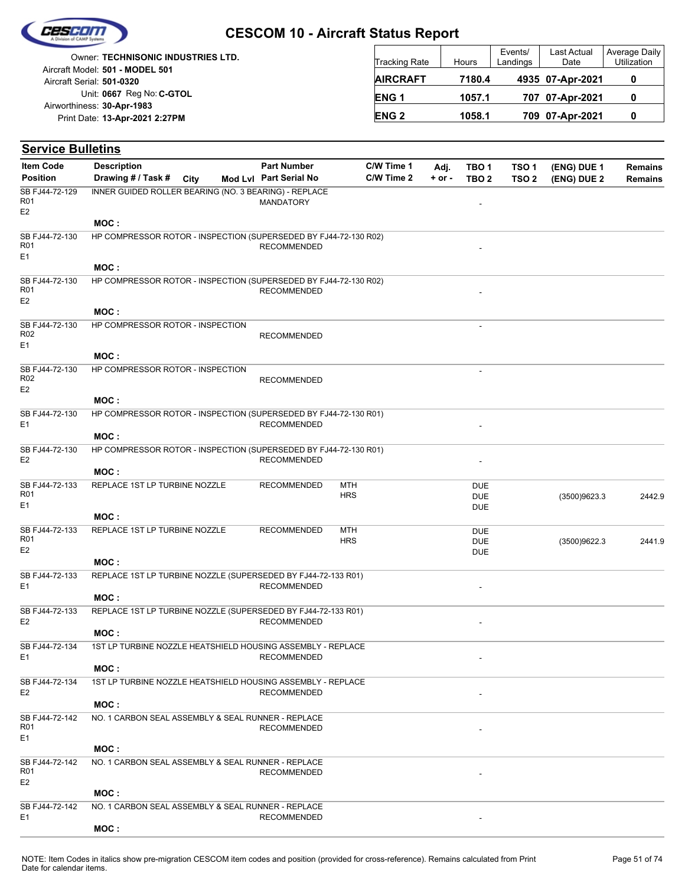# CESCOM 10 - Aircraft Status Report

Owner: **TECHNISONIC INDUSTRIES LTD.**
Aircraft Model: **501 - MODEL 501**
Aircraft Serial: **501-0320**
Unit: **0667** Reg No: **C-GTOL**
Airworthiness: **30-Apr-1983**
Print Date: **13-Apr-2021 2:27PM**

| Tracking Rate | Hours | Events/ Landings | Last Actual Date | Average Daily Utilization |
|---|---|---|---|---|
| **AIRCRAFT** | **7180.4** | **4935** | **07-Apr-2021** | **0** |
| **ENG 1** | **1057.1** | **707** | **07-Apr-2021** | **0** |
| **ENG 2** | **1058.1** | **709** | **07-Apr-2021** | **0** |

## Service Bulletins

| Item Code / Position | Description / Drawing # / Task # | City | Mod Lvl | Part Number / Part Serial No | | C/W Time 1 / C/W Time 2 | Adj. + or - | TBO 1 / TBO 2 | TSO 1 / TSO 2 | (ENG) DUE 1 / (ENG) DUE 2 | Remains / Remains |
|---|---|---|---|---|---|---|---|---|---|---|---|
| SB FJ44-72-129 R01 E2 | INNER GUIDED ROLLER BEARING (NO. 3 BEARING) - REPLACE<br>MOC : | | | MANDATORY | | | | - | | | |
| SB FJ44-72-130 R01 E1 | HP COMPRESSOR ROTOR - INSPECTION (SUPERSEDED BY FJ44-72-130 R02)<br>MOC : | | | RECOMMENDED | | | | - | | | |
| SB FJ44-72-130 R01 E2 | HP COMPRESSOR ROTOR - INSPECTION (SUPERSEDED BY FJ44-72-130 R02)<br>MOC : | | | RECOMMENDED | | | | - | | | |
| SB FJ44-72-130 R02 E1 | HP COMPRESSOR ROTOR - INSPECTION<br>MOC : | | | RECOMMENDED | | | | - | | | |
| SB FJ44-72-130 R02 E2 | HP COMPRESSOR ROTOR - INSPECTION<br>MOC : | | | RECOMMENDED | | | | - | | | |
| SB FJ44-72-130 E1 | HP COMPRESSOR ROTOR - INSPECTION (SUPERSEDED BY FJ44-72-130 R01)<br>MOC : | | | RECOMMENDED | | | | - | | | |
| SB FJ44-72-130 E2 | HP COMPRESSOR ROTOR - INSPECTION (SUPERSEDED BY FJ44-72-130 R01)<br>MOC : | | | RECOMMENDED | | | | - | | | |
| SB FJ44-72-133 R01 E1 | REPLACE 1ST LP TURBINE NOZZLE<br>MOC : | | | RECOMMENDED | MTH<br>HRS | | | DUE<br>DUE<br>DUE | | (3500)9623.3 | 2442.9 |
| SB FJ44-72-133 R01 E2 | REPLACE 1ST LP TURBINE NOZZLE<br>MOC : | | | RECOMMENDED | MTH<br>HRS | | | DUE<br>DUE<br>DUE | | (3500)9622.3 | 2441.9 |
| SB FJ44-72-133 E1 | REPLACE 1ST LP TURBINE NOZZLE (SUPERSEDED BY FJ44-72-133 R01)<br>MOC : | | | RECOMMENDED | | | | - | | | |
| SB FJ44-72-133 E2 | REPLACE 1ST LP TURBINE NOZZLE (SUPERSEDED BY FJ44-72-133 R01)<br>MOC : | | | RECOMMENDED | | | | - | | | |
| SB FJ44-72-134 E1 | 1ST LP TURBINE NOZZLE HEATSHIELD HOUSING ASSEMBLY - REPLACE<br>MOC : | | | RECOMMENDED | | | | - | | | |
| SB FJ44-72-134 E2 | 1ST LP TURBINE NOZZLE HEATSHIELD HOUSING ASSEMBLY - REPLACE<br>MOC : | | | RECOMMENDED | | | | - | | | |
| SB FJ44-72-142 R01 E1 | NO. 1 CARBON SEAL ASSEMBLY & SEAL RUNNER - REPLACE<br>MOC : | | | RECOMMENDED | | | | - | | | |
| SB FJ44-72-142 R01 E2 | NO. 1 CARBON SEAL ASSEMBLY & SEAL RUNNER - REPLACE<br>MOC : | | | RECOMMENDED | | | | - | | | |
| SB FJ44-72-142 E1 | NO. 1 CARBON SEAL ASSEMBLY & SEAL RUNNER - REPLACE<br>MOC : | | | RECOMMENDED | | | | - | | | |

NOTE: Item Codes in italics show pre-migration CESCOM item codes and position (provided for cross-reference). Remains calculated from Print Date for calendar items.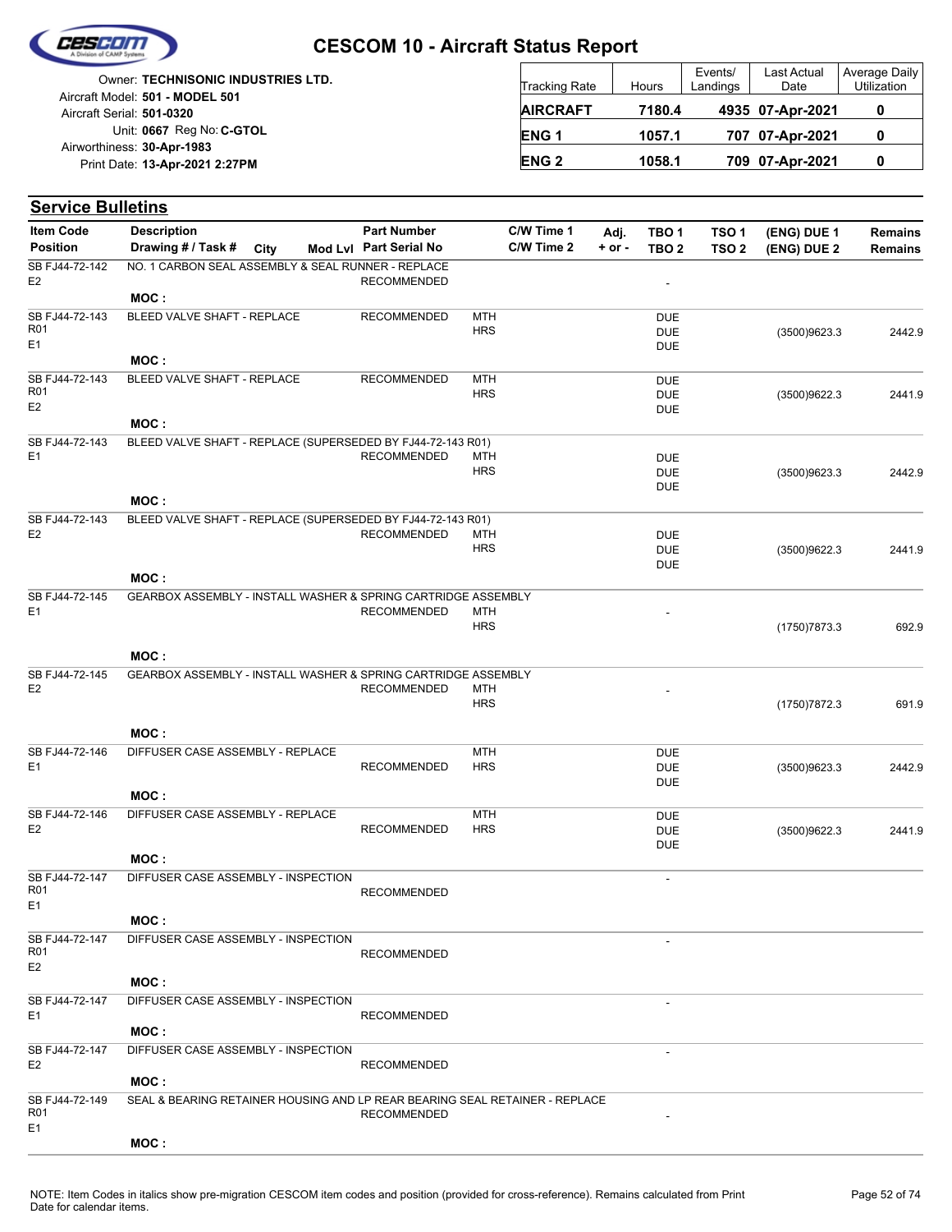# CESCOM 10 - Aircraft Status Report

Owner: **TECHNISONIC INDUSTRIES LTD.**
Aircraft Model: **501 - MODEL 501**
Aircraft Serial: **501-0320**
Unit: **0667** Reg No: **C-GTOL**
Airworthiness: **30-Apr-1983**
Print Date: **13-Apr-2021 2:27PM**

| Tracking Rate | Hours | Events/ Landings | Last Actual Date | Average Daily Utilization |
|---|---|---|---|---|
| **AIRCRAFT** | **7180.4** | **4935** | **07-Apr-2021** | **0** |
| **ENG 1** | **1057.1** | **707** | **07-Apr-2021** | **0** |
| **ENG 2** | **1058.1** | **709** | **07-Apr-2021** | **0** |

## Service Bulletins

| Item Code / Position | Description / Drawing # / Task # | City | Mod Lvl | Part Number / Part Serial No | | C/W Time 1 / C/W Time 2 | Adj. + or - | TBO 1 / TBO 2 | TSO 1 / TSO 2 | (ENG) DUE 1 / (ENG) DUE 2 | Remains / Remains |
|---|---|---|---|---|---|---|---|---|---|---|---|
| SB FJ44-72-142 E2 | NO. 1 CARBON SEAL ASSEMBLY & SEAL RUNNER - REPLACE MOC : | | | RECOMMENDED | | | | - | | | |
| SB FJ44-72-143 R01 E1 | BLEED VALVE SHAFT - REPLACE MOC : | | | RECOMMENDED | MTH HRS | | | DUE DUE DUE | | (3500)9623.3 | 2442.9 |
| SB FJ44-72-143 R01 E2 | BLEED VALVE SHAFT - REPLACE MOC : | | | RECOMMENDED | MTH HRS | | | DUE DUE DUE | | (3500)9622.3 | 2441.9 |
| SB FJ44-72-143 E1 | BLEED VALVE SHAFT - REPLACE (SUPERSEDED BY FJ44-72-143 R01) MOC : | | | RECOMMENDED | MTH HRS | | | DUE DUE DUE | | (3500)9623.3 | 2442.9 |
| SB FJ44-72-143 E2 | BLEED VALVE SHAFT - REPLACE (SUPERSEDED BY FJ44-72-143 R01) MOC : | | | RECOMMENDED | MTH HRS | | | DUE DUE DUE | | (3500)9622.3 | 2441.9 |
| SB FJ44-72-145 E1 | GEARBOX ASSEMBLY - INSTALL WASHER & SPRING CARTRIDGE ASSEMBLY MOC : | | | RECOMMENDED | MTH HRS | | | - | | (1750)7873.3 | 692.9 |
| SB FJ44-72-145 E2 | GEARBOX ASSEMBLY - INSTALL WASHER & SPRING CARTRIDGE ASSEMBLY MOC : | | | RECOMMENDED | MTH HRS | | | - | | (1750)7872.3 | 691.9 |
| SB FJ44-72-146 E1 | DIFFUSER CASE ASSEMBLY - REPLACE MOC : | | | RECOMMENDED | MTH HRS | | | DUE DUE DUE | | (3500)9623.3 | 2442.9 |
| SB FJ44-72-146 E2 | DIFFUSER CASE ASSEMBLY - REPLACE MOC : | | | RECOMMENDED | MTH HRS | | | DUE DUE DUE | | (3500)9622.3 | 2441.9 |
| SB FJ44-72-147 R01 E1 | DIFFUSER CASE ASSEMBLY - INSPECTION MOC : | | | RECOMMENDED | | | | - | | | |
| SB FJ44-72-147 R01 E2 | DIFFUSER CASE ASSEMBLY - INSPECTION MOC : | | | RECOMMENDED | | | | - | | | |
| SB FJ44-72-147 E1 | DIFFUSER CASE ASSEMBLY - INSPECTION MOC : | | | RECOMMENDED | | | | - | | | |
| SB FJ44-72-147 E2 | DIFFUSER CASE ASSEMBLY - INSPECTION MOC : | | | RECOMMENDED | | | | - | | | |
| SB FJ44-72-149 R01 E1 | SEAL & BEARING RETAINER HOUSING AND LP REAR BEARING SEAL RETAINER - REPLACE MOC : | | | RECOMMENDED | | | | - | | | |

NOTE: Item Codes in italics show pre-migration CESCOM item codes and position (provided for cross-reference). Remains calculated from Print Date for calendar items.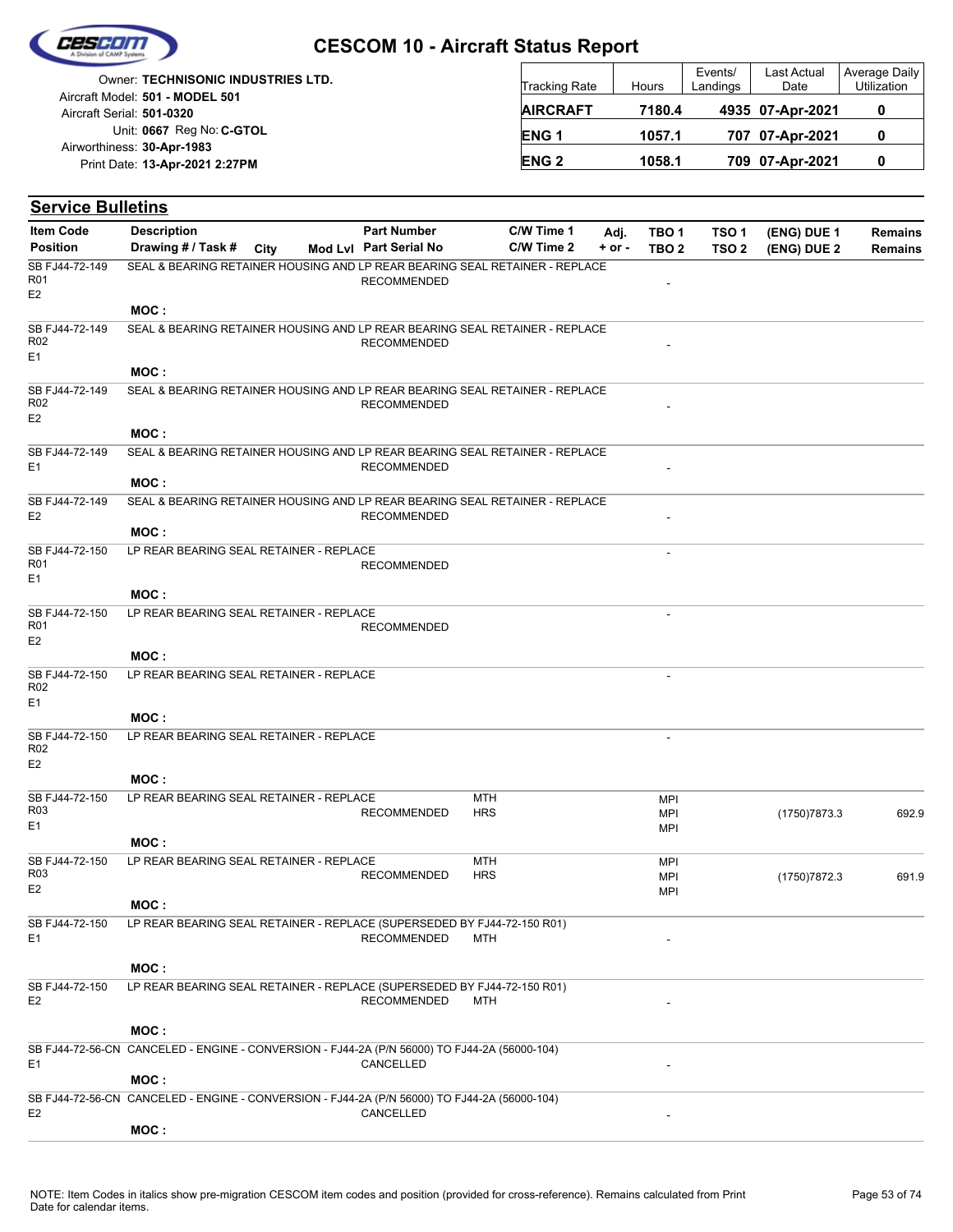# CESCOM 10 - Aircraft Status Report

Owner: **TECHNISONIC INDUSTRIES LTD.**
Aircraft Model: **501 - MODEL 501**
Aircraft Serial: **501-0320**
Unit: **0667** Reg No: **C-GTOL**
Airworthiness: **30-Apr-1983**
Print Date: **13-Apr-2021 2:27PM**

| Tracking Rate | Hours | Events/ Landings | Last Actual Date | Average Daily Utilization |
|---|---|---|---|---|
| **AIRCRAFT** | **7180.4** | **4935** | **07-Apr-2021** | **0** |
| **ENG 1** | **1057.1** | **707** | **07-Apr-2021** | **0** |
| **ENG 2** | **1058.1** | **709** | **07-Apr-2021** | **0** |

## Service Bulletins

| Item Code / Position | Description / Drawing # / Task # | City | Mod Lvl | Part Number / Part Serial No | C/W Time 1 / C/W Time 2 | Adj. + or - | TBO 1 / TBO 2 | TSO 1 / TSO 2 | (ENG) DUE 1 / (ENG) DUE 2 | Remains / Remains |
|---|---|---|---|---|---|---|---|---|---|---|
| SB FJ44-72-149 R01 E2 | SEAL & BEARING RETAINER HOUSING AND LP REAR BEARING SEAL RETAINER - REPLACE<br>MOC : | | | RECOMMENDED | | | - | | | |
| SB FJ44-72-149 R02 E1 | SEAL & BEARING RETAINER HOUSING AND LP REAR BEARING SEAL RETAINER - REPLACE<br>MOC : | | | RECOMMENDED | | | - | | | |
| SB FJ44-72-149 R02 E2 | SEAL & BEARING RETAINER HOUSING AND LP REAR BEARING SEAL RETAINER - REPLACE<br>MOC : | | | RECOMMENDED | | | - | | | |
| SB FJ44-72-149 E1 | SEAL & BEARING RETAINER HOUSING AND LP REAR BEARING SEAL RETAINER - REPLACE<br>MOC : | | | RECOMMENDED | | | - | | | |
| SB FJ44-72-149 E2 | SEAL & BEARING RETAINER HOUSING AND LP REAR BEARING SEAL RETAINER - REPLACE<br>MOC : | | | RECOMMENDED | | | - | | | |
| SB FJ44-72-150 R01 E1 | LP REAR BEARING SEAL RETAINER - REPLACE<br>MOC : | | | RECOMMENDED | | | - | | | |
| SB FJ44-72-150 R01 E2 | LP REAR BEARING SEAL RETAINER - REPLACE<br>MOC : | | | RECOMMENDED | | | - | | | |
| SB FJ44-72-150 R02 E1 | LP REAR BEARING SEAL RETAINER - REPLACE<br>MOC : | | | | | | - | | | |
| SB FJ44-72-150 R02 E2 | LP REAR BEARING SEAL RETAINER - REPLACE<br>MOC : | | | | | | - | | | |
| SB FJ44-72-150 R03 E1 | LP REAR BEARING SEAL RETAINER - REPLACE<br>MOC : | | | RECOMMENDED | MTH<br>HRS | | MPI<br>MPI<br>MPI | | (1750)7873.3 | 692.9 |
| SB FJ44-72-150 R03 E2 | LP REAR BEARING SEAL RETAINER - REPLACE<br>MOC : | | | RECOMMENDED | MTH<br>HRS | | MPI<br>MPI<br>MPI | | (1750)7872.3 | 691.9 |
| SB FJ44-72-150 E1 | LP REAR BEARING SEAL RETAINER - REPLACE (SUPERSEDED BY FJ44-72-150 R01)<br>MOC : | | | RECOMMENDED | MTH | | - | | | |
| SB FJ44-72-150 E2 | LP REAR BEARING SEAL RETAINER - REPLACE (SUPERSEDED BY FJ44-72-150 R01)<br>MOC : | | | RECOMMENDED | MTH | | - | | | |
| SB FJ44-72-56-CN E1 | CANCELED - ENGINE - CONVERSION - FJ44-2A (P/N 56000) TO FJ44-2A (56000-104)<br>MOC : | | | CANCELLED | | | - | | | |
| SB FJ44-72-56-CN E2 | CANCELED - ENGINE - CONVERSION - FJ44-2A (P/N 56000) TO FJ44-2A (56000-104)<br>MOC : | | | CANCELLED | | | - | | | |

NOTE: Item Codes in italics show pre-migration CESCOM item codes and position (provided for cross-reference). Remains calculated from Print Date for calendar items.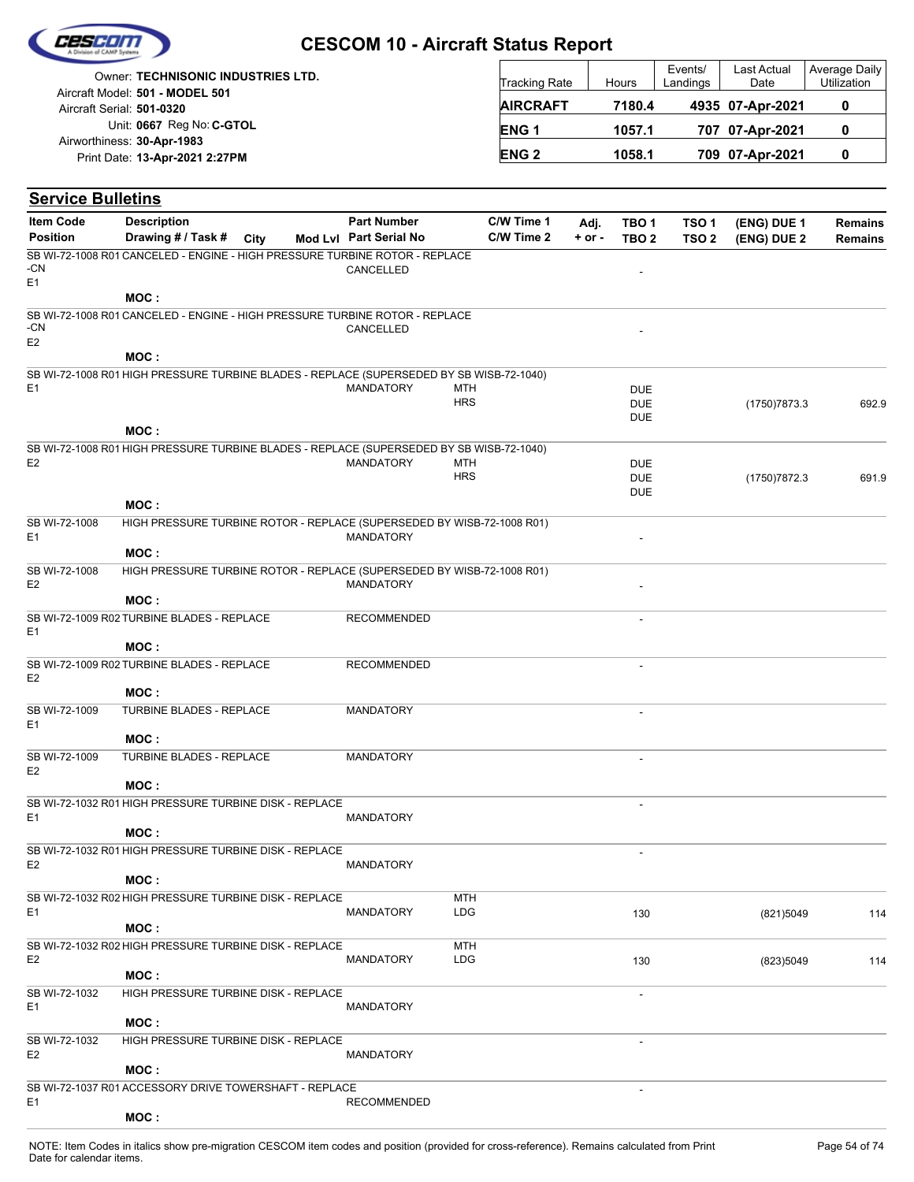# CESCOM 10 - Aircraft Status Report

Owner: **TECHNISONIC INDUSTRIES LTD.**
Aircraft Model: **501 - MODEL 501**
Aircraft Serial: **501-0320**
Unit: **0667** Reg No: **C-GTOL**
Airworthiness: **30-Apr-1983**
Print Date: **13-Apr-2021 2:27PM**

| Tracking Rate | Hours | Events/ Landings | Last Actual Date | Average Daily Utilization |
|---|---|---|---|---|
| **AIRCRAFT** | **7180.4** | **4935** | **07-Apr-2021** | **0** |
| **ENG 1** | **1057.1** | **707** | **07-Apr-2021** | **0** |
| **ENG 2** | **1058.1** | **709** | **07-Apr-2021** | **0** |

## Service Bulletins

| Item Code / Position | Description / Drawing # / Task # | City | Mod Lvl | Part Number / Part Serial No | C/W Time 1 / C/W Time 2 | Adj. + or - | TBO 1 / TBO 2 | TSO 1 / TSO 2 | (ENG) DUE 1 / (ENG) DUE 2 | Remains / Remains |
|---|---|---|---|---|---|---|---|---|---|---|
| SB WI-72-1008 R01 -CN E1 | CANCELED - ENGINE - HIGH PRESSURE TURBINE ROTOR - REPLACE | | | CANCELLED | | | - | | | |
| | MOC : | | | | | | | | | |
| SB WI-72-1008 R01 -CN E2 | CANCELED - ENGINE - HIGH PRESSURE TURBINE ROTOR - REPLACE | | | CANCELLED | | | - | | | |
| | MOC : | | | | | | | | | |
| SB WI-72-1008 R01 E1 | HIGH PRESSURE TURBINE BLADES - REPLACE (SUPERSEDED BY SB WISB-72-1040) | | | MANDATORY | MTH HRS | | DUE DUE DUE | | (1750)7873.3 | 692.9 |
| | MOC : | | | | | | | | | |
| SB WI-72-1008 R01 E2 | HIGH PRESSURE TURBINE BLADES - REPLACE (SUPERSEDED BY SB WISB-72-1040) | | | MANDATORY | MTH HRS | | DUE DUE DUE | | (1750)7872.3 | 691.9 |
| | MOC : | | | | | | | | | |
| SB WI-72-1008 E1 | HIGH PRESSURE TURBINE ROTOR - REPLACE (SUPERSEDED BY WISB-72-1008 R01) | | | MANDATORY | | | - | | | |
| | MOC : | | | | | | | | | |
| SB WI-72-1008 E2 | HIGH PRESSURE TURBINE ROTOR - REPLACE (SUPERSEDED BY WISB-72-1008 R01) | | | MANDATORY | | | - | | | |
| | MOC : | | | | | | | | | |
| SB WI-72-1009 R02 E1 | TURBINE BLADES - REPLACE | | | RECOMMENDED | | | - | | | |
| | MOC : | | | | | | | | | |
| SB WI-72-1009 R02 E2 | TURBINE BLADES - REPLACE | | | RECOMMENDED | | | - | | | |
| | MOC : | | | | | | | | | |
| SB WI-72-1009 E1 | TURBINE BLADES - REPLACE | | | MANDATORY | | | - | | | |
| | MOC : | | | | | | | | | |
| SB WI-72-1009 E2 | TURBINE BLADES - REPLACE | | | MANDATORY | | | - | | | |
| | MOC : | | | | | | | | | |
| SB WI-72-1032 R01 E1 | HIGH PRESSURE TURBINE DISK - REPLACE | | | MANDATORY | | | - | | | |
| | MOC : | | | | | | | | | |
| SB WI-72-1032 R01 E2 | HIGH PRESSURE TURBINE DISK - REPLACE | | | MANDATORY | | | - | | | |
| | MOC : | | | | | | | | | |
| SB WI-72-1032 R02 E1 | HIGH PRESSURE TURBINE DISK - REPLACE | | | MANDATORY | MTH LDG | | 130 | | (821)5049 | 114 |
| | MOC : | | | | | | | | | |
| SB WI-72-1032 R02 E2 | HIGH PRESSURE TURBINE DISK - REPLACE | | | MANDATORY | MTH LDG | | 130 | | (823)5049 | 114 |
| | MOC : | | | | | | | | | |
| SB WI-72-1032 E1 | HIGH PRESSURE TURBINE DISK - REPLACE | | | MANDATORY | | | - | | | |
| | MOC : | | | | | | | | | |
| SB WI-72-1032 E2 | HIGH PRESSURE TURBINE DISK - REPLACE | | | MANDATORY | | | - | | | |
| | MOC : | | | | | | | | | |
| SB WI-72-1037 R01 E1 | ACCESSORY DRIVE TOWERSHAFT - REPLACE | | | RECOMMENDED | | | - | | | |
| | MOC : | | | | | | | | | |

NOTE: Item Codes in italics show pre-migration CESCOM item codes and position (provided for cross-reference). Remains calculated from Print Date for calendar items.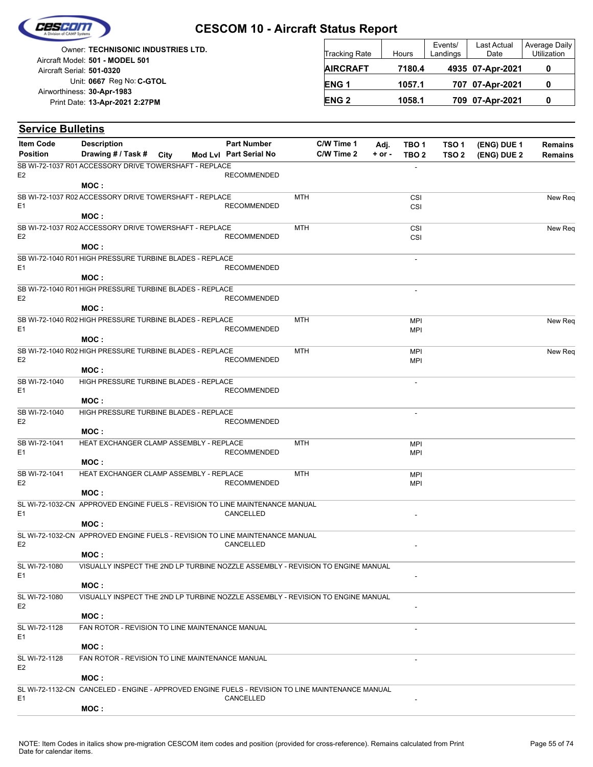# CESCOM 10 - Aircraft Status Report

Owner: **TECHNISONIC INDUSTRIES LTD.**
Aircraft Model: **501 - MODEL 501**
Aircraft Serial: **501-0320**
Unit: **0667** Reg No: **C-GTOL**
Airworthiness: **30-Apr-1983**
Print Date: **13-Apr-2021 2:27PM**

| Tracking Rate | Hours | Events/ Landings | Last Actual Date | Average Daily Utilization |
|---|---|---|---|---|
| **AIRCRAFT** | **7180.4** | **4935** | **07-Apr-2021** | **0** |
| **ENG 1** | **1057.1** | **707** | **07-Apr-2021** | **0** |
| **ENG 2** | **1058.1** | **709** | **07-Apr-2021** | **0** |

## Service Bulletins

| Item Code / Position | Description / Drawing # / Task # | City | Mod Lvl | Part Number / Part Serial No | C/W Time 1 / C/W Time 2 | Adj. + or - | TBO 1 / TBO 2 | TSO 1 / TSO 2 | (ENG) DUE 1 / (ENG) DUE 2 | Remains / Remains |
|---|---|---|---|---|---|---|---|---|---|---|
| SB WI-72-1037 R01 / E2 | ACCESSORY DRIVE TOWERSHAFT - REPLACE / MOC : | | | RECOMMENDED | | | - | | | |
| SB WI-72-1037 R02 / E1 | ACCESSORY DRIVE TOWERSHAFT - REPLACE / MOC : | | | RECOMMENDED | MTH | | CSI / CSI | | | New Req |
| SB WI-72-1037 R02 / E2 | ACCESSORY DRIVE TOWERSHAFT - REPLACE / MOC : | | | RECOMMENDED | MTH | | CSI / CSI | | | New Req |
| SB WI-72-1040 R01 / E1 | HIGH PRESSURE TURBINE BLADES - REPLACE / MOC : | | | RECOMMENDED | | | - | | | |
| SB WI-72-1040 R01 / E2 | HIGH PRESSURE TURBINE BLADES - REPLACE / MOC : | | | RECOMMENDED | | | - | | | |
| SB WI-72-1040 R02 / E1 | HIGH PRESSURE TURBINE BLADES - REPLACE / MOC : | | | RECOMMENDED | MTH | | MPI / MPI | | | New Req |
| SB WI-72-1040 R02 / E2 | HIGH PRESSURE TURBINE BLADES - REPLACE / MOC : | | | RECOMMENDED | MTH | | MPI / MPI | | | New Req |
| SB WI-72-1040 / E1 | HIGH PRESSURE TURBINE BLADES - REPLACE / MOC : | | | RECOMMENDED | | | - | | | |
| SB WI-72-1040 / E2 | HIGH PRESSURE TURBINE BLADES - REPLACE / MOC : | | | RECOMMENDED | | | - | | | |
| SB WI-72-1041 / E1 | HEAT EXCHANGER CLAMP ASSEMBLY - REPLACE / MOC : | | | RECOMMENDED | MTH | | MPI / MPI | | | |
| SB WI-72-1041 / E2 | HEAT EXCHANGER CLAMP ASSEMBLY - REPLACE / MOC : | | | RECOMMENDED | MTH | | MPI / MPI | | | |
| SL WI-72-1032-CN / E1 | APPROVED ENGINE FUELS - REVISION TO LINE MAINTENANCE MANUAL / MOC : | | | CANCELLED | | | - | | | |
| SL WI-72-1032-CN / E2 | APPROVED ENGINE FUELS - REVISION TO LINE MAINTENANCE MANUAL / MOC : | | | CANCELLED | | | - | | | |
| SL WI-72-1080 / E1 | VISUALLY INSPECT THE 2ND LP TURBINE NOZZLE ASSEMBLY - REVISION TO ENGINE MANUAL / MOC : | | | | | | - | | | |
| SL WI-72-1080 / E2 | VISUALLY INSPECT THE 2ND LP TURBINE NOZZLE ASSEMBLY - REVISION TO ENGINE MANUAL / MOC : | | | | | | - | | | |
| SL WI-72-1128 / E1 | FAN ROTOR - REVISION TO LINE MAINTENANCE MANUAL / MOC : | | | | | | - | | | |
| SL WI-72-1128 / E2 | FAN ROTOR - REVISION TO LINE MAINTENANCE MANUAL / MOC : | | | | | | - | | | |
| SL WI-72-1132-CN / E1 | CANCELED - ENGINE - APPROVED ENGINE FUELS - REVISION TO LINE MAINTENANCE MANUAL / MOC : | | | CANCELLED | | | - | | | |

NOTE: Item Codes in italics show pre-migration CESCOM item codes and position (provided for cross-reference). Remains calculated from Print Date for calendar items.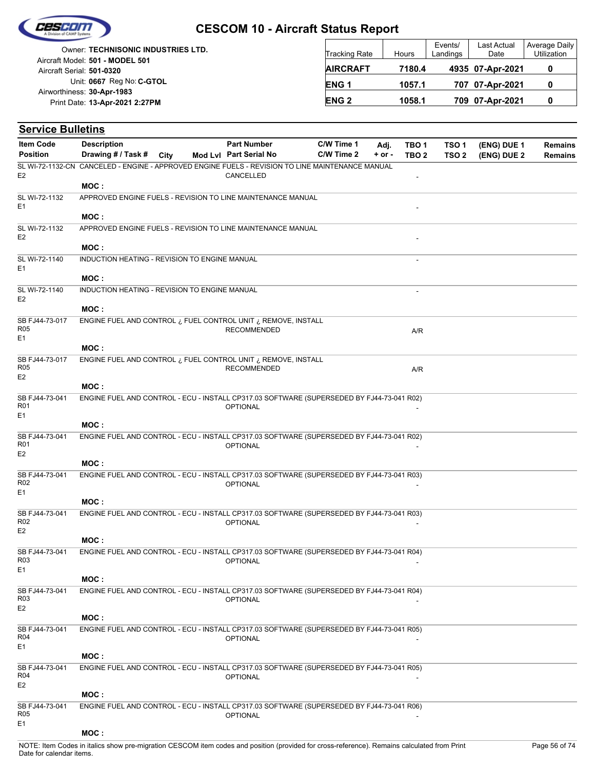# CESCOM 10 - Aircraft Status Report

Owner: **TECHNISONIC INDUSTRIES LTD.**
Aircraft Model: **501 - MODEL 501**
Aircraft Serial: **501-0320**
Unit: **0667** Reg No: **C-GTOL**
Airworthiness: **30-Apr-1983**
Print Date: **13-Apr-2021 2:27PM**

| Tracking Rate | Hours | Events/ Landings | Last Actual Date | Average Daily Utilization |
|---|---|---|---|---|
| **AIRCRAFT** | **7180.4** | **4935** | **07-Apr-2021** | **0** |
| **ENG 1** | **1057.1** | **707** | **07-Apr-2021** | **0** |
| **ENG 2** | **1058.1** | **709** | **07-Apr-2021** | **0** |

## Service Bulletins

| Item Code / Position | Description / Drawing # / Task # | City | Mod Lvl | Part Number / Part Serial No | C/W Time 1 / C/W Time 2 | Adj. + or - | TBO 1 / TBO 2 | TSO 1 / TSO 2 | (ENG) DUE 1 / (ENG) DUE 2 | Remains / Remains |
|---|---|---|---|---|---|---|---|---|---|---|
| SL WI-72-1132-CN E2 | CANCELED - ENGINE - APPROVED ENGINE FUELS - REVISION TO LINE MAINTENANCE MANUAL MOC : | | | CANCELLED | | | - | | | |
| SL WI-72-1132 E1 | APPROVED ENGINE FUELS - REVISION TO LINE MAINTENANCE MANUAL MOC : | | | | | | - | | | |
| SL WI-72-1132 E2 | APPROVED ENGINE FUELS - REVISION TO LINE MAINTENANCE MANUAL MOC : | | | | | | - | | | |
| SL WI-72-1140 E1 | INDUCTION HEATING - REVISION TO ENGINE MANUAL MOC : | | | | | | - | | | |
| SL WI-72-1140 E2 | INDUCTION HEATING - REVISION TO ENGINE MANUAL MOC : | | | | | | - | | | |
| SB FJ44-73-017 R05 E1 | ENGINE FUEL AND CONTROL ¿ FUEL CONTROL UNIT ¿ REMOVE, INSTALL MOC : | | | RECOMMENDED | | | A/R | | | |
| SB FJ44-73-017 R05 E2 | ENGINE FUEL AND CONTROL ¿ FUEL CONTROL UNIT ¿ REMOVE, INSTALL MOC : | | | RECOMMENDED | | | A/R | | | |
| SB FJ44-73-041 R01 E1 | ENGINE FUEL AND CONTROL - ECU - INSTALL CP317.03 SOFTWARE (SUPERSEDED BY FJ44-73-041 R02) MOC : | | | OPTIONAL | | | - | | | |
| SB FJ44-73-041 R01 E2 | ENGINE FUEL AND CONTROL - ECU - INSTALL CP317.03 SOFTWARE (SUPERSEDED BY FJ44-73-041 R02) MOC : | | | OPTIONAL | | | - | | | |
| SB FJ44-73-041 R02 E1 | ENGINE FUEL AND CONTROL - ECU - INSTALL CP317.03 SOFTWARE (SUPERSEDED BY FJ44-73-041 R03) MOC : | | | OPTIONAL | | | - | | | |
| SB FJ44-73-041 R02 E2 | ENGINE FUEL AND CONTROL - ECU - INSTALL CP317.03 SOFTWARE (SUPERSEDED BY FJ44-73-041 R03) MOC : | | | OPTIONAL | | | - | | | |
| SB FJ44-73-041 R03 E1 | ENGINE FUEL AND CONTROL - ECU - INSTALL CP317.03 SOFTWARE (SUPERSEDED BY FJ44-73-041 R04) MOC : | | | OPTIONAL | | | - | | | |
| SB FJ44-73-041 R03 E2 | ENGINE FUEL AND CONTROL - ECU - INSTALL CP317.03 SOFTWARE (SUPERSEDED BY FJ44-73-041 R04) MOC : | | | OPTIONAL | | | - | | | |
| SB FJ44-73-041 R04 E1 | ENGINE FUEL AND CONTROL - ECU - INSTALL CP317.03 SOFTWARE (SUPERSEDED BY FJ44-73-041 R05) MOC : | | | OPTIONAL | | | - | | | |
| SB FJ44-73-041 R04 E2 | ENGINE FUEL AND CONTROL - ECU - INSTALL CP317.03 SOFTWARE (SUPERSEDED BY FJ44-73-041 R05) MOC : | | | OPTIONAL | | | - | | | |
| SB FJ44-73-041 R05 E1 | ENGINE FUEL AND CONTROL - ECU - INSTALL CP317.03 SOFTWARE (SUPERSEDED BY FJ44-73-041 R06) MOC : | | | OPTIONAL | | | - | | | |

NOTE: Item Codes in italics show pre-migration CESCOM item codes and position (provided for cross-reference). Remains calculated from Print Date for calendar items.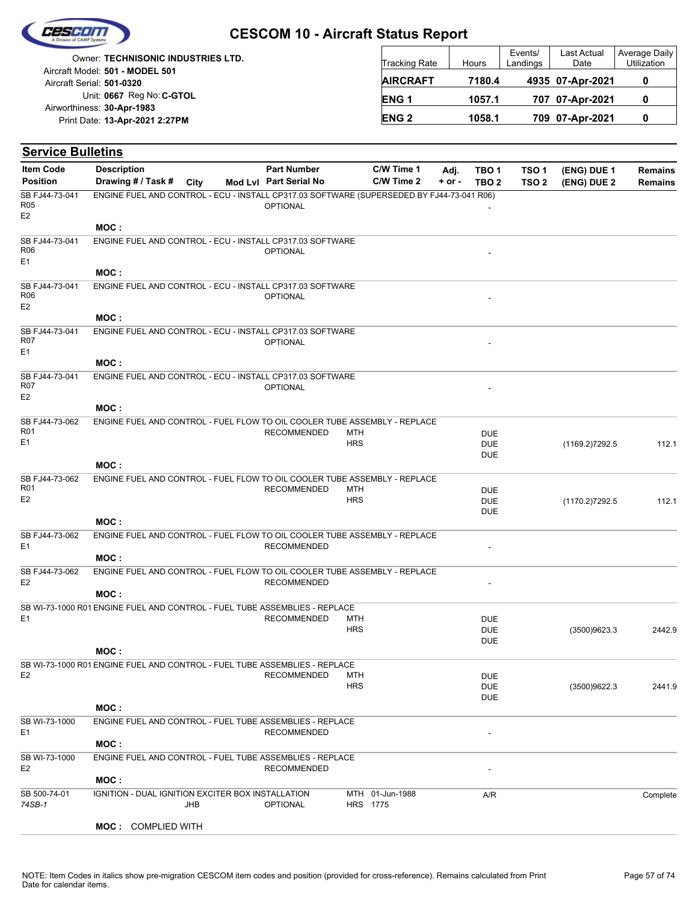# CESCOM 10 - Aircraft Status Report

Owner: **TECHNISONIC INDUSTRIES LTD.**
Aircraft Model: **501 - MODEL 501**
Aircraft Serial: **501-0320**
Unit: **0667** Reg No: **C-GTOL**
Airworthiness: **30-Apr-1983**
Print Date: **13-Apr-2021 2:27PM**

| Tracking Rate | Hours | Events/ Landings | Last Actual Date | Average Daily Utilization |
|---|---|---|---|---|
| **AIRCRAFT** | **7180.4** | **4935** | **07-Apr-2021** | **0** |
| **ENG 1** | **1057.1** | **707** | **07-Apr-2021** | **0** |
| **ENG 2** | **1058.1** | **709** | **07-Apr-2021** | **0** |

## Service Bulletins

| Item Code / Position | Description / Drawing # / Task # | City | Mod Lvl | Part Number / Part Serial No | | C/W Time 1 / C/W Time 2 | Adj. + or - | TBO 1 / TBO 2 | TSO 1 / TSO 2 | (ENG) DUE 1 / (ENG) DUE 2 | Remains / Remains |
|---|---|---|---|---|---|---|---|---|---|---|---|
| SB FJ44-73-041 R05 E2 | ENGINE FUEL AND CONTROL - ECU - INSTALL CP317.03 SOFTWARE (SUPERSEDED BY FJ44-73-041 R06) | | | OPTIONAL | | | | - | | | |
| | **MOC :** | | | | | | | | | | |
| SB FJ44-73-041 R06 E1 | ENGINE FUEL AND CONTROL - ECU - INSTALL CP317.03 SOFTWARE | | | OPTIONAL | | | | - | | | |
| | **MOC :** | | | | | | | | | | |
| SB FJ44-73-041 R06 E2 | ENGINE FUEL AND CONTROL - ECU - INSTALL CP317.03 SOFTWARE | | | OPTIONAL | | | | - | | | |
| | **MOC :** | | | | | | | | | | |
| SB FJ44-73-041 R07 E1 | ENGINE FUEL AND CONTROL - ECU - INSTALL CP317.03 SOFTWARE | | | OPTIONAL | | | | - | | | |
| | **MOC :** | | | | | | | | | | |
| SB FJ44-73-041 R07 E2 | ENGINE FUEL AND CONTROL - ECU - INSTALL CP317.03 SOFTWARE | | | OPTIONAL | | | | - | | | |
| | **MOC :** | | | | | | | | | | |
| SB FJ44-73-062 R01 E1 | ENGINE FUEL AND CONTROL - FUEL FLOW TO OIL COOLER TUBE ASSEMBLY - REPLACE | | | RECOMMENDED | MTH<br>HRS | | | DUE<br>DUE<br>DUE | | (1169.2)7292.5 | 112.1 |
| | **MOC :** | | | | | | | | | | |
| SB FJ44-73-062 R01 E2 | ENGINE FUEL AND CONTROL - FUEL FLOW TO OIL COOLER TUBE ASSEMBLY - REPLACE | | | RECOMMENDED | MTH<br>HRS | | | DUE<br>DUE<br>DUE | | (1170.2)7292.5 | 112.1 |
| | **MOC :** | | | | | | | | | | |
| SB FJ44-73-062 E1 | ENGINE FUEL AND CONTROL - FUEL FLOW TO OIL COOLER TUBE ASSEMBLY - REPLACE | | | RECOMMENDED | | | | - | | | |
| | **MOC :** | | | | | | | | | | |
| SB FJ44-73-062 E2 | ENGINE FUEL AND CONTROL - FUEL FLOW TO OIL COOLER TUBE ASSEMBLY - REPLACE | | | RECOMMENDED | | | | - | | | |
| | **MOC :** | | | | | | | | | | |
| SB WI-73-1000 R01 E1 | ENGINE FUEL AND CONTROL - FUEL TUBE ASSEMBLIES - REPLACE | | | RECOMMENDED | MTH<br>HRS | | | DUE<br>DUE<br>DUE | | (3500)9623.3 | 2442.9 |
| | **MOC :** | | | | | | | | | | |
| SB WI-73-1000 R01 E2 | ENGINE FUEL AND CONTROL - FUEL TUBE ASSEMBLIES - REPLACE | | | RECOMMENDED | MTH<br>HRS | | | DUE<br>DUE<br>DUE | | (3500)9622.3 | 2441.9 |
| | **MOC :** | | | | | | | | | | |
| SB WI-73-1000 E1 | ENGINE FUEL AND CONTROL - FUEL TUBE ASSEMBLIES - REPLACE | | | RECOMMENDED | | | | - | | | |
| | **MOC :** | | | | | | | | | | |
| SB WI-73-1000 E2 | ENGINE FUEL AND CONTROL - FUEL TUBE ASSEMBLIES - REPLACE | | | RECOMMENDED | | | | - | | | |
| | **MOC :** | | | | | | | | | | |
| SB 500-74-01 *74SB-1* | IGNITION - DUAL IGNITION EXCITER BOX INSTALLATION | JHB | | OPTIONAL | MTH<br>HRS | 01-Jun-1988<br>1775 | | A/R | | | Complete |
| | **MOC :** COMPLIED WITH | | | | | | | | | | |

NOTE: Item Codes in italics show pre-migration CESCOM item codes and position (provided for cross-reference). Remains calculated from Print Date for calendar items.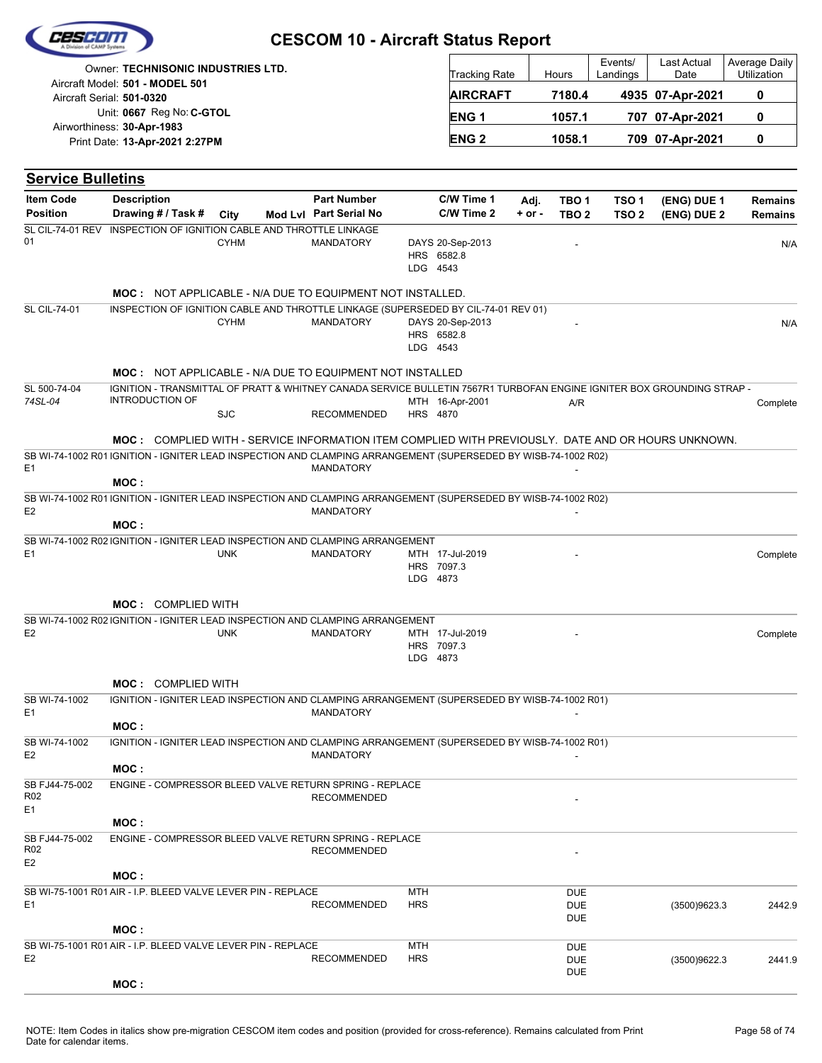# CESCOM 10 - Aircraft Status Report

Owner: **TECHNISONIC INDUSTRIES LTD.**
Aircraft Model: **501 - MODEL 501**
Aircraft Serial: **501-0320**
Unit: **0667** Reg No: **C-GTOL**
Airworthiness: **30-Apr-1983**
Print Date: **13-Apr-2021 2:27PM**

| Tracking Rate | Hours | Events/ Landings | Last Actual Date | Average Daily Utilization |
|---|---|---|---|---|
| **AIRCRAFT** | **7180.4** | **4935** | **07-Apr-2021** | **0** |
| **ENG 1** | **1057.1** | **707** | **07-Apr-2021** | **0** |
| **ENG 2** | **1058.1** | **709** | **07-Apr-2021** | **0** |

## Service Bulletins

| Item Code / Position | Description / Drawing # / Task # | City | Mod Lvl | Part Number / Part Serial No | C/W Time 1 / C/W Time 2 | Adj. + or - | TBO 1 / TBO 2 | TSO 1 / TSO 2 | (ENG) DUE 1 / (ENG) DUE 2 | Remains / Remains |
|---|---|---|---|---|---|---|---|---|---|---|
| SL CIL-74-01 REV 01 | INSPECTION OF IGNITION CABLE AND THROTTLE LINKAGE | CYHM | | MANDATORY | DAYS 20-Sep-2013<br>HRS 6582.8<br>LDG 4543 | | - | | | N/A |
| | **MOC :** NOT APPLICABLE - N/A DUE TO EQUIPMENT NOT INSTALLED. | | | | | | | | | |
| SL CIL-74-01 | INSPECTION OF IGNITION CABLE AND THROTTLE LINKAGE (SUPERSEDED BY CIL-74-01 REV 01) | CYHM | | MANDATORY | DAYS 20-Sep-2013<br>HRS 6582.8<br>LDG 4543 | | - | | | N/A |
| | **MOC :** NOT APPLICABLE - N/A DUE TO EQUIPMENT NOT INSTALLED | | | | | | | | | |
| SL 500-74-04<br>*74SL-04* | IGNITION - TRANSMITTAL OF PRATT & WHITNEY CANADA SERVICE BULLETIN 7567R1 TURBOFAN ENGINE IGNITER BOX GROUNDING STRAP - INTRODUCTION OF | SJC | | RECOMMENDED | MTH 16-Apr-2001<br>HRS 4870 | | A/R | | | Complete |
| | **MOC :** COMPLIED WITH - SERVICE INFORMATION ITEM COMPLIED WITH PREVIOUSLY. DATE AND OR HOURS UNKNOWN. | | | | | | | | | |
| SB WI-74-1002 R01<br>E1 | IGNITION - IGNITER LEAD INSPECTION AND CLAMPING ARRANGEMENT (SUPERSEDED BY WISB-74-1002 R02) | | | MANDATORY | | | - | | | |
| | **MOC :** | | | | | | | | | |
| SB WI-74-1002 R01<br>E2 | IGNITION - IGNITER LEAD INSPECTION AND CLAMPING ARRANGEMENT (SUPERSEDED BY WISB-74-1002 R02) | | | MANDATORY | | | - | | | |
| | **MOC :** | | | | | | | | | |
| SB WI-74-1002 R02<br>E1 | IGNITION - IGNITER LEAD INSPECTION AND CLAMPING ARRANGEMENT | UNK | | MANDATORY | MTH 17-Jul-2019<br>HRS 7097.3<br>LDG 4873 | | - | | | Complete |
| | **MOC :** COMPLIED WITH | | | | | | | | | |
| SB WI-74-1002 R02<br>E2 | IGNITION - IGNITER LEAD INSPECTION AND CLAMPING ARRANGEMENT | UNK | | MANDATORY | MTH 17-Jul-2019<br>HRS 7097.3<br>LDG 4873 | | - | | | Complete |
| | **MOC :** COMPLIED WITH | | | | | | | | | |
| SB WI-74-1002<br>E1 | IGNITION - IGNITER LEAD INSPECTION AND CLAMPING ARRANGEMENT (SUPERSEDED BY WISB-74-1002 R01) | | | MANDATORY | | | - | | | |
| | **MOC :** | | | | | | | | | |
| SB WI-74-1002<br>E2 | IGNITION - IGNITER LEAD INSPECTION AND CLAMPING ARRANGEMENT (SUPERSEDED BY WISB-74-1002 R01) | | | MANDATORY | | | - | | | |
| | **MOC :** | | | | | | | | | |
| SB FJ44-75-002 R02<br>E1 | ENGINE - COMPRESSOR BLEED VALVE RETURN SPRING - REPLACE | | | RECOMMENDED | | | - | | | |
| | **MOC :** | | | | | | | | | |
| SB FJ44-75-002 R02<br>E2 | ENGINE - COMPRESSOR BLEED VALVE RETURN SPRING - REPLACE | | | RECOMMENDED | | | - | | | |
| | **MOC :** | | | | | | | | | |
| SB WI-75-1001 R01<br>E1 | AIR - I.P. BLEED VALVE LEVER PIN - REPLACE | | | RECOMMENDED | MTH<br>HRS | | DUE<br>DUE<br>DUE | | (3500)9623.3 | 2442.9 |
| | **MOC :** | | | | | | | | | |
| SB WI-75-1001 R01<br>E2 | AIR - I.P. BLEED VALVE LEVER PIN - REPLACE | | | RECOMMENDED | MTH<br>HRS | | DUE<br>DUE<br>DUE | | (3500)9622.3 | 2441.9 |
| | **MOC :** | | | | | | | | | |

NOTE: Item Codes in italics show pre-migration CESCOM item codes and position (provided for cross-reference). Remains calculated from Print Date for calendar items.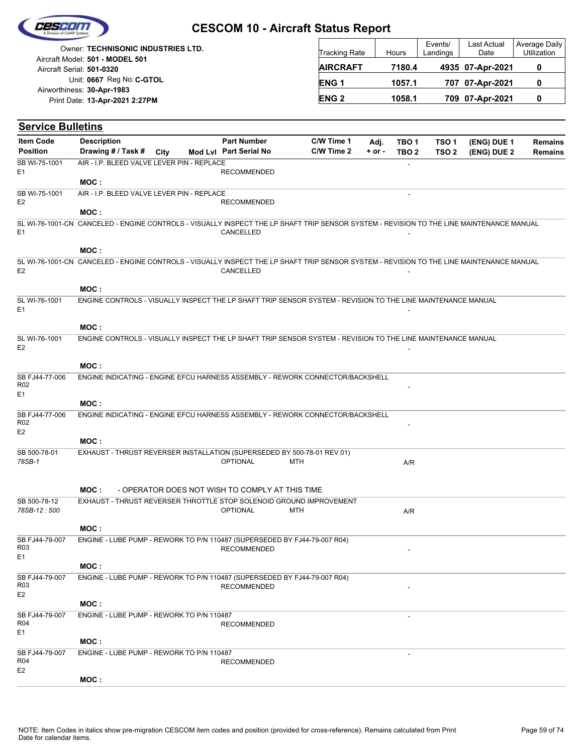# CESCOM 10 - Aircraft Status Report

Owner: **TECHNISONIC INDUSTRIES LTD.**
Aircraft Model: **501 - MODEL 501**
Aircraft Serial: **501-0320**
Unit: **0667** Reg No: **C-GTOL**
Airworthiness: **30-Apr-1983**
Print Date: **13-Apr-2021 2:27PM**

| Tracking Rate | Hours | Events/ Landings | Last Actual Date | Average Daily Utilization |
|---|---|---|---|---|
| **AIRCRAFT** | **7180.4** | **4935** | **07-Apr-2021** | **0** |
| **ENG 1** | **1057.1** | **707** | **07-Apr-2021** | **0** |
| **ENG 2** | **1058.1** | **709** | **07-Apr-2021** | **0** |

## Service Bulletins

| Item Code / Position | Description / Drawing # / Task # | City | Mod Lvl | Part Number / Part Serial No | C/W Time 1 / C/W Time 2 | Adj. + or - | TBO 1 / TBO 2 | TSO 1 / TSO 2 | (ENG) DUE 1 / (ENG) DUE 2 | Remains / Remains |
|---|---|---|---|---|---|---|---|---|---|---|
| SB WI-75-1001 E1 | AIR - I.P. BLEED VALVE LEVER PIN - REPLACE<br>MOC : | | | RECOMMENDED | | | - | | | |
| SB WI-75-1001 E2 | AIR - I.P. BLEED VALVE LEVER PIN - REPLACE<br>MOC : | | | RECOMMENDED | | | - | | | |
| SL WI-76-1001-CN E1 | CANCELED - ENGINE CONTROLS - VISUALLY INSPECT THE LP SHAFT TRIP SENSOR SYSTEM - REVISION TO THE LINE MAINTENANCE MANUAL<br>MOC : | | | CANCELLED | | | - | | | |
| SL WI-76-1001-CN E2 | CANCELED - ENGINE CONTROLS - VISUALLY INSPECT THE LP SHAFT TRIP SENSOR SYSTEM - REVISION TO THE LINE MAINTENANCE MANUAL<br>MOC : | | | CANCELLED | | | - | | | |
| SL WI-76-1001 E1 | ENGINE CONTROLS - VISUALLY INSPECT THE LP SHAFT TRIP SENSOR SYSTEM - REVISION TO THE LINE MAINTENANCE MANUAL<br>MOC : | | | | | | - | | | |
| SL WI-76-1001 E2 | ENGINE CONTROLS - VISUALLY INSPECT THE LP SHAFT TRIP SENSOR SYSTEM - REVISION TO THE LINE MAINTENANCE MANUAL<br>MOC : | | | | | | - | | | |
| SB FJ44-77-006 R02 E1 | ENGINE INDICATING - ENGINE EFCU HARNESS ASSEMBLY - REWORK CONNECTOR/BACKSHELL<br>MOC : | | | | | | - | | | |
| SB FJ44-77-006 R02 E2 | ENGINE INDICATING - ENGINE EFCU HARNESS ASSEMBLY - REWORK CONNECTOR/BACKSHELL<br>MOC : | | | | | | - | | | |
| SB 500-78-01 *78SB-1* | EXHAUST - THRUST REVERSER INSTALLATION (SUPERSEDED BY 500-78-01 REV 01)<br>MOC : - OPERATOR DOES NOT WISH TO COMPLY AT THIS TIME | | | OPTIONAL | MTH | | A/R | | | |
| SB 500-78-12 *78SB-12 : 500* | EXHAUST - THRUST REVERSER THROTTLE STOP SOLENOID GROUND IMPROVEMENT<br>MOC : | | | OPTIONAL | MTH | | A/R | | | |
| SB FJ44-79-007 R03 E1 | ENGINE - LUBE PUMP - REWORK TO P/N 110487 (SUPERSEDED BY FJ44-79-007 R04)<br>MOC : | | | RECOMMENDED | | | - | | | |
| SB FJ44-79-007 R03 E2 | ENGINE - LUBE PUMP - REWORK TO P/N 110487 (SUPERSEDED BY FJ44-79-007 R04)<br>MOC : | | | RECOMMENDED | | | - | | | |
| SB FJ44-79-007 R04 E1 | ENGINE - LUBE PUMP - REWORK TO P/N 110487<br>MOC : | | | RECOMMENDED | | | - | | | |
| SB FJ44-79-007 R04 E2 | ENGINE - LUBE PUMP - REWORK TO P/N 110487<br>MOC : | | | RECOMMENDED | | | - | | | |

NOTE: Item Codes in italics show pre-migration CESCOM item codes and position (provided for cross-reference). Remains calculated from Print Date for calendar items.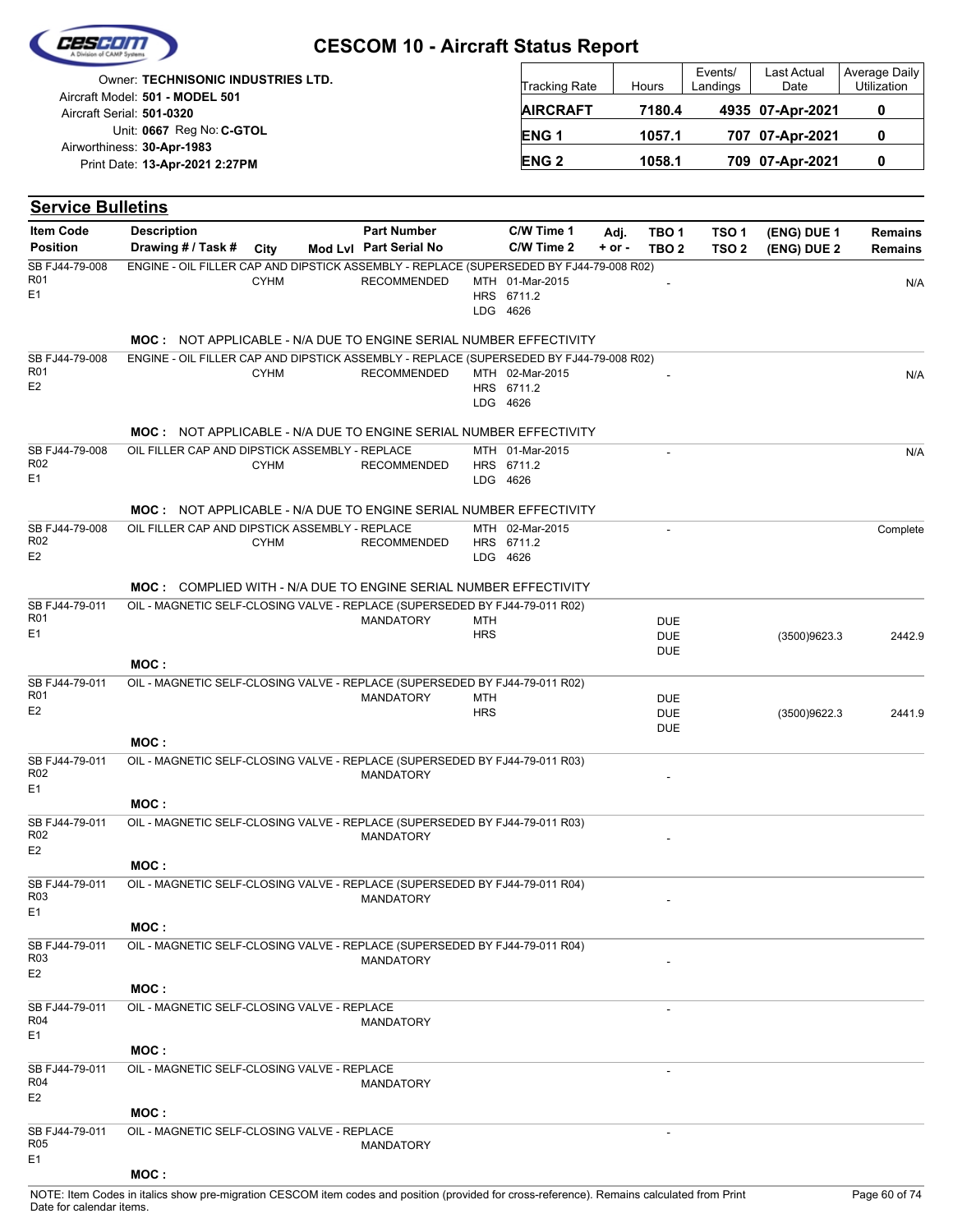# CESCOM 10 - Aircraft Status Report

Owner: **TECHNISONIC INDUSTRIES LTD.**
Aircraft Model: **501 - MODEL 501**
Aircraft Serial: **501-0320**
Unit: **0667** Reg No: **C-GTOL**
Airworthiness: **30-Apr-1983**
Print Date: **13-Apr-2021 2:27PM**

| Tracking Rate | Hours | Events/ Landings | Last Actual Date | Average Daily Utilization |
|---|---|---|---|---|
| **AIRCRAFT** | **7180.4** | **4935** | **07-Apr-2021** | **0** |
| **ENG 1** | **1057.1** | **707** | **07-Apr-2021** | **0** |
| **ENG 2** | **1058.1** | **709** | **07-Apr-2021** | **0** |

## Service Bulletins

| Item Code / Position | Description / Drawing # / Task # | City | Mod Lvl | Part Number / Part Serial No | C/W Time 1 / C/W Time 2 | Adj. + or - | TBO 1 / TBO 2 | TSO 1 / TSO 2 | (ENG) DUE 1 / (ENG) DUE 2 | Remains / Remains |
|---|---|---|---|---|---|---|---|---|---|---|
| SB FJ44-79-008 R01 E1 | ENGINE - OIL FILLER CAP AND DIPSTICK ASSEMBLY - REPLACE (SUPERSEDED BY FJ44-79-008 R02) | CYHM | | RECOMMENDED | MTH 01-Mar-2015 HRS 6711.2 LDG 4626 | | - | | | N/A |
| | **MOC :** NOT APPLICABLE - N/A DUE TO ENGINE SERIAL NUMBER EFFECTIVITY | | | | | | | | | |
| SB FJ44-79-008 R01 E2 | ENGINE - OIL FILLER CAP AND DIPSTICK ASSEMBLY - REPLACE (SUPERSEDED BY FJ44-79-008 R02) | CYHM | | RECOMMENDED | MTH 02-Mar-2015 HRS 6711.2 LDG 4626 | | - | | | N/A |
| | **MOC :** NOT APPLICABLE - N/A DUE TO ENGINE SERIAL NUMBER EFFECTIVITY | | | | | | | | | |
| SB FJ44-79-008 R02 E1 | OIL FILLER CAP AND DIPSTICK ASSEMBLY - REPLACE | CYHM | | RECOMMENDED | MTH 01-Mar-2015 HRS 6711.2 LDG 4626 | | - | | | N/A |
| | **MOC :** NOT APPLICABLE - N/A DUE TO ENGINE SERIAL NUMBER EFFECTIVITY | | | | | | | | | |
| SB FJ44-79-008 R02 E2 | OIL FILLER CAP AND DIPSTICK ASSEMBLY - REPLACE | CYHM | | RECOMMENDED | MTH 02-Mar-2015 HRS 6711.2 LDG 4626 | | - | | | Complete |
| | **MOC :** COMPLIED WITH - N/A DUE TO ENGINE SERIAL NUMBER EFFECTIVITY | | | | | | | | | |
| SB FJ44-79-011 R01 E1 | OIL - MAGNETIC SELF-CLOSING VALVE - REPLACE (SUPERSEDED BY FJ44-79-011 R02) | | | MANDATORY | MTH HRS | | DUE DUE DUE | | (3500)9623.3 | 2442.9 |
| | **MOC :** | | | | | | | | | |
| SB FJ44-79-011 R01 E2 | OIL - MAGNETIC SELF-CLOSING VALVE - REPLACE (SUPERSEDED BY FJ44-79-011 R02) | | | MANDATORY | MTH HRS | | DUE DUE DUE | | (3500)9622.3 | 2441.9 |
| | **MOC :** | | | | | | | | | |
| SB FJ44-79-011 R02 E1 | OIL - MAGNETIC SELF-CLOSING VALVE - REPLACE (SUPERSEDED BY FJ44-79-011 R03) | | | MANDATORY | | | - | | | |
| | **MOC :** | | | | | | | | | |
| SB FJ44-79-011 R02 E2 | OIL - MAGNETIC SELF-CLOSING VALVE - REPLACE (SUPERSEDED BY FJ44-79-011 R03) | | | MANDATORY | | | - | | | |
| | **MOC :** | | | | | | | | | |
| SB FJ44-79-011 R03 E1 | OIL - MAGNETIC SELF-CLOSING VALVE - REPLACE (SUPERSEDED BY FJ44-79-011 R04) | | | MANDATORY | | | - | | | |
| | **MOC :** | | | | | | | | | |
| SB FJ44-79-011 R03 E2 | OIL - MAGNETIC SELF-CLOSING VALVE - REPLACE (SUPERSEDED BY FJ44-79-011 R04) | | | MANDATORY | | | - | | | |
| | **MOC :** | | | | | | | | | |
| SB FJ44-79-011 R04 E1 | OIL - MAGNETIC SELF-CLOSING VALVE - REPLACE | | | MANDATORY | | | - | | | |
| | **MOC :** | | | | | | | | | |
| SB FJ44-79-011 R04 E2 | OIL - MAGNETIC SELF-CLOSING VALVE - REPLACE | | | MANDATORY | | | - | | | |
| | **MOC :** | | | | | | | | | |
| SB FJ44-79-011 R05 E1 | OIL - MAGNETIC SELF-CLOSING VALVE - REPLACE | | | MANDATORY | | | - | | | |
| | **MOC :** | | | | | | | | | |

NOTE: Item Codes in italics show pre-migration CESCOM item codes and position (provided for cross-reference). Remains calculated from Print Date for calendar items.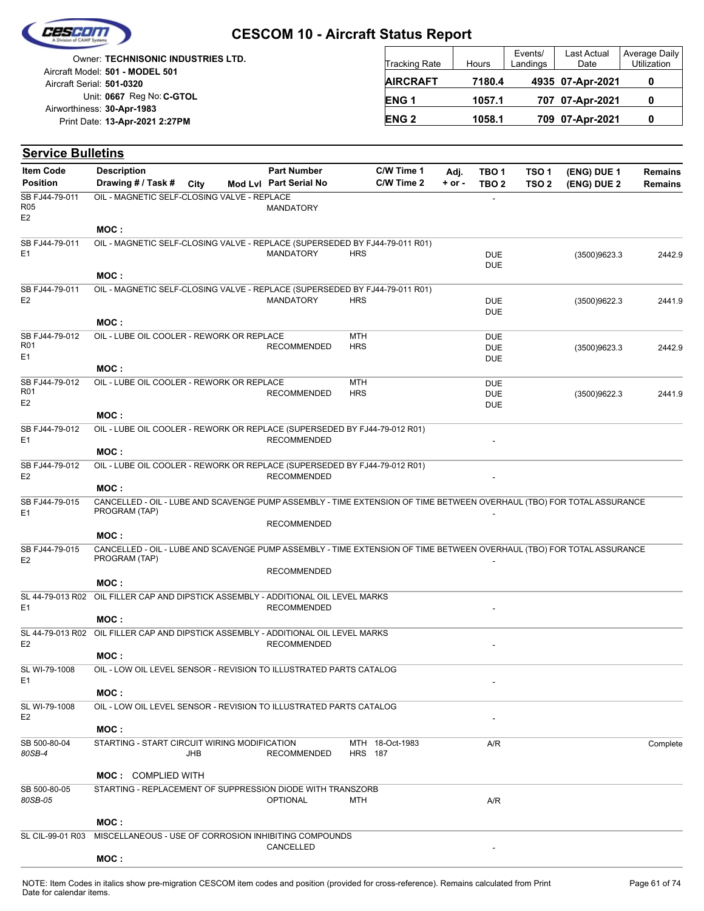# CESCOM 10 - Aircraft Status Report

Owner: **TECHNISONIC INDUSTRIES LTD.**
Aircraft Model: **501 - MODEL 501**
Aircraft Serial: **501-0320**
Unit: **0667** Reg No: **C-GTOL**
Airworthiness: **30-Apr-1983**
Print Date: **13-Apr-2021 2:27PM**

| Tracking Rate | Hours | Events/ Landings | Last Actual Date | Average Daily Utilization |
|---|---|---|---|---|
| **AIRCRAFT** | **7180.4** | **4935** | **07-Apr-2021** | **0** |
| **ENG 1** | **1057.1** | **707** | **07-Apr-2021** | **0** |
| **ENG 2** | **1058.1** | **709** | **07-Apr-2021** | **0** |

## Service Bulletins

| Item Code / Position | Description / Drawing # / Task # | City | Mod Lvl | Part Number / Part Serial No | C/W Time 1 / C/W Time 2 | Adj. + or - | TBO 1 / TBO 2 | TSO 1 / TSO 2 | (ENG) DUE 1 / (ENG) DUE 2 | Remains / Remains |
|---|---|---|---|---|---|---|---|---|---|---|
| SB FJ44-79-011 R05 E2 | OIL - MAGNETIC SELF-CLOSING VALVE - REPLACE<br>MOC : | | | MANDATORY | | | - | | | |
| SB FJ44-79-011 E1 | OIL - MAGNETIC SELF-CLOSING VALVE - REPLACE (SUPERSEDED BY FJ44-79-011 R01)<br>MOC : | | | MANDATORY | HRS | | DUE<br>DUE | | (3500)9623.3 | 2442.9 |
| SB FJ44-79-011 E2 | OIL - MAGNETIC SELF-CLOSING VALVE - REPLACE (SUPERSEDED BY FJ44-79-011 R01)<br>MOC : | | | MANDATORY | HRS | | DUE<br>DUE | | (3500)9622.3 | 2441.9 |
| SB FJ44-79-012 R01 E1 | OIL - LUBE OIL COOLER - REWORK OR REPLACE<br>MOC : | | | RECOMMENDED | MTH<br>HRS | | DUE<br>DUE<br>DUE | | (3500)9623.3 | 2442.9 |
| SB FJ44-79-012 R01 E2 | OIL - LUBE OIL COOLER - REWORK OR REPLACE<br>MOC : | | | RECOMMENDED | MTH<br>HRS | | DUE<br>DUE<br>DUE | | (3500)9622.3 | 2441.9 |
| SB FJ44-79-012 E1 | OIL - LUBE OIL COOLER - REWORK OR REPLACE (SUPERSEDED BY FJ44-79-012 R01)<br>MOC : | | | RECOMMENDED | | | - | | | |
| SB FJ44-79-012 E2 | OIL - LUBE OIL COOLER - REWORK OR REPLACE (SUPERSEDED BY FJ44-79-012 R01)<br>MOC : | | | RECOMMENDED | | | - | | | |
| SB FJ44-79-015 E1 | CANCELLED - OIL - LUBE AND SCAVENGE PUMP ASSEMBLY - TIME EXTENSION OF TIME BETWEEN OVERHAUL (TBO) FOR TOTAL ASSURANCE PROGRAM (TAP)<br>MOC : | | | RECOMMENDED | | | - | | | |
| SB FJ44-79-015 E2 | CANCELLED - OIL - LUBE AND SCAVENGE PUMP ASSEMBLY - TIME EXTENSION OF TIME BETWEEN OVERHAUL (TBO) FOR TOTAL ASSURANCE PROGRAM (TAP)<br>MOC : | | | RECOMMENDED | | | - | | | |
| SL 44-79-013 R02 E1 | OIL FILLER CAP AND DIPSTICK ASSEMBLY - ADDITIONAL OIL LEVEL MARKS<br>MOC : | | | RECOMMENDED | | | - | | | |
| SL 44-79-013 R02 E2 | OIL FILLER CAP AND DIPSTICK ASSEMBLY - ADDITIONAL OIL LEVEL MARKS<br>MOC : | | | RECOMMENDED | | | - | | | |
| SL WI-79-1008 E1 | OIL - LOW OIL LEVEL SENSOR - REVISION TO ILLUSTRATED PARTS CATALOG<br>MOC : | | | | | | - | | | |
| SL WI-79-1008 E2 | OIL - LOW OIL LEVEL SENSOR - REVISION TO ILLUSTRATED PARTS CATALOG<br>MOC : | | | | | | - | | | |
| SB 500-80-04 *80SB-4* | STARTING - START CIRCUIT WIRING MODIFICATION<br>MOC : COMPLIED WITH | JHB | | RECOMMENDED | MTH 18-Oct-1983<br>HRS 187 | | A/R | | | Complete |
| SB 500-80-05 *80SB-05* | STARTING - REPLACEMENT OF SUPPRESSION DIODE WITH TRANSZORB<br>MOC : | | | OPTIONAL | MTH | | A/R | | | |
| SL CIL-99-01 R03 | MISCELLANEOUS - USE OF CORROSION INHIBITING COMPOUNDS<br>MOC : | | | CANCELLED | | | - | | | |

NOTE: Item Codes in italics show pre-migration CESCOM item codes and position (provided for cross-reference). Remains calculated from Print Date for calendar items.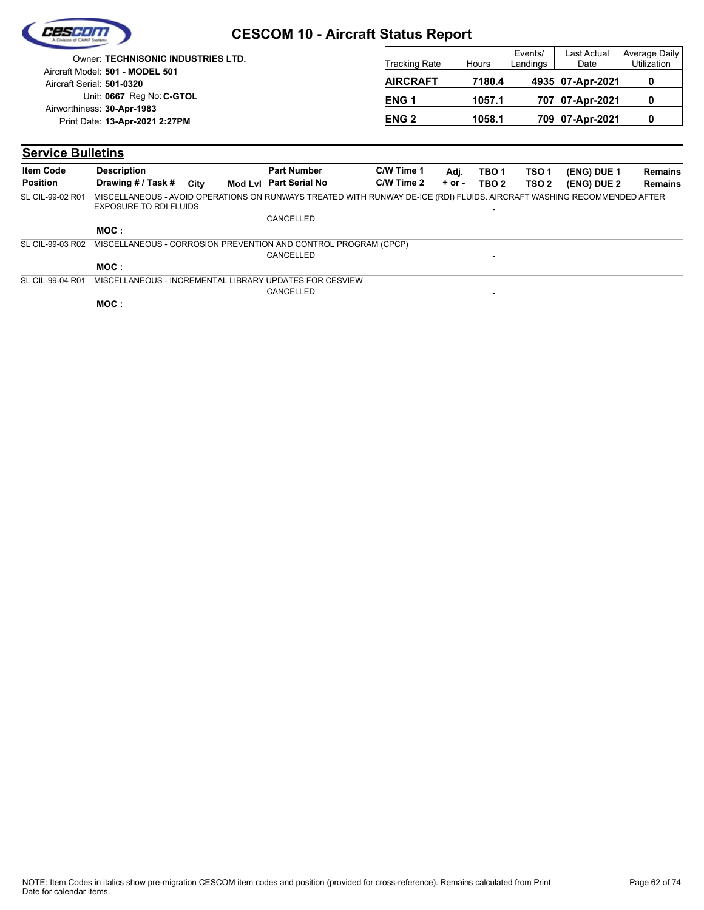# CESCOM 10 - Aircraft Status Report

Owner: **TECHNISONIC INDUSTRIES LTD.**
Aircraft Model: **501 - MODEL 501**
Aircraft Serial: **501-0320**
Unit: **0667** Reg No: **C-GTOL**
Airworthiness: **30-Apr-1983**
Print Date: **13-Apr-2021 2:27PM**

| Tracking Rate | Hours | Events/ Landings | Last Actual Date | Average Daily Utilization |
|---|---|---|---|---|
| **AIRCRAFT** | **7180.4** | **4935** | **07-Apr-2021** | **0** |
| **ENG 1** | **1057.1** | **707** | **07-Apr-2021** | **0** |
| **ENG 2** | **1058.1** | **709** | **07-Apr-2021** | **0** |

## Service Bulletins

| Item Code / Position | Description / Drawing # / Task # | City | Mod Lvl | Part Number / Part Serial No | C/W Time 1 / C/W Time 2 | Adj. + or - | TBO 1 / TBO 2 | TSO 1 / TSO 2 | (ENG) DUE 1 / (ENG) DUE 2 | Remains / Remains |
|---|---|---|---|---|---|---|---|---|---|---|
| SL CIL-99-02 R01 | MISCELLANEOUS - AVOID OPERATIONS ON RUNWAYS TREATED WITH RUNWAY DE-ICE (RDI) FLUIDS. AIRCRAFT WASHING RECOMMENDED AFTER EXPOSURE TO RDI FLUIDS | | | CANCELLED | | | - | | | |
| | **MOC :** | | | | | | | | | |
| SL CIL-99-03 R02 | MISCELLANEOUS - CORROSION PREVENTION AND CONTROL PROGRAM (CPCP) | | | CANCELLED | | | - | | | |
| | **MOC :** | | | | | | | | | |
| SL CIL-99-04 R01 | MISCELLANEOUS - INCREMENTAL LIBRARY UPDATES FOR CESVIEW | | | CANCELLED | | | - | | | |
| | **MOC :** | | | | | | | | | |

NOTE: Item Codes in italics show pre-migration CESCOM item codes and position (provided for cross-reference). Remains calculated from Print Date for calendar items.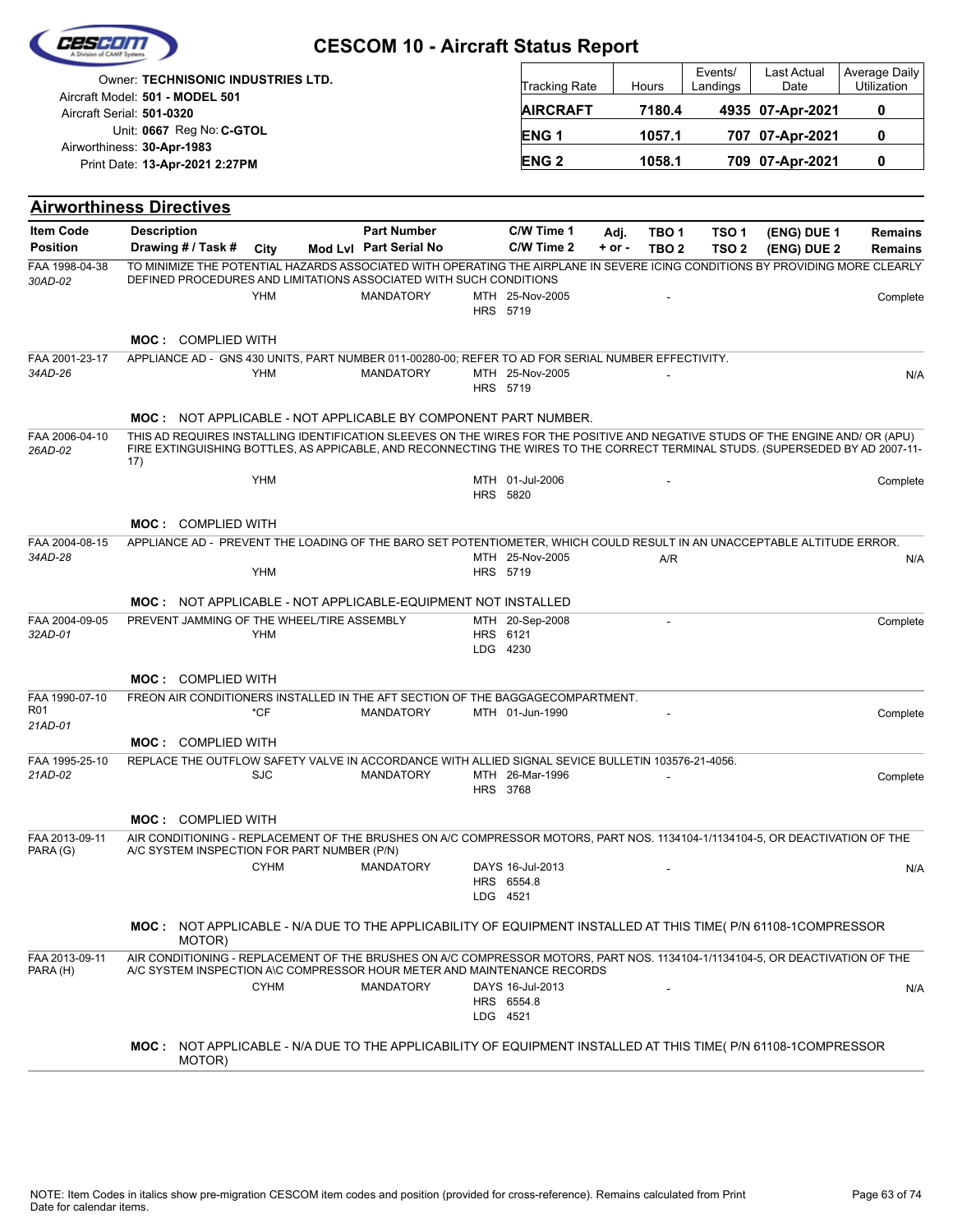# CESCOM 10 - Aircraft Status Report

Owner: **TECHNISONIC INDUSTRIES LTD.**
Aircraft Model: **501 - MODEL 501**
Aircraft Serial: **501-0320**
Unit: **0667** Reg No: **C-GTOL**
Airworthiness: **30-Apr-1983**
Print Date: **13-Apr-2021 2:27PM**

| Tracking Rate | Hours | Events/ Landings | Last Actual Date | Average Daily Utilization |
|---|---|---|---|---|
| **AIRCRAFT** | **7180.4** | **4935** | **07-Apr-2021** | **0** |
| **ENG 1** | **1057.1** | **707** | **07-Apr-2021** | **0** |
| **ENG 2** | **1058.1** | **709** | **07-Apr-2021** | **0** |

## Airworthiness Directives

| Item Code / Position | Description / Drawing # / Task # | City | Mod Lvl | Part Number / Part Serial No | C/W Time 1 / C/W Time 2 | Adj. + or - | TBO 1 / TBO 2 | TSO 1 / TSO 2 | (ENG) DUE 1 / (ENG) DUE 2 | Remains / Remains |
|---|---|---|---|---|---|---|---|---|---|---|
| FAA 1998-04-38 *30AD-02* | TO MINIMIZE THE POTENTIAL HAZARDS ASSOCIATED WITH OPERATING THE AIRPLANE IN SEVERE ICING CONDITIONS BY PROVIDING MORE CLEARLY DEFINED PROCEDURES AND LIMITATIONS ASSOCIATED WITH SUCH CONDITIONS | YHM | | MANDATORY | MTH 25-Nov-2005 HRS 5719 | | - | | | Complete |
| | **MOC :** COMPLIED WITH | | | | | | | | | |
| FAA 2001-23-17 *34AD-26* | APPLIANCE AD - GNS 430 UNITS, PART NUMBER 011-00280-00; REFER TO AD FOR SERIAL NUMBER EFFECTIVITY. | YHM | | MANDATORY | MTH 25-Nov-2005 HRS 5719 | | - | | | N/A |
| | **MOC :** NOT APPLICABLE - NOT APPLICABLE BY COMPONENT PART NUMBER. | | | | | | | | | |
| FAA 2006-04-10 *26AD-02* | THIS AD REQUIRES INSTALLING IDENTIFICATION SLEEVES ON THE WIRES FOR THE POSITIVE AND NEGATIVE STUDS OF THE ENGINE AND/ OR (APU) FIRE EXTINGUISHING BOTTLES, AS APPICABLE, AND RECONNECTING THE WIRES TO THE CORRECT TERMINAL STUDS. (SUPERSEDED BY AD 2007-11-17) | YHM | | | MTH 01-Jul-2006 HRS 5820 | | - | | | Complete |
| | **MOC :** COMPLIED WITH | | | | | | | | | |
| FAA 2004-08-15 *34AD-28* | APPLIANCE AD - PREVENT THE LOADING OF THE BARO SET POTENTIOMETER, WHICH COULD RESULT IN AN UNACCEPTABLE ALTITUDE ERROR. | YHM | | | MTH 25-Nov-2005 HRS 5719 | | A/R | | | N/A |
| | **MOC :** NOT APPLICABLE - NOT APPLICABLE-EQUIPMENT NOT INSTALLED | | | | | | | | | |
| FAA 2004-09-05 *32AD-01* | PREVENT JAMMING OF THE WHEEL/TIRE ASSEMBLY | YHM | | | MTH 20-Sep-2008 HRS 6121 LDG 4230 | | - | | | Complete |
| | **MOC :** COMPLIED WITH | | | | | | | | | |
| FAA 1990-07-10 R01 *21AD-01* | FREON AIR CONDITIONERS INSTALLED IN THE AFT SECTION OF THE BAGGAGECOMPARTMENT. | *CF | | MANDATORY | MTH 01-Jun-1990 | | - | | | Complete |
| | **MOC :** COMPLIED WITH | | | | | | | | | |
| FAA 1995-25-10 *21AD-02* | REPLACE THE OUTFLOW SAFETY VALVE IN ACCORDANCE WITH ALLIED SIGNAL SEVICE BULLETIN 103576-21-4056. | SJC | | MANDATORY | MTH 26-Mar-1996 HRS 3768 | | - | | | Complete |
| | **MOC :** COMPLIED WITH | | | | | | | | | |
| FAA 2013-09-11 PARA (G) | AIR CONDITIONING - REPLACEMENT OF THE BRUSHES ON A/C COMPRESSOR MOTORS, PART NOS. 1134104-1/1134104-5, OR DEACTIVATION OF THE A/C SYSTEM INSPECTION FOR PART NUMBER (P/N) | CYHM | | MANDATORY | DAYS 16-Jul-2013 HRS 6554.8 LDG 4521 | | - | | | N/A |
| | **MOC :** NOT APPLICABLE - N/A DUE TO THE APPLICABILITY OF EQUIPMENT INSTALLED AT THIS TIME( P/N 61108-1COMPRESSOR MOTOR) | | | | | | | | | |
| FAA 2013-09-11 PARA (H) | AIR CONDITIONING - REPLACEMENT OF THE BRUSHES ON A/C COMPRESSOR MOTORS, PART NOS. 1134104-1/1134104-5, OR DEACTIVATION OF THE A/C SYSTEM INSPECTION A\C COMPRESSOR HOUR METER AND MAINTENANCE RECORDS | CYHM | | MANDATORY | DAYS 16-Jul-2013 HRS 6554.8 LDG 4521 | | - | | | N/A |
| | **MOC :** NOT APPLICABLE - N/A DUE TO THE APPLICABILITY OF EQUIPMENT INSTALLED AT THIS TIME( P/N 61108-1COMPRESSOR MOTOR) | | | | | | | | | |

NOTE: Item Codes in italics show pre-migration CESCOM item codes and position (provided for cross-reference). Remains calculated from Print Date for calendar items.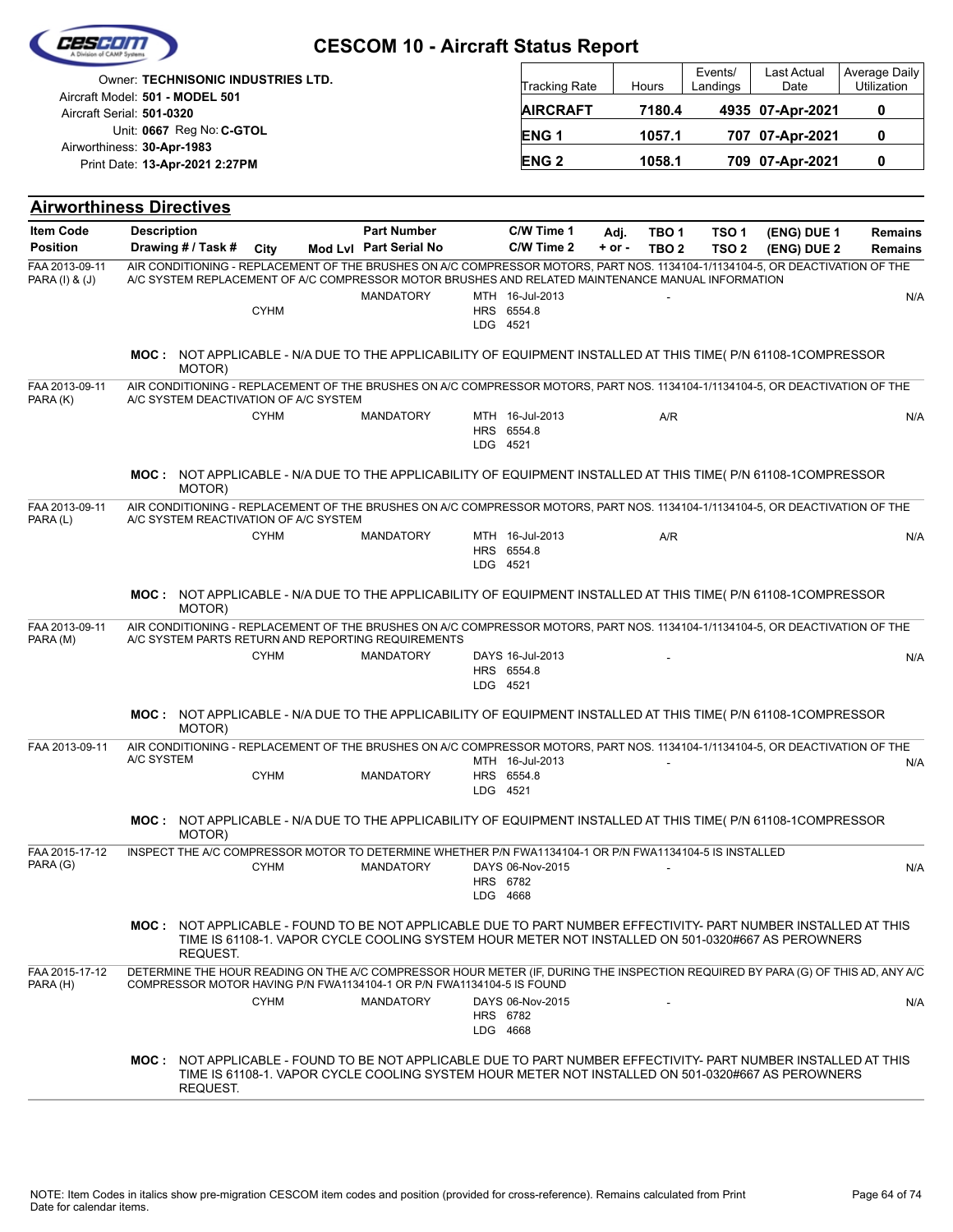# CESCOM 10 - Aircraft Status Report

Owner: **TECHNISONIC INDUSTRIES LTD.**
Aircraft Model: **501 - MODEL 501**
Aircraft Serial: **501-0320**
Unit: **0667** Reg No: **C-GTOL**
Airworthiness: **30-Apr-1983**
Print Date: **13-Apr-2021 2:27PM**

| Tracking Rate | Hours | Events/ Landings | Last Actual Date | Average Daily Utilization |
|---|---|---|---|---|
| **AIRCRAFT** | **7180.4** | **4935** | **07-Apr-2021** | **0** |
| **ENG 1** | **1057.1** | **707** | **07-Apr-2021** | **0** |
| **ENG 2** | **1058.1** | **709** | **07-Apr-2021** | **0** |

## Airworthiness Directives

| Item Code / Position | Description / Drawing # / Task # | City | Mod Lvl | Part Number / Part Serial No | C/W Time 1 / C/W Time 2 | Adj. + or - | TBO 1 / TBO 2 | TSO 1 / TSO 2 | (ENG) DUE 1 / (ENG) DUE 2 | Remains / Remains |
|---|---|---|---|---|---|---|---|---|---|---|
| FAA 2013-09-11 PARA (I) & (J) | AIR CONDITIONING - REPLACEMENT OF THE BRUSHES ON A/C COMPRESSOR MOTORS, PART NOS. 1134104-1/1134104-5, OR DEACTIVATION OF THE A/C SYSTEM REPLACEMENT OF A/C COMPRESSOR MOTOR BRUSHES AND RELATED MAINTENANCE MANUAL INFORMATION | CYHM | | MANDATORY | MTH 16-Jul-2013 HRS 6554.8 LDG 4521 | | - | | | N/A |
| | **MOC :** NOT APPLICABLE - N/A DUE TO THE APPLICABILITY OF EQUIPMENT INSTALLED AT THIS TIME( P/N 61108-1COMPRESSOR MOTOR) | | | | | | | | | |
| FAA 2013-09-11 PARA (K) | AIR CONDITIONING - REPLACEMENT OF THE BRUSHES ON A/C COMPRESSOR MOTORS, PART NOS. 1134104-1/1134104-5, OR DEACTIVATION OF THE A/C SYSTEM DEACTIVATION OF A/C SYSTEM | CYHM | | MANDATORY | MTH 16-Jul-2013 HRS 6554.8 LDG 4521 | | A/R | | | N/A |
| | **MOC :** NOT APPLICABLE - N/A DUE TO THE APPLICABILITY OF EQUIPMENT INSTALLED AT THIS TIME( P/N 61108-1COMPRESSOR MOTOR) | | | | | | | | | |
| FAA 2013-09-11 PARA (L) | AIR CONDITIONING - REPLACEMENT OF THE BRUSHES ON A/C COMPRESSOR MOTORS, PART NOS. 1134104-1/1134104-5, OR DEACTIVATION OF THE A/C SYSTEM REACTIVATION OF A/C SYSTEM | CYHM | | MANDATORY | MTH 16-Jul-2013 HRS 6554.8 LDG 4521 | | A/R | | | N/A |
| | **MOC :** NOT APPLICABLE - N/A DUE TO THE APPLICABILITY OF EQUIPMENT INSTALLED AT THIS TIME( P/N 61108-1COMPRESSOR MOTOR) | | | | | | | | | |
| FAA 2013-09-11 PARA (M) | AIR CONDITIONING - REPLACEMENT OF THE BRUSHES ON A/C COMPRESSOR MOTORS, PART NOS. 1134104-1/1134104-5, OR DEACTIVATION OF THE A/C SYSTEM PARTS RETURN AND REPORTING REQUIREMENTS | CYHM | | MANDATORY | DAYS 16-Jul-2013 HRS 6554.8 LDG 4521 | | - | | | N/A |
| | **MOC :** NOT APPLICABLE - N/A DUE TO THE APPLICABILITY OF EQUIPMENT INSTALLED AT THIS TIME( P/N 61108-1COMPRESSOR MOTOR) | | | | | | | | | |
| FAA 2013-09-11 | AIR CONDITIONING - REPLACEMENT OF THE BRUSHES ON A/C COMPRESSOR MOTORS, PART NOS. 1134104-1/1134104-5, OR DEACTIVATION OF THE A/C SYSTEM | CYHM | | MANDATORY | MTH 16-Jul-2013 HRS 6554.8 LDG 4521 | | - | | | N/A |
| | **MOC :** NOT APPLICABLE - N/A DUE TO THE APPLICABILITY OF EQUIPMENT INSTALLED AT THIS TIME( P/N 61108-1COMPRESSOR MOTOR) | | | | | | | | | |
| FAA 2015-17-12 PARA (G) | INSPECT THE A/C COMPRESSOR MOTOR TO DETERMINE WHETHER P/N FWA1134104-1 OR P/N FWA1134104-5 IS INSTALLED | CYHM | | MANDATORY | DAYS 06-Nov-2015 HRS 6782 LDG 4668 | | - | | | N/A |
| | **MOC :** NOT APPLICABLE - FOUND TO BE NOT APPLICABLE DUE TO PART NUMBER EFFECTIVITY- PART NUMBER INSTALLED AT THIS TIME IS 61108-1. VAPOR CYCLE COOLING SYSTEM HOUR METER NOT INSTALLED ON 501-0320#667 AS PEROWNERS REQUEST. | | | | | | | | | |
| FAA 2015-17-12 PARA (H) | DETERMINE THE HOUR READING ON THE A/C COMPRESSOR HOUR METER (IF, DURING THE INSPECTION REQUIRED BY PARA (G) OF THIS AD, ANY A/C COMPRESSOR MOTOR HAVING P/N FWA1134104-1 OR P/N FWA1134104-5 IS FOUND | CYHM | | MANDATORY | DAYS 06-Nov-2015 HRS 6782 LDG 4668 | | - | | | N/A |
| | **MOC :** NOT APPLICABLE - FOUND TO BE NOT APPLICABLE DUE TO PART NUMBER EFFECTIVITY- PART NUMBER INSTALLED AT THIS TIME IS 61108-1. VAPOR CYCLE COOLING SYSTEM HOUR METER NOT INSTALLED ON 501-0320#667 AS PEROWNERS REQUEST. | | | | | | | | | |

NOTE: Item Codes in italics show pre-migration CESCOM item codes and position (provided for cross-reference). Remains calculated from Print Date for calendar items.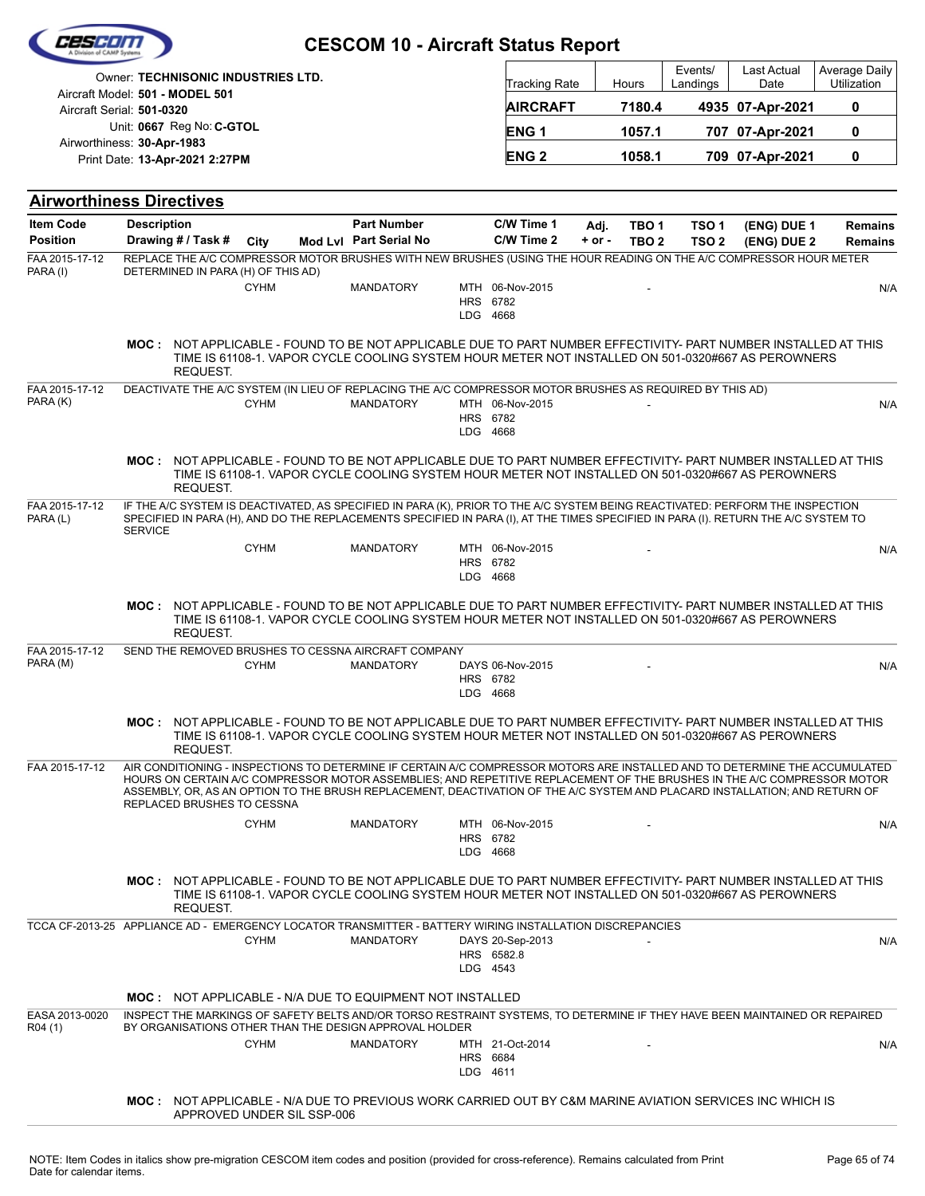# CESCOM 10 - Aircraft Status Report

Owner: **TECHNISONIC INDUSTRIES LTD.**
Aircraft Model: **501 - MODEL 501**
Aircraft Serial: **501-0320**
Unit: **0667** Reg No: **C-GTOL**
Airworthiness: **30-Apr-1983**
Print Date: **13-Apr-2021 2:27PM**

| Tracking Rate | Hours | Events/ Landings | Last Actual Date | Average Daily Utilization |
|---|---|---|---|---|
| **AIRCRAFT** | **7180.4** | **4935** | **07-Apr-2021** | **0** |
| **ENG 1** | **1057.1** | **707** | **07-Apr-2021** | **0** |
| **ENG 2** | **1058.1** | **709** | **07-Apr-2021** | **0** |

## Airworthiness Directives

| Item Code / Position | Description / Drawing # / Task # | City | Mod Lvl | Part Number / Part Serial No | C/W Time 1 / C/W Time 2 | Adj. + or - | TBO 1 / TBO 2 | TSO 1 / TSO 2 | (ENG) DUE 1 / (ENG) DUE 2 | Remains / Remains |
|---|---|---|---|---|---|---|---|---|---|---|
| FAA 2015-17-12 PARA (I) | REPLACE THE A/C COMPRESSOR MOTOR BRUSHES WITH NEW BRUSHES (USING THE HOUR READING ON THE A/C COMPRESSOR HOUR METER DETERMINED IN PARA (H) OF THIS AD) | CYHM | | MANDATORY | MTH 06-Nov-2015<br>HRS 6782<br>LDG 4668 | | - | | | N/A |
| | **MOC :** NOT APPLICABLE - FOUND TO BE NOT APPLICABLE DUE TO PART NUMBER EFFECTIVITY- PART NUMBER INSTALLED AT THIS TIME IS 61108-1. VAPOR CYCLE COOLING SYSTEM HOUR METER NOT INSTALLED ON 501-0320#667 AS PEROWNERS REQUEST. | | | | | | | | | |
| FAA 2015-17-12 PARA (K) | DEACTIVATE THE A/C SYSTEM (IN LIEU OF REPLACING THE A/C COMPRESSOR MOTOR BRUSHES AS REQUIRED BY THIS AD) | CYHM | | MANDATORY | MTH 06-Nov-2015<br>HRS 6782<br>LDG 4668 | | - | | | N/A |
| | **MOC :** NOT APPLICABLE - FOUND TO BE NOT APPLICABLE DUE TO PART NUMBER EFFECTIVITY- PART NUMBER INSTALLED AT THIS TIME IS 61108-1. VAPOR CYCLE COOLING SYSTEM HOUR METER NOT INSTALLED ON 501-0320#667 AS PEROWNERS REQUEST. | | | | | | | | | |
| FAA 2015-17-12 PARA (L) | IF THE A/C SYSTEM IS DEACTIVATED, AS SPECIFIED IN PARA (K), PRIOR TO THE A/C SYSTEM BEING REACTIVATED: PERFORM THE INSPECTION SPECIFIED IN PARA (H), AND DO THE REPLACEMENTS SPECIFIED IN PARA (I), AT THE TIMES SPECIFIED IN PARA (I). RETURN THE A/C SYSTEM TO SERVICE | CYHM | | MANDATORY | MTH 06-Nov-2015<br>HRS 6782<br>LDG 4668 | | - | | | N/A |
| | **MOC :** NOT APPLICABLE - FOUND TO BE NOT APPLICABLE DUE TO PART NUMBER EFFECTIVITY- PART NUMBER INSTALLED AT THIS TIME IS 61108-1. VAPOR CYCLE COOLING SYSTEM HOUR METER NOT INSTALLED ON 501-0320#667 AS PEROWNERS REQUEST. | | | | | | | | | |
| FAA 2015-17-12 PARA (M) | SEND THE REMOVED BRUSHES TO CESSNA AIRCRAFT COMPANY | CYHM | | MANDATORY | DAYS 06-Nov-2015<br>HRS 6782<br>LDG 4668 | | - | | | N/A |
| | **MOC :** NOT APPLICABLE - FOUND TO BE NOT APPLICABLE DUE TO PART NUMBER EFFECTIVITY- PART NUMBER INSTALLED AT THIS TIME IS 61108-1. VAPOR CYCLE COOLING SYSTEM HOUR METER NOT INSTALLED ON 501-0320#667 AS PEROWNERS REQUEST. | | | | | | | | | |
| FAA 2015-17-12 | AIR CONDITIONING - INSPECTIONS TO DETERMINE IF CERTAIN A/C COMPRESSOR MOTORS ARE INSTALLED AND TO DETERMINE THE ACCUMULATED HOURS ON CERTAIN A/C COMPRESSOR MOTOR ASSEMBLIES; AND REPETITIVE REPLACEMENT OF THE BRUSHES IN THE A/C COMPRESSOR MOTOR ASSEMBLY, OR, AS AN OPTION TO THE BRUSH REPLACEMENT, DEACTIVATION OF THE A/C SYSTEM AND PLACARD INSTALLATION; AND RETURN OF REPLACED BRUSHES TO CESSNA | CYHM | | MANDATORY | MTH 06-Nov-2015<br>HRS 6782<br>LDG 4668 | | - | | | N/A |
| | **MOC :** NOT APPLICABLE - FOUND TO BE NOT APPLICABLE DUE TO PART NUMBER EFFECTIVITY- PART NUMBER INSTALLED AT THIS TIME IS 61108-1. VAPOR CYCLE COOLING SYSTEM HOUR METER NOT INSTALLED ON 501-0320#667 AS PEROWNERS REQUEST. | | | | | | | | | |
| TCCA CF-2013-25 | APPLIANCE AD - EMERGENCY LOCATOR TRANSMITTER - BATTERY WIRING INSTALLATION DISCREPANCIES | CYHM | | MANDATORY | DAYS 20-Sep-2013<br>HRS 6582.8<br>LDG 4543 | | - | | | N/A |
| | **MOC :** NOT APPLICABLE - N/A DUE TO EQUIPMENT NOT INSTALLED | | | | | | | | | |
| EASA 2013-0020 R04 (1) | INSPECT THE MARKINGS OF SAFETY BELTS AND/OR TORSO RESTRAINT SYSTEMS, TO DETERMINE IF THEY HAVE BEEN MAINTAINED OR REPAIRED BY ORGANISATIONS OTHER THAN THE DESIGN APPROVAL HOLDER | CYHM | | MANDATORY | MTH 21-Oct-2014<br>HRS 6684<br>LDG 4611 | | - | | | N/A |
| | **MOC :** NOT APPLICABLE - N/A DUE TO PREVIOUS WORK CARRIED OUT BY C&M MARINE AVIATION SERVICES INC WHICH IS APPROVED UNDER SIL SSP-006 | | | | | | | | | |

NOTE: Item Codes in italics show pre-migration CESCOM item codes and position (provided for cross-reference). Remains calculated from Print Date for calendar items.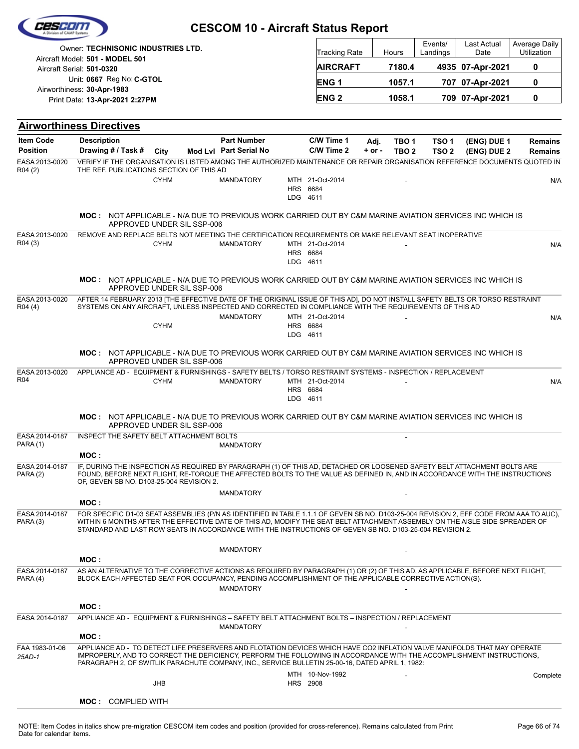# CESCOM 10 - Aircraft Status Report

Owner: **TECHNISONIC INDUSTRIES LTD.**
Aircraft Model: **501 - MODEL 501**
Aircraft Serial: **501-0320**
Unit: **0667** Reg No: **C-GTOL**
Airworthiness: **30-Apr-1983**
Print Date: **13-Apr-2021 2:27PM**

| Tracking Rate | Hours | Events/ Landings | Last Actual Date | Average Daily Utilization |
|---|---|---|---|---|
| **AIRCRAFT** | **7180.4** | **4935** | **07-Apr-2021** | **0** |
| **ENG 1** | **1057.1** | **707** | **07-Apr-2021** | **0** |
| **ENG 2** | **1058.1** | **709** | **07-Apr-2021** | **0** |

## Airworthiness Directives

| Item Code / Position | Description / Drawing # / Task # | City | Mod Lvl | Part Number / Part Serial No | C/W Time 1 / C/W Time 2 | Adj. + or - | TBO 1 / TBO 2 | TSO 1 / TSO 2 | (ENG) DUE 1 / (ENG) DUE 2 | Remains / Remains |
|---|---|---|---|---|---|---|---|---|---|---|
| EASA 2013-0020 R04 (2) | VERIFY IF THE ORGANISATION IS LISTED AMONG THE AUTHORIZED MAINTENANCE OR REPAIR ORGANISATION REFERENCE DOCUMENTS QUOTED IN THE REF. PUBLICATIONS SECTION OF THIS AD | CYHM | | MANDATORY | MTH 21-Oct-2014 HRS 6684 LDG 4611 | | - | | | N/A |
| | **MOC :** NOT APPLICABLE - N/A DUE TO PREVIOUS WORK CARRIED OUT BY C&M MARINE AVIATION SERVICES INC WHICH IS APPROVED UNDER SIL SSP-006 | | | | | | | | | |
| EASA 2013-0020 R04 (3) | REMOVE AND REPLACE BELTS NOT MEETING THE CERTIFICATION REQUIREMENTS OR MAKE RELEVANT SEAT INOPERATIVE | CYHM | | MANDATORY | MTH 21-Oct-2014 HRS 6684 LDG 4611 | | - | | | N/A |
| | **MOC :** NOT APPLICABLE - N/A DUE TO PREVIOUS WORK CARRIED OUT BY C&M MARINE AVIATION SERVICES INC WHICH IS APPROVED UNDER SIL SSP-006 | | | | | | | | | |
| EASA 2013-0020 R04 (4) | AFTER 14 FEBRUARY 2013 [THE EFFECTIVE DATE OF THE ORIGINAL ISSUE OF THIS AD], DO NOT INSTALL SAFETY BELTS OR TORSO RESTRAINT SYSTEMS ON ANY AIRCRAFT, UNLESS INSPECTED AND CORRECTED IN COMPLIANCE WITH THE REQUIREMENTS OF THIS AD | CYHM | | MANDATORY | MTH 21-Oct-2014 HRS 6684 LDG 4611 | | - | | | N/A |
| | **MOC :** NOT APPLICABLE - N/A DUE TO PREVIOUS WORK CARRIED OUT BY C&M MARINE AVIATION SERVICES INC WHICH IS APPROVED UNDER SIL SSP-006 | | | | | | | | | |
| EASA 2013-0020 R04 | APPLIANCE AD - EQUIPMENT & FURNISHINGS - SAFETY BELTS / TORSO RESTRAINT SYSTEMS - INSPECTION / REPLACEMENT | CYHM | | MANDATORY | MTH 21-Oct-2014 HRS 6684 LDG 4611 | | - | | | N/A |
| | **MOC :** NOT APPLICABLE - N/A DUE TO PREVIOUS WORK CARRIED OUT BY C&M MARINE AVIATION SERVICES INC WHICH IS APPROVED UNDER SIL SSP-006 | | | | | | | | | |
| EASA 2014-0187 PARA (1) | INSPECT THE SAFETY BELT ATTACHMENT BOLTS | | | MANDATORY | | | - | | | |
| | **MOC :** | | | | | | | | | |
| EASA 2014-0187 PARA (2) | IF, DURING THE INSPECTION AS REQUIRED BY PARAGRAPH (1) OF THIS AD, DETACHED OR LOOSENED SAFETY BELT ATTACHMENT BOLTS ARE FOUND, BEFORE NEXT FLIGHT, RE-TORQUE THE AFFECTED BOLTS TO THE VALUE AS DEFINED IN, AND IN ACCORDANCE WITH THE INSTRUCTIONS OF, GEVEN SB NO. D103-25-004 REVISION 2. | | | MANDATORY | | | - | | | |
| | **MOC :** | | | | | | | | | |
| EASA 2014-0187 PARA (3) | FOR SPECIFIC D1-03 SEAT ASSEMBLIES (P/N AS IDENTIFIED IN TABLE 1.1.1 OF GEVEN SB NO. D103-25-004 REVISION 2, EFF CODE FROM AAA TO AUC), WITHIN 6 MONTHS AFTER THE EFFECTIVE DATE OF THIS AD, MODIFY THE SEAT BELT ATTACHMENT ASSEMBLY ON THE AISLE SIDE SPREADER OF STANDARD AND LAST ROW SEATS IN ACCORDANCE WITH THE INSTRUCTIONS OF GEVEN SB NO. D103-25-004 REVISION 2. | | | MANDATORY | | | - | | | |
| | **MOC :** | | | | | | | | | |
| EASA 2014-0187 PARA (4) | AS AN ALTERNATIVE TO THE CORRECTIVE ACTIONS AS REQUIRED BY PARAGRAPH (1) OR (2) OF THIS AD, AS APPLICABLE, BEFORE NEXT FLIGHT, BLOCK EACH AFFECTED SEAT FOR OCCUPANCY, PENDING ACCOMPLISHMENT OF THE APPLICABLE CORRECTIVE ACTION(S). | | | MANDATORY | | | - | | | |
| | **MOC :** | | | | | | | | | |
| EASA 2014-0187 | APPLIANCE AD - EQUIPMENT & FURNISHINGS – SAFETY BELT ATTACHMENT BOLTS – INSPECTION / REPLACEMENT | | | MANDATORY | | | - | | | |
| | **MOC :** | | | | | | | | | |
| FAA 1983-01-06 *25AD-1* | APPLIANCE AD - TO DETECT LIFE PRESERVERS AND FLOTATION DEVICES WHICH HAVE CO2 INFLATION VALVE MANIFOLDS THAT MAY OPERATE IMPROPERLY, AND TO CORRECT THE DEFICIENCY, PERFORM THE FOLLOWING IN ACCORDANCE WITH THE ACCOMPLISHMENT INSTRUCTIONS, PARAGRAPH 2, OF SWITLIK PARACHUTE COMPANY, INC., SERVICE BULLETIN 25-00-16, DATED APRIL 1, 1982: | JHB | | | MTH 10-Nov-1992 HRS 2908 | | - | | | Complete |
| | **MOC :** COMPLIED WITH | | | | | | | | | |

NOTE: Item Codes in italics show pre-migration CESCOM item codes and position (provided for cross-reference). Remains calculated from Print Date for calendar items.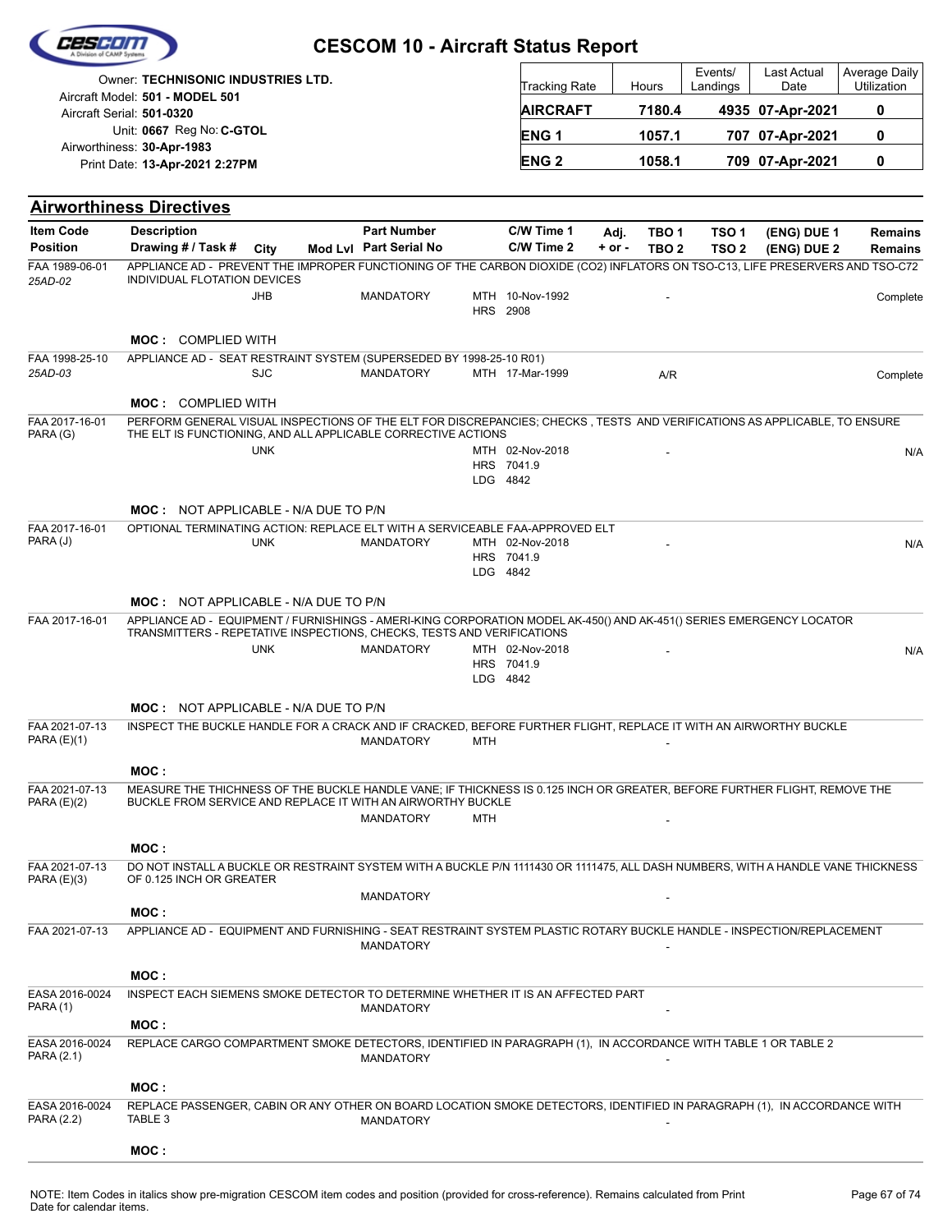# CESCOM 10 - Aircraft Status Report

Owner: **TECHNISONIC INDUSTRIES LTD.**
Aircraft Model: **501 - MODEL 501**
Aircraft Serial: **501-0320**
Unit: **0667** Reg No: **C-GTOL**
Airworthiness: **30-Apr-1983**
Print Date: **13-Apr-2021 2:27PM**

| Tracking Rate | Hours | Events/ Landings | Last Actual Date | Average Daily Utilization |
|---|---|---|---|---|
| **AIRCRAFT** | **7180.4** | **4935** | **07-Apr-2021** | **0** |
| **ENG 1** | **1057.1** | **707** | **07-Apr-2021** | **0** |
| **ENG 2** | **1058.1** | **709** | **07-Apr-2021** | **0** |

## Airworthiness Directives

| Item Code / Position | Description / Drawing # / Task # | City | Mod Lvl | Part Number / Part Serial No | C/W Time 1 / C/W Time 2 | Adj. + or - | TBO 1 / TBO 2 | TSO 1 / TSO 2 | (ENG) DUE 1 / (ENG) DUE 2 | Remains / Remains |
|---|---|---|---|---|---|---|---|---|---|---|
| FAA 1989-06-01 *25AD-02* | APPLIANCE AD - PREVENT THE IMPROPER FUNCTIONING OF THE CARBON DIOXIDE (CO2) INFLATORS ON TSO-C13, LIFE PRESERVERS AND TSO-C72 INDIVIDUAL FLOTATION DEVICES | JHB | | MANDATORY | MTH 10-Nov-1992 HRS 2908 | | - | | | Complete |
| | **MOC :** COMPLIED WITH | | | | | | | | | |
| FAA 1998-25-10 *25AD-03* | APPLIANCE AD - SEAT RESTRAINT SYSTEM (SUPERSEDED BY 1998-25-10 R01) | SJC | | MANDATORY | MTH 17-Mar-1999 | | A/R | | | Complete |
| | **MOC :** COMPLIED WITH | | | | | | | | | |
| FAA 2017-16-01 PARA (G) | PERFORM GENERAL VISUAL INSPECTIONS OF THE ELT FOR DISCREPANCIES; CHECKS , TESTS AND VERIFICATIONS AS APPLICABLE, TO ENSURE THE ELT IS FUNCTIONING, AND ALL APPLICABLE CORRECTIVE ACTIONS | UNK | | | MTH 02-Nov-2018 HRS 7041.9 LDG 4842 | | - | | | N/A |
| | **MOC :** NOT APPLICABLE - N/A DUE TO P/N | | | | | | | | | |
| FAA 2017-16-01 PARA (J) | OPTIONAL TERMINATING ACTION: REPLACE ELT WITH A SERVICEABLE FAA-APPROVED ELT | UNK | | MANDATORY | MTH 02-Nov-2018 HRS 7041.9 LDG 4842 | | - | | | N/A |
| | **MOC :** NOT APPLICABLE - N/A DUE TO P/N | | | | | | | | | |
| FAA 2017-16-01 | APPLIANCE AD - EQUIPMENT / FURNISHINGS - AMERI-KING CORPORATION MODEL AK-450() AND AK-451() SERIES EMERGENCY LOCATOR TRANSMITTERS - REPETATIVE INSPECTIONS, CHECKS, TESTS AND VERIFICATIONS | UNK | | MANDATORY | MTH 02-Nov-2018 HRS 7041.9 LDG 4842 | | - | | | N/A |
| | **MOC :** NOT APPLICABLE - N/A DUE TO P/N | | | | | | | | | |
| FAA 2021-07-13 PARA (E)(1) | INSPECT THE BUCKLE HANDLE FOR A CRACK AND IF CRACKED, BEFORE FURTHER FLIGHT, REPLACE IT WITH AN AIRWORTHY BUCKLE | | | MANDATORY | MTH | | - | | | |
| | **MOC :** | | | | | | | | | |
| FAA 2021-07-13 PARA (E)(2) | MEASURE THE THICHNESS OF THE BUCKLE HANDLE VANE; IF THICKNESS IS 0.125 INCH OR GREATER, BEFORE FURTHER FLIGHT, REMOVE THE BUCKLE FROM SERVICE AND REPLACE IT WITH AN AIRWORTHY BUCKLE | | | MANDATORY | MTH | | - | | | |
| | **MOC :** | | | | | | | | | |
| FAA 2021-07-13 PARA (E)(3) | DO NOT INSTALL A BUCKLE OR RESTRAINT SYSTEM WITH A BUCKLE P/N 1111430 OR 1111475, ALL DASH NUMBERS, WITH A HANDLE VANE THICKNESS OF 0.125 INCH OR GREATER | | | MANDATORY | | | - | | | |
| | **MOC :** | | | | | | | | | |
| FAA 2021-07-13 | APPLIANCE AD - EQUIPMENT AND FURNISHING - SEAT RESTRAINT SYSTEM PLASTIC ROTARY BUCKLE HANDLE - INSPECTION/REPLACEMENT | | | MANDATORY | | | - | | | |
| | **MOC :** | | | | | | | | | |
| EASA 2016-0024 PARA (1) | INSPECT EACH SIEMENS SMOKE DETECTOR TO DETERMINE WHETHER IT IS AN AFFECTED PART | | | MANDATORY | | | - | | | |
| | **MOC :** | | | | | | | | | |
| EASA 2016-0024 PARA (2.1) | REPLACE CARGO COMPARTMENT SMOKE DETECTORS, IDENTIFIED IN PARAGRAPH (1), IN ACCORDANCE WITH TABLE 1 OR TABLE 2 | | | MANDATORY | | | - | | | |
| | **MOC :** | | | | | | | | | |
| EASA 2016-0024 PARA (2.2) | REPLACE PASSENGER, CABIN OR ANY OTHER ON BOARD LOCATION SMOKE DETECTORS, IDENTIFIED IN PARAGRAPH (1), IN ACCORDANCE WITH TABLE 3 | | | MANDATORY | | | - | | | |
| | **MOC :** | | | | | | | | | |

NOTE: Item Codes in italics show pre-migration CESCOM item codes and position (provided for cross-reference). Remains calculated from Print Date for calendar items.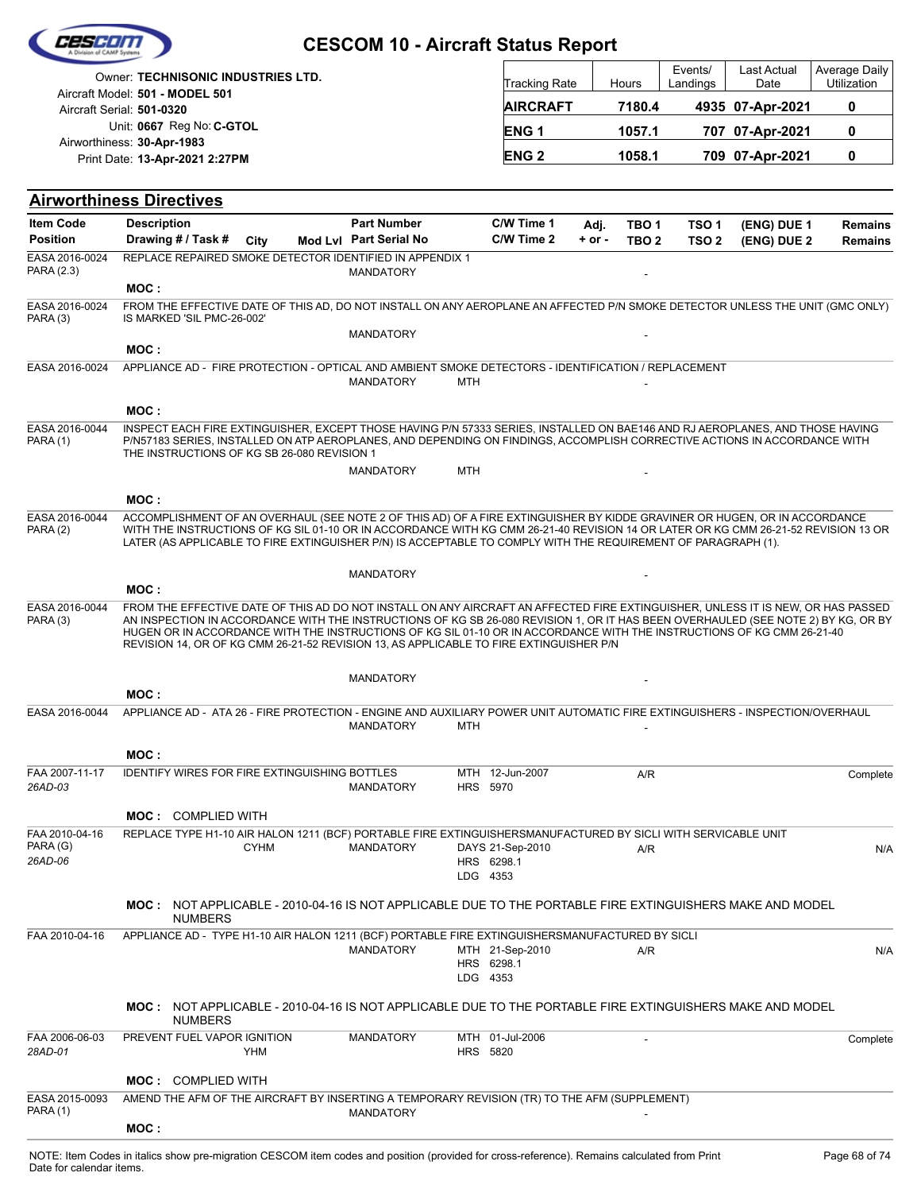# CESCOM 10 - Aircraft Status Report

Owner: **TECHNISONIC INDUSTRIES LTD.**
Aircraft Model: **501 - MODEL 501**
Aircraft Serial: **501-0320**
Unit: **0667** Reg No: **C-GTOL**
Airworthiness: **30-Apr-1983**
Print Date: **13-Apr-2021 2:27PM**

| Tracking Rate | Hours | Events/ Landings | Last Actual Date | Average Daily Utilization |
|---|---|---|---|---|
| **AIRCRAFT** | **7180.4** | **4935** | **07-Apr-2021** | **0** |
| **ENG 1** | **1057.1** | **707** | **07-Apr-2021** | **0** |
| **ENG 2** | **1058.1** | **709** | **07-Apr-2021** | **0** |

## Airworthiness Directives

| Item Code / Position | Description / Drawing # / Task # | City | Mod Lvl | Part Number / Part Serial No | C/W Time 1 / C/W Time 2 | Adj. + or - | TBO 1 / TBO 2 | TSO 1 / TSO 2 | (ENG) DUE 1 / (ENG) DUE 2 | Remains |
|---|---|---|---|---|---|---|---|---|---|---|
| EASA 2016-0024 PARA (2.3) | REPLACE REPAIRED SMOKE DETECTOR IDENTIFIED IN APPENDIX 1 | | | MANDATORY | | | - | | | |
| | **MOC :** | | | | | | | | | |
| EASA 2016-0024 PARA (3) | FROM THE EFFECTIVE DATE OF THIS AD, DO NOT INSTALL ON ANY AEROPLANE AN AFFECTED P/N SMOKE DETECTOR UNLESS THE UNIT (GMC ONLY) IS MARKED 'SIL PMC-26-002' | | | MANDATORY | | | - | | | |
| | **MOC :** | | | | | | | | | |
| EASA 2016-0024 | APPLIANCE AD - FIRE PROTECTION - OPTICAL AND AMBIENT SMOKE DETECTORS - IDENTIFICATION / REPLACEMENT | | | MANDATORY | MTH | | - | | | |
| | **MOC :** | | | | | | | | | |
| EASA 2016-0044 PARA (1) | INSPECT EACH FIRE EXTINGUISHER, EXCEPT THOSE HAVING P/N 57333 SERIES, INSTALLED ON BAE146 AND RJ AEROPLANES, AND THOSE HAVING P/N57183 SERIES, INSTALLED ON ATP AEROPLANES, AND DEPENDING ON FINDINGS, ACCOMPLISH CORRECTIVE ACTIONS IN ACCORDANCE WITH THE INSTRUCTIONS OF KG SB 26-080 REVISION 1 | | | MANDATORY | MTH | | - | | | |
| | **MOC :** | | | | | | | | | |
| EASA 2016-0044 PARA (2) | ACCOMPLISHMENT OF AN OVERHAUL (SEE NOTE 2 OF THIS AD) OF A FIRE EXTINGUISHER BY KIDDE GRAVINER OR HUGEN, OR IN ACCORDANCE WITH THE INSTRUCTIONS OF KG SIL 01-10 OR IN ACCORDANCE WITH KG CMM 26-21-40 REVISION 14 OR LATER OR KG CMM 26-21-52 REVISION 13 OR LATER (AS APPLICABLE TO FIRE EXTINGUISHER P/N) IS ACCEPTABLE TO COMPLY WITH THE REQUIREMENT OF PARAGRAPH (1). | | | MANDATORY | | | - | | | |
| | **MOC :** | | | | | | | | | |
| EASA 2016-0044 PARA (3) | FROM THE EFFECTIVE DATE OF THIS AD DO NOT INSTALL ON ANY AIRCRAFT AN AFFECTED FIRE EXTINGUISHER, UNLESS IT IS NEW, OR HAS PASSED AN INSPECTION IN ACCORDANCE WITH THE INSTRUCTIONS OF KG SB 26-080 REVISION 1, OR IT HAS BEEN OVERHAULED (SEE NOTE 2) BY KG, OR BY HUGEN OR IN ACCORDANCE WITH THE INSTRUCTIONS OF KG SIL 01-10 OR IN ACCORDANCE WITH THE INSTRUCTIONS OF KG CMM 26-21-40 REVISION 14, OR OF KG CMM 26-21-52 REVISION 13, AS APPLICABLE TO FIRE EXTINGUISHER P/N | | | MANDATORY | | | - | | | |
| | **MOC :** | | | | | | | | | |
| EASA 2016-0044 | APPLIANCE AD - ATA 26 - FIRE PROTECTION - ENGINE AND AUXILIARY POWER UNIT AUTOMATIC FIRE EXTINGUISHERS - INSPECTION/OVERHAUL | | | MANDATORY | MTH | | - | | | |
| | **MOC :** | | | | | | | | | |
| FAA 2007-11-17 *26AD-03* | IDENTIFY WIRES FOR FIRE EXTINGUISHING BOTTLES | | | MANDATORY | MTH 12-Jun-2007 HRS 5970 | | A/R | | | Complete |
| | **MOC :** COMPLIED WITH | | | | | | | | | |
| FAA 2010-04-16 PARA (G) *26AD-06* | REPLACE TYPE H1-10 AIR HALON 1211 (BCF) PORTABLE FIRE EXTINGUISHERSMANUFACTURED BY SICLI WITH SERVICABLE UNIT | CYHM | | MANDATORY | DAYS 21-Sep-2010 HRS 6298.1 LDG 4353 | | A/R | | | N/A |
| | **MOC :** NOT APPLICABLE - 2010-04-16 IS NOT APPLICABLE DUE TO THE PORTABLE FIRE EXTINGUISHERS MAKE AND MODEL NUMBERS | | | | | | | | | |
| FAA 2010-04-16 | APPLIANCE AD - TYPE H1-10 AIR HALON 1211 (BCF) PORTABLE FIRE EXTINGUISHERSMANUFACTURED BY SICLI | | | MANDATORY | MTH 21-Sep-2010 HRS 6298.1 LDG 4353 | | A/R | | | N/A |
| | **MOC :** NOT APPLICABLE - 2010-04-16 IS NOT APPLICABLE DUE TO THE PORTABLE FIRE EXTINGUISHERS MAKE AND MODEL NUMBERS | | | | | | | | | |
| FAA 2006-06-03 *28AD-01* | PREVENT FUEL VAPOR IGNITION | YHM | | MANDATORY | MTH 01-Jul-2006 HRS 5820 | | - | | | Complete |
| | **MOC :** COMPLIED WITH | | | | | | | | | |
| EASA 2015-0093 PARA (1) | AMEND THE AFM OF THE AIRCRAFT BY INSERTING A TEMPORARY REVISION (TR) TO THE AFM (SUPPLEMENT) | | | MANDATORY | | | - | | | |
| | **MOC :** | | | | | | | | | |

NOTE: Item Codes in italics show pre-migration CESCOM item codes and position (provided for cross-reference). Remains calculated from Print Date for calendar items.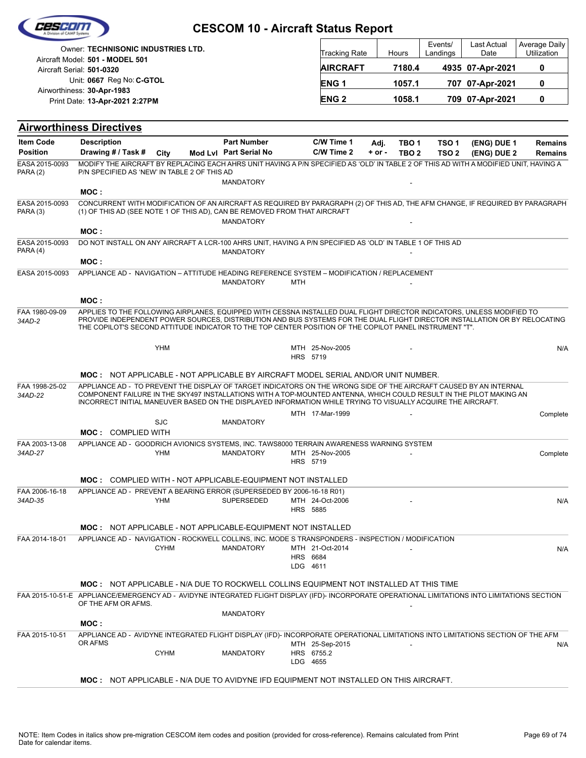# CESCOM 10 - Aircraft Status Report

Owner: **TECHNISONIC INDUSTRIES LTD.**
Aircraft Model: **501 - MODEL 501**
Aircraft Serial: **501-0320**
Unit: **0667** Reg No: **C-GTOL**
Airworthiness: **30-Apr-1983**
Print Date: **13-Apr-2021 2:27PM**

| Tracking Rate | Hours | Events/ Landings | Last Actual Date | Average Daily Utilization |
|---|---|---|---|---|
| **AIRCRAFT** | **7180.4** | **4935** | **07-Apr-2021** | **0** |
| **ENG 1** | **1057.1** | **707** | **07-Apr-2021** | **0** |
| **ENG 2** | **1058.1** | **709** | **07-Apr-2021** | **0** |

## Airworthiness Directives

| Item Code / Position | Description / Drawing # / Task # | City | Mod Lvl | Part Number / Part Serial No | C/W Time 1 / C/W Time 2 | Adj. + or - | TBO 1 / TBO 2 | TSO 1 / TSO 2 | (ENG) DUE 1 / (ENG) DUE 2 | Remains / Remains |
|---|---|---|---|---|---|---|---|---|---|---|
| EASA 2015-0093 PARA (2) | MODIFY THE AIRCRAFT BY REPLACING EACH AHRS UNIT HAVING A P/N SPECIFIED AS 'OLD' IN TABLE 2 OF THIS AD WITH A MODIFIED UNIT, HAVING A P/N SPECIFIED AS 'NEW' IN TABLE 2 OF THIS AD | | | MANDATORY | | | - | | | |
| | **MOC :** | | | | | | | | | |
| EASA 2015-0093 PARA (3) | CONCURRENT WITH MODIFICATION OF AN AIRCRAFT AS REQUIRED BY PARAGRAPH (2) OF THIS AD, THE AFM CHANGE, IF REQUIRED BY PARAGRAPH (1) OF THIS AD (SEE NOTE 1 OF THIS AD), CAN BE REMOVED FROM THAT AIRCRAFT | | | MANDATORY | | | - | | | |
| | **MOC :** | | | | | | | | | |
| EASA 2015-0093 PARA (4) | DO NOT INSTALL ON ANY AIRCRAFT A LCR-100 AHRS UNIT, HAVING A P/N SPECIFIED AS 'OLD' IN TABLE 1 OF THIS AD | | | MANDATORY | | | - | | | |
| | **MOC :** | | | | | | | | | |
| EASA 2015-0093 | APPLIANCE AD - NAVIGATION – ATTITUDE HEADING REFERENCE SYSTEM – MODIFICATION / REPLACEMENT | | | MANDATORY | MTH | | - | | | |
| | **MOC :** | | | | | | | | | |
| FAA 1980-09-09 *34AD-2* | APPLIES TO THE FOLLOWING AIRPLANES, EQUIPPED WITH CESSNA INSTALLED DUAL FLIGHT DIRECTOR INDICATORS, UNLESS MODIFIED TO PROVIDE INDEPENDENT POWER SOURCES, DISTRIBUTION AND BUS SYSTEMS FOR THE DUAL FLIGHT DIRECTOR INSTALLATION OR BY RELOCATING THE COPILOT'S SECOND ATTITUDE INDICATOR TO THE TOP CENTER POSITION OF THE COPILOT PANEL INSTRUMENT "T". | YHM | | | MTH 25-Nov-2005 HRS 5719 | | - | | | N/A |
| | **MOC :** NOT APPLICABLE - NOT APPLICABLE BY AIRCRAFT MODEL SERIAL AND/OR UNIT NUMBER. | | | | | | | | | |
| FAA 1998-25-02 *34AD-22* | APPLIANCE AD - TO PREVENT THE DISPLAY OF TARGET INDICATORS ON THE WRONG SIDE OF THE AIRCRAFT CAUSED BY AN INTERNAL COMPONENT FAILURE IN THE SKY497 INSTALLATIONS WITH A TOP-MOUNTED ANTENNA, WHICH COULD RESULT IN THE PILOT MAKING AN INCORRECT INITIAL MANEUVER BASED ON THE DISPLAYED INFORMATION WHILE TRYING TO VISUALLY ACQUIRE THE AIRCRAFT. | SJC | | MANDATORY | MTH 17-Mar-1999 | | - | | | Complete |
| | **MOC :** COMPLIED WITH | | | | | | | | | |
| FAA 2003-13-08 *34AD-27* | APPLIANCE AD - GOODRICH AVIONICS SYSTEMS, INC. TAWS8000 TERRAIN AWARENESS WARNING SYSTEM | YHM | | MANDATORY | MTH 25-Nov-2005 HRS 5719 | | - | | | Complete |
| | **MOC :** COMPLIED WITH - NOT APPLICABLE-EQUIPMENT NOT INSTALLED | | | | | | | | | |
| FAA 2006-16-18 *34AD-35* | APPLIANCE AD - PREVENT A BEARING ERROR (SUPERSEDED BY 2006-16-18 R01) | YHM | | SUPERSEDED | MTH 24-Oct-2006 HRS 5885 | | - | | | N/A |
| | **MOC :** NOT APPLICABLE - NOT APPLICABLE-EQUIPMENT NOT INSTALLED | | | | | | | | | |
| FAA 2014-18-01 | APPLIANCE AD - NAVIGATION - ROCKWELL COLLINS, INC. MODE S TRANSPONDERS - INSPECTION / MODIFICATION | CYHM | | MANDATORY | MTH 21-Oct-2014 HRS 6684 LDG 4611 | | - | | | N/A |
| | **MOC :** NOT APPLICABLE - N/A DUE TO ROCKWELL COLLINS EQUIPMENT NOT INSTALLED AT THIS TIME | | | | | | | | | |
| FAA 2015-10-51-E | APPLIANCE/EMERGENCY AD - AVIDYNE INTEGRATED FLIGHT DISPLAY (IFD)- INCORPORATE OPERATIONAL LIMITATIONS INTO LIMITATIONS SECTION OF THE AFM OR AFMS. | | | MANDATORY | | | - | | | |
| | **MOC :** | | | | | | | | | |
| FAA 2015-10-51 | APPLIANCE AD - AVIDYNE INTEGRATED FLIGHT DISPLAY (IFD)- INCORPORATE OPERATIONAL LIMITATIONS INTO LIMITATIONS SECTION OF THE AFM OR AFMS | CYHM | | MANDATORY | MTH 25-Sep-2015 HRS 6755.2 LDG 4655 | | - | | | N/A |
| | **MOC :** NOT APPLICABLE - N/A DUE TO AVIDYNE IFD EQUIPMENT NOT INSTALLED ON THIS AIRCRAFT. | | | | | | | | | |

NOTE: Item Codes in italics show pre-migration CESCOM item codes and position (provided for cross-reference). Remains calculated from Print Date for calendar items.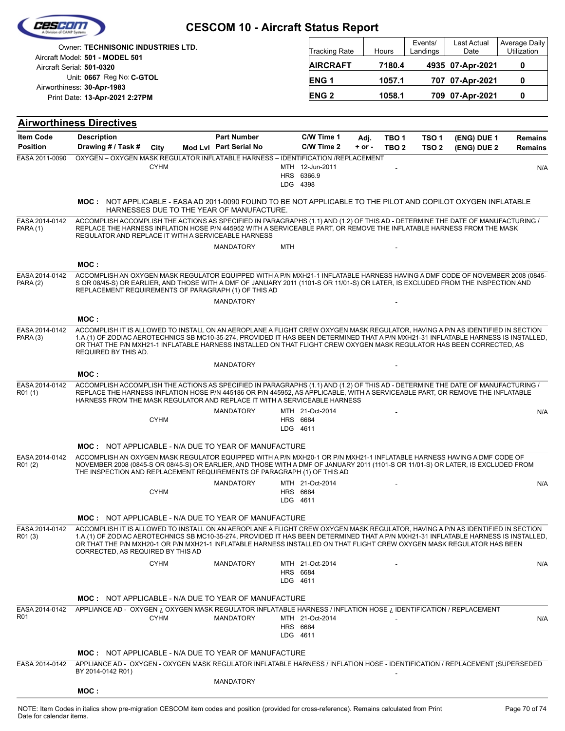# CESCOM 10 - Aircraft Status Report

Owner: **TECHNISONIC INDUSTRIES LTD.**
Aircraft Model: **501 - MODEL 501**
Aircraft Serial: **501-0320**
Unit: **0667** Reg No: **C-GTOL**
Airworthiness: **30-Apr-1983**
Print Date: **13-Apr-2021 2:27PM**

| Tracking Rate | Hours | Events/ Landings | Last Actual Date | Average Daily Utilization |
|---|---|---|---|---|
| **AIRCRAFT** | **7180.4** | **4935** | **07-Apr-2021** | **0** |
| **ENG 1** | **1057.1** | **707** | **07-Apr-2021** | **0** |
| **ENG 2** | **1058.1** | **709** | **07-Apr-2021** | **0** |

## Airworthiness Directives

| Item Code / Position | Description / Drawing # / Task # | City | Mod Lvl | Part Number / Part Serial No | C/W Time 1 / C/W Time 2 | Adj. + or - | TBO 1 / TBO 2 | TSO 1 / TSO 2 | (ENG) DUE 1 / (ENG) DUE 2 | Remains |
|---|---|---|---|---|---|---|---|---|---|---|
| EASA 2011-0090 | OXYGEN – OXYGEN MASK REGULATOR INFLATABLE HARNESS – IDENTIFICATION /REPLACEMENT | CYHM | | | MTH 12-Jun-2011<br>HRS 6366.9<br>LDG 4398 | | - | | | N/A |
| | **MOC :** NOT APPLICABLE - EASA AD 2011-0090 FOUND TO BE NOT APPLICABLE TO THE PILOT AND COPILOT OXYGEN INFLATABLE HARNESSES DUE TO THE YEAR OF MANUFACTURE. | | | | | | | | | |
| EASA 2014-0142 PARA (1) | ACCOMPLISH ACCOMPLISH THE ACTIONS AS SPECIFIED IN PARAGRAPHS (1.1) AND (1.2) OF THIS AD - DETERMINE THE DATE OF MANUFACTURING / REPLACE THE HARNESS INFLATION HOSE P/N 445952 WITH A SERVICEABLE PART, OR REMOVE THE INFLATABLE HARNESS FROM THE MASK REGULATOR AND REPLACE IT WITH A SERVICEABLE HARNESS | | | MANDATORY | MTH | | - | | | |
| | **MOC :** | | | | | | | | | |
| EASA 2014-0142 PARA (2) | ACCOMPLISH AN OXYGEN MASK REGULATOR EQUIPPED WITH A P/N MXH21-1 INFLATABLE HARNESS HAVING A DMF CODE OF NOVEMBER 2008 (0845-S OR 08/45-S) OR EARLIER, AND THOSE WITH A DMF OF JANUARY 2011 (1101-S OR 11/01-S) OR LATER, IS EXCLUDED FROM THE INSPECTION AND REPLACEMENT REQUIREMENTS OF PARAGRAPH (1) OF THIS AD | | | MANDATORY | | | - | | | |
| | **MOC :** | | | | | | | | | |
| EASA 2014-0142 PARA (3) | ACCOMPLISH IT IS ALLOWED TO INSTALL ON AN AEROPLANE A FLIGHT CREW OXYGEN MASK REGULATOR, HAVING A P/N AS IDENTIFIED IN SECTION 1.A.(1) OF ZODIAC AEROTECHNICS SB MC10-35-274, PROVIDED IT HAS BEEN DETERMINED THAT A P/N MXH21-31 INFLATABLE HARNESS IS INSTALLED, OR THAT THE P/N MXH21-1 INFLATABLE HARNESS INSTALLED ON THAT FLIGHT CREW OXYGEN MASK REGULATOR HAS BEEN CORRECTED, AS REQUIRED BY THIS AD. | | | MANDATORY | | | - | | | |
| | **MOC :** | | | | | | | | | |
| EASA 2014-0142 R01 (1) | ACCOMPLISH ACCOMPLISH THE ACTIONS AS SPECIFIED IN PARAGRAPHS (1.1) AND (1.2) OF THIS AD - DETERMINE THE DATE OF MANUFACTURING / REPLACE THE HARNESS INFLATION HOSE P/N 445186 OR P/N 445952, AS APPLICABLE, WITH A SERVICEABLE PART, OR REMOVE THE INFLATABLE HARNESS FROM THE MASK REGULATOR AND REPLACE IT WITH A SERVICEABLE HARNESS | CYHM | | MANDATORY | MTH 21-Oct-2014<br>HRS 6684<br>LDG 4611 | | - | | | N/A |
| | **MOC :** NOT APPLICABLE - N/A DUE TO YEAR OF MANUFACTURE | | | | | | | | | |
| EASA 2014-0142 R01 (2) | ACCOMPLISH AN OXYGEN MASK REGULATOR EQUIPPED WITH A P/N MXH20-1 OR P/N MXH21-1 INFLATABLE HARNESS HAVING A DMF CODE OF NOVEMBER 2008 (0845-S OR 08/45-S) OR EARLIER, AND THOSE WITH A DMF OF JANUARY 2011 (1101-S OR 11/01-S) OR LATER, IS EXCLUDED FROM THE INSPECTION AND REPLACEMENT REQUIREMENTS OF PARAGRAPH (1) OF THIS AD | CYHM | | MANDATORY | MTH 21-Oct-2014<br>HRS 6684<br>LDG 4611 | | - | | | N/A |
| | **MOC :** NOT APPLICABLE - N/A DUE TO YEAR OF MANUFACTURE | | | | | | | | | |
| EASA 2014-0142 R01 (3) | ACCOMPLISH IT IS ALLOWED TO INSTALL ON AN AEROPLANE A FLIGHT CREW OXYGEN MASK REGULATOR, HAVING A P/N AS IDENTIFIED IN SECTION 1.A.(1) OF ZODIAC AEROTECHNICS SB MC10-35-274, PROVIDED IT HAS BEEN DETERMINED THAT A P/N MXH21-31 INFLATABLE HARNESS IS INSTALLED, OR THAT THE P/N MXH20-1 OR P/N MXH21-1 INFLATABLE HARNESS INSTALLED ON THAT FLIGHT CREW OXYGEN MASK REGULATOR HAS BEEN CORRECTED, AS REQUIRED BY THIS AD | CYHM | | MANDATORY | MTH 21-Oct-2014<br>HRS 6684<br>LDG 4611 | | - | | | N/A |
| | **MOC :** NOT APPLICABLE - N/A DUE TO YEAR OF MANUFACTURE | | | | | | | | | |
| EASA 2014-0142 R01 | APPLIANCE AD - OXYGEN ¿ OXYGEN MASK REGULATOR INFLATABLE HARNESS / INFLATION HOSE ¿ IDENTIFICATION / REPLACEMENT | CYHM | | MANDATORY | MTH 21-Oct-2014<br>HRS 6684<br>LDG 4611 | | - | | | N/A |
| | **MOC :** NOT APPLICABLE - N/A DUE TO YEAR OF MANUFACTURE | | | | | | | | | |
| EASA 2014-0142 | APPLIANCE AD - OXYGEN - OXYGEN MASK REGULATOR INFLATABLE HARNESS / INFLATION HOSE - IDENTIFICATION / REPLACEMENT (SUPERSEDED BY 2014-0142 R01) | | | MANDATORY | | | - | | | |
| | **MOC :** | | | | | | | | | |

NOTE: Item Codes in italics show pre-migration CESCOM item codes and position (provided for cross-reference). Remains calculated from Print Date for calendar items.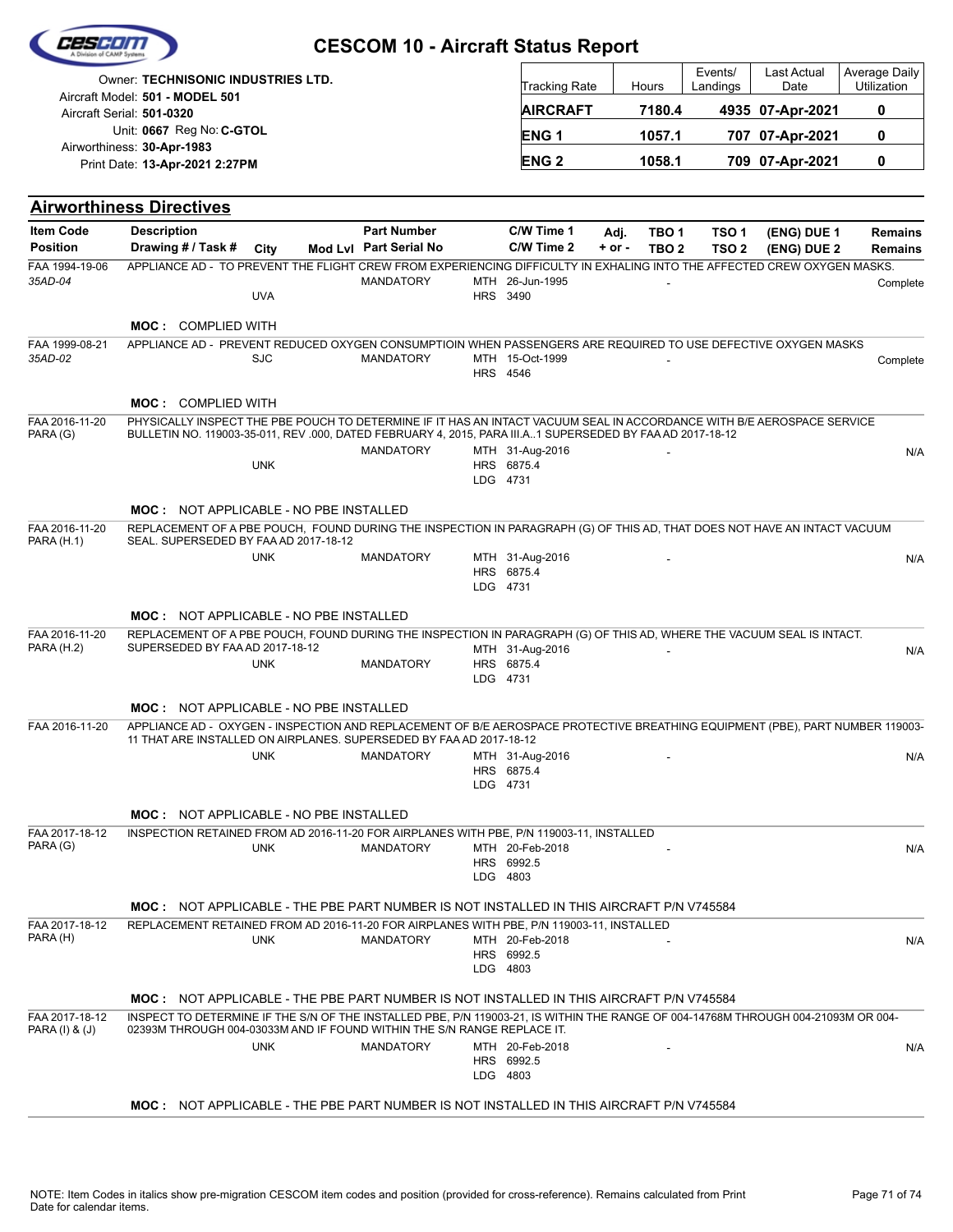# CESCOM 10 - Aircraft Status Report

Owner: **TECHNISONIC INDUSTRIES LTD.**
Aircraft Model: **501 - MODEL 501**
Aircraft Serial: **501-0320**
Unit: **0667** Reg No: **C-GTOL**
Airworthiness: **30-Apr-1983**
Print Date: **13-Apr-2021 2:27PM**

| Tracking Rate | Hours | Events/ Landings | Last Actual Date | Average Daily Utilization |
|---|---|---|---|---|
| **AIRCRAFT** | **7180.4** | **4935** | **07-Apr-2021** | **0** |
| **ENG 1** | **1057.1** | **707** | **07-Apr-2021** | **0** |
| **ENG 2** | **1058.1** | **709** | **07-Apr-2021** | **0** |

## Airworthiness Directives

| Item Code / Position | Description / Drawing # / Task # | City | Mod Lvl | Part Number / Part Serial No | C/W Time 1 / C/W Time 2 | Adj. + or - | TBO 1 / TBO 2 | TSO 1 / TSO 2 | (ENG) DUE 1 / (ENG) DUE 2 | Remains / Remains |
|---|---|---|---|---|---|---|---|---|---|---|
| FAA 1994-19-06 / *35AD-04* | APPLIANCE AD - TO PREVENT THE FLIGHT CREW FROM EXPERIENCING DIFFICULTY IN EXHALING INTO THE AFFECTED CREW OXYGEN MASKS. | UVA | | MANDATORY | MTH 26-Jun-1995 / HRS 3490 | | - | | | Complete |
| | **MOC :** COMPLIED WITH | | | | | | | | | |
| FAA 1999-08-21 / *35AD-02* | APPLIANCE AD - PREVENT REDUCED OXYGEN CONSUMPTIOIN WHEN PASSENGERS ARE REQUIRED TO USE DEFECTIVE OXYGEN MASKS | SJC | | MANDATORY | MTH 15-Oct-1999 / HRS 4546 | | - | | | Complete |
| | **MOC :** COMPLIED WITH | | | | | | | | | |
| FAA 2016-11-20 PARA (G) | PHYSICALLY INSPECT THE PBE POUCH TO DETERMINE IF IT HAS AN INTACT VACUUM SEAL IN ACCORDANCE WITH B/E AEROSPACE SERVICE BULLETIN NO. 119003-35-011, REV .000, DATED FEBRUARY 4, 2015, PARA III.A..1 SUPERSEDED BY FAA AD 2017-18-12 | UNK | | MANDATORY | MTH 31-Aug-2016 / HRS 6875.4 / LDG 4731 | | - | | | N/A |
| | **MOC :** NOT APPLICABLE - NO PBE INSTALLED | | | | | | | | | |
| FAA 2016-11-20 PARA (H.1) | REPLACEMENT OF A PBE POUCH, FOUND DURING THE INSPECTION IN PARAGRAPH (G) OF THIS AD, THAT DOES NOT HAVE AN INTACT VACUUM SEAL. SUPERSEDED BY FAA AD 2017-18-12 | UNK | | MANDATORY | MTH 31-Aug-2016 / HRS 6875.4 / LDG 4731 | | - | | | N/A |
| | **MOC :** NOT APPLICABLE - NO PBE INSTALLED | | | | | | | | | |
| FAA 2016-11-20 PARA (H.2) | REPLACEMENT OF A PBE POUCH, FOUND DURING THE INSPECTION IN PARAGRAPH (G) OF THIS AD, WHERE THE VACUUM SEAL IS INTACT. SUPERSEDED BY FAA AD 2017-18-12 | UNK | | MANDATORY | MTH 31-Aug-2016 / HRS 6875.4 / LDG 4731 | | - | | | N/A |
| | **MOC :** NOT APPLICABLE - NO PBE INSTALLED | | | | | | | | | |
| FAA 2016-11-20 | APPLIANCE AD - OXYGEN - INSPECTION AND REPLACEMENT OF B/E AEROSPACE PROTECTIVE BREATHING EQUIPMENT (PBE), PART NUMBER 119003-11 THAT ARE INSTALLED ON AIRPLANES. SUPERSEDED BY FAA AD 2017-18-12 | UNK | | MANDATORY | MTH 31-Aug-2016 / HRS 6875.4 / LDG 4731 | | - | | | N/A |
| | **MOC :** NOT APPLICABLE - NO PBE INSTALLED | | | | | | | | | |
| FAA 2017-18-12 PARA (G) | INSPECTION RETAINED FROM AD 2016-11-20 FOR AIRPLANES WITH PBE, P/N 119003-11, INSTALLED | UNK | | MANDATORY | MTH 20-Feb-2018 / HRS 6992.5 / LDG 4803 | | - | | | N/A |
| | **MOC :** NOT APPLICABLE - THE PBE PART NUMBER IS NOT INSTALLED IN THIS AIRCRAFT P/N V745584 | | | | | | | | | |
| FAA 2017-18-12 PARA (H) | REPLACEMENT RETAINED FROM AD 2016-11-20 FOR AIRPLANES WITH PBE, P/N 119003-11, INSTALLED | UNK | | MANDATORY | MTH 20-Feb-2018 / HRS 6992.5 / LDG 4803 | | - | | | N/A |
| | **MOC :** NOT APPLICABLE - THE PBE PART NUMBER IS NOT INSTALLED IN THIS AIRCRAFT P/N V745584 | | | | | | | | | |
| FAA 2017-18-12 PARA (I) & (J) | INSPECT TO DETERMINE IF THE S/N OF THE INSTALLED PBE, P/N 119003-21, IS WITHIN THE RANGE OF 004-14768M THROUGH 004-21093M OR 004-02393M THROUGH 004-03033M AND IF FOUND WITHIN THE S/N RANGE REPLACE IT. | UNK | | MANDATORY | MTH 20-Feb-2018 / HRS 6992.5 / LDG 4803 | | - | | | N/A |
| | **MOC :** NOT APPLICABLE - THE PBE PART NUMBER IS NOT INSTALLED IN THIS AIRCRAFT P/N V745584 | | | | | | | | | |

NOTE: Item Codes in italics show pre-migration CESCOM item codes and position (provided for cross-reference). Remains calculated from Print Date for calendar items.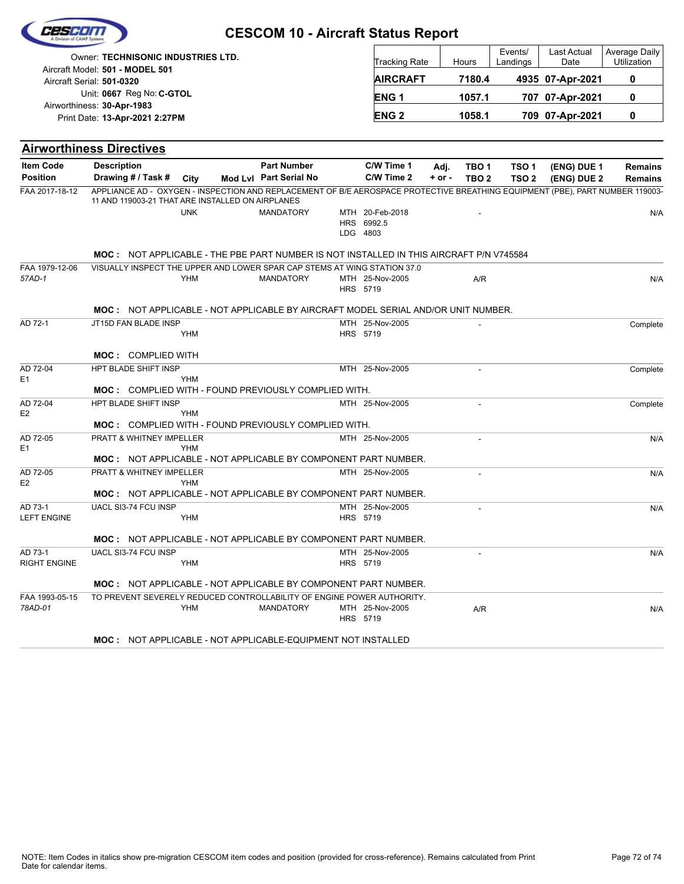# CESCOM 10 - Aircraft Status Report

Owner: **TECHNISONIC INDUSTRIES LTD.**
Aircraft Model: **501 - MODEL 501**
Aircraft Serial: **501-0320**
Unit: **0667** Reg No: **C-GTOL**
Airworthiness: **30-Apr-1983**
Print Date: **13-Apr-2021 2:27PM**

| Tracking Rate | Hours | Events/ Landings | Last Actual Date | Average Daily Utilization |
|---|---|---|---|---|
| **AIRCRAFT** | **7180.4** | **4935** | **07-Apr-2021** | **0** |
| **ENG 1** | **1057.1** | **707** | **07-Apr-2021** | **0** |
| **ENG 2** | **1058.1** | **709** | **07-Apr-2021** | **0** |

## Airworthiness Directives

| Item Code / Position | Description / Drawing # / Task # | City | Mod Lvl | Part Number / Part Serial No | C/W Time 1 / C/W Time 2 | Adj. + or - | TBO 1 / TBO 2 | TSO 1 / TSO 2 | (ENG) DUE 1 / (ENG) DUE 2 | Remains / Remains |
|---|---|---|---|---|---|---|---|---|---|---|
| FAA 2017-18-12 | APPLIANCE AD - OXYGEN - INSPECTION AND REPLACEMENT OF B/E AEROSPACE PROTECTIVE BREATHING EQUIPMENT (PBE), PART NUMBER 119003-11 AND 119003-21 THAT ARE INSTALLED ON AIRPLANES | UNK | | MANDATORY | MTH 20-Feb-2018<br>HRS 6992.5<br>LDG 4803 | | - | | | N/A |
| | **MOC :** NOT APPLICABLE - THE PBE PART NUMBER IS NOT INSTALLED IN THIS AIRCRAFT P/N V745584 | | | | | | | | | |
| FAA 1979-12-06<br>*57AD-1* | VISUALLY INSPECT THE UPPER AND LOWER SPAR CAP STEMS AT WING STATION 37.0 | YHM | | MANDATORY | MTH 25-Nov-2005<br>HRS 5719 | | A/R | | | N/A |
| | **MOC :** NOT APPLICABLE - NOT APPLICABLE BY AIRCRAFT MODEL SERIAL AND/OR UNIT NUMBER. | | | | | | | | | |
| AD 72-1 | JT15D FAN BLADE INSP | YHM | | | MTH 25-Nov-2005<br>HRS 5719 | | - | | | Complete |
| | **MOC :** COMPLIED WITH | | | | | | | | | |
| AD 72-04<br>E1 | HPT BLADE SHIFT INSP | YHM | | | MTH 25-Nov-2005 | | - | | | Complete |
| | **MOC :** COMPLIED WITH - FOUND PREVIOUSLY COMPLIED WITH. | | | | | | | | | |
| AD 72-04<br>E2 | HPT BLADE SHIFT INSP | YHM | | | MTH 25-Nov-2005 | | - | | | Complete |
| | **MOC :** COMPLIED WITH - FOUND PREVIOUSLY COMPLIED WITH. | | | | | | | | | |
| AD 72-05<br>E1 | PRATT & WHITNEY IMPELLER | YHM | | | MTH 25-Nov-2005 | | - | | | N/A |
| | **MOC :** NOT APPLICABLE - NOT APPLICABLE BY COMPONENT PART NUMBER. | | | | | | | | | |
| AD 72-05<br>E2 | PRATT & WHITNEY IMPELLER | YHM | | | MTH 25-Nov-2005 | | - | | | N/A |
| | **MOC :** NOT APPLICABLE - NOT APPLICABLE BY COMPONENT PART NUMBER. | | | | | | | | | |
| AD 73-1<br>LEFT ENGINE | UACL SI3-74 FCU INSP | YHM | | | MTH 25-Nov-2005<br>HRS 5719 | | - | | | N/A |
| | **MOC :** NOT APPLICABLE - NOT APPLICABLE BY COMPONENT PART NUMBER. | | | | | | | | | |
| AD 73-1<br>RIGHT ENGINE | UACL SI3-74 FCU INSP | YHM | | | MTH 25-Nov-2005<br>HRS 5719 | | - | | | N/A |
| | **MOC :** NOT APPLICABLE - NOT APPLICABLE BY COMPONENT PART NUMBER. | | | | | | | | | |
| FAA 1993-05-15<br>*78AD-01* | TO PREVENT SEVERELY REDUCED CONTROLLABILITY OF ENGINE POWER AUTHORITY. | YHM | | MANDATORY | MTH 25-Nov-2005<br>HRS 5719 | | A/R | | | N/A |
| | **MOC :** NOT APPLICABLE - NOT APPLICABLE-EQUIPMENT NOT INSTALLED | | | | | | | | | |

NOTE: Item Codes in italics show pre-migration CESCOM item codes and position (provided for cross-reference). Remains calculated from Print Date for calendar items.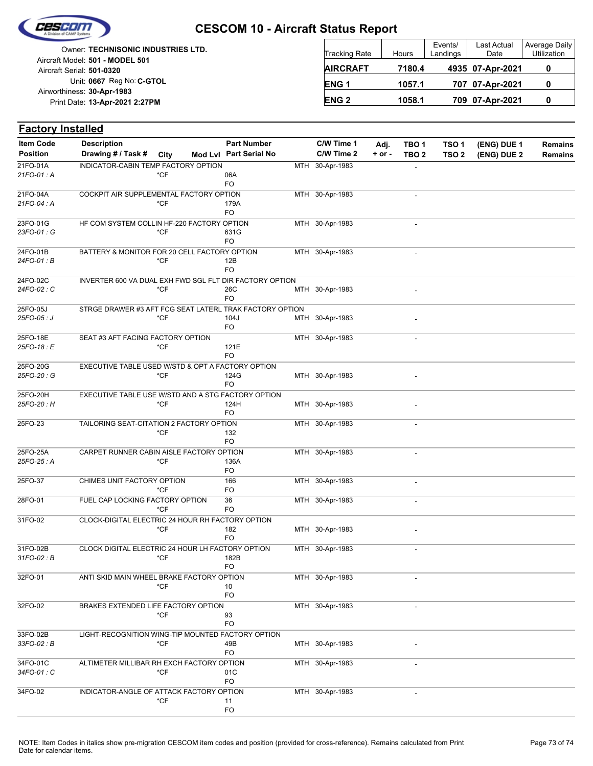# CESCOM 10 - Aircraft Status Report

Owner: **TECHNISONIC INDUSTRIES LTD.**
Aircraft Model: **501 - MODEL 501**
Aircraft Serial: **501-0320**
Unit: **0667** Reg No: **C-GTOL**
Airworthiness: **30-Apr-1983**
Print Date: **13-Apr-2021 2:27PM**

| Tracking Rate | Hours | Events/ Landings | Last Actual Date | Average Daily Utilization |
|---|---|---|---|---|
| **AIRCRAFT** | **7180.4** | **4935** | **07-Apr-2021** | **0** |
| **ENG 1** | **1057.1** | **707** | **07-Apr-2021** | **0** |
| **ENG 2** | **1058.1** | **709** | **07-Apr-2021** | **0** |

## Factory Installed

| Item Code / Position | Description / Drawing # / Task # | City | Mod Lvl | Part Number / Part Serial No | | C/W Time 1 / C/W Time 2 | Adj. + or - | TBO 1 / TBO 2 | TSO 1 / TSO 2 | (ENG) DUE 1 / (ENG) DUE 2 | Remains / Remains |
|---|---|---|---|---|---|---|---|---|---|---|---|
| 21FO-01A / *21FO-01 : A* | INDICATOR-CABIN TEMP FACTORY OPTION | *CF | | 06A / FO | MTH | 30-Apr-1983 | | - | | | |
| 21FO-04A / *21FO-04 : A* | COCKPIT AIR SUPPLEMENTAL FACTORY OPTION | *CF | | 179A / FO | MTH | 30-Apr-1983 | | - | | | |
| 23FO-01G / *23FO-01 : G* | HF COM SYSTEM COLLIN HF-220 FACTORY OPTION | *CF | | 631G / FO | MTH | 30-Apr-1983 | | - | | | |
| 24FO-01B / *24FO-01 : B* | BATTERY & MONITOR FOR 20 CELL FACTORY OPTION | *CF | | 12B / FO | MTH | 30-Apr-1983 | | - | | | |
| 24FO-02C / *24FO-02 : C* | INVERTER 600 VA DUAL EXH FWD SGL FLT DIR FACTORY OPTION | *CF | | 26C / FO | MTH | 30-Apr-1983 | | - | | | |
| 25FO-05J / *25FO-05 : J* | STRGE DRAWER #3 AFT FCG SEAT LATERL TRAK FACTORY OPTION | *CF | | 104J / FO | MTH | 30-Apr-1983 | | - | | | |
| 25FO-18E / *25FO-18 : E* | SEAT #3 AFT FACING FACTORY OPTION | *CF | | 121E / FO | MTH | 30-Apr-1983 | | - | | | |
| 25FO-20G / *25FO-20 : G* | EXECUTIVE TABLE USED W/STD & OPT A FACTORY OPTION | *CF | | 124G / FO | MTH | 30-Apr-1983 | | - | | | |
| 25FO-20H / *25FO-20 : H* | EXECUTIVE TABLE USE W/STD AND A STG FACTORY OPTION | *CF | | 124H / FO | MTH | 30-Apr-1983 | | - | | | |
| 25FO-23 | TAILORING SEAT-CITATION 2 FACTORY OPTION | *CF | | 132 / FO | MTH | 30-Apr-1983 | | - | | | |
| 25FO-25A / *25FO-25 : A* | CARPET RUNNER CABIN AISLE FACTORY OPTION | *CF | | 136A / FO | MTH | 30-Apr-1983 | | - | | | |
| 25FO-37 | CHIMES UNIT FACTORY OPTION | *CF | | 166 / FO | MTH | 30-Apr-1983 | | - | | | |
| 28FO-01 | FUEL CAP LOCKING FACTORY OPTION | *CF | | 36 / FO | MTH | 30-Apr-1983 | | - | | | |
| 31FO-02 | CLOCK-DIGITAL ELECTRIC 24 HOUR RH FACTORY OPTION | *CF | | 182 / FO | MTH | 30-Apr-1983 | | - | | | |
| 31FO-02B / *31FO-02 : B* | CLOCK DIGITAL ELECTRIC 24 HOUR LH FACTORY OPTION | *CF | | 182B / FO | MTH | 30-Apr-1983 | | - | | | |
| 32FO-01 | ANTI SKID MAIN WHEEL BRAKE FACTORY OPTION | *CF | | 10 / FO | MTH | 30-Apr-1983 | | - | | | |
| 32FO-02 | BRAKES EXTENDED LIFE FACTORY OPTION | *CF | | 93 / FO | MTH | 30-Apr-1983 | | - | | | |
| 33FO-02B / *33FO-02 : B* | LIGHT-RECOGNITION WING-TIP MOUNTED FACTORY OPTION | *CF | | 49B / FO | MTH | 30-Apr-1983 | | - | | | |
| 34FO-01C / *34FO-01 : C* | ALTIMETER MILLIBAR RH EXCH FACTORY OPTION | *CF | | 01C / FO | MTH | 30-Apr-1983 | | - | | | |
| 34FO-02 | INDICATOR-ANGLE OF ATTACK FACTORY OPTION | *CF | | 11 / FO | MTH | 30-Apr-1983 | | - | | | |

NOTE: Item Codes in italics show pre-migration CESCOM item codes and position (provided for cross-reference). Remains calculated from Print Date for calendar items.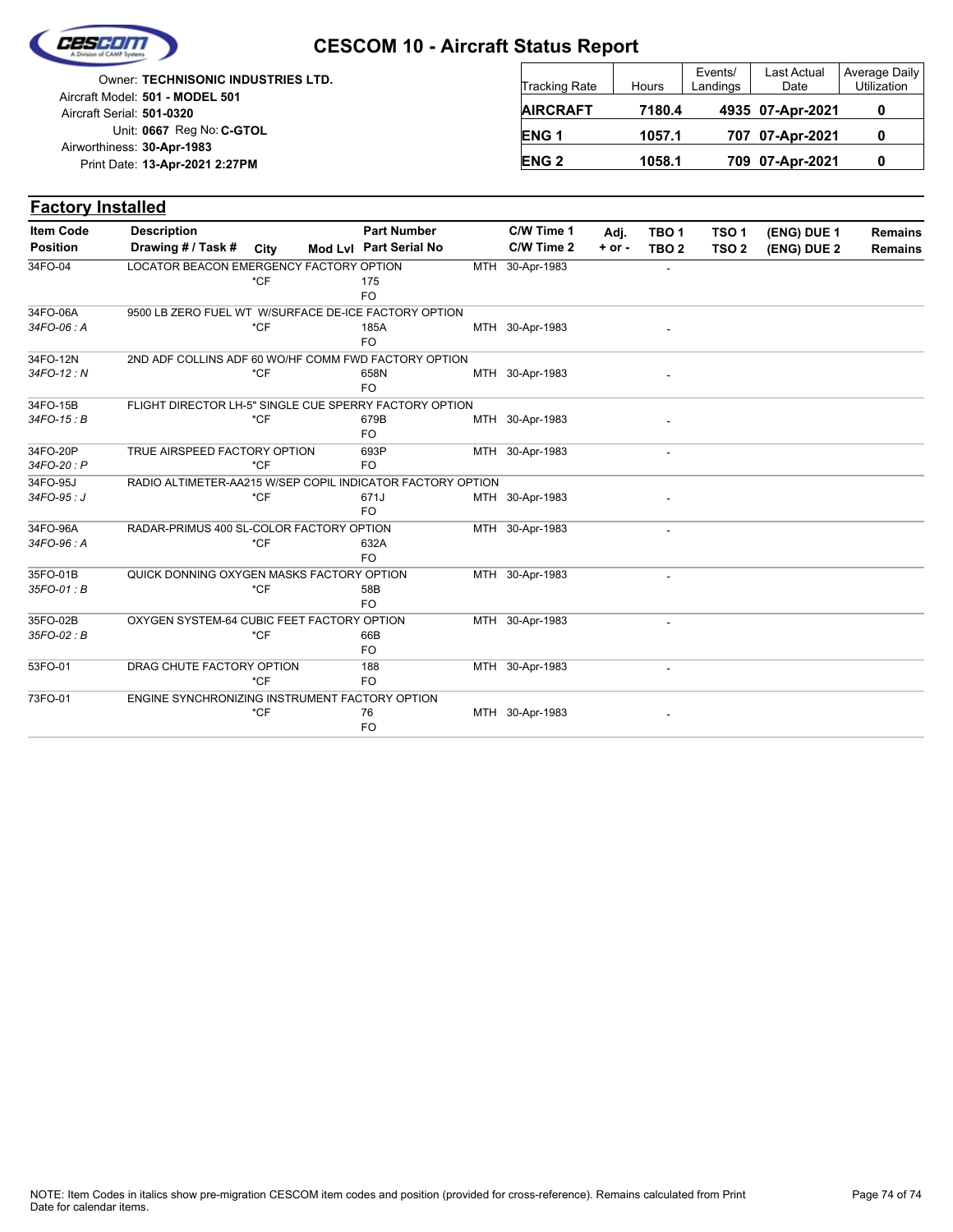# CESCOM 10 - Aircraft Status Report

Owner: **TECHNISONIC INDUSTRIES LTD.**
Aircraft Model: **501 - MODEL 501**
Aircraft Serial: **501-0320**
Unit: **0667** Reg No: **C-GTOL**
Airworthiness: **30-Apr-1983**
Print Date: **13-Apr-2021 2:27PM**

| Tracking Rate | Hours | Events/ Landings | Last Actual Date | Average Daily Utilization |
|---|---|---|---|---|
| **AIRCRAFT** | **7180.4** | **4935** | **07-Apr-2021** | **0** |
| **ENG 1** | **1057.1** | **707** | **07-Apr-2021** | **0** |
| **ENG 2** | **1058.1** | **709** | **07-Apr-2021** | **0** |

## Factory Installed

| Item Code / Position | Description / Drawing # / Task # | City | Mod Lvl | Part Number / Part Serial No | | C/W Time 1 / C/W Time 2 | Adj. + or - | TBO 1 / TBO 2 | TSO 1 / TSO 2 | (ENG) DUE 1 / (ENG) DUE 2 | Remains / Remains |
|---|---|---|---|---|---|---|---|---|---|---|---|
| 34FO-04 | LOCATOR BEACON EMERGENCY FACTORY OPTION | *CF | | 175 / FO | MTH | 30-Apr-1983 | | - | | | |
| 34FO-06A / *34FO-06 : A* | 9500 LB ZERO FUEL WT W/SURFACE DE-ICE FACTORY OPTION | *CF | | 185A / FO | MTH | 30-Apr-1983 | | - | | | |
| 34FO-12N / *34FO-12 : N* | 2ND ADF COLLINS ADF 60 WO/HF COMM FWD FACTORY OPTION | *CF | | 658N / FO | MTH | 30-Apr-1983 | | - | | | |
| 34FO-15B / *34FO-15 : B* | FLIGHT DIRECTOR LH-5" SINGLE CUE SPERRY FACTORY OPTION | *CF | | 679B / FO | MTH | 30-Apr-1983 | | - | | | |
| 34FO-20P / *34FO-20 : P* | TRUE AIRSPEED FACTORY OPTION | *CF | | 693P / FO | MTH | 30-Apr-1983 | | - | | | |
| 34FO-95J / *34FO-95 : J* | RADIO ALTIMETER-AA215 W/SEP COPIL INDICATOR FACTORY OPTION | *CF | | 671J / FO | MTH | 30-Apr-1983 | | - | | | |
| 34FO-96A / *34FO-96 : A* | RADAR-PRIMUS 400 SL-COLOR FACTORY OPTION | *CF | | 632A / FO | MTH | 30-Apr-1983 | | - | | | |
| 35FO-01B / *35FO-01 : B* | QUICK DONNING OXYGEN MASKS FACTORY OPTION | *CF | | 58B / FO | MTH | 30-Apr-1983 | | - | | | |
| 35FO-02B / *35FO-02 : B* | OXYGEN SYSTEM-64 CUBIC FEET FACTORY OPTION | *CF | | 66B / FO | MTH | 30-Apr-1983 | | - | | | |
| 53FO-01 | DRAG CHUTE FACTORY OPTION | *CF | | 188 / FO | MTH | 30-Apr-1983 | | - | | | |
| 73FO-01 | ENGINE SYNCHRONIZING INSTRUMENT FACTORY OPTION | *CF | | 76 / FO | MTH | 30-Apr-1983 | | - | | | |

NOTE: Item Codes in italics show pre-migration CESCOM item codes and position (provided for cross-reference). Remains calculated from Print Date for calendar items.